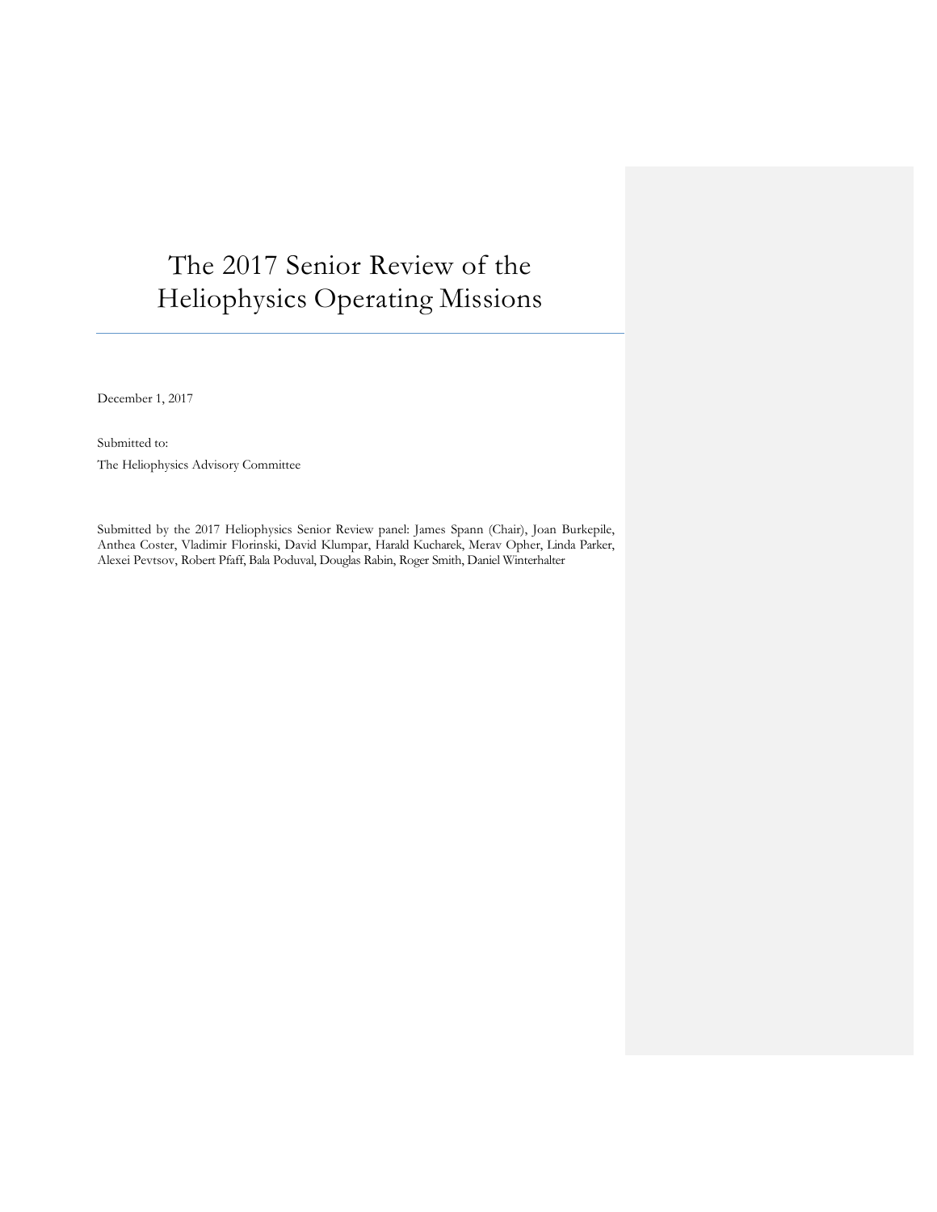# The 2017 Senior Review of the Heliophysics Operating Missions

December 1, 2017

Submitted to:

The Heliophysics Advisory Committee

Submitted by the 2017 Heliophysics Senior Review panel: James Spann (Chair), Joan Burkepile, Anthea Coster, Vladimir Florinski, David Klumpar, Harald Kucharek, Merav Opher, Linda Parker, Alexei Pevtsov, Robert Pfaff, Bala Poduval, Douglas Rabin, Roger Smith, Daniel Winterhalter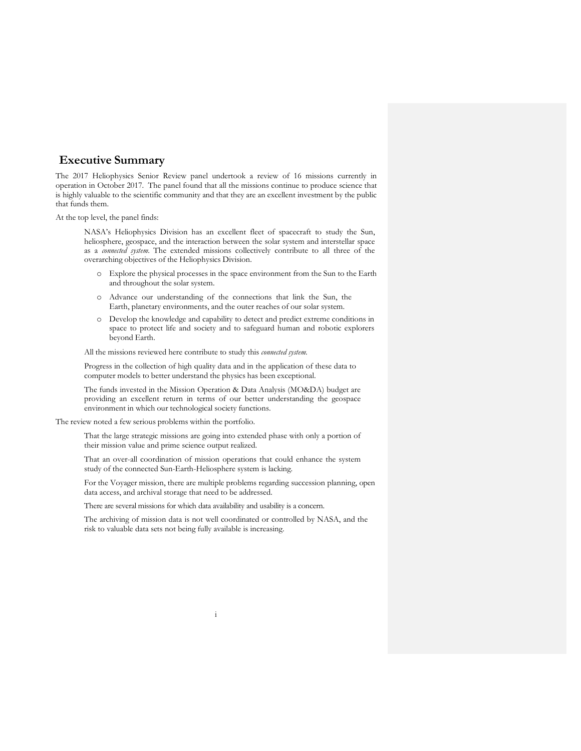# Executive Summary

The 2017 Heliophysics Senior Review panel undertook a review of 16 missions currently in operation in October 2017. The panel found that all the missions continue to produce science that is highly valuable to the scientific community and that they are an excellent investment by the public that funds them.

At the top level, the panel finds:

> NASA's Heliophysics Division has an excellent fleet of spacecraft to study the Sun, heliosphere, geospace, and the interaction between the solar system and interstellar space as a *connected system*. The extended missions collectively contribute to all three of the overarching objectives of the Heliophysics Division.
>
> - Explore the physical processes in the space environment from the Sun to the Earth and throughout the solar system.
> - Advance our understanding of the connections that link the Sun, the Earth, planetary environments, and the outer reaches of our solar system.
> - Develop the knowledge and capability to detect and predict extreme conditions in space to protect life and society and to safeguard human and robotic explorers beyond Earth.
>
> All the missions reviewed here contribute to study this *connected system*.
>
> Progress in the collection of high quality data and in the application of these data to computer models to better understand the physics has been exceptional.
>
> The funds invested in the Mission Operation & Data Analysis (MO&DA) budget are providing an excellent return in terms of our better understanding the geospace environment in which our technological society functions.

The review noted a few serious problems within the portfolio.

> That the large strategic missions are going into extended phase with only a portion of their mission value and prime science output realized.
>
> That an over-all coordination of mission operations that could enhance the system study of the connected Sun-Earth-Heliosphere system is lacking.
>
> For the Voyager mission, there are multiple problems regarding succession planning, open data access, and archival storage that need to be addressed.
>
> There are several missions for which data availability and usability is a concern.
>
> The archiving of mission data is not well coordinated or controlled by NASA, and the risk to valuable data sets not being fully available is increasing.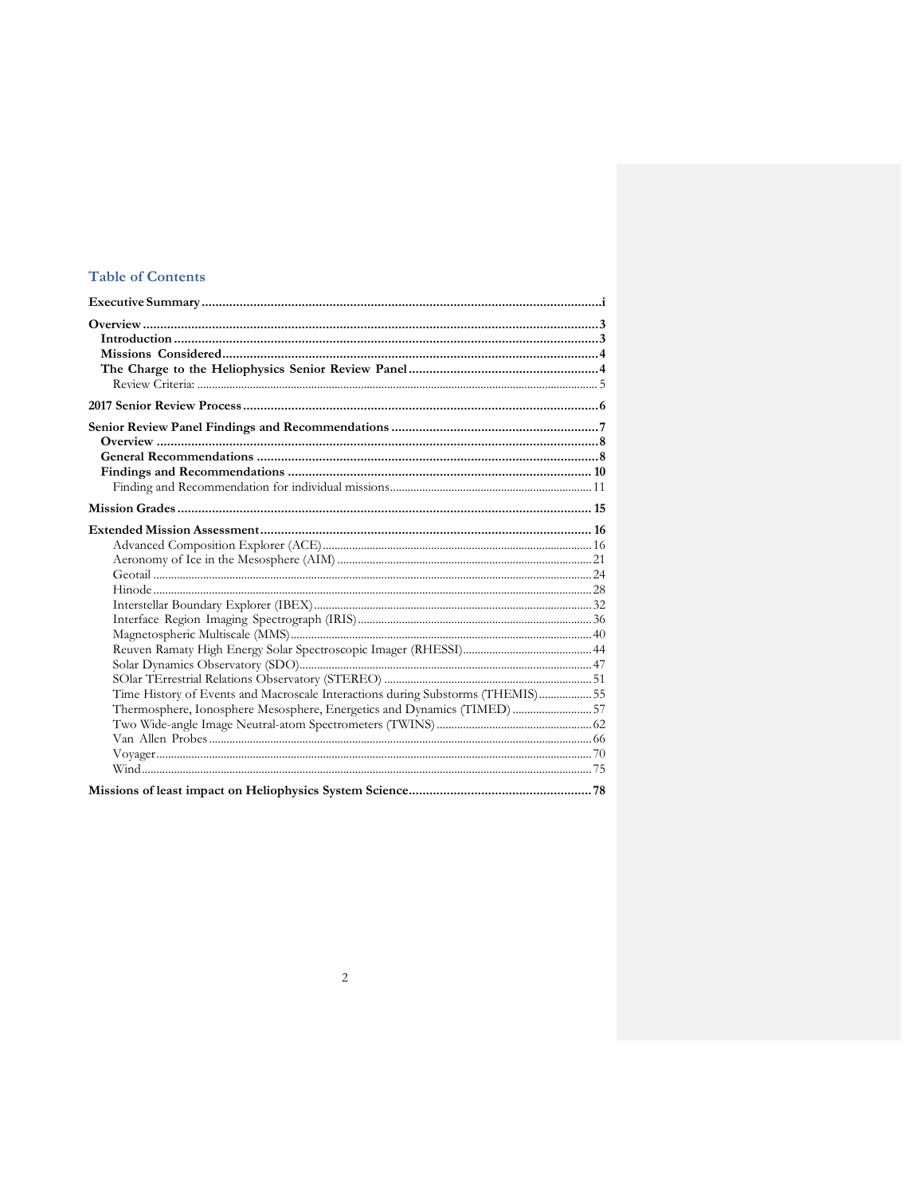# Table of Contents

**Executive Summary** ..... i

**Overview** ..... 3

- **Introduction** ..... 3
- **Missions Considered** ..... 4
- **The Charge to the Heliophysics Senior Review Panel** ..... 4
  - Review Criteria: ..... 5

**2017 Senior Review Process** ..... 6

**Senior Review Panel Findings and Recommendations** ..... 7

- **Overview** ..... 8
- **General Recommendations** ..... 8
- **Findings and Recommendations** ..... 10
  - Finding and Recommendation for individual missions ..... 11

**Mission Grades** ..... 15

**Extended Mission Assessment** ..... 16

- Advanced Composition Explorer (ACE) ..... 16
- Aeronomy of Ice in the Mesosphere (AIM) ..... 21
- Geotail ..... 24
- Hinode ..... 28
- Interstellar Boundary Explorer (IBEX) ..... 32
- Interface Region Imaging Spectrograph (IRIS) ..... 36
- Magnetospheric Multiscale (MMS) ..... 40
- Reuven Ramaty High Energy Solar Spectroscopic Imager (RHESSI) ..... 44
- Solar Dynamics Observatory (SDO) ..... 47
- SOlar TErrestrial Relations Observatory (STEREO) ..... 51
- Time History of Events and Macroscale Interactions during Substorms (THEMIS) ..... 55
- Thermosphere, Ionosphere Mesosphere, Energetics and Dynamics (TIMED) ..... 57
- Two Wide-angle Image Neutral-atom Spectrometers (TWINS) ..... 62
- Van Allen Probes ..... 66
- Voyager ..... 70
- Wind ..... 75

**Missions of least impact on Heliophysics System Science** ..... 78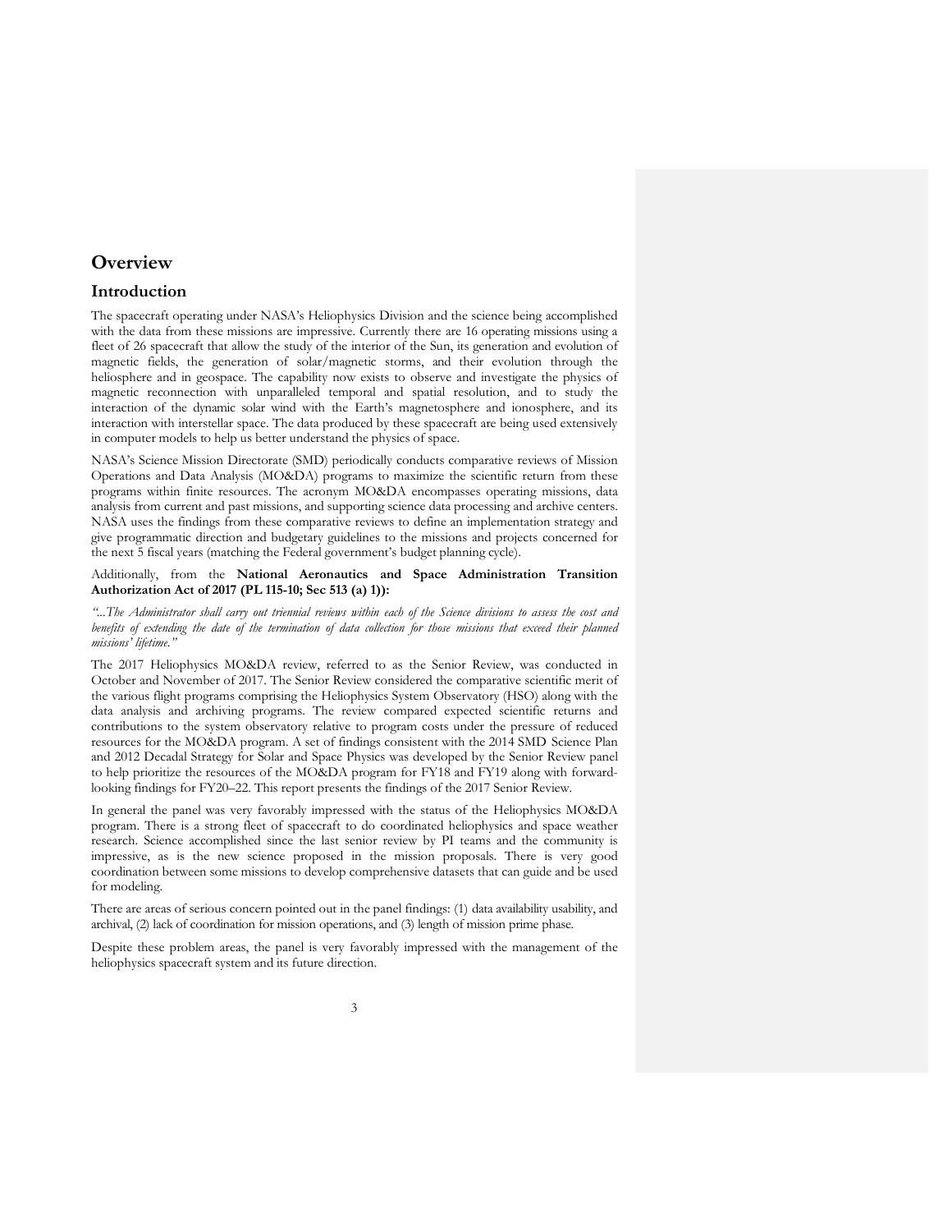# Overview

## Introduction

The spacecraft operating under NASA's Heliophysics Division and the science being accomplished with the data from these missions are impressive. Currently there are 16 operating missions using a fleet of 26 spacecraft that allow the study of the interior of the Sun, its generation and evolution of magnetic fields, the generation of solar/magnetic storms, and their evolution through the heliosphere and in geospace. The capability now exists to observe and investigate the physics of magnetic reconnection with unparalleled temporal and spatial resolution, and to study the interaction of the dynamic solar wind with the Earth's magnetosphere and ionosphere, and its interaction with interstellar space. The data produced by these spacecraft are being used extensively in computer models to help us better understand the physics of space.

NASA's Science Mission Directorate (SMD) periodically conducts comparative reviews of Mission Operations and Data Analysis (MO&DA) programs to maximize the scientific return from these programs within finite resources. The acronym MO&DA encompasses operating missions, data analysis from current and past missions, and supporting science data processing and archive centers. NASA uses the findings from these comparative reviews to define an implementation strategy and give programmatic direction and budgetary guidelines to the missions and projects concerned for the next 5 fiscal years (matching the Federal government's budget planning cycle).

Additionally, from the **National Aeronautics and Space Administration Transition Authorization Act of 2017 (PL 115-10; Sec 513 (a) 1)):**

*"...The Administrator shall carry out triennial reviews within each of the Science divisions to assess the cost and benefits of extending the date of the termination of data collection for those missions that exceed their planned missions' lifetime."*

The 2017 Heliophysics MO&DA review, referred to as the Senior Review, was conducted in October and November of 2017. The Senior Review considered the comparative scientific merit of the various flight programs comprising the Heliophysics System Observatory (HSO) along with the data analysis and archiving programs. The review compared expected scientific returns and contributions to the system observatory relative to program costs under the pressure of reduced resources for the MO&DA program. A set of findings consistent with the 2014 SMD Science Plan and 2012 Decadal Strategy for Solar and Space Physics was developed by the Senior Review panel to help prioritize the resources of the MO&DA program for FY18 and FY19 along with forward-looking findings for FY20–22. This report presents the findings of the 2017 Senior Review.

In general the panel was very favorably impressed with the status of the Heliophysics MO&DA program. There is a strong fleet of spacecraft to do coordinated heliophysics and space weather research. Science accomplished since the last senior review by PI teams and the community is impressive, as is the new science proposed in the mission proposals. There is very good coordination between some missions to develop comprehensive datasets that can guide and be used for modeling.

There are areas of serious concern pointed out in the panel findings: (1) data availability usability, and archival, (2) lack of coordination for mission operations, and (3) length of mission prime phase.

Despite these problem areas, the panel is very favorably impressed with the management of the heliophysics spacecraft system and its future direction.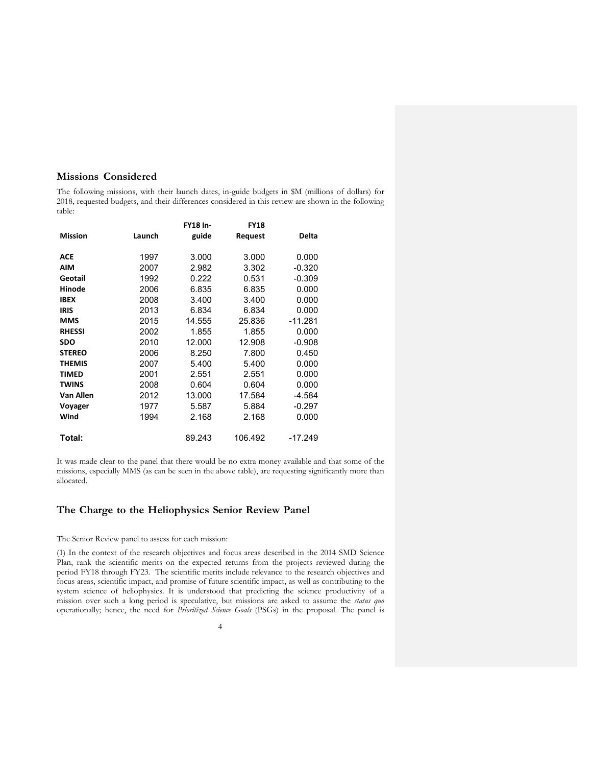## Missions Considered

The following missions, with their launch dates, in-guide budgets in $M (millions of dollars) for 2018, requested budgets, and their differences considered in this review are shown in the following table:

| Mission | Launch | FY18 In-guide | FY18 Request | Delta |
|---|---|---|---|---|
| **ACE** | 1997 | 3.000 | 3.000 | 0.000 |
| **AIM** | 2007 | 2.982 | 3.302 | -0.320 |
| **Geotail** | 1992 | 0.222 | 0.531 | -0.309 |
| **Hinode** | 2006 | 6.835 | 6.835 | 0.000 |
| **IBEX** | 2008 | 3.400 | 3.400 | 0.000 |
| **IRIS** | 2013 | 6.834 | 6.834 | 0.000 |
| **MMS** | 2015 | 14.555 | 25.836 | -11.281 |
| **RHESSI** | 2002 | 1.855 | 1.855 | 0.000 |
| **SDO** | 2010 | 12.000 | 12.908 | -0.908 |
| **STEREO** | 2006 | 8.250 | 7.800 | 0.450 |
| **THEMIS** | 2007 | 5.400 | 5.400 | 0.000 |
| **TIMED** | 2001 | 2.551 | 2.551 | 0.000 |
| **TWINS** | 2008 | 0.604 | 0.604 | 0.000 |
| **Van Allen** | 2012 | 13.000 | 17.584 | -4.584 |
| **Voyager** | 1977 | 5.587 | 5.884 | -0.297 |
| **Wind** | 1994 | 2.168 | 2.168 | 0.000 |
| **Total:** | | 89.243 | 106.492 | -17.249 |

It was made clear to the panel that there would be no extra money available and that some of the missions, especially MMS (as can be seen in the above table), are requesting significantly more than allocated.

## The Charge to the Heliophysics Senior Review Panel

The Senior Review panel to assess for each mission:

(1) In the context of the research objectives and focus areas described in the 2014 SMD Science Plan, rank the scientific merits on the expected returns from the projects reviewed during the period FY18 through FY23. The scientific merits include relevance to the research objectives and focus areas, scientific impact, and promise of future scientific impact, as well as contributing to the system science of heliophysics. It is understood that predicting the science productivity of a mission over such a long period is speculative, but missions are asked to assume the *status quo* operationally; hence, the need for *Prioritized Science Goals* (PSGs) in the proposal. The panel is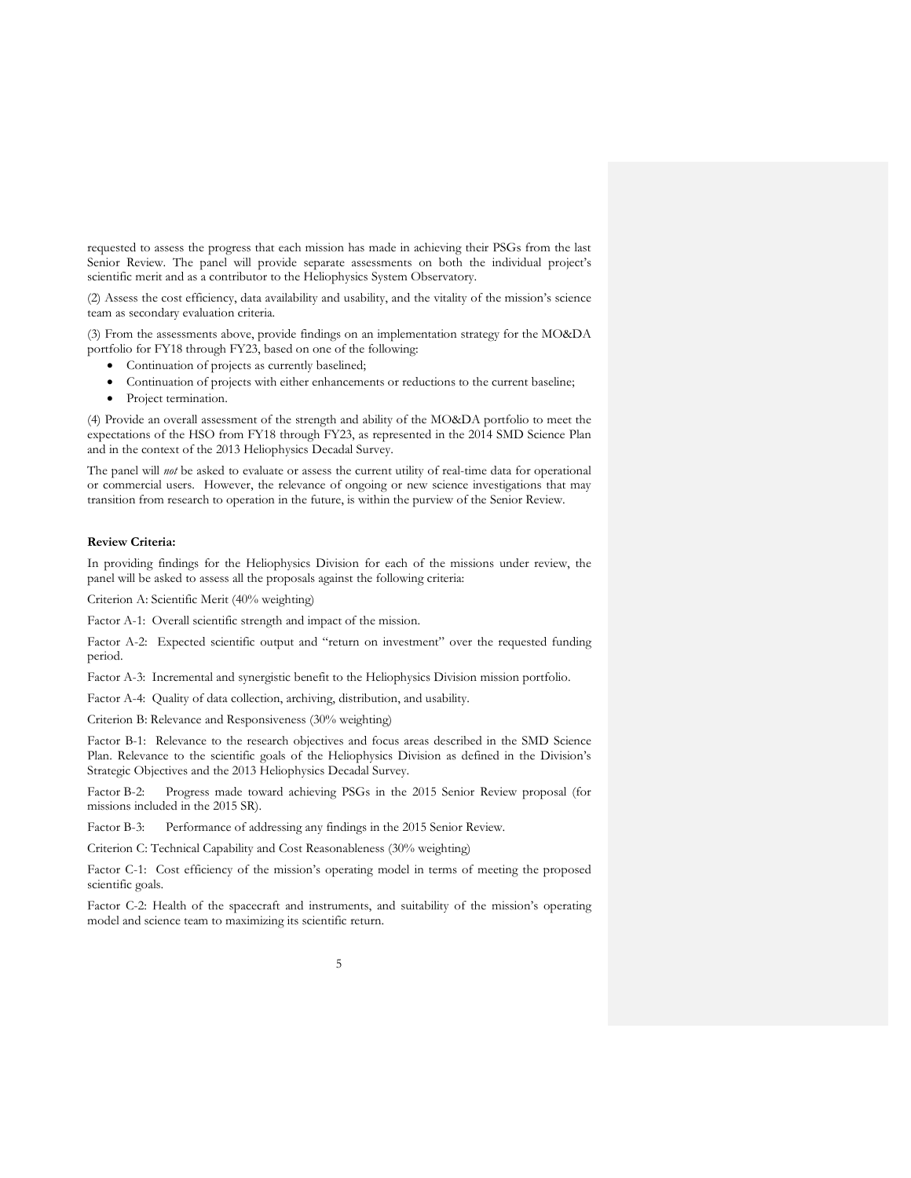requested to assess the progress that each mission has made in achieving their PSGs from the last Senior Review. The panel will provide separate assessments on both the individual project's scientific merit and as a contributor to the Heliophysics System Observatory.

(2) Assess the cost efficiency, data availability and usability, and the vitality of the mission's science team as secondary evaluation criteria.

(3) From the assessments above, provide findings on an implementation strategy for the MO&DA portfolio for FY18 through FY23, based on one of the following:

- Continuation of projects as currently baselined;
- Continuation of projects with either enhancements or reductions to the current baseline;
- Project termination.

(4) Provide an overall assessment of the strength and ability of the MO&DA portfolio to meet the expectations of the HSO from FY18 through FY23, as represented in the 2014 SMD Science Plan and in the context of the 2013 Heliophysics Decadal Survey.

The panel will *not* be asked to evaluate or assess the current utility of real-time data for operational or commercial users. However, the relevance of ongoing or new science investigations that may transition from research to operation in the future, is within the purview of the Senior Review.

**Review Criteria:**

In providing findings for the Heliophysics Division for each of the missions under review, the panel will be asked to assess all the proposals against the following criteria:

Criterion A: Scientific Merit (40% weighting)

Factor A-1: Overall scientific strength and impact of the mission.

Factor A-2: Expected scientific output and "return on investment" over the requested funding period.

Factor A-3: Incremental and synergistic benefit to the Heliophysics Division mission portfolio.

Factor A-4: Quality of data collection, archiving, distribution, and usability.

Criterion B: Relevance and Responsiveness (30% weighting)

Factor B-1: Relevance to the research objectives and focus areas described in the SMD Science Plan. Relevance to the scientific goals of the Heliophysics Division as defined in the Division's Strategic Objectives and the 2013 Heliophysics Decadal Survey.

Factor B-2: Progress made toward achieving PSGs in the 2015 Senior Review proposal (for missions included in the 2015 SR).

Factor B-3: Performance of addressing any findings in the 2015 Senior Review.

Criterion C: Technical Capability and Cost Reasonableness (30% weighting)

Factor C-1: Cost efficiency of the mission's operating model in terms of meeting the proposed scientific goals.

Factor C-2: Health of the spacecraft and instruments, and suitability of the mission's operating model and science team to maximizing its scientific return.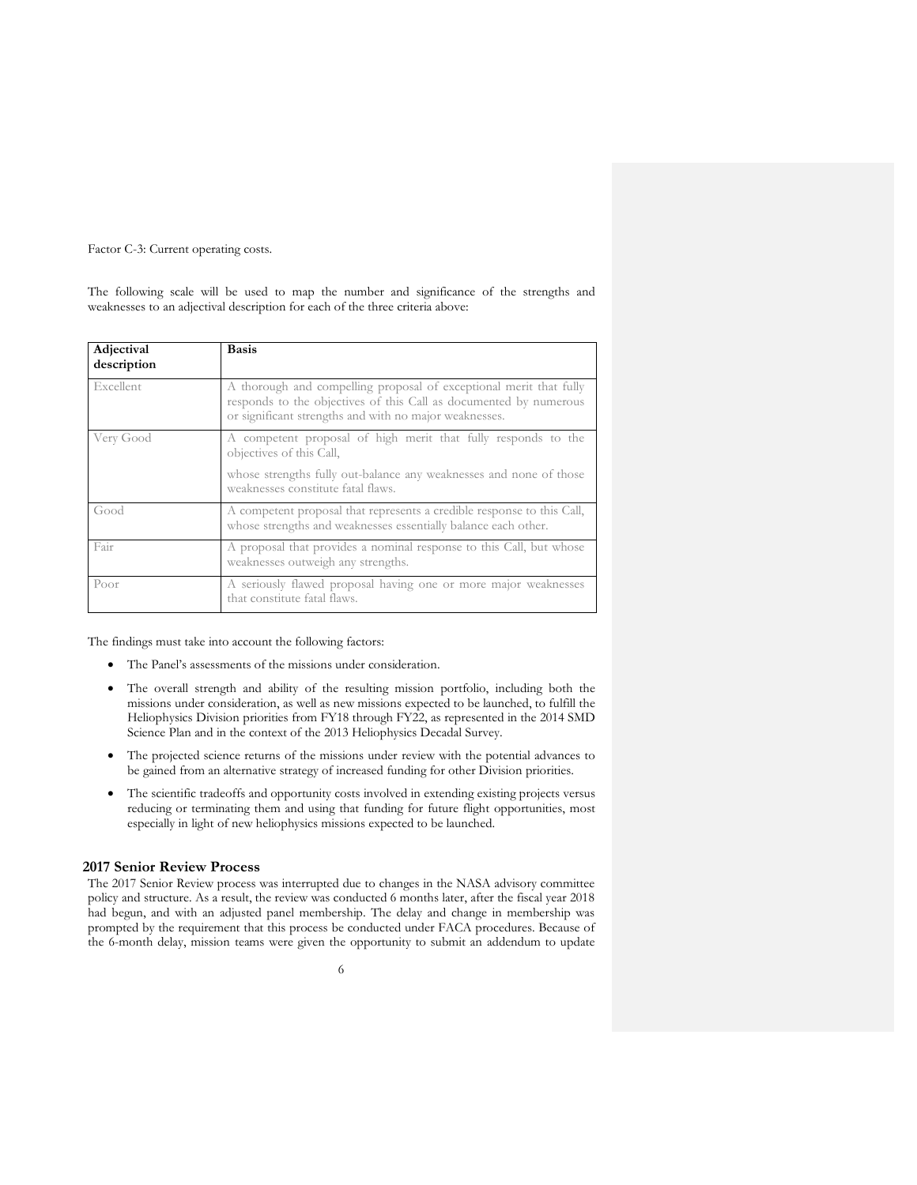Factor C-3: Current operating costs.

The following scale will be used to map the number and significance of the strengths and weaknesses to an adjectival description for each of the three criteria above:

| Adjectival description | Basis |
|---|---|
| Excellent | A thorough and compelling proposal of exceptional merit that fully responds to the objectives of this Call as documented by numerous or significant strengths and with no major weaknesses. |
| Very Good | A competent proposal of high merit that fully responds to the objectives of this Call,<br><br>whose strengths fully out-balance any weaknesses and none of those weaknesses constitute fatal flaws. |
| Good | A competent proposal that represents a credible response to this Call, whose strengths and weaknesses essentially balance each other. |
| Fair | A proposal that provides a nominal response to this Call, but whose weaknesses outweigh any strengths. |
| Poor | A seriously flawed proposal having one or more major weaknesses that constitute fatal flaws. |

The findings must take into account the following factors:

- The Panel's assessments of the missions under consideration.
- The overall strength and ability of the resulting mission portfolio, including both the missions under consideration, as well as new missions expected to be launched, to fulfill the Heliophysics Division priorities from FY18 through FY22, as represented in the 2014 SMD Science Plan and in the context of the 2013 Heliophysics Decadal Survey.
- The projected science returns of the missions under review with the potential advances to be gained from an alternative strategy of increased funding for other Division priorities.
- The scientific tradeoffs and opportunity costs involved in extending existing projects versus reducing or terminating them and using that funding for future flight opportunities, most especially in light of new heliophysics missions expected to be launched.

## 2017 Senior Review Process

The 2017 Senior Review process was interrupted due to changes in the NASA advisory committee policy and structure. As a result, the review was conducted 6 months later, after the fiscal year 2018 had begun, and with an adjusted panel membership. The delay and change in membership was prompted by the requirement that this process be conducted under FACA procedures. Because of the 6-month delay, mission teams were given the opportunity to submit an addendum to update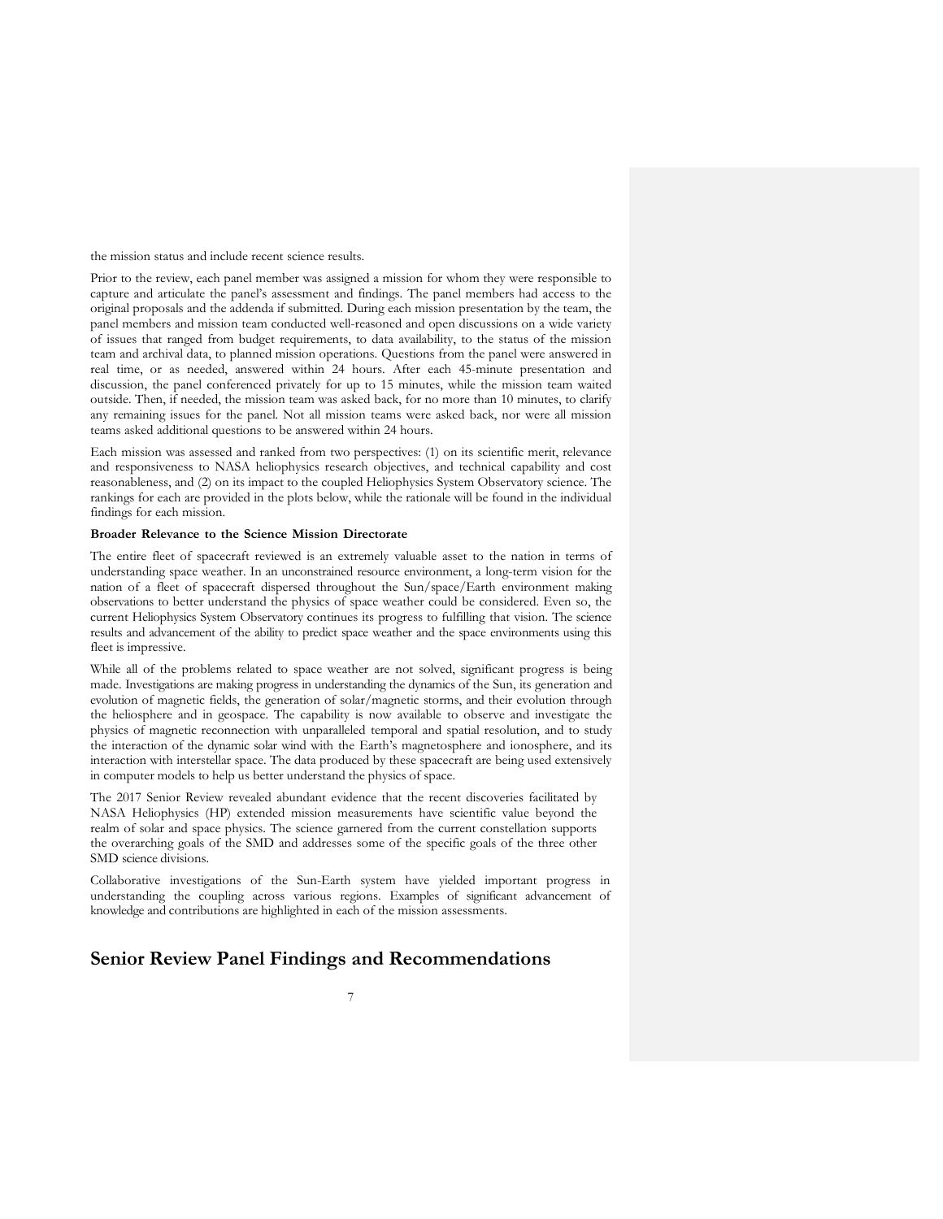the mission status and include recent science results.

Prior to the review, each panel member was assigned a mission for whom they were responsible to capture and articulate the panel's assessment and findings. The panel members had access to the original proposals and the addenda if submitted. During each mission presentation by the team, the panel members and mission team conducted well-reasoned and open discussions on a wide variety of issues that ranged from budget requirements, to data availability, to the status of the mission team and archival data, to planned mission operations. Questions from the panel were answered in real time, or as needed, answered within 24 hours. After each 45-minute presentation and discussion, the panel conferenced privately for up to 15 minutes, while the mission team waited outside. Then, if needed, the mission team was asked back, for no more than 10 minutes, to clarify any remaining issues for the panel. Not all mission teams were asked back, nor were all mission teams asked additional questions to be answered within 24 hours.

Each mission was assessed and ranked from two perspectives: (1) on its scientific merit, relevance and responsiveness to NASA heliophysics research objectives, and technical capability and cost reasonableness, and (2) on its impact to the coupled Heliophysics System Observatory science. The rankings for each are provided in the plots below, while the rationale will be found in the individual findings for each mission.

**Broader Relevance to the Science Mission Directorate**

The entire fleet of spacecraft reviewed is an extremely valuable asset to the nation in terms of understanding space weather. In an unconstrained resource environment, a long-term vision for the nation of a fleet of spacecraft dispersed throughout the Sun/space/Earth environment making observations to better understand the physics of space weather could be considered. Even so, the current Heliophysics System Observatory continues its progress to fulfilling that vision. The science results and advancement of the ability to predict space weather and the space environments using this fleet is impressive.

While all of the problems related to space weather are not solved, significant progress is being made. Investigations are making progress in understanding the dynamics of the Sun, its generation and evolution of magnetic fields, the generation of solar/magnetic storms, and their evolution through the heliosphere and in geospace. The capability is now available to observe and investigate the physics of magnetic reconnection with unparalleled temporal and spatial resolution, and to study the interaction of the dynamic solar wind with the Earth's magnetosphere and ionosphere, and its interaction with interstellar space. The data produced by these spacecraft are being used extensively in computer models to help us better understand the physics of space.

The 2017 Senior Review revealed abundant evidence that the recent discoveries facilitated by NASA Heliophysics (HP) extended mission measurements have scientific value beyond the realm of solar and space physics. The science garnered from the current constellation supports the overarching goals of the SMD and addresses some of the specific goals of the three other SMD science divisions.

Collaborative investigations of the Sun-Earth system have yielded important progress in understanding the coupling across various regions. Examples of significant advancement of knowledge and contributions are highlighted in each of the mission assessments.

## Senior Review Panel Findings and Recommendations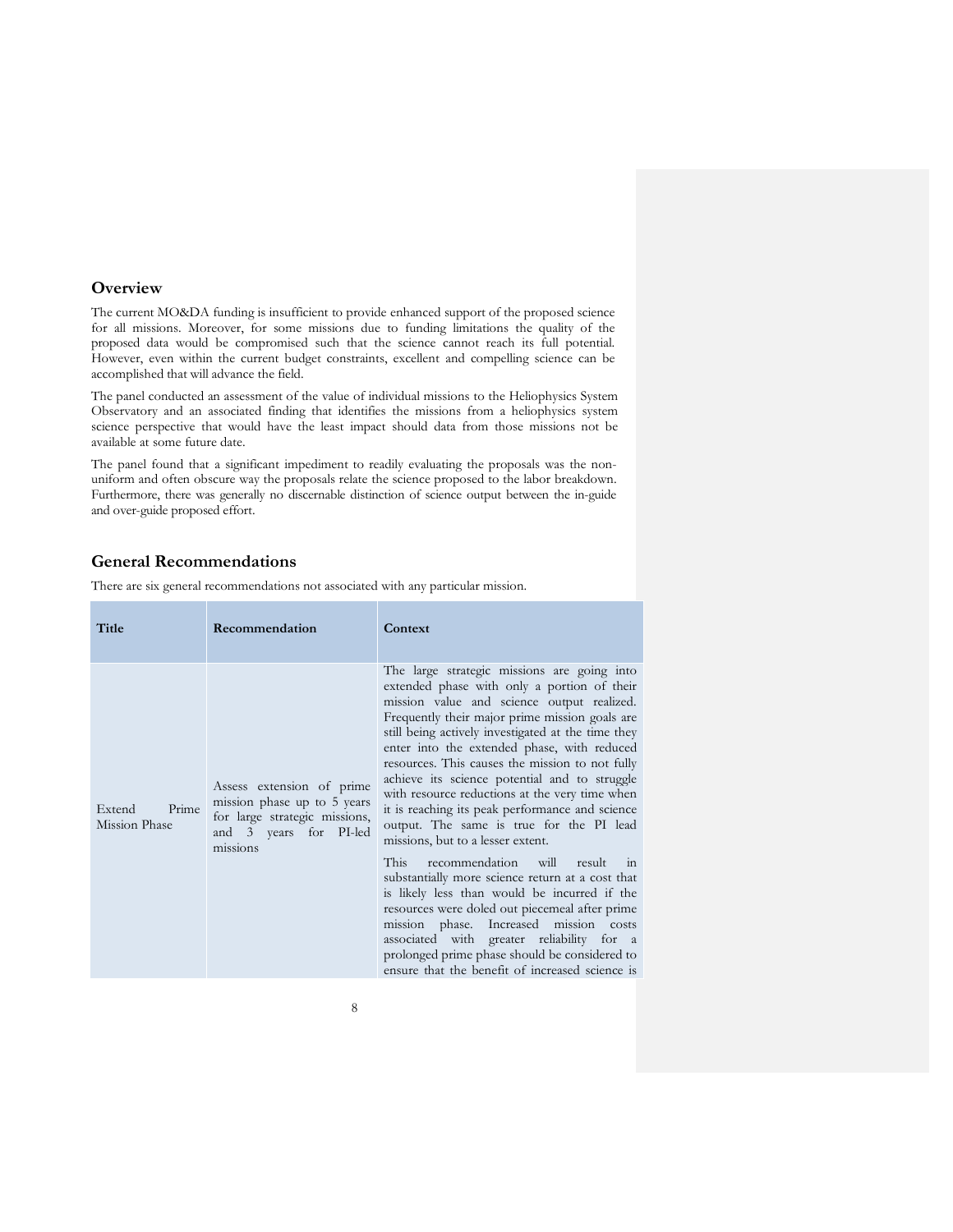## Overview

The current MO&DA funding is insufficient to provide enhanced support of the proposed science for all missions. Moreover, for some missions due to funding limitations the quality of the proposed data would be compromised such that the science cannot reach its full potential. However, even within the current budget constraints, excellent and compelling science can be accomplished that will advance the field.

The panel conducted an assessment of the value of individual missions to the Heliophysics System Observatory and an associated finding that identifies the missions from a heliophysics system science perspective that would have the least impact should data from those missions not be available at some future date.

The panel found that a significant impediment to readily evaluating the proposals was the non-uniform and often obscure way the proposals relate the science proposed to the labor breakdown. Furthermore, there was generally no discernable distinction of science output between the in-guide and over-guide proposed effort.

## General Recommendations

There are six general recommendations not associated with any particular mission.

| Title | Recommendation | Context |
|---|---|---|
| Extend Prime Mission Phase | Assess extension of prime mission phase up to 5 years for large strategic missions, and 3 years for PI-led missions | The large strategic missions are going into extended phase with only a portion of their mission value and science output realized. Frequently their major prime mission goals are still being actively investigated at the time they enter into the extended phase, with reduced resources. This causes the mission to not fully achieve its science potential and to struggle with resource reductions at the very time when it is reaching its peak performance and science output. The same is true for the PI lead missions, but to a lesser extent.<br><br>This recommendation will result in substantially more science return at a cost that is likely less than would be incurred if the resources were doled out piecemeal after prime mission phase. Increased mission costs associated with greater reliability for a prolonged prime phase should be considered to ensure that the benefit of increased science is |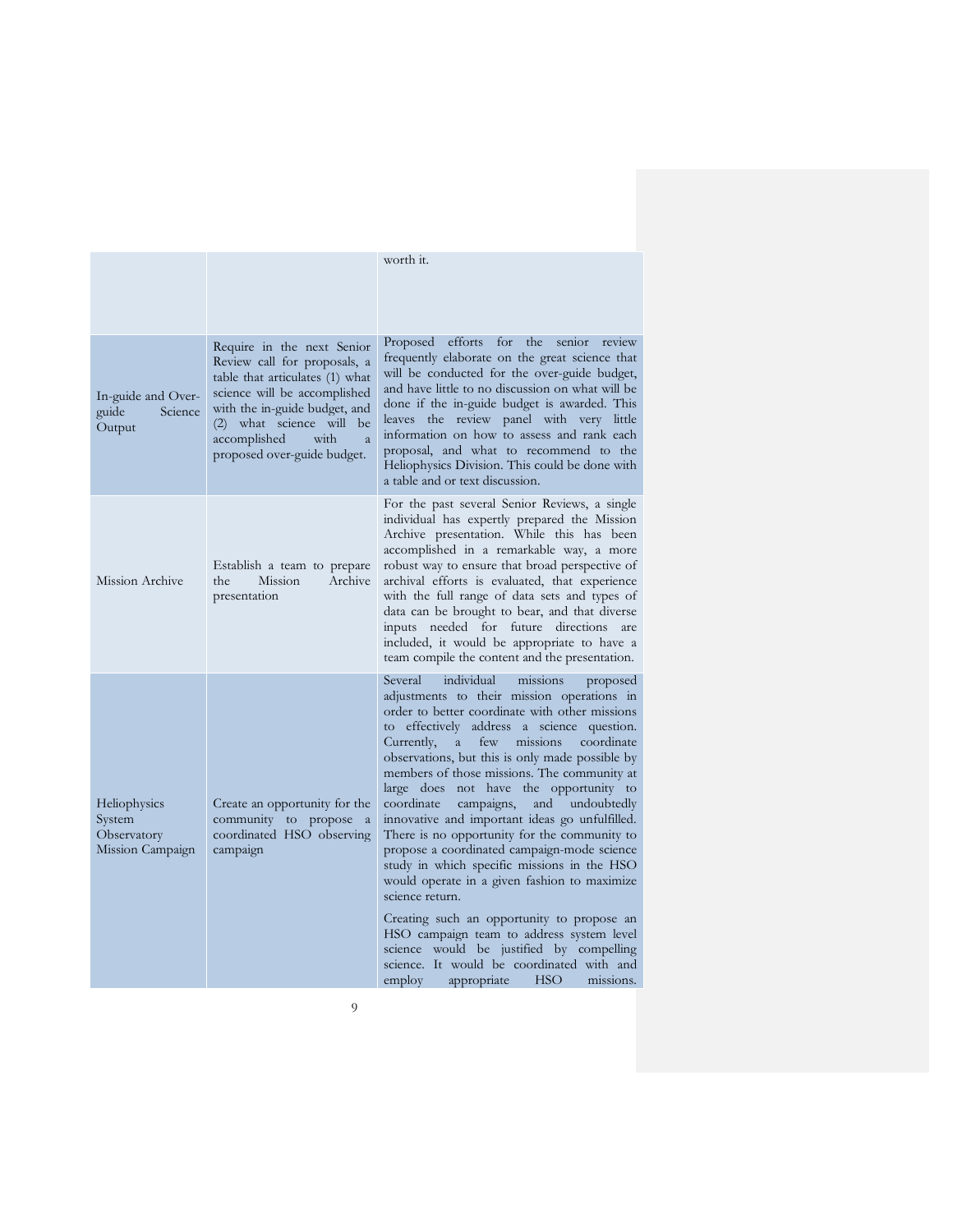| | | |
|---|---|---|
| | | worth it. |
| In-guide and Over-guide Science Output | Require in the next Senior Review call for proposals, a table that articulates (1) what science will be accomplished with the in-guide budget, and (2) what science will be accomplished with a proposed over-guide budget. | Proposed efforts for the senior review frequently elaborate on the great science that will be conducted for the over-guide budget, and have little to no discussion on what will be done if the in-guide budget is awarded. This leaves the review panel with very little information on how to assess and rank each proposal, and what to recommend to the Heliophysics Division. This could be done with a table and or text discussion. |
| Mission Archive | Establish a team to prepare the Mission Archive presentation | For the past several Senior Reviews, a single individual has expertly prepared the Mission Archive presentation. While this has been accomplished in a remarkable way, a more robust way to ensure that broad perspective of archival efforts is evaluated, that experience with the full range of data sets and types of data can be brought to bear, and that diverse inputs needed for future directions are included, it would be appropriate to have a team compile the content and the presentation. |
| Heliophysics System Observatory Mission Campaign | Create an opportunity for the community to propose a coordinated HSO observing campaign | Several individual missions proposed adjustments to their mission operations in order to better coordinate with other missions to effectively address a science question. Currently, a few missions coordinate observations, but this is only made possible by members of those missions. The community at large does not have the opportunity to coordinate campaigns, and undoubtedly innovative and important ideas go unfulfilled. There is no opportunity for the community to propose a coordinated campaign-mode science study in which specific missions in the HSO would operate in a given fashion to maximize science return.<br><br>Creating such an opportunity to propose an HSO campaign team to address system level science would be justified by compelling science. It would be coordinated with and employ appropriate HSO missions. |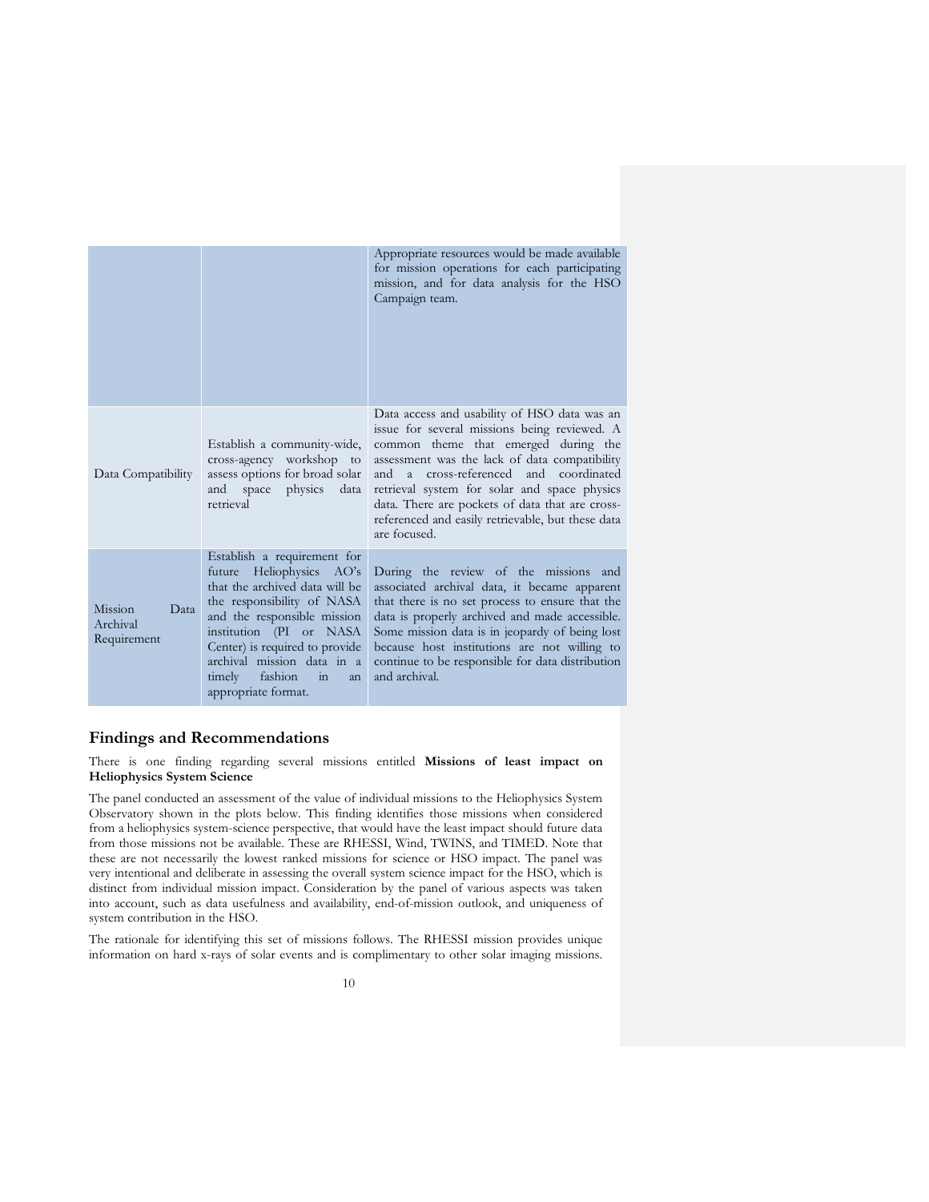| | | |
|---|---|---|
| | | Appropriate resources would be made available for mission operations for each participating mission, and for data analysis for the HSO Campaign team. |
| Data Compatibility | Establish a community-wide, cross-agency workshop to assess options for broad solar and space physics data retrieval | Data access and usability of HSO data was an issue for several missions being reviewed. A common theme that emerged during the assessment was the lack of data compatibility and a cross-referenced and coordinated retrieval system for solar and space physics data. There are pockets of data that are cross-referenced and easily retrievable, but these data are focused. |
| Mission Data Archival Requirement | Establish a requirement for future Heliophysics AO's that the archived data will be the responsibility of NASA and the responsible mission institution (PI or NASA Center) is required to provide archival mission data in a timely fashion in an appropriate format. | During the review of the missions and associated archival data, it became apparent that there is no set process to ensure that the data is properly archived and made accessible. Some mission data is in jeopardy of being lost because host institutions are not willing to continue to be responsible for data distribution and archival. |

## Findings and Recommendations

There is one finding regarding several missions entitled **Missions of least impact on Heliophysics System Science**

The panel conducted an assessment of the value of individual missions to the Heliophysics System Observatory shown in the plots below. This finding identifies those missions when considered from a heliophysics system-science perspective, that would have the least impact should future data from those missions not be available. These are RHESSI, Wind, TWINS, and TIMED. Note that these are not necessarily the lowest ranked missions for science or HSO impact. The panel was very intentional and deliberate in assessing the overall system science impact for the HSO, which is distinct from individual mission impact. Consideration by the panel of various aspects was taken into account, such as data usefulness and availability, end-of-mission outlook, and uniqueness of system contribution in the HSO.

The rationale for identifying this set of missions follows. The RHESSI mission provides unique information on hard x-rays of solar events and is complimentary to other solar imaging missions.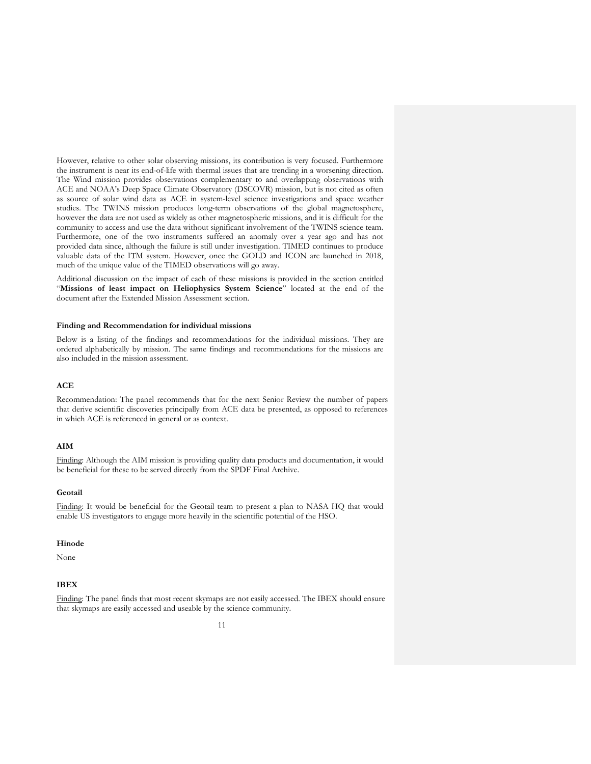However, relative to other solar observing missions, its contribution is very focused. Furthermore the instrument is near its end-of-life with thermal issues that are trending in a worsening direction. The Wind mission provides observations complementary to and overlapping observations with ACE and NOAA's Deep Space Climate Observatory (DSCOVR) mission, but is not cited as often as source of solar wind data as ACE in system-level science investigations and space weather studies. The TWINS mission produces long-term observations of the global magnetosphere, however the data are not used as widely as other magnetospheric missions, and it is difficult for the community to access and use the data without significant involvement of the TWINS science team. Furthermore, one of the two instruments suffered an anomaly over a year ago and has not provided data since, although the failure is still under investigation. TIMED continues to produce valuable data of the ITM system. However, once the GOLD and ICON are launched in 2018, much of the unique value of the TIMED observations will go away.

Additional discussion on the impact of each of these missions is provided in the section entitled "**Missions of least impact on Heliophysics System Science**" located at the end of the document after the Extended Mission Assessment section.

#### Finding and Recommendation for individual missions

Below is a listing of the findings and recommendations for the individual missions. They are ordered alphabetically by mission. The same findings and recommendations for the missions are also included in the mission assessment.

#### ACE

Recommendation: The panel recommends that for the next Senior Review the number of papers that derive scientific discoveries principally from ACE data be presented, as opposed to references in which ACE is referenced in general or as context.

#### AIM

Finding: Although the AIM mission is providing quality data products and documentation, it would be beneficial for these to be served directly from the SPDF Final Archive.

#### Geotail

Finding: It would be beneficial for the Geotail team to present a plan to NASA HQ that would enable US investigators to engage more heavily in the scientific potential of the HSO.

#### Hinode

None

#### IBEX

Finding: The panel finds that most recent skymaps are not easily accessed. The IBEX should ensure that skymaps are easily accessed and useable by the science community.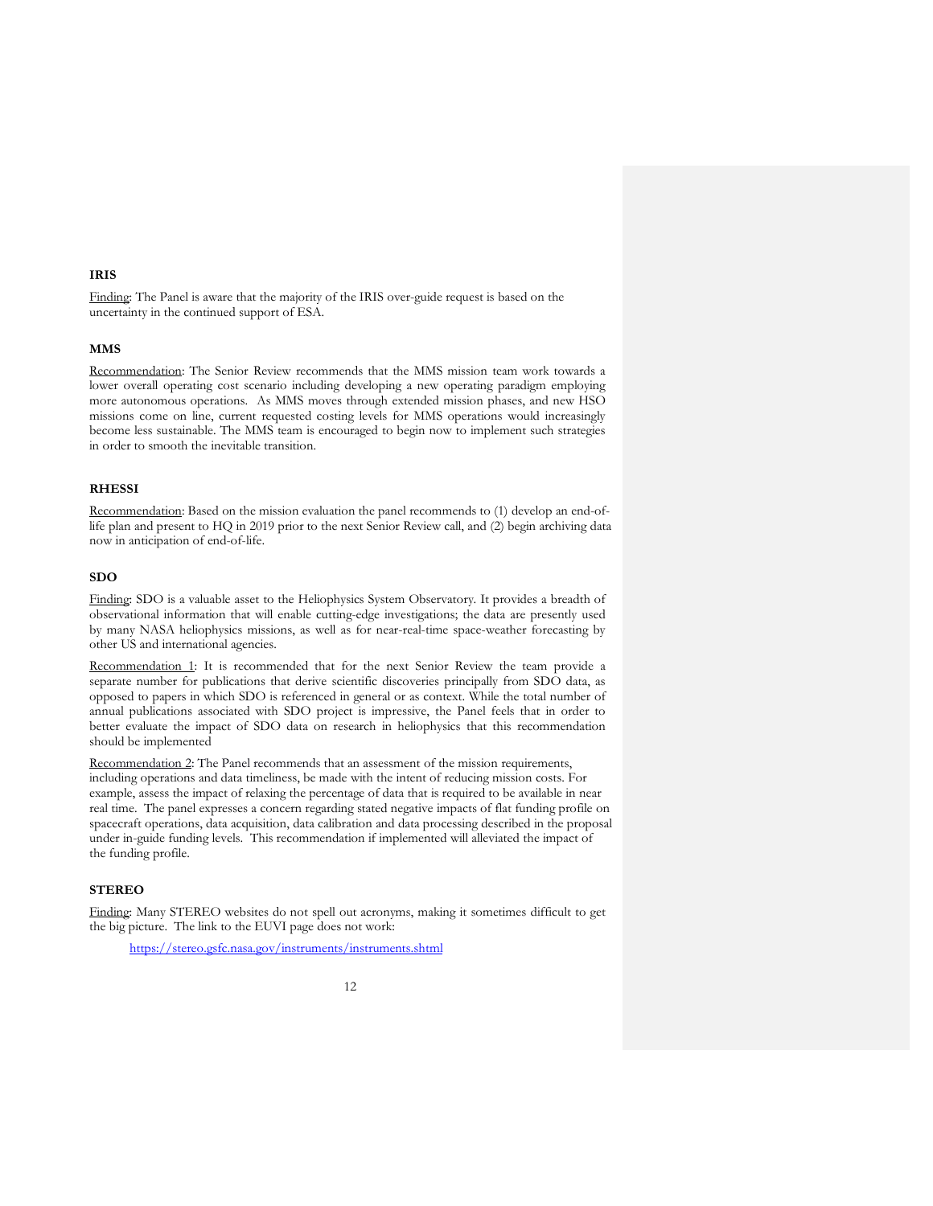### IRIS

Finding: The Panel is aware that the majority of the IRIS over-guide request is based on the uncertainty in the continued support of ESA.

### MMS

Recommendation: The Senior Review recommends that the MMS mission team work towards a lower overall operating cost scenario including developing a new operating paradigm employing more autonomous operations. As MMS moves through extended mission phases, and new HSO missions come on line, current requested costing levels for MMS operations would increasingly become less sustainable. The MMS team is encouraged to begin now to implement such strategies in order to smooth the inevitable transition.

### RHESSI

Recommendation: Based on the mission evaluation the panel recommends to (1) develop an end-of-life plan and present to HQ in 2019 prior to the next Senior Review call, and (2) begin archiving data now in anticipation of end-of-life.

### SDO

Finding: SDO is a valuable asset to the Heliophysics System Observatory. It provides a breadth of observational information that will enable cutting-edge investigations; the data are presently used by many NASA heliophysics missions, as well as for near-real-time space-weather forecasting by other US and international agencies.

Recommendation 1: It is recommended that for the next Senior Review the team provide a separate number for publications that derive scientific discoveries principally from SDO data, as opposed to papers in which SDO is referenced in general or as context. While the total number of annual publications associated with SDO project is impressive, the Panel feels that in order to better evaluate the impact of SDO data on research in heliophysics that this recommendation should be implemented

Recommendation 2: The Panel recommends that an assessment of the mission requirements, including operations and data timeliness, be made with the intent of reducing mission costs. For example, assess the impact of relaxing the percentage of data that is required to be available in near real time. The panel expresses a concern regarding stated negative impacts of flat funding profile on spacecraft operations, data acquisition, data calibration and data processing described in the proposal under in-guide funding levels. This recommendation if implemented will alleviated the impact of the funding profile.

### STEREO

Finding: Many STEREO websites do not spell out acronyms, making it sometimes difficult to get the big picture. The link to the EUVI page does not work:

https://stereo.gsfc.nasa.gov/instruments/instruments.shtml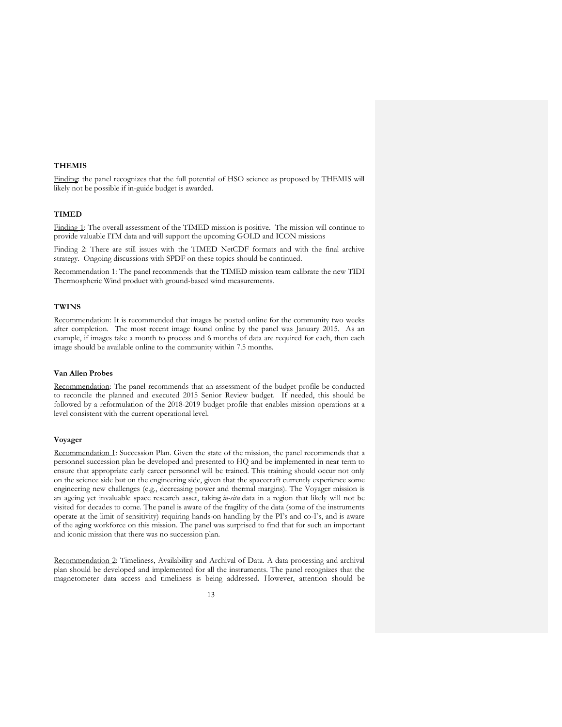### THEMIS

Finding: the panel recognizes that the full potential of HSO science as proposed by THEMIS will likely not be possible if in-guide budget is awarded.

### TIMED

Finding 1: The overall assessment of the TIMED mission is positive. The mission will continue to provide valuable ITM data and will support the upcoming GOLD and ICON missions

Finding 2: There are still issues with the TIMED NetCDF formats and with the final archive strategy. Ongoing discussions with SPDF on these topics should be continued.

Recommendation 1: The panel recommends that the TIMED mission team calibrate the new TIDI Thermospheric Wind product with ground-based wind measurements.

### TWINS

Recommendation: It is recommended that images be posted online for the community two weeks after completion. The most recent image found online by the panel was January 2015. As an example, if images take a month to process and 6 months of data are required for each, then each image should be available online to the community within 7.5 months.

### Van Allen Probes

Recommendation: The panel recommends that an assessment of the budget profile be conducted to reconcile the planned and executed 2015 Senior Review budget. If needed, this should be followed by a reformulation of the 2018-2019 budget profile that enables mission operations at a level consistent with the current operational level.

### Voyager

Recommendation 1: Succession Plan. Given the state of the mission, the panel recommends that a personnel succession plan be developed and presented to HQ and be implemented in near term to ensure that appropriate early career personnel will be trained. This training should occur not only on the science side but on the engineering side, given that the spacecraft currently experience some engineering new challenges (e.g., decreasing power and thermal margins). The Voyager mission is an ageing yet invaluable space research asset, taking *in-situ* data in a region that likely will not be visited for decades to come. The panel is aware of the fragility of the data (some of the instruments operate at the limit of sensitivity) requiring hands-on handling by the PI's and co-I's, and is aware of the aging workforce on this mission. The panel was surprised to find that for such an important and iconic mission that there was no succession plan.

Recommendation 2: Timeliness, Availability and Archival of Data. A data processing and archival plan should be developed and implemented for all the instruments. The panel recognizes that the magnetometer data access and timeliness is being addressed. However, attention should be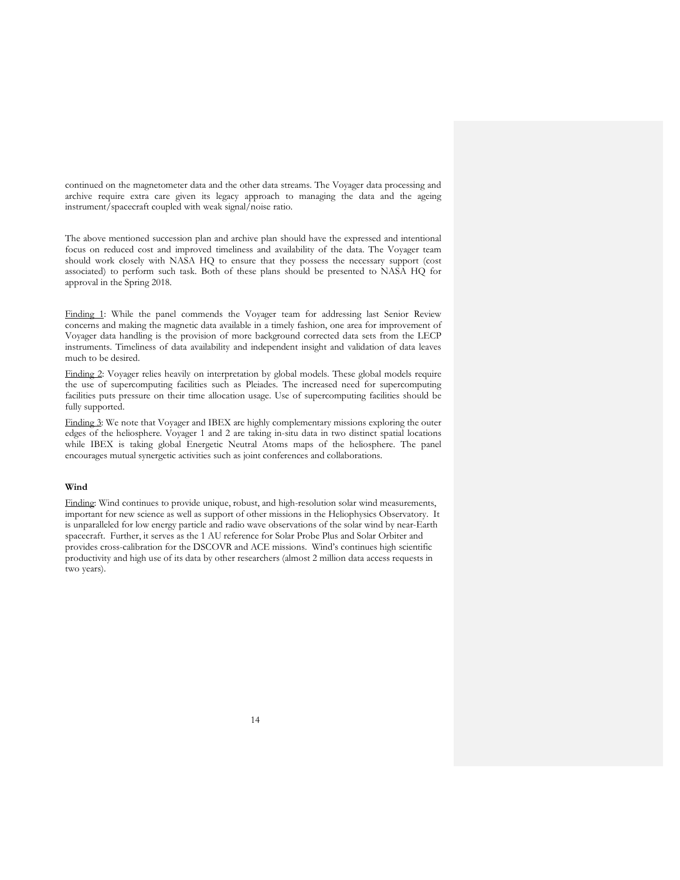continued on the magnetometer data and the other data streams. The Voyager data processing and archive require extra care given its legacy approach to managing the data and the ageing instrument/spacecraft coupled with weak signal/noise ratio.

The above mentioned succession plan and archive plan should have the expressed and intentional focus on reduced cost and improved timeliness and availability of the data. The Voyager team should work closely with NASA HQ to ensure that they possess the necessary support (cost associated) to perform such task. Both of these plans should be presented to NASA HQ for approval in the Spring 2018.

Finding 1: While the panel commends the Voyager team for addressing last Senior Review concerns and making the magnetic data available in a timely fashion, one area for improvement of Voyager data handling is the provision of more background corrected data sets from the LECP instruments. Timeliness of data availability and independent insight and validation of data leaves much to be desired.

Finding 2: Voyager relies heavily on interpretation by global models. These global models require the use of supercomputing facilities such as Pleiades. The increased need for supercomputing facilities puts pressure on their time allocation usage. Use of supercomputing facilities should be fully supported.

Finding 3: We note that Voyager and IBEX are highly complementary missions exploring the outer edges of the heliosphere. Voyager 1 and 2 are taking in-situ data in two distinct spatial locations while IBEX is taking global Energetic Neutral Atoms maps of the heliosphere. The panel encourages mutual synergetic activities such as joint conferences and collaborations.

**Wind**

Finding: Wind continues to provide unique, robust, and high-resolution solar wind measurements, important for new science as well as support of other missions in the Heliophysics Observatory. It is unparalleled for low energy particle and radio wave observations of the solar wind by near-Earth spacecraft. Further, it serves as the 1 AU reference for Solar Probe Plus and Solar Orbiter and provides cross-calibration for the DSCOVR and ACE missions. Wind's continues high scientific productivity and high use of its data by other researchers (almost 2 million data access requests in two years).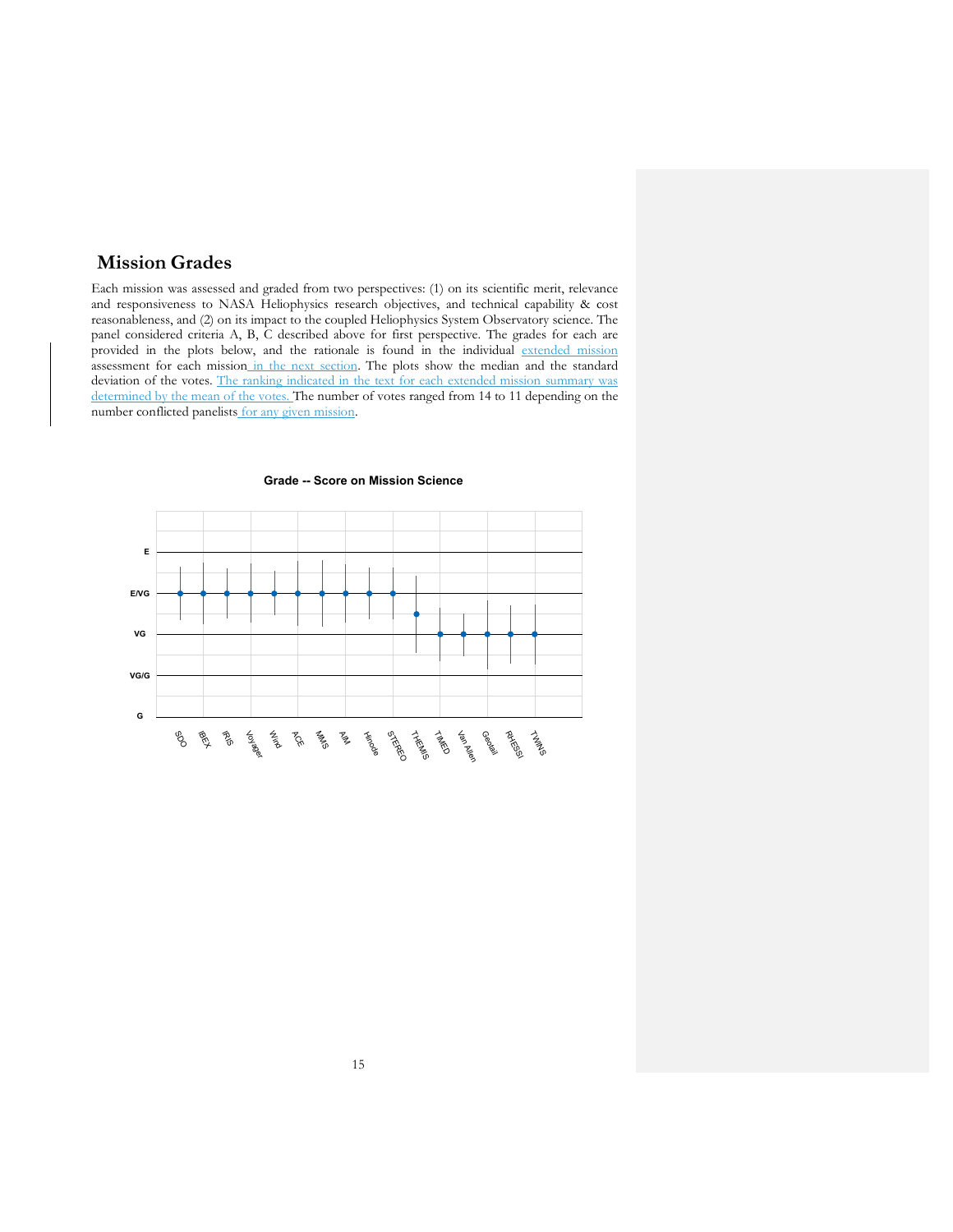## Mission Grades

Each mission was assessed and graded from two perspectives: (1) on its scientific merit, relevance and responsiveness to NASA Heliophysics research objectives, and technical capability & cost reasonableness, and (2) on its impact to the coupled Heliophysics System Observatory science. The panel considered criteria A, B, C described above for first perspective. The grades for each are provided in the plots below, and the rationale is found in the individual extended mission assessment for each mission in the next section. The plots show the median and the standard deviation of the votes. The ranking indicated in the text for each extended mission summary was determined by the mean of the votes. The number of votes ranged from 14 to 11 depending on the number conflicted panelists for any given mission.

**Grade -- Score on Mission Science**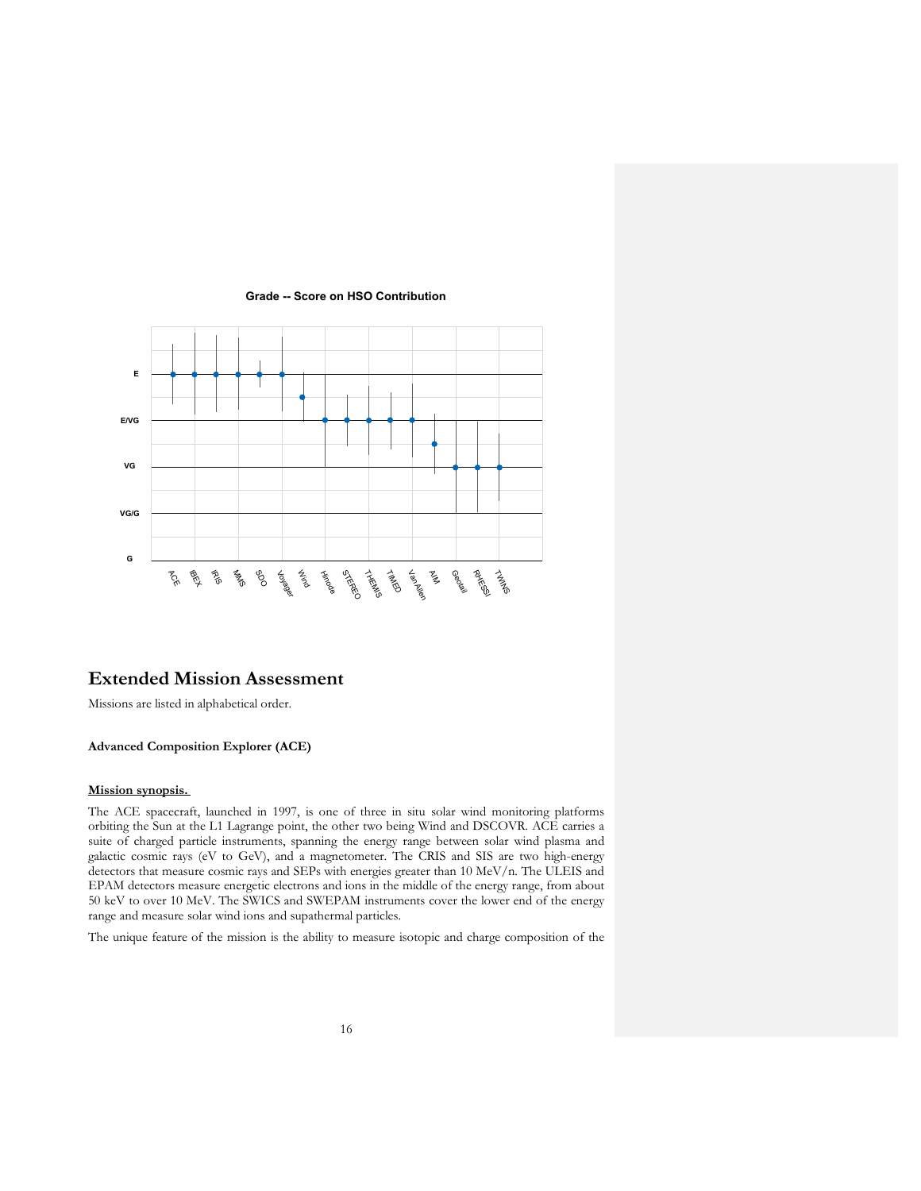**Grade -- Score on HSO Contribution**

# Extended Mission Assessment

Missions are listed in alphabetical order.

**Advanced Composition Explorer (ACE)**

**Mission synopsis.**

The ACE spacecraft, launched in 1997, is one of three in situ solar wind monitoring platforms orbiting the Sun at the L1 Lagrange point, the other two being Wind and DSCOVR. ACE carries a suite of charged particle instruments, spanning the energy range between solar wind plasma and galactic cosmic rays (eV to GeV), and a magnetometer. The CRIS and SIS are two high-energy detectors that measure cosmic rays and SEPs with energies greater than 10 MeV/n. The ULEIS and EPAM detectors measure energetic electrons and ions in the middle of the energy range, from about 50 keV to over 10 MeV. The SWICS and SWEPAM instruments cover the lower end of the energy range and measure solar wind ions and supathermal particles.

The unique feature of the mission is the ability to measure isotopic and charge composition of the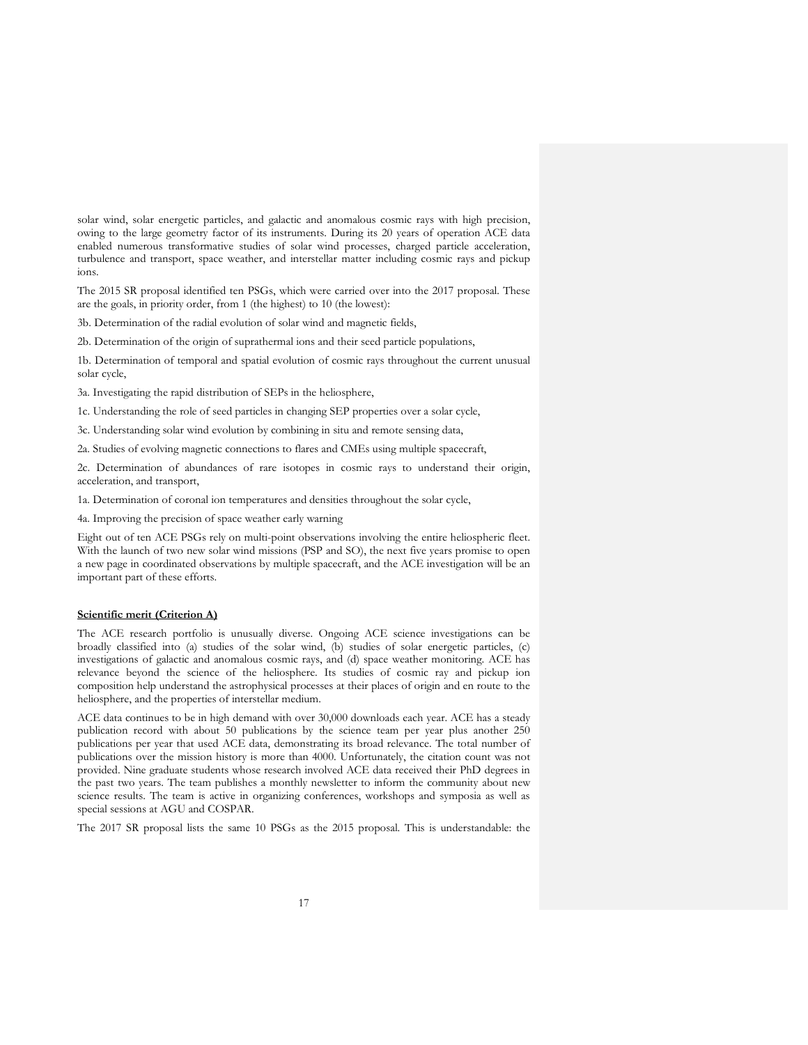solar wind, solar energetic particles, and galactic and anomalous cosmic rays with high precision, owing to the large geometry factor of its instruments. During its 20 years of operation ACE data enabled numerous transformative studies of solar wind processes, charged particle acceleration, turbulence and transport, space weather, and interstellar matter including cosmic rays and pickup ions.

The 2015 SR proposal identified ten PSGs, which were carried over into the 2017 proposal. These are the goals, in priority order, from 1 (the highest) to 10 (the lowest):

3b. Determination of the radial evolution of solar wind and magnetic fields,

2b. Determination of the origin of suprathermal ions and their seed particle populations,

1b. Determination of temporal and spatial evolution of cosmic rays throughout the current unusual solar cycle,

3a. Investigating the rapid distribution of SEPs in the heliosphere,

1c. Understanding the role of seed particles in changing SEP properties over a solar cycle,

3c. Understanding solar wind evolution by combining in situ and remote sensing data,

2a. Studies of evolving magnetic connections to flares and CMEs using multiple spacecraft,

2c. Determination of abundances of rare isotopes in cosmic rays to understand their origin, acceleration, and transport,

1a. Determination of coronal ion temperatures and densities throughout the solar cycle,

4a. Improving the precision of space weather early warning

Eight out of ten ACE PSGs rely on multi-point observations involving the entire heliospheric fleet. With the launch of two new solar wind missions (PSP and SO), the next five years promise to open a new page in coordinated observations by multiple spacecraft, and the ACE investigation will be an important part of these efforts.

**Scientific merit (Criterion A)**

The ACE research portfolio is unusually diverse. Ongoing ACE science investigations can be broadly classified into (a) studies of the solar wind, (b) studies of solar energetic particles, (c) investigations of galactic and anomalous cosmic rays, and (d) space weather monitoring. ACE has relevance beyond the science of the heliosphere. Its studies of cosmic ray and pickup ion composition help understand the astrophysical processes at their places of origin and en route to the heliosphere, and the properties of interstellar medium.

ACE data continues to be in high demand with over 30,000 downloads each year. ACE has a steady publication record with about 50 publications by the science team per year plus another 250 publications per year that used ACE data, demonstrating its broad relevance. The total number of publications over the mission history is more than 4000. Unfortunately, the citation count was not provided. Nine graduate students whose research involved ACE data received their PhD degrees in the past two years. The team publishes a monthly newsletter to inform the community about new science results. The team is active in organizing conferences, workshops and symposia as well as special sessions at AGU and COSPAR.

The 2017 SR proposal lists the same 10 PSGs as the 2015 proposal. This is understandable: the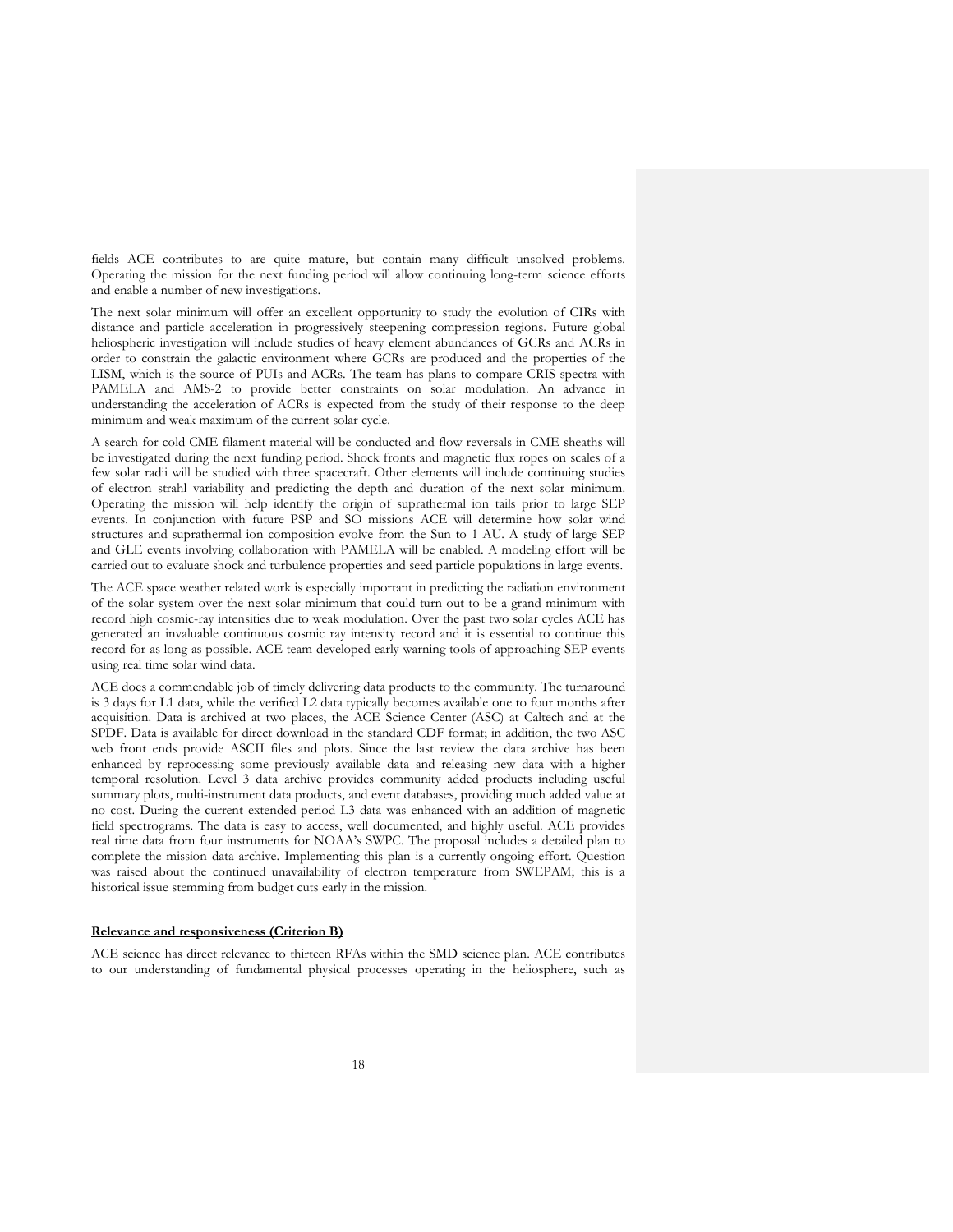fields ACE contributes to are quite mature, but contain many difficult unsolved problems. Operating the mission for the next funding period will allow continuing long-term science efforts and enable a number of new investigations.

The next solar minimum will offer an excellent opportunity to study the evolution of CIRs with distance and particle acceleration in progressively steepening compression regions. Future global heliospheric investigation will include studies of heavy element abundances of GCRs and ACRs in order to constrain the galactic environment where GCRs are produced and the properties of the LISM, which is the source of PUIs and ACRs. The team has plans to compare CRIS spectra with PAMELA and AMS-2 to provide better constraints on solar modulation. An advance in understanding the acceleration of ACRs is expected from the study of their response to the deep minimum and weak maximum of the current solar cycle.

A search for cold CME filament material will be conducted and flow reversals in CME sheaths will be investigated during the next funding period. Shock fronts and magnetic flux ropes on scales of a few solar radii will be studied with three spacecraft. Other elements will include continuing studies of electron strahl variability and predicting the depth and duration of the next solar minimum. Operating the mission will help identify the origin of suprathermal ion tails prior to large SEP events. In conjunction with future PSP and SO missions ACE will determine how solar wind structures and suprathermal ion composition evolve from the Sun to 1 AU. A study of large SEP and GLE events involving collaboration with PAMELA will be enabled. A modeling effort will be carried out to evaluate shock and turbulence properties and seed particle populations in large events.

The ACE space weather related work is especially important in predicting the radiation environment of the solar system over the next solar minimum that could turn out to be a grand minimum with record high cosmic-ray intensities due to weak modulation. Over the past two solar cycles ACE has generated an invaluable continuous cosmic ray intensity record and it is essential to continue this record for as long as possible. ACE team developed early warning tools of approaching SEP events using real time solar wind data.

ACE does a commendable job of timely delivering data products to the community. The turnaround is 3 days for L1 data, while the verified L2 data typically becomes available one to four months after acquisition. Data is archived at two places, the ACE Science Center (ASC) at Caltech and at the SPDF. Data is available for direct download in the standard CDF format; in addition, the two ASC web front ends provide ASCII files and plots. Since the last review the data archive has been enhanced by reprocessing some previously available data and releasing new data with a higher temporal resolution. Level 3 data archive provides community added products including useful summary plots, multi-instrument data products, and event databases, providing much added value at no cost. During the current extended period L3 data was enhanced with an addition of magnetic field spectrograms. The data is easy to access, well documented, and highly useful. ACE provides real time data from four instruments for NOAA's SWPC. The proposal includes a detailed plan to complete the mission data archive. Implementing this plan is a currently ongoing effort. Question was raised about the continued unavailability of electron temperature from SWEPAM; this is a historical issue stemming from budget cuts early in the mission.

**Relevance and responsiveness (Criterion B)**

ACE science has direct relevance to thirteen RFAs within the SMD science plan. ACE contributes to our understanding of fundamental physical processes operating in the heliosphere, such as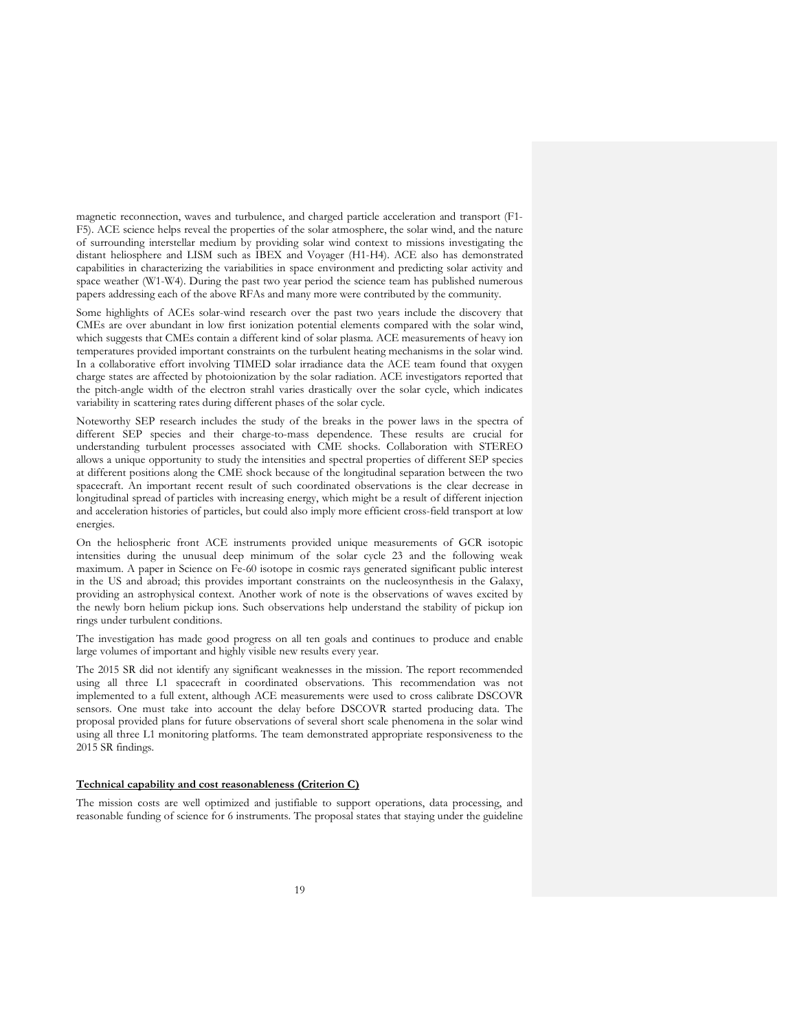magnetic reconnection, waves and turbulence, and charged particle acceleration and transport (F1-F5). ACE science helps reveal the properties of the solar atmosphere, the solar wind, and the nature of surrounding interstellar medium by providing solar wind context to missions investigating the distant heliosphere and LISM such as IBEX and Voyager (H1-H4). ACE also has demonstrated capabilities in characterizing the variabilities in space environment and predicting solar activity and space weather (W1-W4). During the past two year period the science team has published numerous papers addressing each of the above RFAs and many more were contributed by the community.

Some highlights of ACEs solar-wind research over the past two years include the discovery that CMEs are over abundant in low first ionization potential elements compared with the solar wind, which suggests that CMEs contain a different kind of solar plasma. ACE measurements of heavy ion temperatures provided important constraints on the turbulent heating mechanisms in the solar wind. In a collaborative effort involving TIMED solar irradiance data the ACE team found that oxygen charge states are affected by photoionization by the solar radiation. ACE investigators reported that the pitch-angle width of the electron strahl varies drastically over the solar cycle, which indicates variability in scattering rates during different phases of the solar cycle.

Noteworthy SEP research includes the study of the breaks in the power laws in the spectra of different SEP species and their charge-to-mass dependence. These results are crucial for understanding turbulent processes associated with CME shocks. Collaboration with STEREO allows a unique opportunity to study the intensities and spectral properties of different SEP species at different positions along the CME shock because of the longitudinal separation between the two spacecraft. An important recent result of such coordinated observations is the clear decrease in longitudinal spread of particles with increasing energy, which might be a result of different injection and acceleration histories of particles, but could also imply more efficient cross-field transport at low energies.

On the heliospheric front ACE instruments provided unique measurements of GCR isotopic intensities during the unusual deep minimum of the solar cycle 23 and the following weak maximum. A paper in Science on Fe-60 isotope in cosmic rays generated significant public interest in the US and abroad; this provides important constraints on the nucleosynthesis in the Galaxy, providing an astrophysical context. Another work of note is the observations of waves excited by the newly born helium pickup ions. Such observations help understand the stability of pickup ion rings under turbulent conditions.

The investigation has made good progress on all ten goals and continues to produce and enable large volumes of important and highly visible new results every year.

The 2015 SR did not identify any significant weaknesses in the mission. The report recommended using all three L1 spacecraft in coordinated observations. This recommendation was not implemented to a full extent, although ACE measurements were used to cross calibrate DSCOVR sensors. One must take into account the delay before DSCOVR started producing data. The proposal provided plans for future observations of several short scale phenomena in the solar wind using all three L1 monitoring platforms. The team demonstrated appropriate responsiveness to the 2015 SR findings.

**Technical capability and cost reasonableness (Criterion C)**

The mission costs are well optimized and justifiable to support operations, data processing, and reasonable funding of science for 6 instruments. The proposal states that staying under the guideline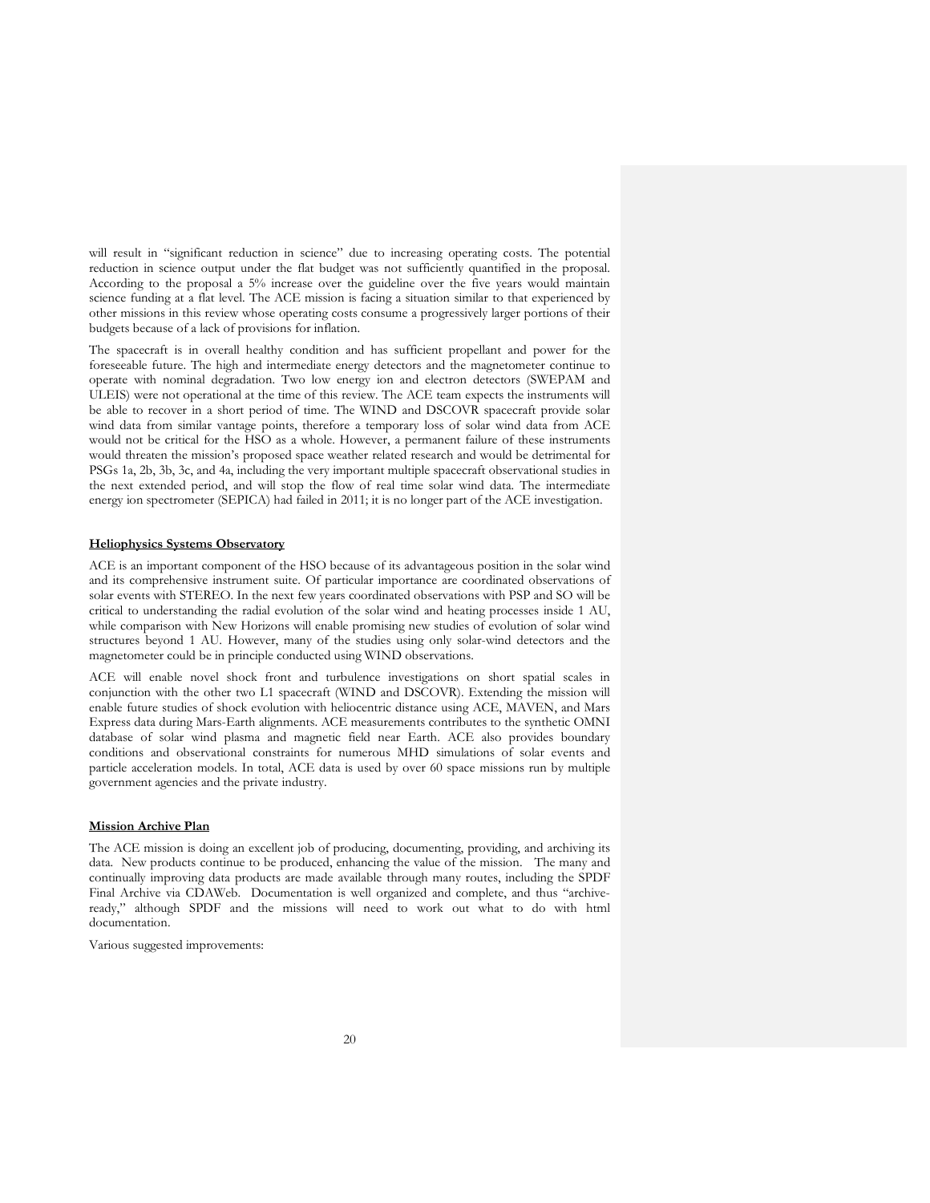will result in "significant reduction in science" due to increasing operating costs. The potential reduction in science output under the flat budget was not sufficiently quantified in the proposal. According to the proposal a 5% increase over the guideline over the five years would maintain science funding at a flat level. The ACE mission is facing a situation similar to that experienced by other missions in this review whose operating costs consume a progressively larger portions of their budgets because of a lack of provisions for inflation.

The spacecraft is in overall healthy condition and has sufficient propellant and power for the foreseeable future. The high and intermediate energy detectors and the magnetometer continue to operate with nominal degradation. Two low energy ion and electron detectors (SWEPAM and ULEIS) were not operational at the time of this review. The ACE team expects the instruments will be able to recover in a short period of time. The WIND and DSCOVR spacecraft provide solar wind data from similar vantage points, therefore a temporary loss of solar wind data from ACE would not be critical for the HSO as a whole. However, a permanent failure of these instruments would threaten the mission's proposed space weather related research and would be detrimental for PSGs 1a, 2b, 3b, 3c, and 4a, including the very important multiple spacecraft observational studies in the next extended period, and will stop the flow of real time solar wind data. The intermediate energy ion spectrometer (SEPICA) had failed in 2011; it is no longer part of the ACE investigation.

### Heliophysics Systems Observatory

ACE is an important component of the HSO because of its advantageous position in the solar wind and its comprehensive instrument suite. Of particular importance are coordinated observations of solar events with STEREO. In the next few years coordinated observations with PSP and SO will be critical to understanding the radial evolution of the solar wind and heating processes inside 1 AU, while comparison with New Horizons will enable promising new studies of evolution of solar wind structures beyond 1 AU. However, many of the studies using only solar-wind detectors and the magnetometer could be in principle conducted using WIND observations.

ACE will enable novel shock front and turbulence investigations on short spatial scales in conjunction with the other two L1 spacecraft (WIND and DSCOVR). Extending the mission will enable future studies of shock evolution with heliocentric distance using ACE, MAVEN, and Mars Express data during Mars-Earth alignments. ACE measurements contributes to the synthetic OMNI database of solar wind plasma and magnetic field near Earth. ACE also provides boundary conditions and observational constraints for numerous MHD simulations of solar events and particle acceleration models. In total, ACE data is used by over 60 space missions run by multiple government agencies and the private industry.

### Mission Archive Plan

The ACE mission is doing an excellent job of producing, documenting, providing, and archiving its data. New products continue to be produced, enhancing the value of the mission. The many and continually improving data products are made available through many routes, including the SPDF Final Archive via CDAWeb. Documentation is well organized and complete, and thus "archive-ready," although SPDF and the missions will need to work out what to do with html documentation.

Various suggested improvements: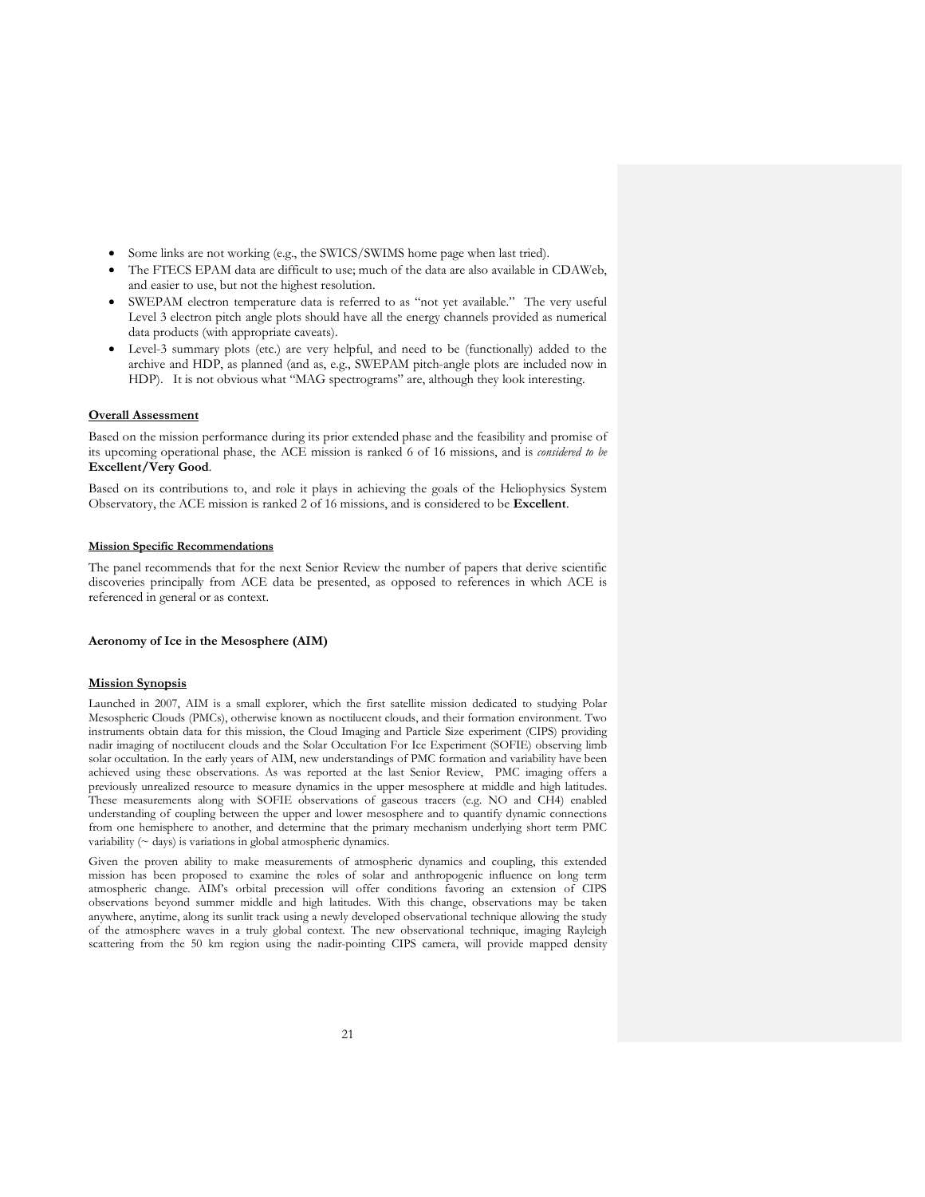- Some links are not working (e.g., the SWICS/SWIMS home page when last tried).
- The FTECS EPAM data are difficult to use; much of the data are also available in CDAWeb, and easier to use, but not the highest resolution.
- SWEPAM electron temperature data is referred to as "not yet available." The very useful Level 3 electron pitch angle plots should have all the energy channels provided as numerical data products (with appropriate caveats).
- Level-3 summary plots (etc.) are very helpful, and need to be (functionally) added to the archive and HDP, as planned (and as, e.g., SWEPAM pitch-angle plots are included now in HDP). It is not obvious what "MAG spectrograms" are, although they look interesting.

**Overall Assessment**

Based on the mission performance during its prior extended phase and the feasibility and promise of its upcoming operational phase, the ACE mission is ranked 6 of 16 missions, and is *considered to be* **Excellent/Very Good**.

Based on its contributions to, and role it plays in achieving the goals of the Heliophysics System Observatory, the ACE mission is ranked 2 of 16 missions, and is considered to be **Excellent**.

**Mission Specific Recommendations**

The panel recommends that for the next Senior Review the number of papers that derive scientific discoveries principally from ACE data be presented, as opposed to references in which ACE is referenced in general or as context.

### Aeronomy of Ice in the Mesosphere (AIM)

**Mission Synopsis**

Launched in 2007, AIM is a small explorer, which the first satellite mission dedicated to studying Polar Mesospheric Clouds (PMCs), otherwise known as noctilucent clouds, and their formation environment. Two instruments obtain data for this mission, the Cloud Imaging and Particle Size experiment (CIPS) providing nadir imaging of noctilucent clouds and the Solar Occultation For Ice Experiment (SOFIE) observing limb solar occultation. In the early years of AIM, new understandings of PMC formation and variability have been achieved using these observations. As was reported at the last Senior Review, PMC imaging offers a previously unrealized resource to measure dynamics in the upper mesosphere at middle and high latitudes. These measurements along with SOFIE observations of gaseous tracers (e.g. NO and CH4) enabled understanding of coupling between the upper and lower mesosphere and to quantify dynamic connections from one hemisphere to another, and determine that the primary mechanism underlying short term PMC variability (~ days) is variations in global atmospheric dynamics.

Given the proven ability to make measurements of atmospheric dynamics and coupling, this extended mission has been proposed to examine the roles of solar and anthropogenic influence on long term atmospheric change. AIM's orbital precession will offer conditions favoring an extension of CIPS observations beyond summer middle and high latitudes. With this change, observations may be taken anywhere, anytime, along its sunlit track using a newly developed observational technique allowing the study of the atmosphere waves in a truly global context. The new observational technique, imaging Rayleigh scattering from the 50 km region using the nadir-pointing CIPS camera, will provide mapped density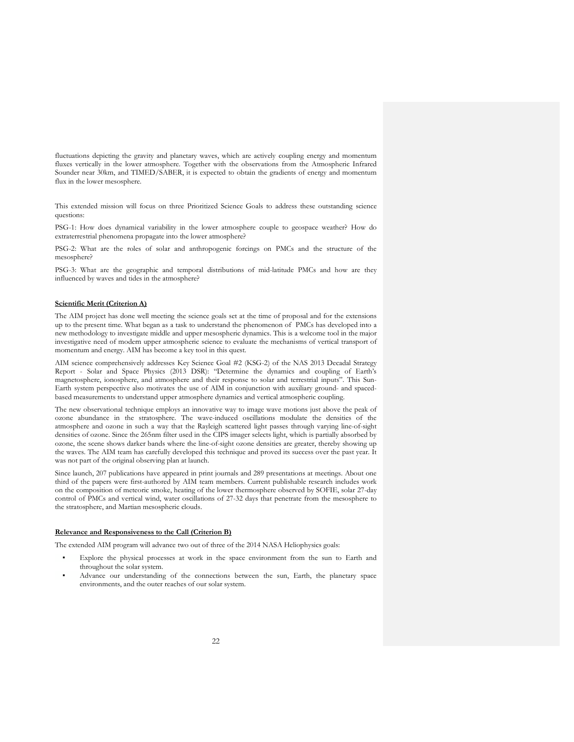fluctuations depicting the gravity and planetary waves, which are actively coupling energy and momentum fluxes vertically in the lower atmosphere. Together with the observations from the Atmospheric Infrared Sounder near 30km, and TIMED/SABER, it is expected to obtain the gradients of energy and momentum flux in the lower mesosphere.

This extended mission will focus on three Prioritized Science Goals to address these outstanding science questions:

PSG-1: How does dynamical variability in the lower atmosphere couple to geospace weather? How do extraterrestrial phenomena propagate into the lower atmosphere?

PSG-2: What are the roles of solar and anthropogenic forcings on PMCs and the structure of the mesosphere?

PSG-3: What are the geographic and temporal distributions of mid-latitude PMCs and how are they influenced by waves and tides in the atmosphere?

**Scientific Merit (Criterion A)**

The AIM project has done well meeting the science goals set at the time of proposal and for the extensions up to the present time. What began as a task to understand the phenomenon of PMCs has developed into a new methodology to investigate middle and upper mesospheric dynamics. This is a welcome tool in the major investigative need of modern upper atmospheric science to evaluate the mechanisms of vertical transport of momentum and energy. AIM has become a key tool in this quest.

AIM science comprehensively addresses Key Science Goal #2 (KSG-2) of the NAS 2013 Decadal Strategy Report - Solar and Space Physics (2013 DSR): "Determine the dynamics and coupling of Earth's magnetosphere, ionosphere, and atmosphere and their response to solar and terrestrial inputs". This Sun-Earth system perspective also motivates the use of AIM in conjunction with auxiliary ground- and spaced-based measurements to understand upper atmosphere dynamics and vertical atmospheric coupling.

The new observational technique employs an innovative way to image wave motions just above the peak of ozone abundance in the stratosphere. The wave-induced oscillations modulate the densities of the atmosphere and ozone in such a way that the Rayleigh scattered light passes through varying line-of-sight densities of ozone. Since the 265nm filter used in the CIPS imager selects light, which is partially absorbed by ozone, the scene shows darker bands where the line-of-sight ozone densities are greater, thereby showing up the waves. The AIM team has carefully developed this technique and proved its success over the past year. It was not part of the original observing plan at launch.

Since launch, 207 publications have appeared in print journals and 289 presentations at meetings. About one third of the papers were first-authored by AIM team members. Current publishable research includes work on the composition of meteoric smoke, heating of the lower thermosphere observed by SOFIE, solar 27-day control of PMCs and vertical wind, water oscillations of 27-32 days that penetrate from the mesosphere to the stratosphere, and Martian mesospheric clouds.

**Relevance and Responsiveness to the Call (Criterion B)**

The extended AIM program will advance two out of three of the 2014 NASA Heliophysics goals:

- Explore the physical processes at work in the space environment from the sun to Earth and throughout the solar system.
- Advance our understanding of the connections between the sun, Earth, the planetary space environments, and the outer reaches of our solar system.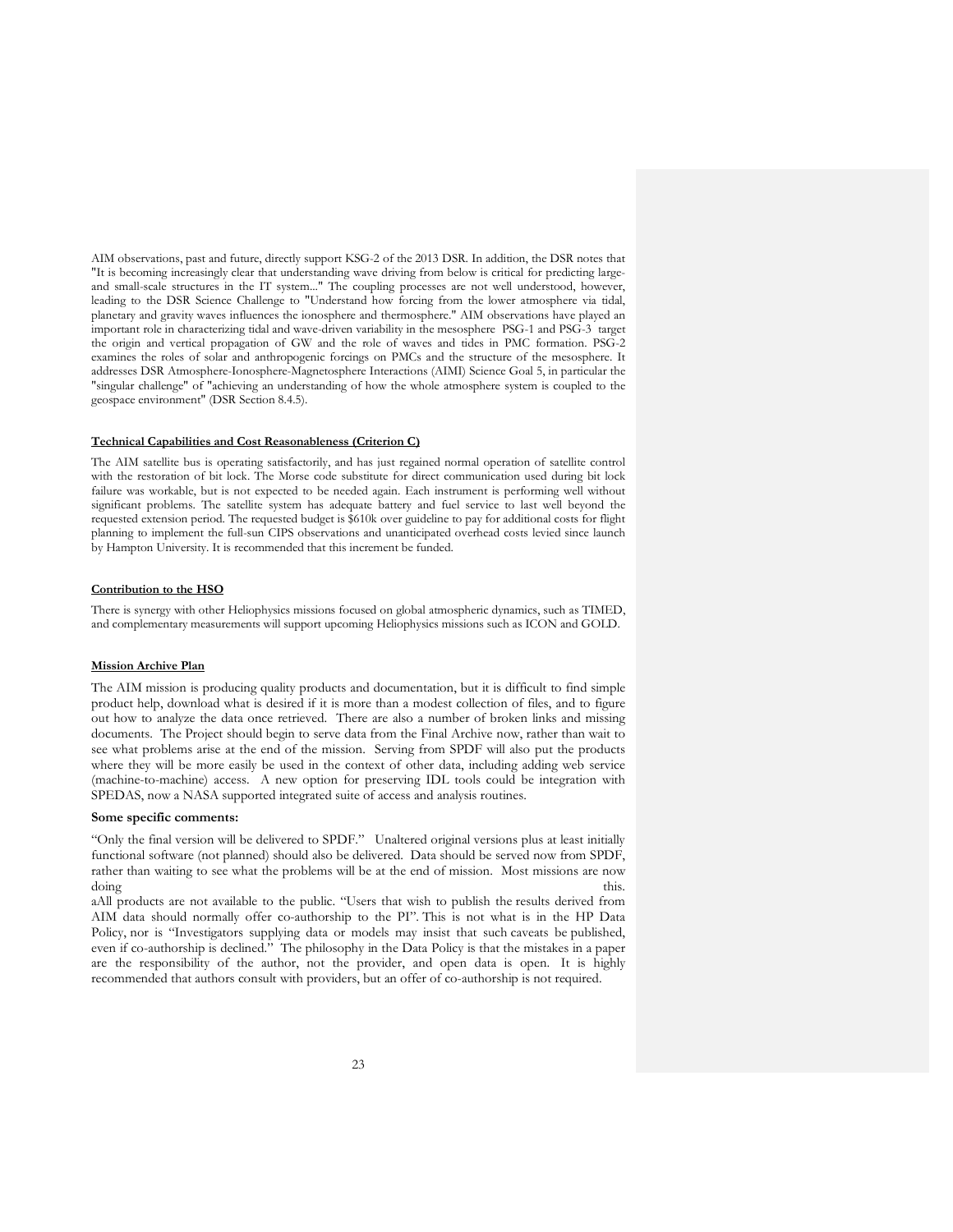AIM observations, past and future, directly support KSG-2 of the 2013 DSR. In addition, the DSR notes that "It is becoming increasingly clear that understanding wave driving from below is critical for predicting large- and small-scale structures in the IT system..." The coupling processes are not well understood, however, leading to the DSR Science Challenge to "Understand how forcing from the lower atmosphere via tidal, planetary and gravity waves influences the ionosphere and thermosphere." AIM observations have played an important role in characterizing tidal and wave-driven variability in the mesosphere PSG-1 and PSG-3 target the origin and vertical propagation of GW and the role of waves and tides in PMC formation. PSG-2 examines the roles of solar and anthropogenic forcings on PMCs and the structure of the mesosphere. It addresses DSR Atmosphere-Ionosphere-Magnetosphere Interactions (AIMI) Science Goal 5, in particular the "singular challenge" of "achieving an understanding of how the whole atmosphere system is coupled to the geospace environment" (DSR Section 8.4.5).

**Technical Capabilities and Cost Reasonableness (Criterion C)**

The AIM satellite bus is operating satisfactorily, and has just regained normal operation of satellite control with the restoration of bit lock. The Morse code substitute for direct communication used during bit lock failure was workable, but is not expected to be needed again. Each instrument is performing well without significant problems. The satellite system has adequate battery and fuel service to last well beyond the requested extension period. The requested budget is $610k over guideline to pay for additional costs for flight planning to implement the full-sun CIPS observations and unanticipated overhead costs levied since launch by Hampton University. It is recommended that this increment be funded.

**Contribution to the HSO**

There is synergy with other Heliophysics missions focused on global atmospheric dynamics, such as TIMED, and complementary measurements will support upcoming Heliophysics missions such as ICON and GOLD.

**Mission Archive Plan**

The AIM mission is producing quality products and documentation, but it is difficult to find simple product help, download what is desired if it is more than a modest collection of files, and to figure out how to analyze the data once retrieved. There are also a number of broken links and missing documents. The Project should begin to serve data from the Final Archive now, rather than wait to see what problems arise at the end of the mission. Serving from SPDF will also put the products where they will be more easily be used in the context of other data, including adding web service (machine-to-machine) access. A new option for preserving IDL tools could be integration with SPEDAS, now a NASA supported integrated suite of access and analysis routines.

**Some specific comments:**

"Only the final version will be delivered to SPDF." Unaltered original versions plus at least initially functional software (not planned) should also be delivered. Data should be served now from SPDF, rather than waiting to see what the problems will be at the end of mission. Most missions are now doing this.

aAll products are not available to the public. "Users that wish to publish the results derived from AIM data should normally offer co-authorship to the PI". This is not what is in the HP Data Policy, nor is "Investigators supplying data or models may insist that such caveats be published, even if co-authorship is declined." The philosophy in the Data Policy is that the mistakes in a paper are the responsibility of the author, not the provider, and open data is open. It is highly recommended that authors consult with providers, but an offer of co-authorship is not required.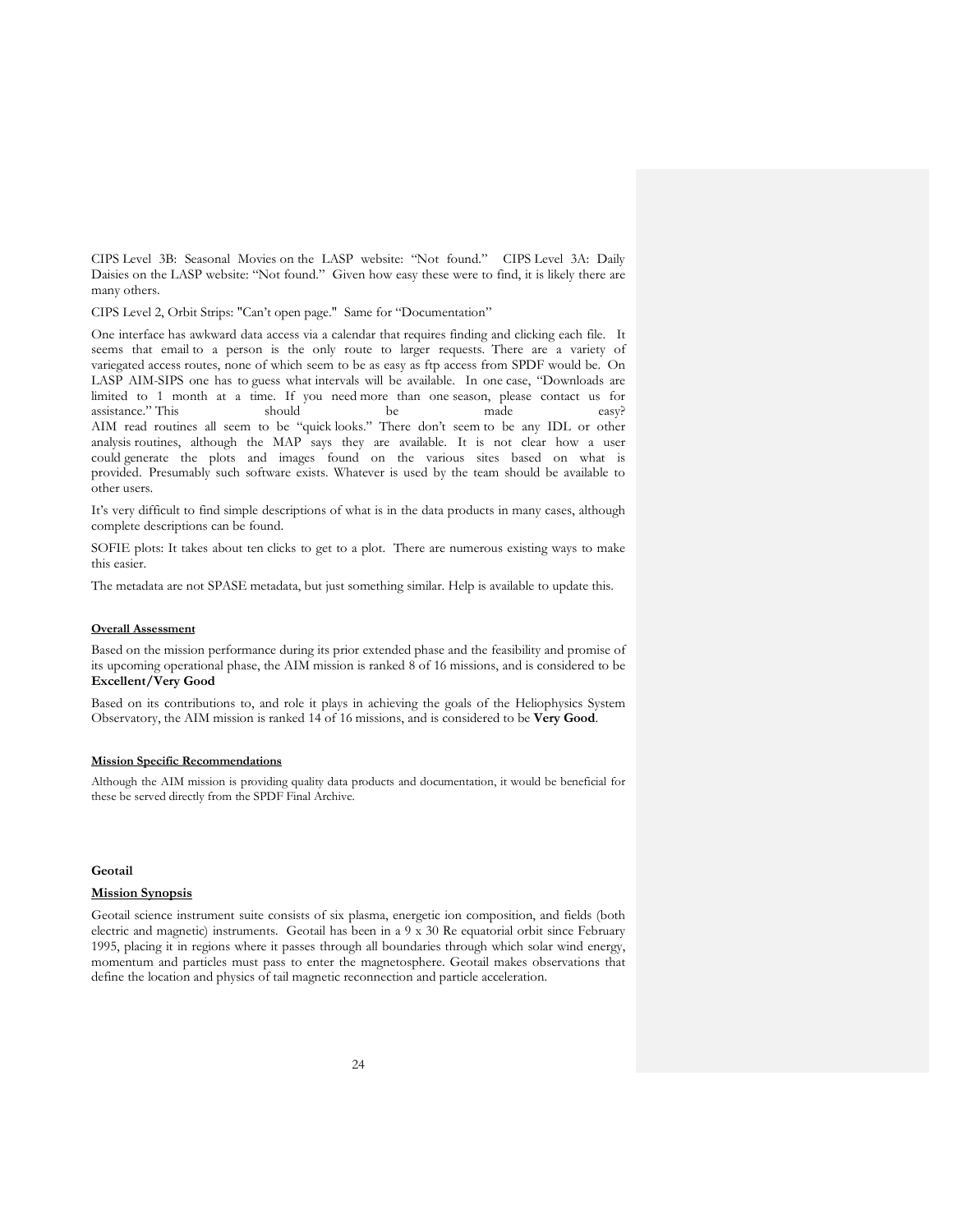CIPS Level 3B: Seasonal Movies on the LASP website: "Not found." CIPS Level 3A: Daily Daisies on the LASP website: "Not found." Given how easy these were to find, it is likely there are many others.

CIPS Level 2, Orbit Strips: "Can't open page." Same for "Documentation"

One interface has awkward data access via a calendar that requires finding and clicking each file. It seems that email to a person is the only route to larger requests. There are a variety of variegated access routes, none of which seem to be as easy as ftp access from SPDF would be. On LASP AIM-SIPS one has to guess what intervals will be available. In one case, "Downloads are limited to 1 month at a time. If you need more than one season, please contact us for assistance." This should be made easy?
AIM read routines all seem to be "quick looks." There don't seem to be any IDL or other analysis routines, although the MAP says they are available. It is not clear how a user could generate the plots and images found on the various sites based on what is provided. Presumably such software exists. Whatever is used by the team should be available to other users.

It's very difficult to find simple descriptions of what is in the data products in many cases, although complete descriptions can be found.

SOFIE plots: It takes about ten clicks to get to a plot. There are numerous existing ways to make this easier.

The metadata are not SPASE metadata, but just something similar. Help is available to update this.

**Overall Assessment**

Based on the mission performance during its prior extended phase and the feasibility and promise of its upcoming operational phase, the AIM mission is ranked 8 of 16 missions, and is considered to be **Excellent/Very Good**

Based on its contributions to, and role it plays in achieving the goals of the Heliophysics System Observatory, the AIM mission is ranked 14 of 16 missions, and is considered to be **Very Good**.

**Mission Specific Recommendations**

Although the AIM mission is providing quality data products and documentation, it would be beneficial for these be served directly from the SPDF Final Archive.

## Geotail

**Mission Synopsis**

Geotail science instrument suite consists of six plasma, energetic ion composition, and fields (both electric and magnetic) instruments. Geotail has been in a 9 x 30 Re equatorial orbit since February 1995, placing it in regions where it passes through all boundaries through which solar wind energy, momentum and particles must pass to enter the magnetosphere. Geotail makes observations that define the location and physics of tail magnetic reconnection and particle acceleration.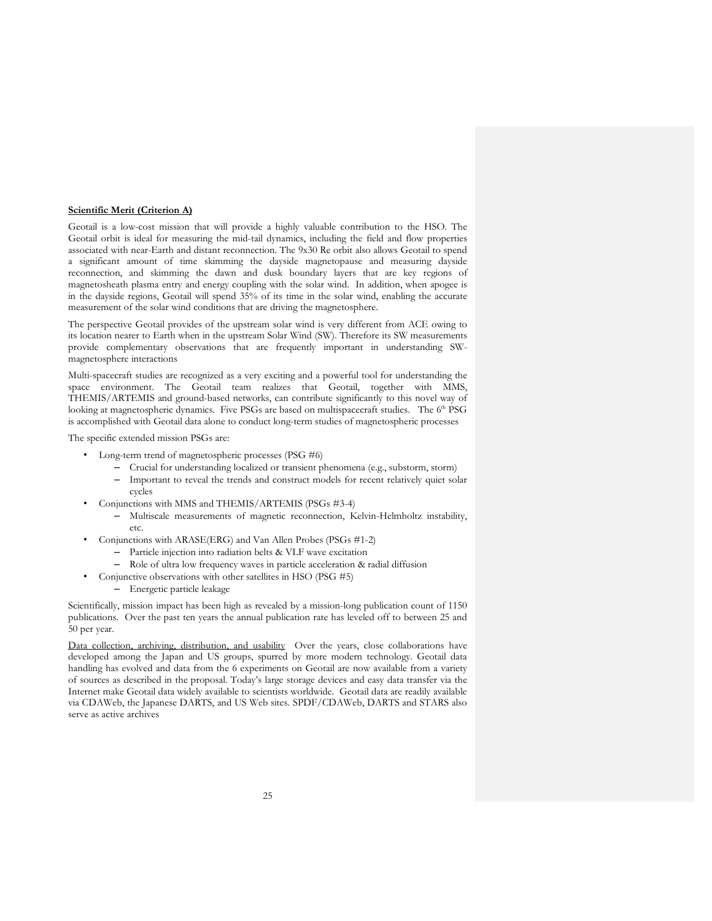**Scientific Merit (Criterion A)**

Geotail is a low-cost mission that will provide a highly valuable contribution to the HSO. The Geotail orbit is ideal for measuring the mid-tail dynamics, including the field and flow properties associated with near-Earth and distant reconnection. The 9x30 Re orbit also allows Geotail to spend a significant amount of time skimming the dayside magnetopause and measuring dayside reconnection, and skimming the dawn and dusk boundary layers that are key regions of magnetosheath plasma entry and energy coupling with the solar wind. In addition, when apogee is in the dayside regions, Geotail will spend 35% of its time in the solar wind, enabling the accurate measurement of the solar wind conditions that are driving the magnetosphere.

The perspective Geotail provides of the upstream solar wind is very different from ACE owing to its location nearer to Earth when in the upstream Solar Wind (SW). Therefore its SW measurements provide complementary observations that are frequently important in understanding SW-magnetosphere interactions

Multi-spacecraft studies are recognized as a very exciting and a powerful tool for understanding the space environment. The Geotail team realizes that Geotail, together with MMS, THEMIS/ARTEMIS and ground-based networks, can contribute significantly to this novel way of looking at magnetospheric dynamics. Five PSGs are based on multispacecraft studies. The 6th PSG is accomplished with Geotail data alone to conduct long-term studies of magnetospheric processes

The specific extended mission PSGs are:

- Long-term trend of magnetospheric processes (PSG #6)
  - Crucial for understanding localized or transient phenomena (e.g., substorm, storm)
  - Important to reveal the trends and construct models for recent relatively quiet solar cycles
- Conjunctions with MMS and THEMIS/ARTEMIS (PSGs #3-4)
  - Multiscale measurements of magnetic reconnection, Kelvin-Helmholtz instability, etc.
- Conjunctions with ARASE(ERG) and Van Allen Probes (PSGs #1-2)
  - Particle injection into radiation belts & VLF wave excitation
  - Role of ultra low frequency waves in particle acceleration & radial diffusion
- Conjunctive observations with other satellites in HSO (PSG #5)
  - Energetic particle leakage

Scientifically, mission impact has been high as revealed by a mission-long publication count of 1150 publications. Over the past ten years the annual publication rate has leveled off to between 25 and 50 per year.

Data collection, archiving, distribution, and usability Over the years, close collaborations have developed among the Japan and US groups, spurred by more modern technology. Geotail data handling has evolved and data from the 6 experiments on Geotail are now available from a variety of sources as described in the proposal. Today's large storage devices and easy data transfer via the Internet make Geotail data widely available to scientists worldwide. Geotail data are readily available via CDAWeb, the Japanese DARTS, and US Web sites. SPDF/CDAWeb, DARTS and STARS also serve as active archives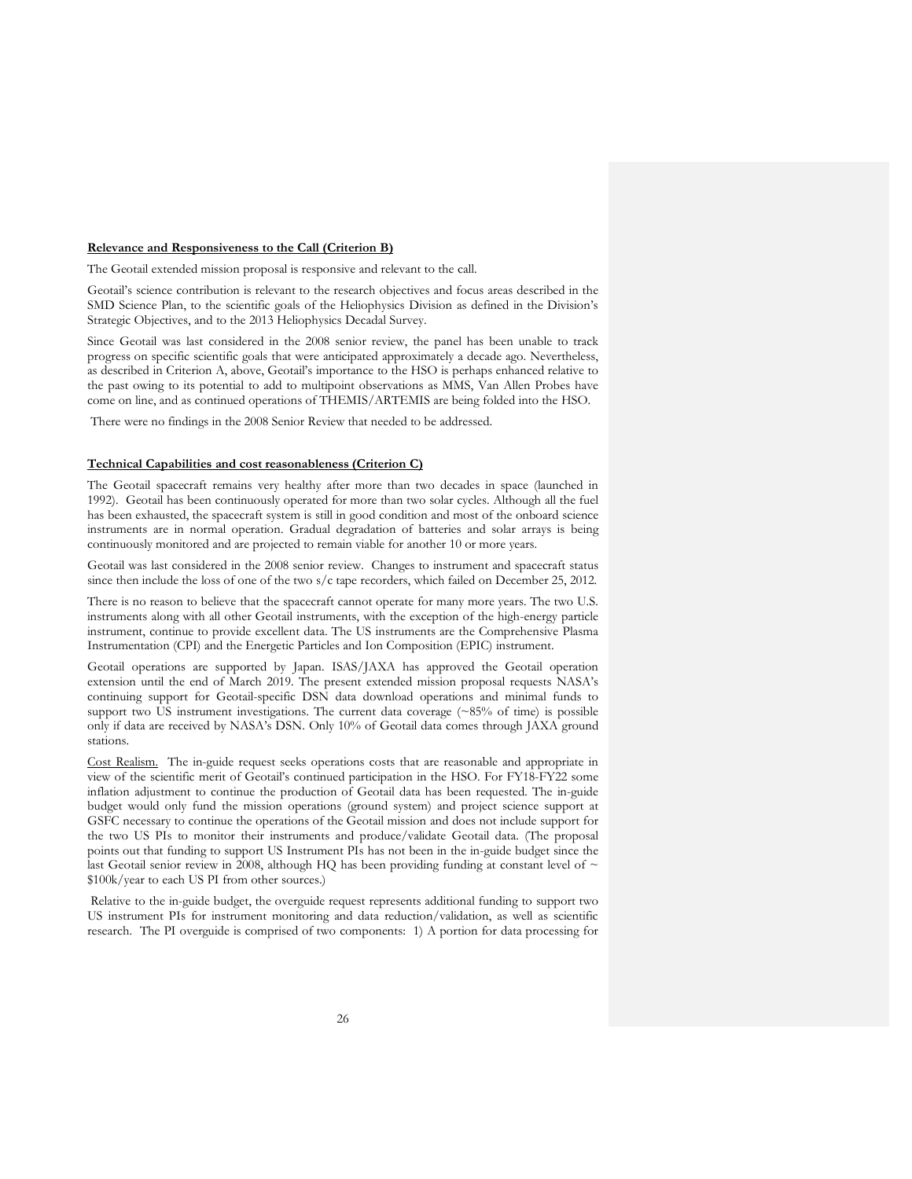**Relevance and Responsiveness to the Call (Criterion B)**

The Geotail extended mission proposal is responsive and relevant to the call.

Geotail's science contribution is relevant to the research objectives and focus areas described in the SMD Science Plan, to the scientific goals of the Heliophysics Division as defined in the Division's Strategic Objectives, and to the 2013 Heliophysics Decadal Survey.

Since Geotail was last considered in the 2008 senior review, the panel has been unable to track progress on specific scientific goals that were anticipated approximately a decade ago. Nevertheless, as described in Criterion A, above, Geotail's importance to the HSO is perhaps enhanced relative to the past owing to its potential to add to multipoint observations as MMS, Van Allen Probes have come on line, and as continued operations of THEMIS/ARTEMIS are being folded into the HSO.

There were no findings in the 2008 Senior Review that needed to be addressed.

**Technical Capabilities and cost reasonableness (Criterion C)**

The Geotail spacecraft remains very healthy after more than two decades in space (launched in 1992). Geotail has been continuously operated for more than two solar cycles. Although all the fuel has been exhausted, the spacecraft system is still in good condition and most of the onboard science instruments are in normal operation. Gradual degradation of batteries and solar arrays is being continuously monitored and are projected to remain viable for another 10 or more years.

Geotail was last considered in the 2008 senior review. Changes to instrument and spacecraft status since then include the loss of one of the two s/c tape recorders, which failed on December 25, 2012.

There is no reason to believe that the spacecraft cannot operate for many more years. The two U.S. instruments along with all other Geotail instruments, with the exception of the high-energy particle instrument, continue to provide excellent data. The US instruments are the Comprehensive Plasma Instrumentation (CPI) and the Energetic Particles and Ion Composition (EPIC) instrument.

Geotail operations are supported by Japan. ISAS/JAXA has approved the Geotail operation extension until the end of March 2019. The present extended mission proposal requests NASA's continuing support for Geotail-specific DSN data download operations and minimal funds to support two US instrument investigations. The current data coverage (~85% of time) is possible only if data are received by NASA's DSN. Only 10% of Geotail data comes through JAXA ground stations.

Cost Realism. The in-guide request seeks operations costs that are reasonable and appropriate in view of the scientific merit of Geotail's continued participation in the HSO. For FY18-FY22 some inflation adjustment to continue the production of Geotail data has been requested. The in-guide budget would only fund the mission operations (ground system) and project science support at GSFC necessary to continue the operations of the Geotail mission and does not include support for the two US PIs to monitor their instruments and produce/validate Geotail data. (The proposal points out that funding to support US Instrument PIs has not been in the in-guide budget since the last Geotail senior review in 2008, although HQ has been providing funding at constant level of ~ $100k/year to each US PI from other sources.)

Relative to the in-guide budget, the overguide request represents additional funding to support two US instrument PIs for instrument monitoring and data reduction/validation, as well as scientific research. The PI overguide is comprised of two components: 1) A portion for data processing for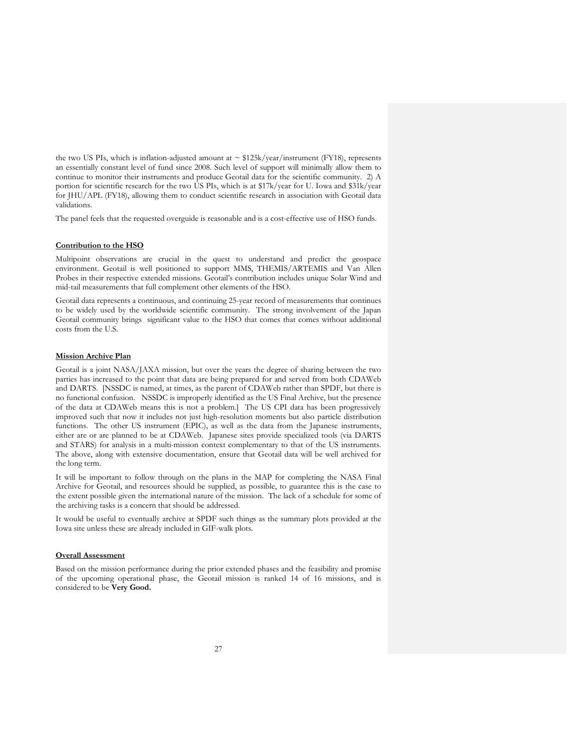the two US PIs, which is inflation-adjusted amount at ~ \$125k/year/instrument (FY18), represents an essentially constant level of fund since 2008. Such level of support will minimally allow them to continue to monitor their instruments and produce Geotail data for the scientific community. 2) A portion for scientific research for the two US PIs, which is at \$17k/year for U. Iowa and \$31k/year for JHU/APL (FY18), allowing them to conduct scientific research in association with Geotail data validations.

The panel feels that the requested overguide is reasonable and is a cost-effective use of HSO funds.

**Contribution to the HSO**

Multipoint observations are crucial in the quest to understand and predict the geospace environment. Geotail is well positioned to support MMS, THEMIS/ARTEMIS and Van Allen Probes in their respective extended missions. Geotail's contribution includes unique Solar Wind and mid-tail measurements that full complement other elements of the HSO.

Geotail data represents a continuous, and continuing 25-year record of measurements that continues to be widely used by the worldwide scientific community. The strong involvement of the Japan Geotail community brings significant value to the HSO that comes that comes without additional costs from the U.S.

**Mission Archive Plan**

Geotail is a joint NASA/JAXA mission, but over the years the degree of sharing between the two parties has increased to the point that data are being prepared for and served from both CDAWeb and DARTS. [NSSDC is named, at times, as the parent of CDAWeb rather than SPDF, but there is no functional confusion. NSSDC is improperly identified as the US Final Archive, but the presence of the data at CDAWeb means this is not a problem.] The US CPI data has been progressively improved such that now it includes not just high-resolution moments but also particle distribution functions. The other US instrument (EPIC), as well as the data from the Japanese instruments, either are or are planned to be at CDAWeb. Japanese sites provide specialized tools (via DARTS and STARS) for analysis in a multi-mission context complementary to that of the US instruments. The above, along with extensive documentation, ensure that Geotail data will be well archived for the long term.

It will be important to follow through on the plans in the MAP for completing the NASA Final Archive for Geotail, and resources should be supplied, as possible, to guarantee this is the case to the extent possible given the international nature of the mission. The lack of a schedule for some of the archiving tasks is a concern that should be addressed.

It would be useful to eventually archive at SPDF such things as the summary plots provided at the Iowa site unless these are already included in GIF-walk plots.

**Overall Assessment**

Based on the mission performance during the prior extended phases and the feasibility and promise of the upcoming operational phase, the Geotail mission is ranked 14 of 16 missions, and is considered to be **Very Good.**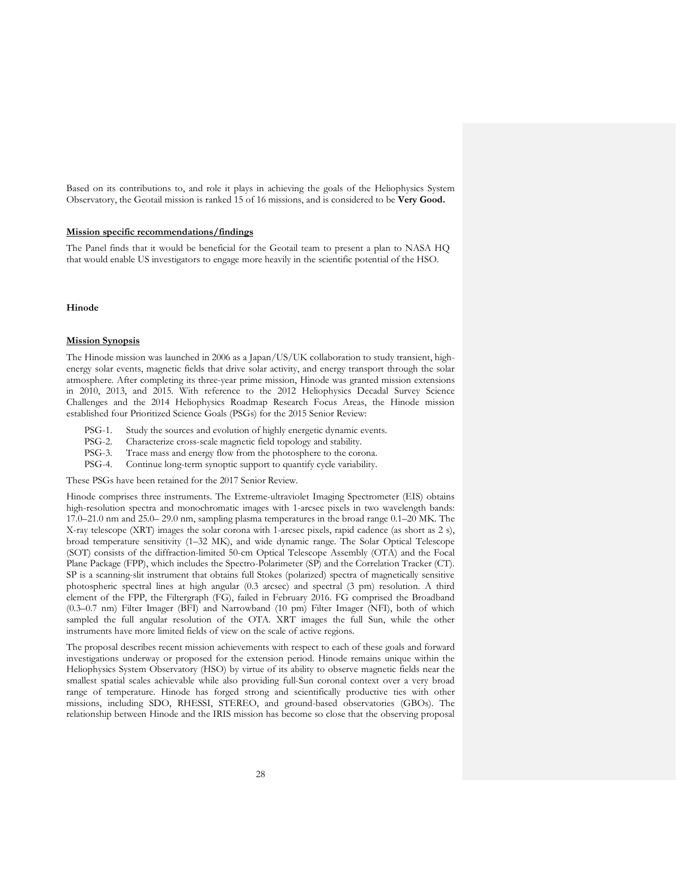Based on its contributions to, and role it plays in achieving the goals of the Heliophysics System Observatory, the Geotail mission is ranked 15 of 16 missions, and is considered to be **Very Good.**

**Mission specific recommendations/findings**

The Panel finds that it would be beneficial for the Geotail team to present a plan to NASA HQ that would enable US investigators to engage more heavily in the scientific potential of the HSO.

### Hinode

**Mission Synopsis**

The Hinode mission was launched in 2006 as a Japan/US/UK collaboration to study transient, high-energy solar events, magnetic fields that drive solar activity, and energy transport through the solar atmosphere. After completing its three-year prime mission, Hinode was granted mission extensions in 2010, 2013, and 2015. With reference to the 2012 Heliophysics Decadal Survey Science Challenges and the 2014 Heliophysics Roadmap Research Focus Areas, the Hinode mission established four Prioritized Science Goals (PSGs) for the 2015 Senior Review:

- PSG-1. Study the sources and evolution of highly energetic dynamic events.
- PSG-2. Characterize cross-scale magnetic field topology and stability.
- PSG-3. Trace mass and energy flow from the photosphere to the corona.
- PSG-4. Continue long-term synoptic support to quantify cycle variability.

These PSGs have been retained for the 2017 Senior Review.

Hinode comprises three instruments. The Extreme-ultraviolet Imaging Spectrometer (EIS) obtains high-resolution spectra and monochromatic images with 1-arcsec pixels in two wavelength bands: 17.0–21.0 nm and 25.0– 29.0 nm, sampling plasma temperatures in the broad range 0.1–20 MK. The X-ray telescope (XRT) images the solar corona with 1-arcsec pixels, rapid cadence (as short as 2 s), broad temperature sensitivity (1–32 MK), and wide dynamic range. The Solar Optical Telescope (SOT) consists of the diffraction-limited 50-cm Optical Telescope Assembly (OTA) and the Focal Plane Package (FPP), which includes the Spectro-Polarimeter (SP) and the Correlation Tracker (CT). SP is a scanning-slit instrument that obtains full Stokes (polarized) spectra of magnetically sensitive photospheric spectral lines at high angular (0.3 arcsec) and spectral (3 pm) resolution. A third element of the FPP, the Filtergraph (FG), failed in February 2016. FG comprised the Broadband (0.3–0.7 nm) Filter Imager (BFI) and Narrowband (10 pm) Filter Imager (NFI), both of which sampled the full angular resolution of the OTA. XRT images the full Sun, while the other instruments have more limited fields of view on the scale of active regions.

The proposal describes recent mission achievements with respect to each of these goals and forward investigations underway or proposed for the extension period. Hinode remains unique within the Heliophysics System Observatory (HSO) by virtue of its ability to observe magnetic fields near the smallest spatial scales achievable while also providing full-Sun coronal context over a very broad range of temperature. Hinode has forged strong and scientifically productive ties with other missions, including SDO, RHESSI, STEREO, and ground-based observatories (GBOs). The relationship between Hinode and the IRIS mission has become so close that the observing proposal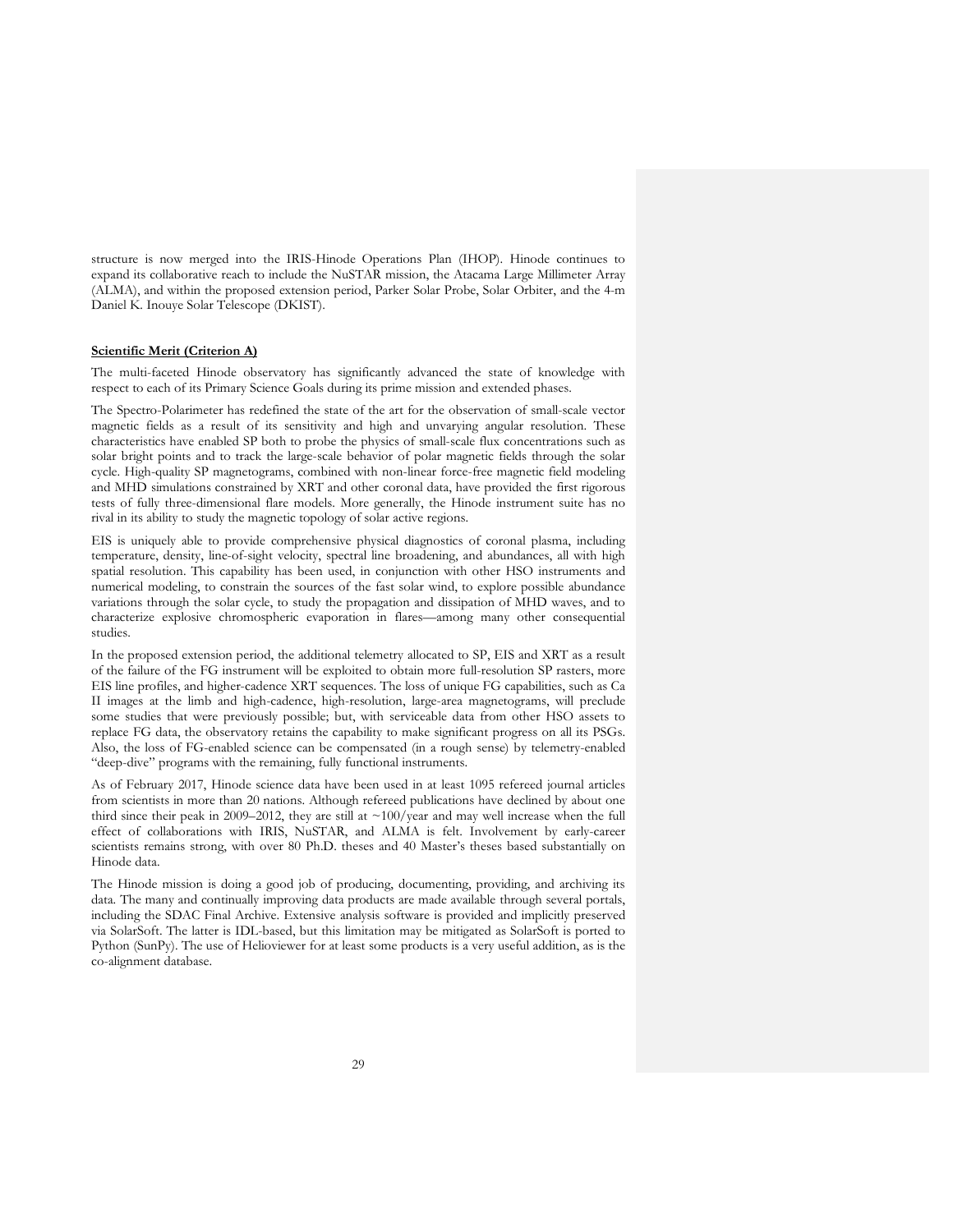structure is now merged into the IRIS-Hinode Operations Plan (IHOP). Hinode continues to expand its collaborative reach to include the NuSTAR mission, the Atacama Large Millimeter Array (ALMA), and within the proposed extension period, Parker Solar Probe, Solar Orbiter, and the 4-m Daniel K. Inouye Solar Telescope (DKIST).

**Scientific Merit (Criterion A)**

The multi-faceted Hinode observatory has significantly advanced the state of knowledge with respect to each of its Primary Science Goals during its prime mission and extended phases.

The Spectro-Polarimeter has redefined the state of the art for the observation of small-scale vector magnetic fields as a result of its sensitivity and high and unvarying angular resolution. These characteristics have enabled SP both to probe the physics of small-scale flux concentrations such as solar bright points and to track the large-scale behavior of polar magnetic fields through the solar cycle. High-quality SP magnetograms, combined with non-linear force-free magnetic field modeling and MHD simulations constrained by XRT and other coronal data, have provided the first rigorous tests of fully three-dimensional flare models. More generally, the Hinode instrument suite has no rival in its ability to study the magnetic topology of solar active regions.

EIS is uniquely able to provide comprehensive physical diagnostics of coronal plasma, including temperature, density, line-of-sight velocity, spectral line broadening, and abundances, all with high spatial resolution. This capability has been used, in conjunction with other HSO instruments and numerical modeling, to constrain the sources of the fast solar wind, to explore possible abundance variations through the solar cycle, to study the propagation and dissipation of MHD waves, and to characterize explosive chromospheric evaporation in flares—among many other consequential studies.

In the proposed extension period, the additional telemetry allocated to SP, EIS and XRT as a result of the failure of the FG instrument will be exploited to obtain more full-resolution SP rasters, more EIS line profiles, and higher-cadence XRT sequences. The loss of unique FG capabilities, such as Ca II images at the limb and high-cadence, high-resolution, large-area magnetograms, will preclude some studies that were previously possible; but, with serviceable data from other HSO assets to replace FG data, the observatory retains the capability to make significant progress on all its PSGs. Also, the loss of FG-enabled science can be compensated (in a rough sense) by telemetry-enabled "deep-dive" programs with the remaining, fully functional instruments.

As of February 2017, Hinode science data have been used in at least 1095 refereed journal articles from scientists in more than 20 nations. Although refereed publications have declined by about one third since their peak in 2009–2012, they are still at ~100/year and may well increase when the full effect of collaborations with IRIS, NuSTAR, and ALMA is felt. Involvement by early-career scientists remains strong, with over 80 Ph.D. theses and 40 Master's theses based substantially on Hinode data.

The Hinode mission is doing a good job of producing, documenting, providing, and archiving its data. The many and continually improving data products are made available through several portals, including the SDAC Final Archive. Extensive analysis software is provided and implicitly preserved via SolarSoft. The latter is IDL-based, but this limitation may be mitigated as SolarSoft is ported to Python (SunPy). The use of Helioviewer for at least some products is a very useful addition, as is the co-alignment database.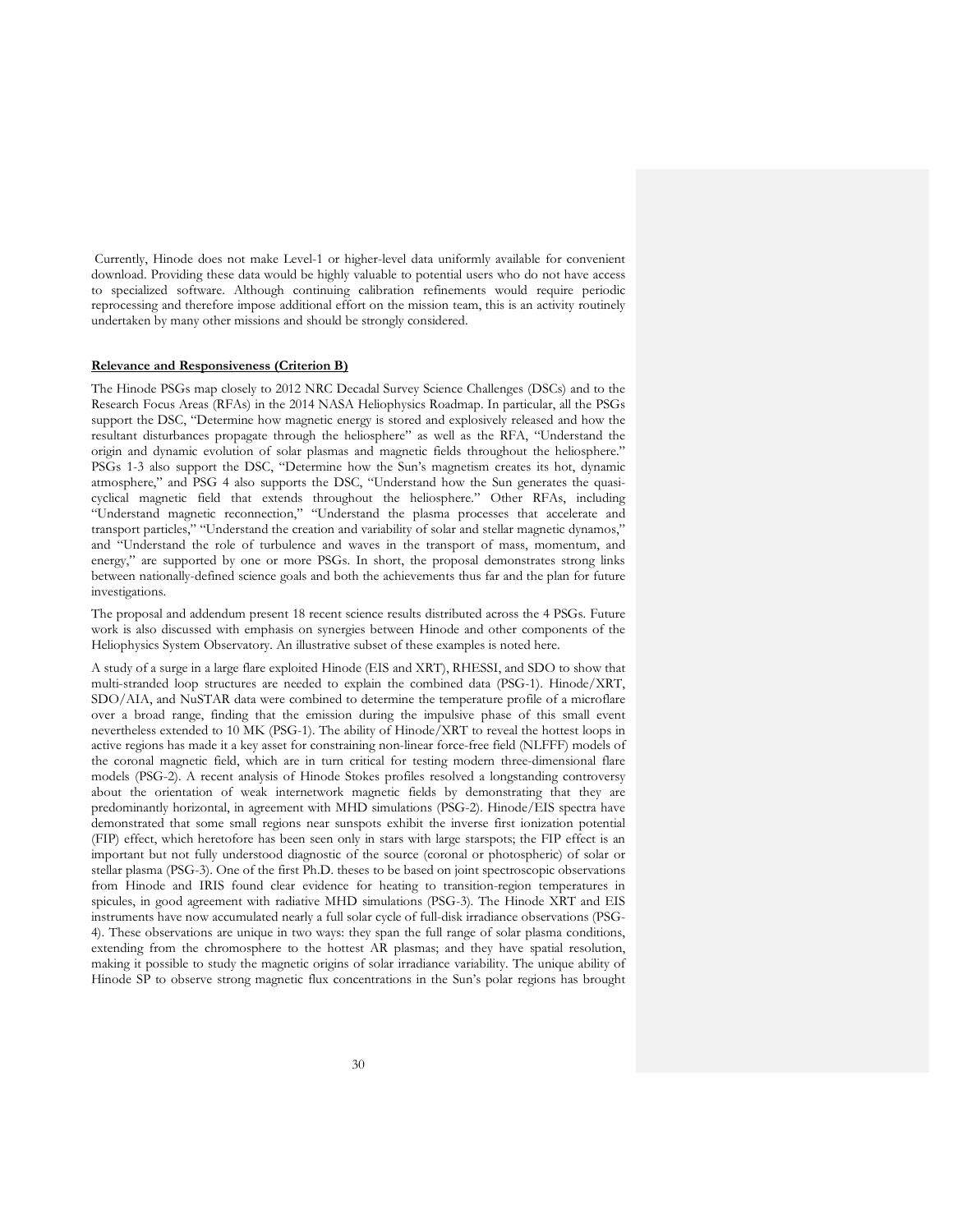Currently, Hinode does not make Level-1 or higher-level data uniformly available for convenient download. Providing these data would be highly valuable to potential users who do not have access to specialized software. Although continuing calibration refinements would require periodic reprocessing and therefore impose additional effort on the mission team, this is an activity routinely undertaken by many other missions and should be strongly considered.

**Relevance and Responsiveness (Criterion B)**

The Hinode PSGs map closely to 2012 NRC Decadal Survey Science Challenges (DSCs) and to the Research Focus Areas (RFAs) in the 2014 NASA Heliophysics Roadmap. In particular, all the PSGs support the DSC, "Determine how magnetic energy is stored and explosively released and how the resultant disturbances propagate through the heliosphere" as well as the RFA, "Understand the origin and dynamic evolution of solar plasmas and magnetic fields throughout the heliosphere." PSGs 1-3 also support the DSC, "Determine how the Sun's magnetism creates its hot, dynamic atmosphere," and PSG 4 also supports the DSC, "Understand how the Sun generates the quasi-cyclical magnetic field that extends throughout the heliosphere." Other RFAs, including "Understand magnetic reconnection," "Understand the plasma processes that accelerate and transport particles," "Understand the creation and variability of solar and stellar magnetic dynamos," and "Understand the role of turbulence and waves in the transport of mass, momentum, and energy," are supported by one or more PSGs. In short, the proposal demonstrates strong links between nationally-defined science goals and both the achievements thus far and the plan for future investigations.

The proposal and addendum present 18 recent science results distributed across the 4 PSGs. Future work is also discussed with emphasis on synergies between Hinode and other components of the Heliophysics System Observatory. An illustrative subset of these examples is noted here.

A study of a surge in a large flare exploited Hinode (EIS and XRT), RHESSI, and SDO to show that multi-stranded loop structures are needed to explain the combined data (PSG-1). Hinode/XRT, SDO/AIA, and NuSTAR data were combined to determine the temperature profile of a microflare over a broad range, finding that the emission during the impulsive phase of this small event nevertheless extended to 10 MK (PSG-1). The ability of Hinode/XRT to reveal the hottest loops in active regions has made it a key asset for constraining non-linear force-free field (NLFFF) models of the coronal magnetic field, which are in turn critical for testing modern three-dimensional flare models (PSG-2). A recent analysis of Hinode Stokes profiles resolved a longstanding controversy about the orientation of weak internetwork magnetic fields by demonstrating that they are predominantly horizontal, in agreement with MHD simulations (PSG-2). Hinode/EIS spectra have demonstrated that some small regions near sunspots exhibit the inverse first ionization potential (FIP) effect, which heretofore has been seen only in stars with large starspots; the FIP effect is an important but not fully understood diagnostic of the source (coronal or photospheric) of solar or stellar plasma (PSG-3). One of the first Ph.D. theses to be based on joint spectroscopic observations from Hinode and IRIS found clear evidence for heating to transition-region temperatures in spicules, in good agreement with radiative MHD simulations (PSG-3). The Hinode XRT and EIS instruments have now accumulated nearly a full solar cycle of full-disk irradiance observations (PSG-4). These observations are unique in two ways: they span the full range of solar plasma conditions, extending from the chromosphere to the hottest AR plasmas; and they have spatial resolution, making it possible to study the magnetic origins of solar irradiance variability. The unique ability of Hinode SP to observe strong magnetic flux concentrations in the Sun's polar regions has brought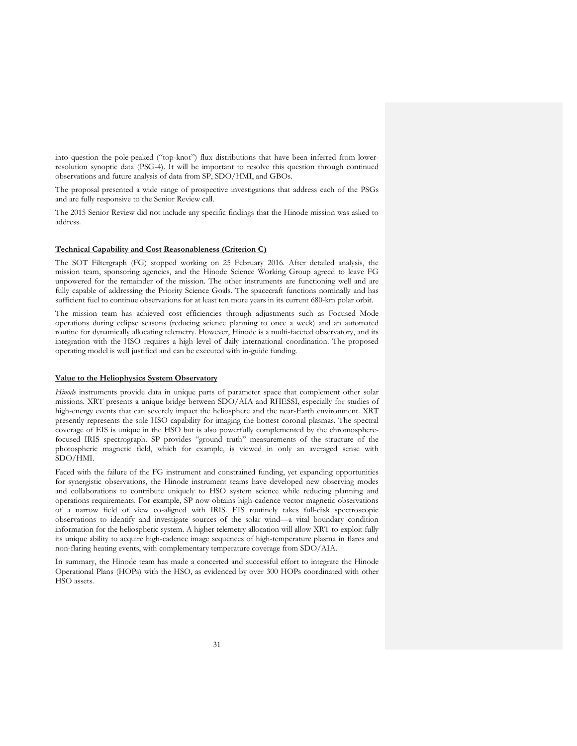into question the pole-peaked ("top-knot") flux distributions that have been inferred from lower-resolution synoptic data (PSG-4). It will be important to resolve this question through continued observations and future analysis of data from SP, SDO/HMI, and GBOs.

The proposal presented a wide range of prospective investigations that address each of the PSGs and are fully responsive to the Senior Review call.

The 2015 Senior Review did not include any specific findings that the Hinode mission was asked to address.

**Technical Capability and Cost Reasonableness (Criterion C)**

The SOT Filtergraph (FG) stopped working on 25 February 2016. After detailed analysis, the mission team, sponsoring agencies, and the Hinode Science Working Group agreed to leave FG unpowered for the remainder of the mission. The other instruments are functioning well and are fully capable of addressing the Priority Science Goals. The spacecraft functions nominally and has sufficient fuel to continue observations for at least ten more years in its current 680-km polar orbit.

The mission team has achieved cost efficiencies through adjustments such as Focused Mode operations during eclipse seasons (reducing science planning to once a week) and an automated routine for dynamically allocating telemetry. However, Hinode is a multi-faceted observatory, and its integration with the HSO requires a high level of daily international coordination. The proposed operating model is well justified and can be executed with in-guide funding.

**Value to the Heliophysics System Observatory**

*Hinode* instruments provide data in unique parts of parameter space that complement other solar missions. XRT presents a unique bridge between SDO/AIA and RHESSI, especially for studies of high-energy events that can severely impact the heliosphere and the near-Earth environment. XRT presently represents the sole HSO capability for imaging the hottest coronal plasmas. The spectral coverage of EIS is unique in the HSO but is also powerfully complemented by the chromosphere-focused IRIS spectrograph. SP provides "ground truth" measurements of the structure of the photospheric magnetic field, which for example, is viewed in only an averaged sense with SDO/HMI.

Faced with the failure of the FG instrument and constrained funding, yet expanding opportunities for synergistic observations, the Hinode instrument teams have developed new observing modes and collaborations to contribute uniquely to HSO system science while reducing planning and operations requirements. For example, SP now obtains high-cadence vector magnetic observations of a narrow field of view co-aligned with IRIS. EIS routinely takes full-disk spectroscopic observations to identify and investigate sources of the solar wind—a vital boundary condition information for the heliospheric system. A higher telemetry allocation will allow XRT to exploit fully its unique ability to acquire high-cadence image sequences of high-temperature plasma in flares and non-flaring heating events, with complementary temperature coverage from SDO/AIA.

In summary, the Hinode team has made a concerted and successful effort to integrate the Hinode Operational Plans (HOPs) with the HSO, as evidenced by over 300 HOPs coordinated with other HSO assets.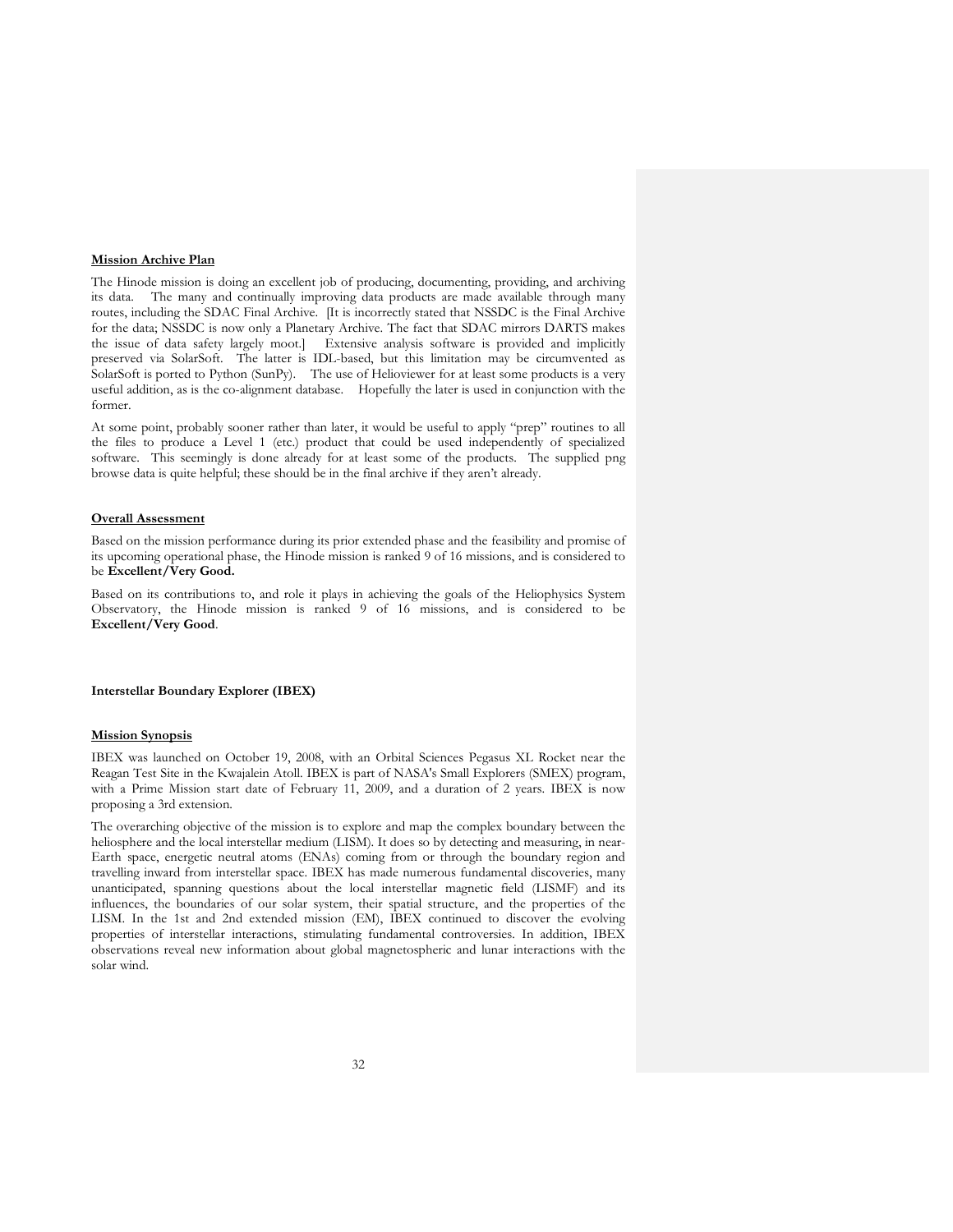**Mission Archive Plan**

The Hinode mission is doing an excellent job of producing, documenting, providing, and archiving its data. The many and continually improving data products are made available through many routes, including the SDAC Final Archive. [It is incorrectly stated that NSSDC is the Final Archive for the data; NSSDC is now only a Planetary Archive. The fact that SDAC mirrors DARTS makes the issue of data safety largely moot.] Extensive analysis software is provided and implicitly preserved via SolarSoft. The latter is IDL-based, but this limitation may be circumvented as SolarSoft is ported to Python (SunPy). The use of Helioviewer for at least some products is a very useful addition, as is the co-alignment database. Hopefully the later is used in conjunction with the former.

At some point, probably sooner rather than later, it would be useful to apply "prep" routines to all the files to produce a Level 1 (etc.) product that could be used independently of specialized software. This seemingly is done already for at least some of the products. The supplied png browse data is quite helpful; these should be in the final archive if they aren't already.

**Overall Assessment**

Based on the mission performance during its prior extended phase and the feasibility and promise of its upcoming operational phase, the Hinode mission is ranked 9 of 16 missions, and is considered to be **Excellent/Very Good.**

Based on its contributions to, and role it plays in achieving the goals of the Heliophysics System Observatory, the Hinode mission is ranked 9 of 16 missions, and is considered to be **Excellent/Very Good**.

## Interstellar Boundary Explorer (IBEX)

**Mission Synopsis**

IBEX was launched on October 19, 2008, with an Orbital Sciences Pegasus XL Rocket near the Reagan Test Site in the Kwajalein Atoll. IBEX is part of NASA's Small Explorers (SMEX) program, with a Prime Mission start date of February 11, 2009, and a duration of 2 years. IBEX is now proposing a 3rd extension.

The overarching objective of the mission is to explore and map the complex boundary between the heliosphere and the local interstellar medium (LISM). It does so by detecting and measuring, in near-Earth space, energetic neutral atoms (ENAs) coming from or through the boundary region and travelling inward from interstellar space. IBEX has made numerous fundamental discoveries, many unanticipated, spanning questions about the local interstellar magnetic field (LISMF) and its influences, the boundaries of our solar system, their spatial structure, and the properties of the LISM. In the 1st and 2nd extended mission (EM), IBEX continued to discover the evolving properties of interstellar interactions, stimulating fundamental controversies. In addition, IBEX observations reveal new information about global magnetospheric and lunar interactions with the solar wind.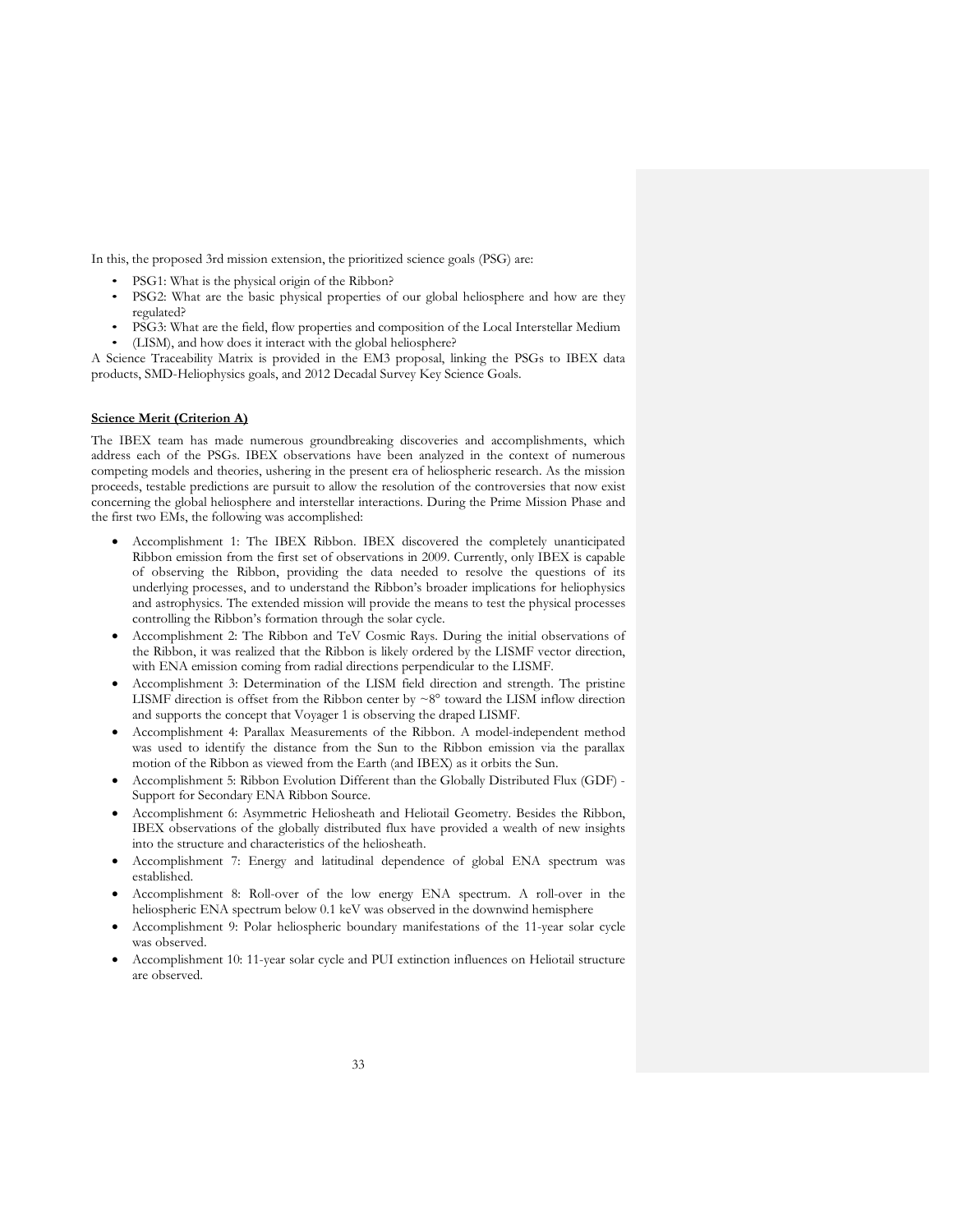In this, the proposed 3rd mission extension, the prioritized science goals (PSG) are:

- PSG1: What is the physical origin of the Ribbon?
- PSG2: What are the basic physical properties of our global heliosphere and how are they regulated?
- PSG3: What are the field, flow properties and composition of the Local Interstellar Medium
- (LISM), and how does it interact with the global heliosphere?

A Science Traceability Matrix is provided in the EM3 proposal, linking the PSGs to IBEX data products, SMD-Heliophysics goals, and 2012 Decadal Survey Key Science Goals.

**Science Merit (Criterion A)**

The IBEX team has made numerous groundbreaking discoveries and accomplishments, which address each of the PSGs. IBEX observations have been analyzed in the context of numerous competing models and theories, ushering in the present era of heliospheric research. As the mission proceeds, testable predictions are pursuit to allow the resolution of the controversies that now exist concerning the global heliosphere and interstellar interactions. During the Prime Mission Phase and the first two EMs, the following was accomplished:

- Accomplishment 1: The IBEX Ribbon. IBEX discovered the completely unanticipated Ribbon emission from the first set of observations in 2009. Currently, only IBEX is capable of observing the Ribbon, providing the data needed to resolve the questions of its underlying processes, and to understand the Ribbon's broader implications for heliophysics and astrophysics. The extended mission will provide the means to test the physical processes controlling the Ribbon's formation through the solar cycle.
- Accomplishment 2: The Ribbon and TeV Cosmic Rays. During the initial observations of the Ribbon, it was realized that the Ribbon is likely ordered by the LISMF vector direction, with ENA emission coming from radial directions perpendicular to the LISMF.
- Accomplishment 3: Determination of the LISM field direction and strength. The pristine LISMF direction is offset from the Ribbon center by ~8° toward the LISM inflow direction and supports the concept that Voyager 1 is observing the draped LISMF.
- Accomplishment 4: Parallax Measurements of the Ribbon. A model-independent method was used to identify the distance from the Sun to the Ribbon emission via the parallax motion of the Ribbon as viewed from the Earth (and IBEX) as it orbits the Sun.
- Accomplishment 5: Ribbon Evolution Different than the Globally Distributed Flux (GDF) - Support for Secondary ENA Ribbon Source.
- Accomplishment 6: Asymmetric Heliosheath and Heliotail Geometry. Besides the Ribbon, IBEX observations of the globally distributed flux have provided a wealth of new insights into the structure and characteristics of the heliosheath.
- Accomplishment 7: Energy and latitudinal dependence of global ENA spectrum was established.
- Accomplishment 8: Roll-over of the low energy ENA spectrum. A roll-over in the heliospheric ENA spectrum below 0.1 keV was observed in the downwind hemisphere
- Accomplishment 9: Polar heliospheric boundary manifestations of the 11-year solar cycle was observed.
- Accomplishment 10: 11-year solar cycle and PUI extinction influences on Heliotail structure are observed.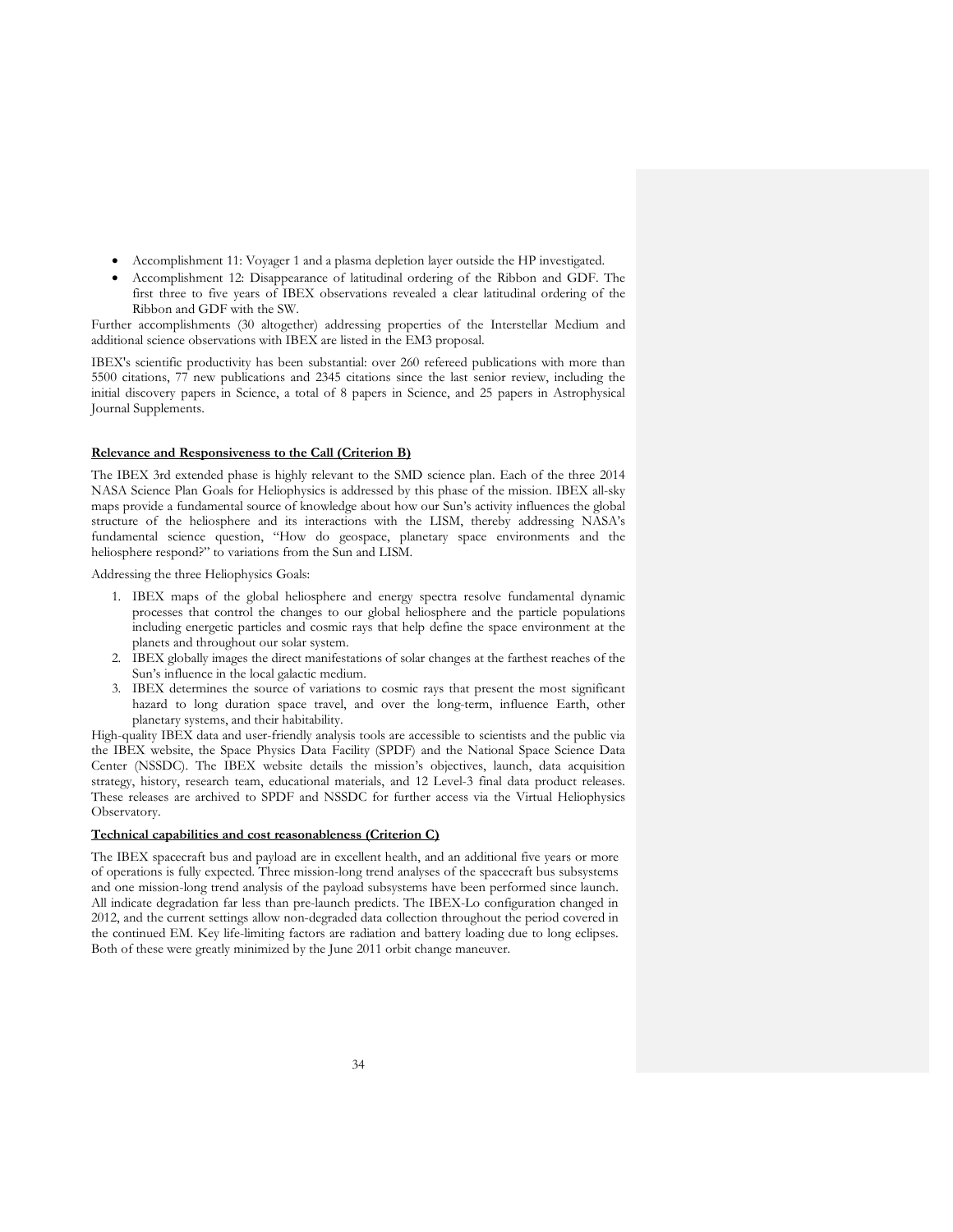- Accomplishment 11: Voyager 1 and a plasma depletion layer outside the HP investigated.
- Accomplishment 12: Disappearance of latitudinal ordering of the Ribbon and GDF. The first three to five years of IBEX observations revealed a clear latitudinal ordering of the Ribbon and GDF with the SW.

Further accomplishments (30 altogether) addressing properties of the Interstellar Medium and additional science observations with IBEX are listed in the EM3 proposal.

IBEX's scientific productivity has been substantial: over 260 refereed publications with more than 5500 citations, 77 new publications and 2345 citations since the last senior review, including the initial discovery papers in Science, a total of 8 papers in Science, and 25 papers in Astrophysical Journal Supplements.

**Relevance and Responsiveness to the Call (Criterion B)**

The IBEX 3rd extended phase is highly relevant to the SMD science plan. Each of the three 2014 NASA Science Plan Goals for Heliophysics is addressed by this phase of the mission. IBEX all-sky maps provide a fundamental source of knowledge about how our Sun's activity influences the global structure of the heliosphere and its interactions with the LISM, thereby addressing NASA's fundamental science question, "How do geospace, planetary space environments and the heliosphere respond?" to variations from the Sun and LISM.

Addressing the three Heliophysics Goals:

1. IBEX maps of the global heliosphere and energy spectra resolve fundamental dynamic processes that control the changes to our global heliosphere and the particle populations including energetic particles and cosmic rays that help define the space environment at the planets and throughout our solar system.
2. IBEX globally images the direct manifestations of solar changes at the farthest reaches of the Sun's influence in the local galactic medium.
3. IBEX determines the source of variations to cosmic rays that present the most significant hazard to long duration space travel, and over the long-term, influence Earth, other planetary systems, and their habitability.

High-quality IBEX data and user-friendly analysis tools are accessible to scientists and the public via the IBEX website, the Space Physics Data Facility (SPDF) and the National Space Science Data Center (NSSDC). The IBEX website details the mission's objectives, launch, data acquisition strategy, history, research team, educational materials, and 12 Level-3 final data product releases. These releases are archived to SPDF and NSSDC for further access via the Virtual Heliophysics Observatory.

**Technical capabilities and cost reasonableness (Criterion C)**

The IBEX spacecraft bus and payload are in excellent health, and an additional five years or more of operations is fully expected. Three mission-long trend analyses of the spacecraft bus subsystems and one mission-long trend analysis of the payload subsystems have been performed since launch. All indicate degradation far less than pre-launch predicts. The IBEX-Lo configuration changed in 2012, and the current settings allow non-degraded data collection throughout the period covered in the continued EM. Key life-limiting factors are radiation and battery loading due to long eclipses. Both of these were greatly minimized by the June 2011 orbit change maneuver.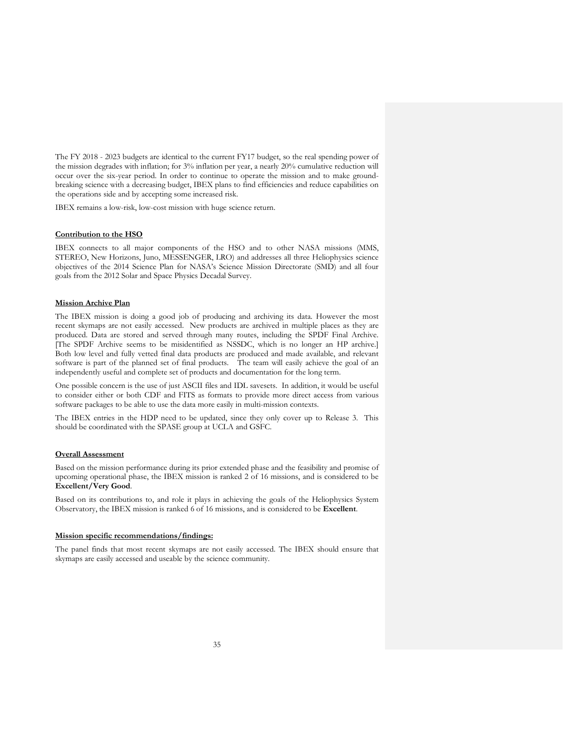The FY 2018 - 2023 budgets are identical to the current FY17 budget, so the real spending power of the mission degrades with inflation; for 3% inflation per year, a nearly 20% cumulative reduction will occur over the six-year period. In order to continue to operate the mission and to make ground-breaking science with a decreasing budget, IBEX plans to find efficiencies and reduce capabilities on the operations side and by accepting some increased risk.

IBEX remains a low-risk, low-cost mission with huge science return.

**Contribution to the HSO**

IBEX connects to all major components of the HSO and to other NASA missions (MMS, STEREO, New Horizons, Juno, MESSENGER, LRO) and addresses all three Heliophysics science objectives of the 2014 Science Plan for NASA's Science Mission Directorate (SMD) and all four goals from the 2012 Solar and Space Physics Decadal Survey.

**Mission Archive Plan**

The IBEX mission is doing a good job of producing and archiving its data. However the most recent skymaps are not easily accessed. New products are archived in multiple places as they are produced. Data are stored and served through many routes, including the SPDF Final Archive. [The SPDF Archive seems to be misidentified as NSSDC, which is no longer an HP archive.] Both low level and fully vetted final data products are produced and made available, and relevant software is part of the planned set of final products. The team will easily achieve the goal of an independently useful and complete set of products and documentation for the long term.

One possible concern is the use of just ASCII files and IDL savesets. In addition, it would be useful to consider either or both CDF and FITS as formats to provide more direct access from various software packages to be able to use the data more easily in multi-mission contexts.

The IBEX entries in the HDP need to be updated, since they only cover up to Release 3. This should be coordinated with the SPASE group at UCLA and GSFC.

**Overall Assessment**

Based on the mission performance during its prior extended phase and the feasibility and promise of upcoming operational phase, the IBEX mission is ranked 2 of 16 missions, and is considered to be **Excellent/Very Good**.

Based on its contributions to, and role it plays in achieving the goals of the Heliophysics System Observatory, the IBEX mission is ranked 6 of 16 missions, and is considered to be **Excellent**.

**Mission specific recommendations/findings:**

The panel finds that most recent skymaps are not easily accessed. The IBEX should ensure that skymaps are easily accessed and useable by the science community.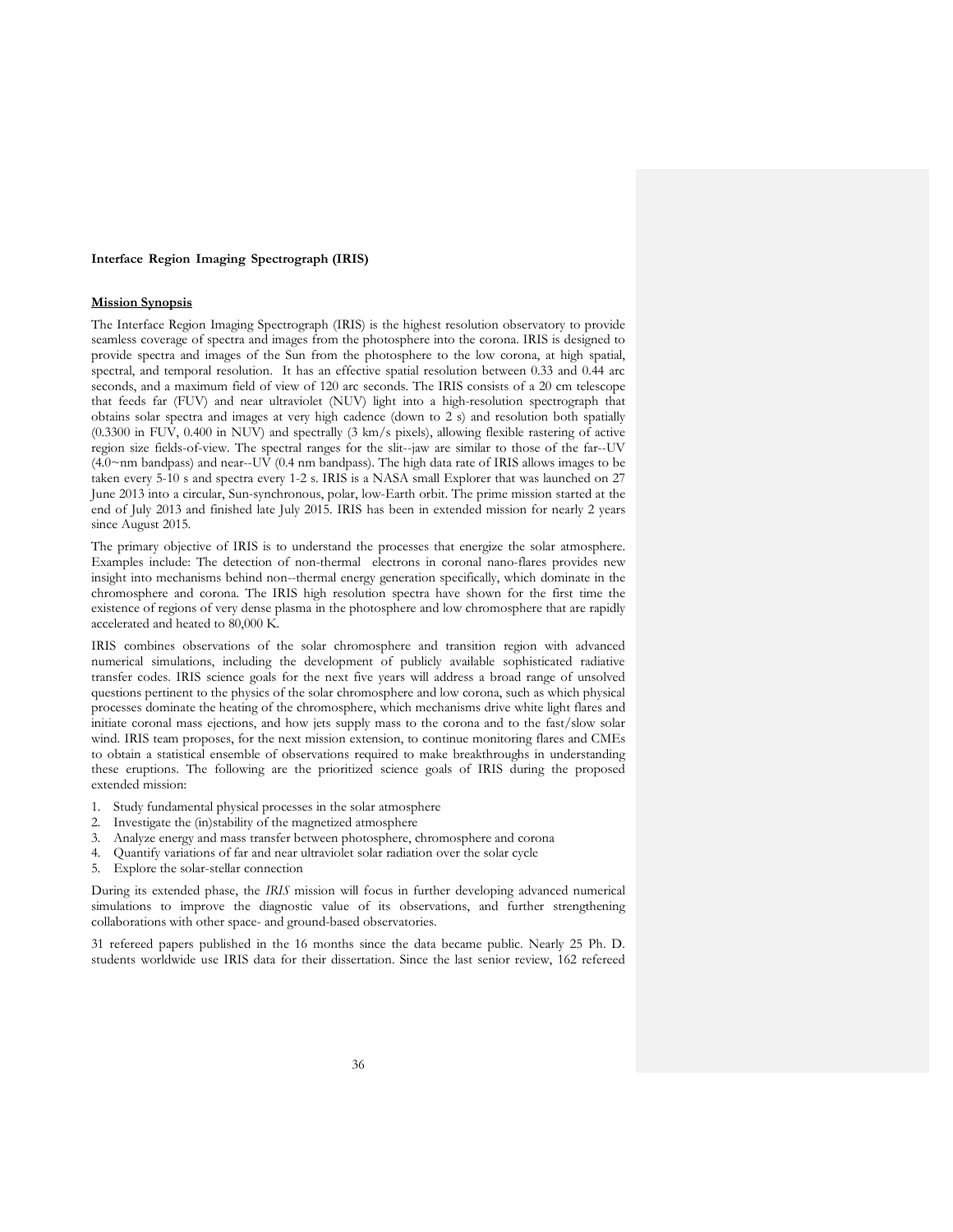**Interface Region Imaging Spectrograph (IRIS)**

**Mission Synopsis**

The Interface Region Imaging Spectrograph (IRIS) is the highest resolution observatory to provide seamless coverage of spectra and images from the photosphere into the corona. IRIS is designed to provide spectra and images of the Sun from the photosphere to the low corona, at high spatial, spectral, and temporal resolution. It has an effective spatial resolution between 0.33 and 0.44 arc seconds, and a maximum field of view of 120 arc seconds. The IRIS consists of a 20 cm telescope that feeds far (FUV) and near ultraviolet (NUV) light into a high-resolution spectrograph that obtains solar spectra and images at very high cadence (down to 2 s) and resolution both spatially (0.3300 in FUV, 0.400 in NUV) and spectrally (3 km/s pixels), allowing flexible rastering of active region size fields-of-view. The spectral ranges for the slit--jaw are similar to those of the far--UV (4.0~nm bandpass) and near--UV (0.4 nm bandpass). The high data rate of IRIS allows images to be taken every 5-10 s and spectra every 1-2 s. IRIS is a NASA small Explorer that was launched on 27 June 2013 into a circular, Sun-synchronous, polar, low-Earth orbit. The prime mission started at the end of July 2013 and finished late July 2015. IRIS has been in extended mission for nearly 2 years since August 2015.

The primary objective of IRIS is to understand the processes that energize the solar atmosphere. Examples include: The detection of non-thermal electrons in coronal nano-flares provides new insight into mechanisms behind non--thermal energy generation specifically, which dominate in the chromosphere and corona. The IRIS high resolution spectra have shown for the first time the existence of regions of very dense plasma in the photosphere and low chromosphere that are rapidly accelerated and heated to 80,000 K.

IRIS combines observations of the solar chromosphere and transition region with advanced numerical simulations, including the development of publicly available sophisticated radiative transfer codes. IRIS science goals for the next five years will address a broad range of unsolved questions pertinent to the physics of the solar chromosphere and low corona, such as which physical processes dominate the heating of the chromosphere, which mechanisms drive white light flares and initiate coronal mass ejections, and how jets supply mass to the corona and to the fast/slow solar wind. IRIS team proposes, for the next mission extension, to continue monitoring flares and CMEs to obtain a statistical ensemble of observations required to make breakthroughs in understanding these eruptions. The following are the prioritized science goals of IRIS during the proposed extended mission:

1. Study fundamental physical processes in the solar atmosphere
2. Investigate the (in)stability of the magnetized atmosphere
3. Analyze energy and mass transfer between photosphere, chromosphere and corona
4. Quantify variations of far and near ultraviolet solar radiation over the solar cycle
5. Explore the solar-stellar connection

During its extended phase, the *IRIS* mission will focus in further developing advanced numerical simulations to improve the diagnostic value of its observations, and further strengthening collaborations with other space- and ground-based observatories.

31 refereed papers published in the 16 months since the data became public. Nearly 25 Ph. D. students worldwide use IRIS data for their dissertation. Since the last senior review, 162 refereed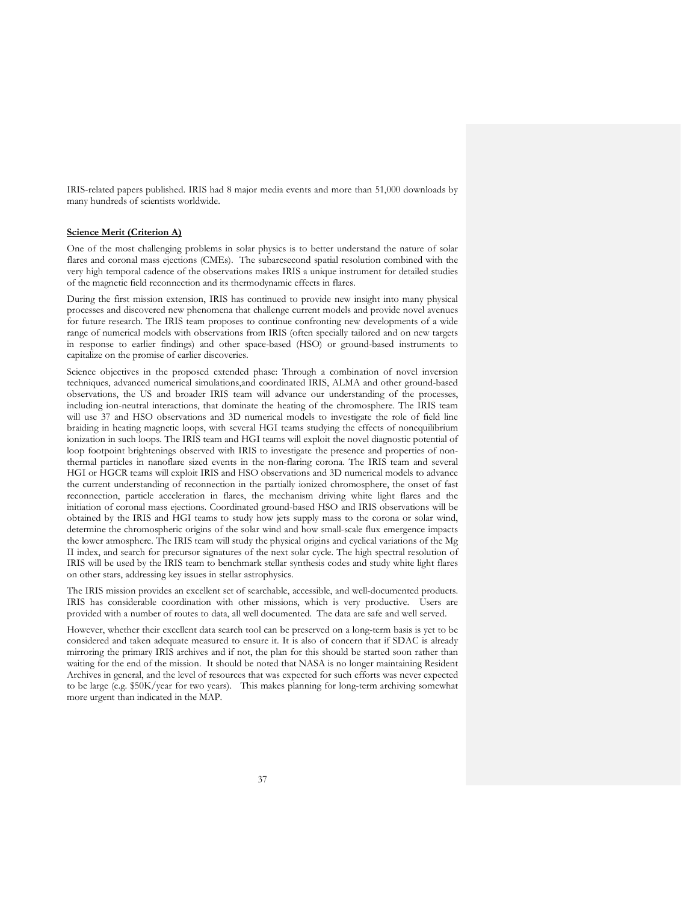IRIS-related papers published. IRIS had 8 major media events and more than 51,000 downloads by many hundreds of scientists worldwide.

**Science Merit (Criterion A)**

One of the most challenging problems in solar physics is to better understand the nature of solar flares and coronal mass ejections (CMEs). The subarcsecond spatial resolution combined with the very high temporal cadence of the observations makes IRIS a unique instrument for detailed studies of the magnetic field reconnection and its thermodynamic effects in flares.

During the first mission extension, IRIS has continued to provide new insight into many physical processes and discovered new phenomena that challenge current models and provide novel avenues for future research. The IRIS team proposes to continue confronting new developments of a wide range of numerical models with observations from IRIS (often specially tailored and on new targets in response to earlier findings) and other space-based (HSO) or ground-based instruments to capitalize on the promise of earlier discoveries.

Science objectives in the proposed extended phase: Through a combination of novel inversion techniques, advanced numerical simulations,and coordinated IRIS, ALMA and other ground-based observations, the US and broader IRIS team will advance our understanding of the processes, including ion-neutral interactions, that dominate the heating of the chromosphere. The IRIS team will use 37 and HSO observations and 3D numerical models to investigate the role of field line braiding in heating magnetic loops, with several HGI teams studying the effects of nonequilibrium ionization in such loops. The IRIS team and HGI teams will exploit the novel diagnostic potential of loop footpoint brightenings observed with IRIS to investigate the presence and properties of non-thermal particles in nanoflare sized events in the non-flaring corona. The IRIS team and several HGI or HGCR teams will exploit IRIS and HSO observations and 3D numerical models to advance the current understanding of reconnection in the partially ionized chromosphere, the onset of fast reconnection, particle acceleration in flares, the mechanism driving white light flares and the initiation of coronal mass ejections. Coordinated ground-based HSO and IRIS observations will be obtained by the IRIS and HGI teams to study how jets supply mass to the corona or solar wind, determine the chromospheric origins of the solar wind and how small-scale flux emergence impacts the lower atmosphere. The IRIS team will study the physical origins and cyclical variations of the Mg II index, and search for precursor signatures of the next solar cycle. The high spectral resolution of IRIS will be used by the IRIS team to benchmark stellar synthesis codes and study white light flares on other stars, addressing key issues in stellar astrophysics.

The IRIS mission provides an excellent set of searchable, accessible, and well-documented products. IRIS has considerable coordination with other missions, which is very productive. Users are provided with a number of routes to data, all well documented. The data are safe and well served.

However, whether their excellent data search tool can be preserved on a long-term basis is yet to be considered and taken adequate measured to ensure it. It is also of concern that if SDAC is already mirroring the primary IRIS archives and if not, the plan for this should be started soon rather than waiting for the end of the mission. It should be noted that NASA is no longer maintaining Resident Archives in general, and the level of resources that was expected for such efforts was never expected to be large (e.g. $50K/year for two years). This makes planning for long-term archiving somewhat more urgent than indicated in the MAP.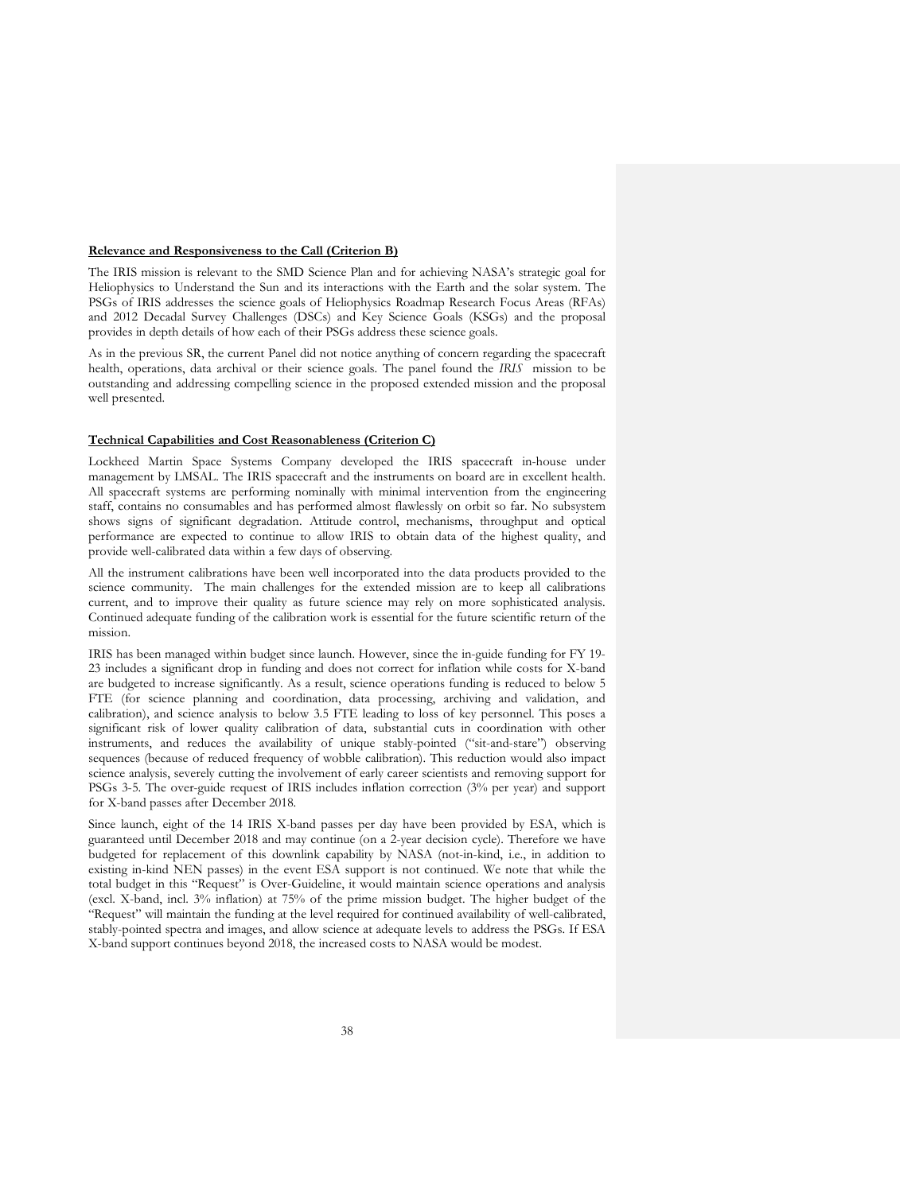**Relevance and Responsiveness to the Call (Criterion B)**

The IRIS mission is relevant to the SMD Science Plan and for achieving NASA's strategic goal for Heliophysics to Understand the Sun and its interactions with the Earth and the solar system. The PSGs of IRIS addresses the science goals of Heliophysics Roadmap Research Focus Areas (RFAs) and 2012 Decadal Survey Challenges (DSCs) and Key Science Goals (KSGs) and the proposal provides in depth details of how each of their PSGs address these science goals.

As in the previous SR, the current Panel did not notice anything of concern regarding the spacecraft health, operations, data archival or their science goals. The panel found the *IRIS* mission to be outstanding and addressing compelling science in the proposed extended mission and the proposal well presented.

**Technical Capabilities and Cost Reasonableness (Criterion C)**

Lockheed Martin Space Systems Company developed the IRIS spacecraft in-house under management by LMSAL. The IRIS spacecraft and the instruments on board are in excellent health. All spacecraft systems are performing nominally with minimal intervention from the engineering staff, contains no consumables and has performed almost flawlessly on orbit so far. No subsystem shows signs of significant degradation. Attitude control, mechanisms, throughput and optical performance are expected to continue to allow IRIS to obtain data of the highest quality, and provide well-calibrated data within a few days of observing.

All the instrument calibrations have been well incorporated into the data products provided to the science community. The main challenges for the extended mission are to keep all calibrations current, and to improve their quality as future science may rely on more sophisticated analysis. Continued adequate funding of the calibration work is essential for the future scientific return of the mission.

IRIS has been managed within budget since launch. However, since the in-guide funding for FY 19-23 includes a significant drop in funding and does not correct for inflation while costs for X-band are budgeted to increase significantly. As a result, science operations funding is reduced to below 5 FTE (for science planning and coordination, data processing, archiving and validation, and calibration), and science analysis to below 3.5 FTE leading to loss of key personnel. This poses a significant risk of lower quality calibration of data, substantial cuts in coordination with other instruments, and reduces the availability of unique stably-pointed ("sit-and-stare") observing sequences (because of reduced frequency of wobble calibration). This reduction would also impact science analysis, severely cutting the involvement of early career scientists and removing support for PSGs 3-5. The over-guide request of IRIS includes inflation correction (3% per year) and support for X-band passes after December 2018.

Since launch, eight of the 14 IRIS X-band passes per day have been provided by ESA, which is guaranteed until December 2018 and may continue (on a 2-year decision cycle). Therefore we have budgeted for replacement of this downlink capability by NASA (not-in-kind, i.e., in addition to existing in-kind NEN passes) in the event ESA support is not continued. We note that while the total budget in this "Request" is Over-Guideline, it would maintain science operations and analysis (excl. X-band, incl. 3% inflation) at 75% of the prime mission budget. The higher budget of the "Request" will maintain the funding at the level required for continued availability of well-calibrated, stably-pointed spectra and images, and allow science at adequate levels to address the PSGs. If ESA X-band support continues beyond 2018, the increased costs to NASA would be modest.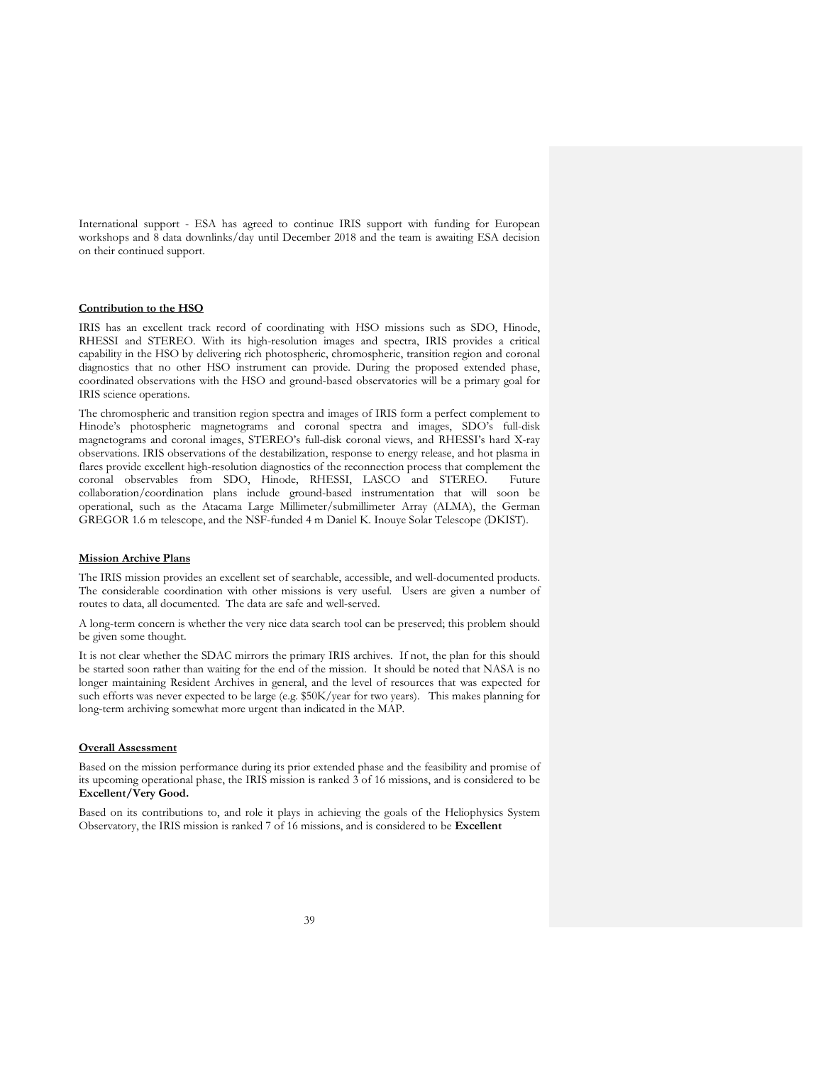International support - ESA has agreed to continue IRIS support with funding for European workshops and 8 data downlinks/day until December 2018 and the team is awaiting ESA decision on their continued support.

**Contribution to the HSO**

IRIS has an excellent track record of coordinating with HSO missions such as SDO, Hinode, RHESSI and STEREO. With its high-resolution images and spectra, IRIS provides a critical capability in the HSO by delivering rich photospheric, chromospheric, transition region and coronal diagnostics that no other HSO instrument can provide. During the proposed extended phase, coordinated observations with the HSO and ground-based observatories will be a primary goal for IRIS science operations.

The chromospheric and transition region spectra and images of IRIS form a perfect complement to Hinode's photospheric magnetograms and coronal spectra and images, SDO's full-disk magnetograms and coronal images, STEREO's full-disk coronal views, and RHESSI's hard X-ray observations. IRIS observations of the destabilization, response to energy release, and hot plasma in flares provide excellent high-resolution diagnostics of the reconnection process that complement the coronal observables from SDO, Hinode, RHESSI, LASCO and STEREO. Future collaboration/coordination plans include ground-based instrumentation that will soon be operational, such as the Atacama Large Millimeter/submillimeter Array (ALMA), the German GREGOR 1.6 m telescope, and the NSF-funded 4 m Daniel K. Inouye Solar Telescope (DKIST).

**Mission Archive Plans**

The IRIS mission provides an excellent set of searchable, accessible, and well-documented products. The considerable coordination with other missions is very useful. Users are given a number of routes to data, all documented. The data are safe and well-served.

A long-term concern is whether the very nice data search tool can be preserved; this problem should be given some thought.

It is not clear whether the SDAC mirrors the primary IRIS archives. If not, the plan for this should be started soon rather than waiting for the end of the mission. It should be noted that NASA is no longer maintaining Resident Archives in general, and the level of resources that was expected for such efforts was never expected to be large (e.g. $50K/year for two years). This makes planning for long-term archiving somewhat more urgent than indicated in the MAP.

**Overall Assessment**

Based on the mission performance during its prior extended phase and the feasibility and promise of its upcoming operational phase, the IRIS mission is ranked 3 of 16 missions, and is considered to be **Excellent/Very Good.**

Based on its contributions to, and role it plays in achieving the goals of the Heliophysics System Observatory, the IRIS mission is ranked 7 of 16 missions, and is considered to be **Excellent**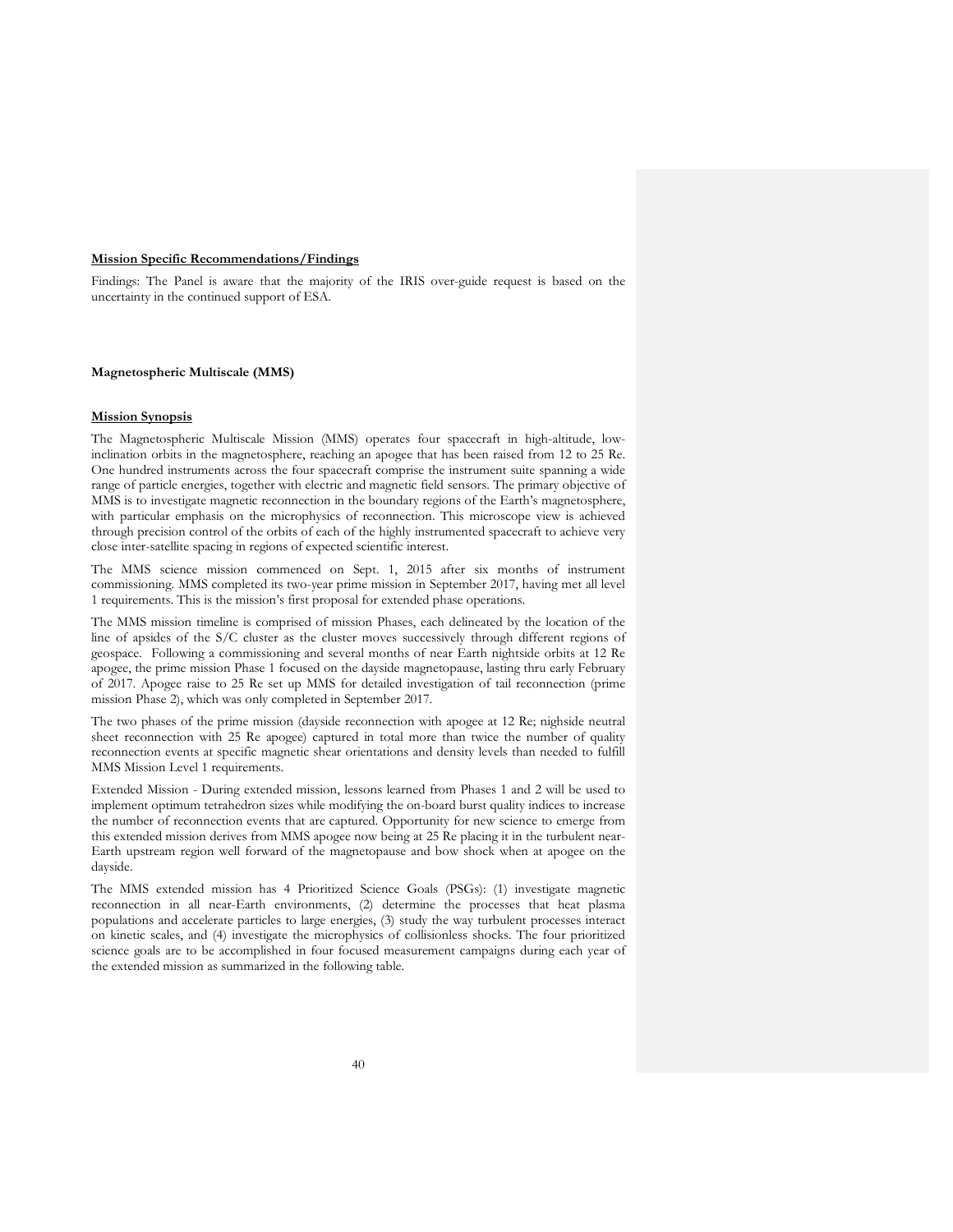**Mission Specific Recommendations/Findings**

Findings: The Panel is aware that the majority of the IRIS over-guide request is based on the uncertainty in the continued support of ESA.

**Magnetospheric Multiscale (MMS)**

**Mission Synopsis**

The Magnetospheric Multiscale Mission (MMS) operates four spacecraft in high-altitude, low-inclination orbits in the magnetosphere, reaching an apogee that has been raised from 12 to 25 Re. One hundred instruments across the four spacecraft comprise the instrument suite spanning a wide range of particle energies, together with electric and magnetic field sensors. The primary objective of MMS is to investigate magnetic reconnection in the boundary regions of the Earth's magnetosphere, with particular emphasis on the microphysics of reconnection. This microscope view is achieved through precision control of the orbits of each of the highly instrumented spacecraft to achieve very close inter-satellite spacing in regions of expected scientific interest.

The MMS science mission commenced on Sept. 1, 2015 after six months of instrument commissioning. MMS completed its two-year prime mission in September 2017, having met all level 1 requirements. This is the mission's first proposal for extended phase operations.

The MMS mission timeline is comprised of mission Phases, each delineated by the location of the line of apsides of the S/C cluster as the cluster moves successively through different regions of geospace. Following a commissioning and several months of near Earth nightside orbits at 12 Re apogee, the prime mission Phase 1 focused on the dayside magnetopause, lasting thru early February of 2017. Apogee raise to 25 Re set up MMS for detailed investigation of tail reconnection (prime mission Phase 2), which was only completed in September 2017.

The two phases of the prime mission (dayside reconnection with apogee at 12 Re; nighside neutral sheet reconnection with 25 Re apogee) captured in total more than twice the number of quality reconnection events at specific magnetic shear orientations and density levels than needed to fulfill MMS Mission Level 1 requirements.

Extended Mission - During extended mission, lessons learned from Phases 1 and 2 will be used to implement optimum tetrahedron sizes while modifying the on-board burst quality indices to increase the number of reconnection events that are captured. Opportunity for new science to emerge from this extended mission derives from MMS apogee now being at 25 Re placing it in the turbulent near-Earth upstream region well forward of the magnetopause and bow shock when at apogee on the dayside.

The MMS extended mission has 4 Prioritized Science Goals (PSGs): (1) investigate magnetic reconnection in all near-Earth environments, (2) determine the processes that heat plasma populations and accelerate particles to large energies, (3) study the way turbulent processes interact on kinetic scales, and (4) investigate the microphysics of collisionless shocks. The four prioritized science goals are to be accomplished in four focused measurement campaigns during each year of the extended mission as summarized in the following table.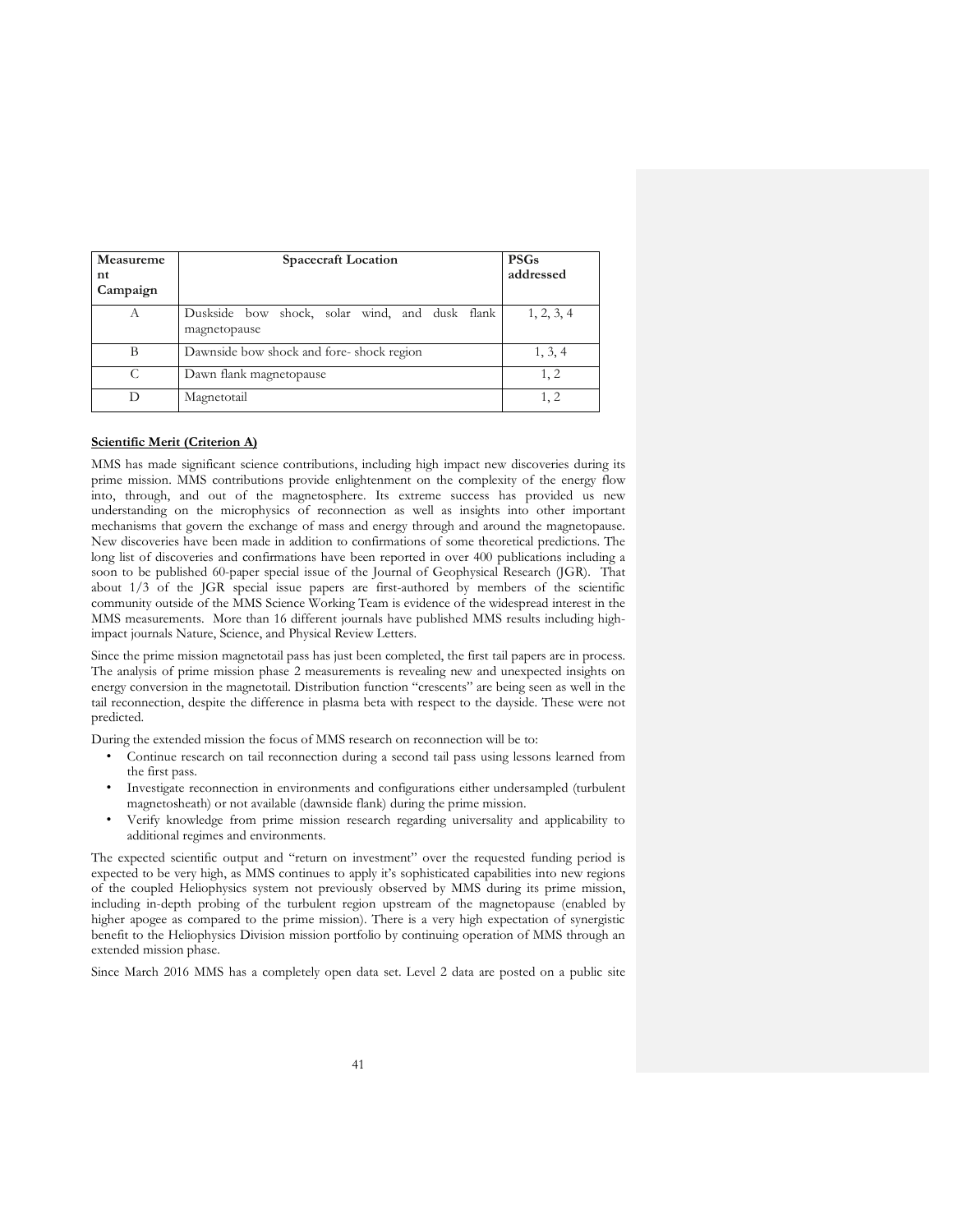| Measurement Campaign | Spacecraft Location | PSGs addressed |
|---|---|---|
| A | Duskside bow shock, solar wind, and dusk flank magnetopause | 1, 2, 3, 4 |
| B | Dawnside bow shock and fore- shock region | 1, 3, 4 |
| C | Dawn flank magnetopause | 1, 2 |
| D | Magnetotail | 1, 2 |

**Scientific Merit (Criterion A)**

MMS has made significant science contributions, including high impact new discoveries during its prime mission. MMS contributions provide enlightenment on the complexity of the energy flow into, through, and out of the magnetosphere. Its extreme success has provided us new understanding on the microphysics of reconnection as well as insights into other important mechanisms that govern the exchange of mass and energy through and around the magnetopause. New discoveries have been made in addition to confirmations of some theoretical predictions. The long list of discoveries and confirmations have been reported in over 400 publications including a soon to be published 60-paper special issue of the Journal of Geophysical Research (JGR). That about 1/3 of the JGR special issue papers are first-authored by members of the scientific community outside of the MMS Science Working Team is evidence of the widespread interest in the MMS measurements. More than 16 different journals have published MMS results including high-impact journals Nature, Science, and Physical Review Letters.

Since the prime mission magnetotail pass has just been completed, the first tail papers are in process. The analysis of prime mission phase 2 measurements is revealing new and unexpected insights on energy conversion in the magnetotail. Distribution function "crescents" are being seen as well in the tail reconnection, despite the difference in plasma beta with respect to the dayside. These were not predicted.

During the extended mission the focus of MMS research on reconnection will be to:

- Continue research on tail reconnection during a second tail pass using lessons learned from the first pass.
- Investigate reconnection in environments and configurations either undersampled (turbulent magnetosheath) or not available (dawnside flank) during the prime mission.
- Verify knowledge from prime mission research regarding universality and applicability to additional regimes and environments.

The expected scientific output and "return on investment" over the requested funding period is expected to be very high, as MMS continues to apply it's sophisticated capabilities into new regions of the coupled Heliophysics system not previously observed by MMS during its prime mission, including in-depth probing of the turbulent region upstream of the magnetopause (enabled by higher apogee as compared to the prime mission). There is a very high expectation of synergistic benefit to the Heliophysics Division mission portfolio by continuing operation of MMS through an extended mission phase.

Since March 2016 MMS has a completely open data set. Level 2 data are posted on a public site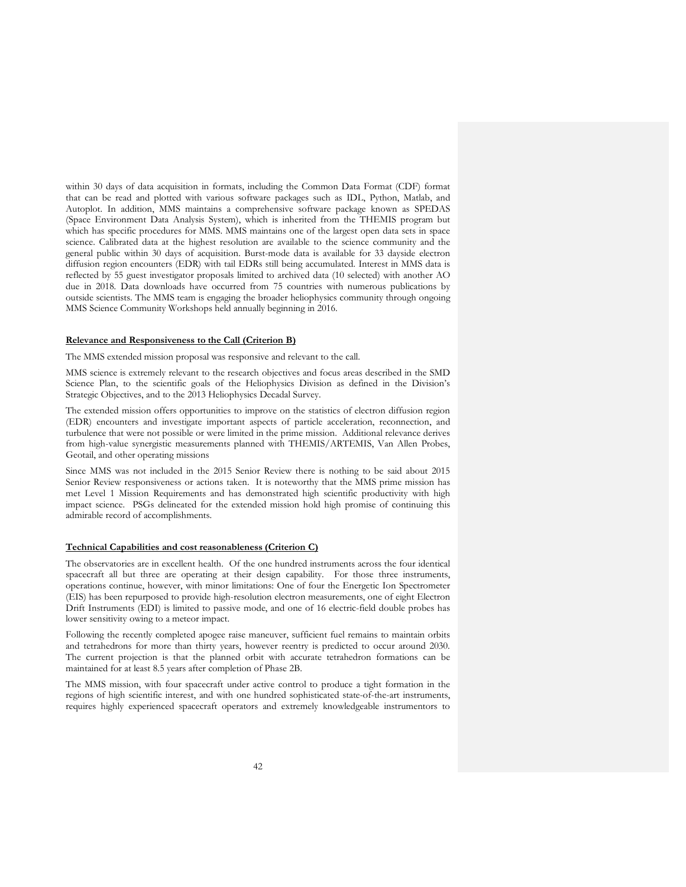within 30 days of data acquisition in formats, including the Common Data Format (CDF) format that can be read and plotted with various software packages such as IDL, Python, Matlab, and Autoplot. In addition, MMS maintains a comprehensive software package known as SPEDAS (Space Environment Data Analysis System), which is inherited from the THEMIS program but which has specific procedures for MMS. MMS maintains one of the largest open data sets in space science. Calibrated data at the highest resolution are available to the science community and the general public within 30 days of acquisition. Burst-mode data is available for 33 dayside electron diffusion region encounters (EDR) with tail EDRs still being accumulated. Interest in MMS data is reflected by 55 guest investigator proposals limited to archived data (10 selected) with another AO due in 2018. Data downloads have occurred from 75 countries with numerous publications by outside scientists. The MMS team is engaging the broader heliophysics community through ongoing MMS Science Community Workshops held annually beginning in 2016.

**Relevance and Responsiveness to the Call (Criterion B)**

The MMS extended mission proposal was responsive and relevant to the call.

MMS science is extremely relevant to the research objectives and focus areas described in the SMD Science Plan, to the scientific goals of the Heliophysics Division as defined in the Division's Strategic Objectives, and to the 2013 Heliophysics Decadal Survey.

The extended mission offers opportunities to improve on the statistics of electron diffusion region (EDR) encounters and investigate important aspects of particle acceleration, reconnection, and turbulence that were not possible or were limited in the prime mission. Additional relevance derives from high-value synergistic measurements planned with THEMIS/ARTEMIS, Van Allen Probes, Geotail, and other operating missions

Since MMS was not included in the 2015 Senior Review there is nothing to be said about 2015 Senior Review responsiveness or actions taken. It is noteworthy that the MMS prime mission has met Level 1 Mission Requirements and has demonstrated high scientific productivity with high impact science. PSGs delineated for the extended mission hold high promise of continuing this admirable record of accomplishments.

**Technical Capabilities and cost reasonableness (Criterion C)**

The observatories are in excellent health. Of the one hundred instruments across the four identical spacecraft all but three are operating at their design capability. For those three instruments, operations continue, however, with minor limitations: One of four the Energetic Ion Spectrometer (EIS) has been repurposed to provide high-resolution electron measurements, one of eight Electron Drift Instruments (EDI) is limited to passive mode, and one of 16 electric-field double probes has lower sensitivity owing to a meteor impact.

Following the recently completed apogee raise maneuver, sufficient fuel remains to maintain orbits and tetrahedrons for more than thirty years, however reentry is predicted to occur around 2030. The current projection is that the planned orbit with accurate tetrahedron formations can be maintained for at least 8.5 years after completion of Phase 2B.

The MMS mission, with four spacecraft under active control to produce a tight formation in the regions of high scientific interest, and with one hundred sophisticated state-of-the-art instruments, requires highly experienced spacecraft operators and extremely knowledgeable instrumentors to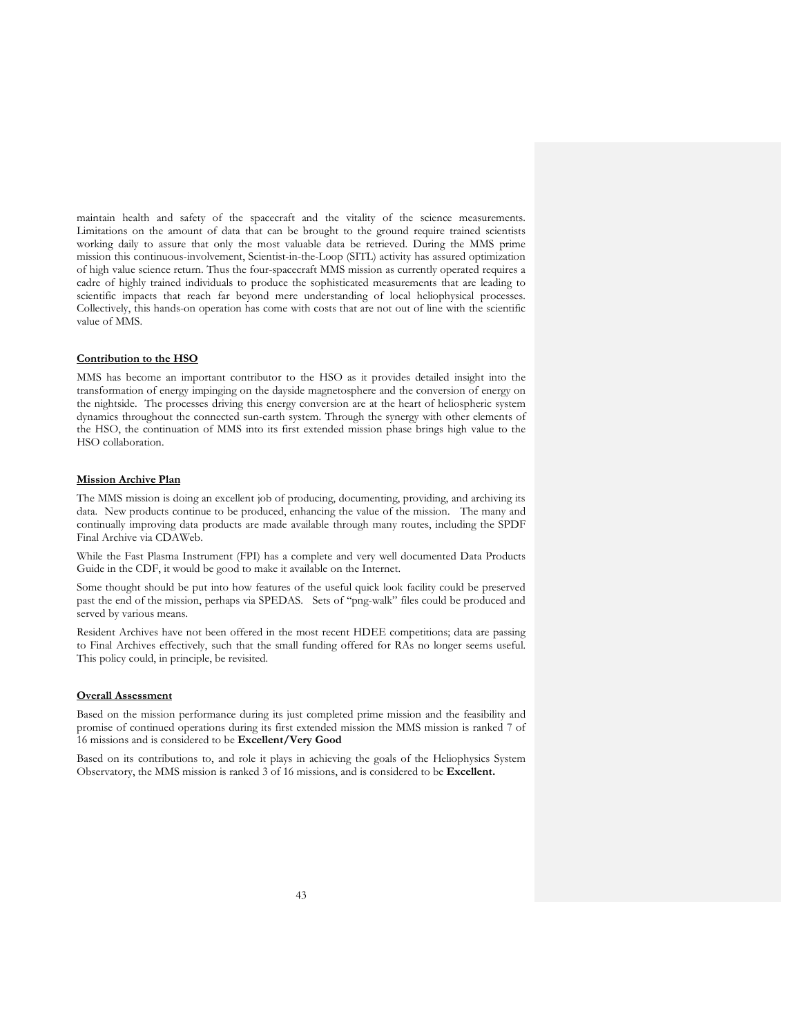maintain health and safety of the spacecraft and the vitality of the science measurements. Limitations on the amount of data that can be brought to the ground require trained scientists working daily to assure that only the most valuable data be retrieved. During the MMS prime mission this continuous-involvement, Scientist-in-the-Loop (SITL) activity has assured optimization of high value science return. Thus the four-spacecraft MMS mission as currently operated requires a cadre of highly trained individuals to produce the sophisticated measurements that are leading to scientific impacts that reach far beyond mere understanding of local heliophysical processes. Collectively, this hands-on operation has come with costs that are not out of line with the scientific value of MMS.

**Contribution to the HSO**

MMS has become an important contributor to the HSO as it provides detailed insight into the transformation of energy impinging on the dayside magnetosphere and the conversion of energy on the nightside. The processes driving this energy conversion are at the heart of heliospheric system dynamics throughout the connected sun-earth system. Through the synergy with other elements of the HSO, the continuation of MMS into its first extended mission phase brings high value to the HSO collaboration.

**Mission Archive Plan**

The MMS mission is doing an excellent job of producing, documenting, providing, and archiving its data. New products continue to be produced, enhancing the value of the mission. The many and continually improving data products are made available through many routes, including the SPDF Final Archive via CDAWeb.

While the Fast Plasma Instrument (FPI) has a complete and very well documented Data Products Guide in the CDF, it would be good to make it available on the Internet.

Some thought should be put into how features of the useful quick look facility could be preserved past the end of the mission, perhaps via SPEDAS. Sets of "png-walk" files could be produced and served by various means.

Resident Archives have not been offered in the most recent HDEE competitions; data are passing to Final Archives effectively, such that the small funding offered for RAs no longer seems useful. This policy could, in principle, be revisited.

**Overall Assessment**

Based on the mission performance during its just completed prime mission and the feasibility and promise of continued operations during its first extended mission the MMS mission is ranked 7 of 16 missions and is considered to be **Excellent/Very Good**

Based on its contributions to, and role it plays in achieving the goals of the Heliophysics System Observatory, the MMS mission is ranked 3 of 16 missions, and is considered to be **Excellent.**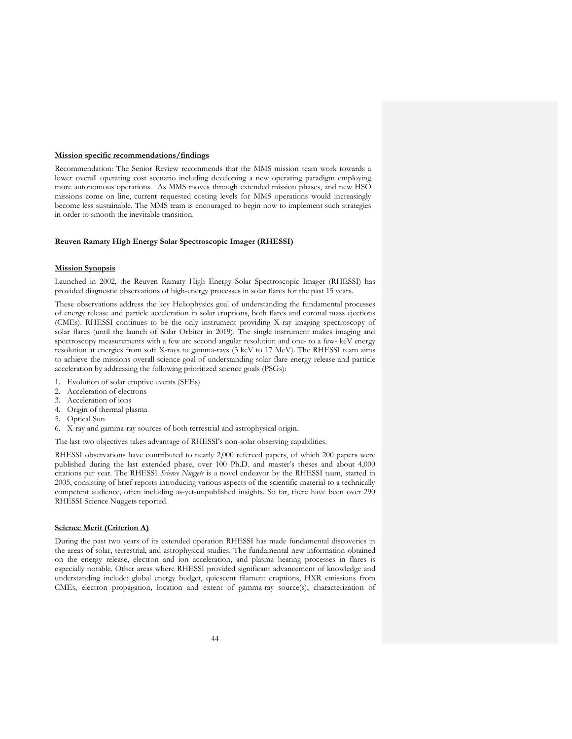**Mission specific recommendations/findings**

Recommendation: The Senior Review recommends that the MMS mission team work towards a lower overall operating cost scenario including developing a new operating paradigm employing more autonomous operations. As MMS moves through extended mission phases, and new HSO missions come on line, current requested costing levels for MMS operations would increasingly become less sustainable. The MMS team is encouraged to begin now to implement such strategies in order to smooth the inevitable transition.

## Reuven Ramaty High Energy Solar Spectroscopic Imager (RHESSI)

**Mission Synopsis**

Launched in 2002, the Reuven Ramaty High Energy Solar Spectroscopic Imager (RHESSI) has provided diagnostic observations of high-energy processes in solar flares for the past 15 years.

These observations address the key Heliophysics goal of understanding the fundamental processes of energy release and particle acceleration in solar eruptions, both flares and coronal mass ejections (CMEs). RHESSI continues to be the only instrument providing X-ray imaging spectroscopy of solar flares (until the launch of Solar Orbiter in 2019). The single instrument makes imaging and spectroscopy measurements with a few arc second angular resolution and one- to a few- keV energy resolution at energies from soft X-rays to gamma-rays (3 keV to 17 MeV). The RHESSI team aims to achieve the missions overall science goal of understanding solar flare energy release and particle acceleration by addressing the following prioritized science goals (PSGs):

1. Evolution of solar eruptive events (SEEs)
2. Acceleration of electrons
3. Acceleration of ions
4. Origin of thermal plasma
5. Optical Sun
6. X-ray and gamma-ray sources of both terrestrial and astrophysical origin.

The last two objectives takes advantage of RHESSI's non-solar observing capabilities.

RHESSI observations have contributed to nearly 2,000 refereed papers, of which 200 papers were published during the last extended phase, over 100 Ph.D. and master's theses and about 4,000 citations per year. The RHESSI *Science Nuggets* is a novel endeavor by the RHESSI team, started in 2005, consisting of brief reports introducing various aspects of the scientific material to a technically competent audience, often including as-yet-unpublished insights. So far, there have been over 290 RHESSI Science Nuggets reported.

**Science Merit (Criterion A)**

During the past two years of its extended operation RHESSI has made fundamental discoveries in the areas of solar, terrestrial, and astrophysical studies. The fundamental new information obtained on the energy release, electron and ion acceleration, and plasma heating processes in flares is especially notable. Other areas where RHESSI provided significant advancement of knowledge and understanding include: global energy budget, quiescent filament eruptions, HXR emissions from CMEs, electron propagation, location and extent of gamma-ray source(s), characterization of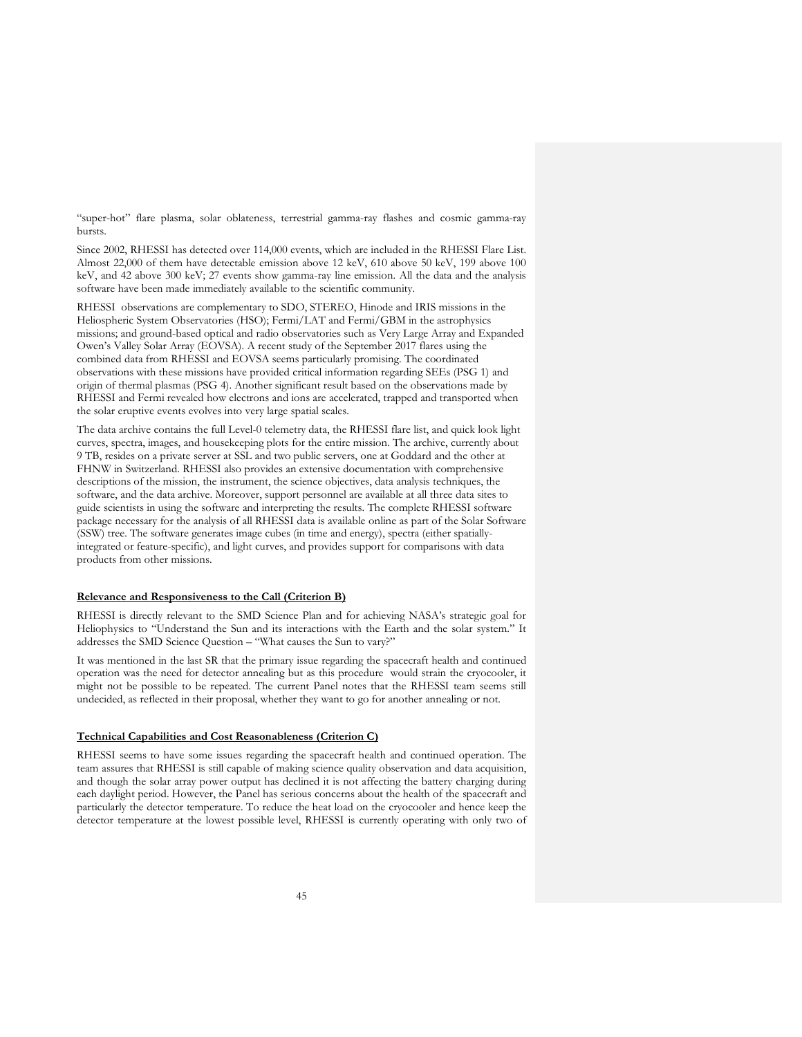"super-hot" flare plasma, solar oblateness, terrestrial gamma-ray flashes and cosmic gamma-ray bursts.

Since 2002, RHESSI has detected over 114,000 events, which are included in the RHESSI Flare List. Almost 22,000 of them have detectable emission above 12 keV, 610 above 50 keV, 199 above 100 keV, and 42 above 300 keV; 27 events show gamma-ray line emission. All the data and the analysis software have been made immediately available to the scientific community.

RHESSI observations are complementary to SDO, STEREO, Hinode and IRIS missions in the Heliospheric System Observatories (HSO); Fermi/LAT and Fermi/GBM in the astrophysics missions; and ground-based optical and radio observatories such as Very Large Array and Expanded Owen's Valley Solar Array (EOVSA). A recent study of the September 2017 flares using the combined data from RHESSI and EOVSA seems particularly promising. The coordinated observations with these missions have provided critical information regarding SEEs (PSG 1) and origin of thermal plasmas (PSG 4). Another significant result based on the observations made by RHESSI and Fermi revealed how electrons and ions are accelerated, trapped and transported when the solar eruptive events evolves into very large spatial scales.

The data archive contains the full Level-0 telemetry data, the RHESSI flare list, and quick look light curves, spectra, images, and housekeeping plots for the entire mission. The archive, currently about 9 TB, resides on a private server at SSL and two public servers, one at Goddard and the other at FHNW in Switzerland. RHESSI also provides an extensive documentation with comprehensive descriptions of the mission, the instrument, the science objectives, data analysis techniques, the software, and the data archive. Moreover, support personnel are available at all three data sites to guide scientists in using the software and interpreting the results. The complete RHESSI software package necessary for the analysis of all RHESSI data is available online as part of the Solar Software (SSW) tree. The software generates image cubes (in time and energy), spectra (either spatially-integrated or feature-specific), and light curves, and provides support for comparisons with data products from other missions.

**Relevance and Responsiveness to the Call (Criterion B)**

RHESSI is directly relevant to the SMD Science Plan and for achieving NASA's strategic goal for Heliophysics to "Understand the Sun and its interactions with the Earth and the solar system." It addresses the SMD Science Question – "What causes the Sun to vary?"

It was mentioned in the last SR that the primary issue regarding the spacecraft health and continued operation was the need for detector annealing but as this procedure would strain the cryocooler, it might not be possible to be repeated. The current Panel notes that the RHESSI team seems still undecided, as reflected in their proposal, whether they want to go for another annealing or not.

**Technical Capabilities and Cost Reasonableness (Criterion C)**

RHESSI seems to have some issues regarding the spacecraft health and continued operation. The team assures that RHESSI is still capable of making science quality observation and data acquisition, and though the solar array power output has declined it is not affecting the battery charging during each daylight period. However, the Panel has serious concerns about the health of the spacecraft and particularly the detector temperature. To reduce the heat load on the cryocooler and hence keep the detector temperature at the lowest possible level, RHESSI is currently operating with only two of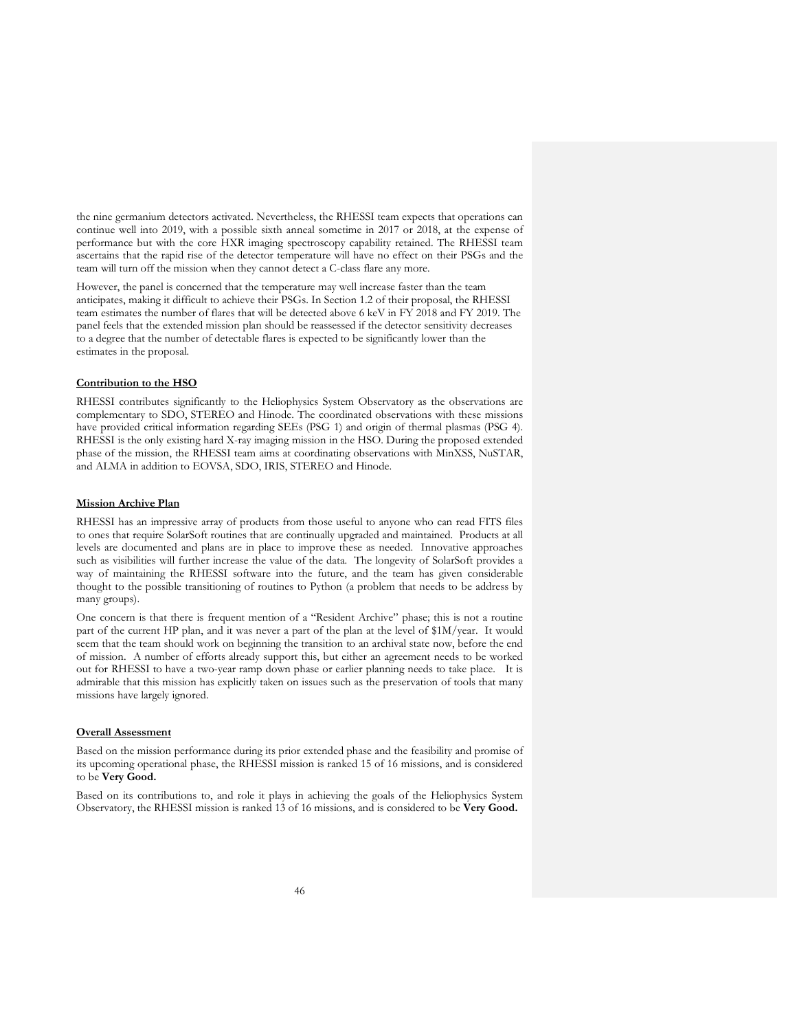the nine germanium detectors activated. Nevertheless, the RHESSI team expects that operations can continue well into 2019, with a possible sixth anneal sometime in 2017 or 2018, at the expense of performance but with the core HXR imaging spectroscopy capability retained. The RHESSI team ascertains that the rapid rise of the detector temperature will have no effect on their PSGs and the team will turn off the mission when they cannot detect a C-class flare any more.

However, the panel is concerned that the temperature may well increase faster than the team anticipates, making it difficult to achieve their PSGs. In Section 1.2 of their proposal, the RHESSI team estimates the number of flares that will be detected above 6 keV in FY 2018 and FY 2019. The panel feels that the extended mission plan should be reassessed if the detector sensitivity decreases to a degree that the number of detectable flares is expected to be significantly lower than the estimates in the proposal.

**Contribution to the HSO**

RHESSI contributes significantly to the Heliophysics System Observatory as the observations are complementary to SDO, STEREO and Hinode. The coordinated observations with these missions have provided critical information regarding SEEs (PSG 1) and origin of thermal plasmas (PSG 4). RHESSI is the only existing hard X-ray imaging mission in the HSO. During the proposed extended phase of the mission, the RHESSI team aims at coordinating observations with MinXSS, NuSTAR, and ALMA in addition to EOVSA, SDO, IRIS, STEREO and Hinode.

**Mission Archive Plan**

RHESSI has an impressive array of products from those useful to anyone who can read FITS files to ones that require SolarSoft routines that are continually upgraded and maintained. Products at all levels are documented and plans are in place to improve these as needed. Innovative approaches such as visibilities will further increase the value of the data. The longevity of SolarSoft provides a way of maintaining the RHESSI software into the future, and the team has given considerable thought to the possible transitioning of routines to Python (a problem that needs to be address by many groups).

One concern is that there is frequent mention of a "Resident Archive" phase; this is not a routine part of the current HP plan, and it was never a part of the plan at the level of $1M/year. It would seem that the team should work on beginning the transition to an archival state now, before the end of mission. A number of efforts already support this, but either an agreement needs to be worked out for RHESSI to have a two-year ramp down phase or earlier planning needs to take place. It is admirable that this mission has explicitly taken on issues such as the preservation of tools that many missions have largely ignored.

**Overall Assessment**

Based on the mission performance during its prior extended phase and the feasibility and promise of its upcoming operational phase, the RHESSI mission is ranked 15 of 16 missions, and is considered to be **Very Good.**

Based on its contributions to, and role it plays in achieving the goals of the Heliophysics System Observatory, the RHESSI mission is ranked 13 of 16 missions, and is considered to be **Very Good.**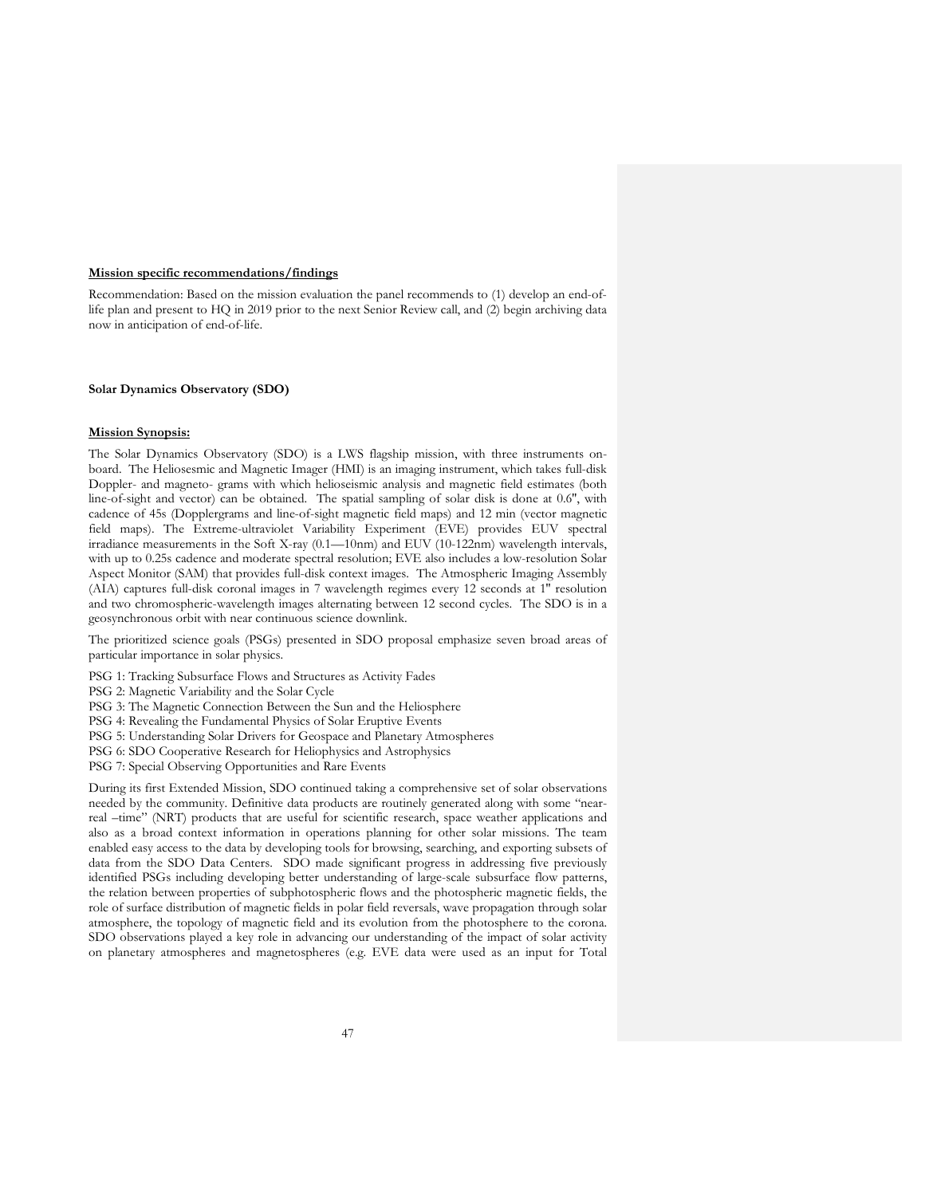**Mission specific recommendations/findings**

Recommendation: Based on the mission evaluation the panel recommends to (1) develop an end-of-life plan and present to HQ in 2019 prior to the next Senior Review call, and (2) begin archiving data now in anticipation of end-of-life.

**Solar Dynamics Observatory (SDO)**

**Mission Synopsis:**

The Solar Dynamics Observatory (SDO) is a LWS flagship mission, with three instruments on-board. The Heliosesmic and Magnetic Imager (HMI) is an imaging instrument, which takes full-disk Doppler- and magneto- grams with which helioseismic analysis and magnetic field estimates (both line-of-sight and vector) can be obtained. The spatial sampling of solar disk is done at 0.6", with cadence of 45s (Dopplergrams and line-of-sight magnetic field maps) and 12 min (vector magnetic field maps). The Extreme-ultraviolet Variability Experiment (EVE) provides EUV spectral irradiance measurements in the Soft X-ray (0.1—10nm) and EUV (10-122nm) wavelength intervals, with up to 0.25s cadence and moderate spectral resolution; EVE also includes a low-resolution Solar Aspect Monitor (SAM) that provides full-disk context images. The Atmospheric Imaging Assembly (AIA) captures full-disk coronal images in 7 wavelength regimes every 12 seconds at 1" resolution and two chromospheric-wavelength images alternating between 12 second cycles. The SDO is in a geosynchronous orbit with near continuous science downlink.

The prioritized science goals (PSGs) presented in SDO proposal emphasize seven broad areas of particular importance in solar physics.

PSG 1: Tracking Subsurface Flows and Structures as Activity Fades
PSG 2: Magnetic Variability and the Solar Cycle
PSG 3: The Magnetic Connection Between the Sun and the Heliosphere
PSG 4: Revealing the Fundamental Physics of Solar Eruptive Events
PSG 5: Understanding Solar Drivers for Geospace and Planetary Atmospheres
PSG 6: SDO Cooperative Research for Heliophysics and Astrophysics
PSG 7: Special Observing Opportunities and Rare Events

During its first Extended Mission, SDO continued taking a comprehensive set of solar observations needed by the community. Definitive data products are routinely generated along with some "near-real –time" (NRT) products that are useful for scientific research, space weather applications and also as a broad context information in operations planning for other solar missions. The team enabled easy access to the data by developing tools for browsing, searching, and exporting subsets of data from the SDO Data Centers. SDO made significant progress in addressing five previously identified PSGs including developing better understanding of large-scale subsurface flow patterns, the relation between properties of subphotospheric flows and the photospheric magnetic fields, the role of surface distribution of magnetic fields in polar field reversals, wave propagation through solar atmosphere, the topology of magnetic field and its evolution from the photosphere to the corona. SDO observations played a key role in advancing our understanding of the impact of solar activity on planetary atmospheres and magnetospheres (e.g. EVE data were used as an input for Total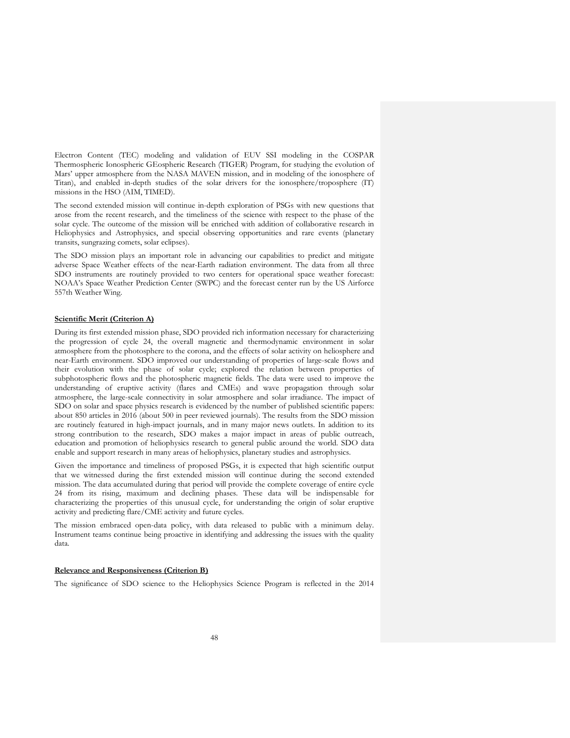Electron Content (TEC) modeling and validation of EUV SSI modeling in the COSPAR Thermospheric Ionospheric GEospheric Research (TIGER) Program, for studying the evolution of Mars' upper atmosphere from the NASA MAVEN mission, and in modeling of the ionosphere of Titan), and enabled in-depth studies of the solar drivers for the ionosphere/troposphere (IT) missions in the HSO (AIM, TIMED).

The second extended mission will continue in-depth exploration of PSGs with new questions that arose from the recent research, and the timeliness of the science with respect to the phase of the solar cycle. The outcome of the mission will be enriched with addition of collaborative research in Heliophysics and Astrophysics, and special observing opportunities and rare events (planetary transits, sungrazing comets, solar eclipses).

The SDO mission plays an important role in advancing our capabilities to predict and mitigate adverse Space Weather effects of the near-Earth radiation environment. The data from all three SDO instruments are routinely provided to two centers for operational space weather forecast: NOAA's Space Weather Prediction Center (SWPC) and the forecast center run by the US Airforce 557th Weather Wing.

**Scientific Merit (Criterion A)**

During its first extended mission phase, SDO provided rich information necessary for characterizing the progression of cycle 24, the overall magnetic and thermodynamic environment in solar atmosphere from the photosphere to the corona, and the effects of solar activity on heliosphere and near-Earth environment. SDO improved our understanding of properties of large-scale flows and their evolution with the phase of solar cycle; explored the relation between properties of subphotospheric flows and the photospheric magnetic fields. The data were used to improve the understanding of eruptive activity (flares and CMEs) and wave propagation through solar atmosphere, the large-scale connectivity in solar atmosphere and solar irradiance. The impact of SDO on solar and space physics research is evidenced by the number of published scientific papers: about 850 articles in 2016 (about 500 in peer reviewed journals). The results from the SDO mission are routinely featured in high-impact journals, and in many major news outlets. In addition to its strong contribution to the research, SDO makes a major impact in areas of public outreach, education and promotion of heliophysics research to general public around the world. SDO data enable and support research in many areas of heliophysics, planetary studies and astrophysics.

Given the importance and timeliness of proposed PSGs, it is expected that high scientific output that we witnessed during the first extended mission will continue during the second extended mission. The data accumulated during that period will provide the complete coverage of entire cycle 24 from its rising, maximum and declining phases. These data will be indispensable for characterizing the properties of this unusual cycle, for understanding the origin of solar eruptive activity and predicting flare/CME activity and future cycles.

The mission embraced open-data policy, with data released to public with a minimum delay. Instrument teams continue being proactive in identifying and addressing the issues with the quality data.

**Relevance and Responsiveness (Criterion B)**

The significance of SDO science to the Heliophysics Science Program is reflected in the 2014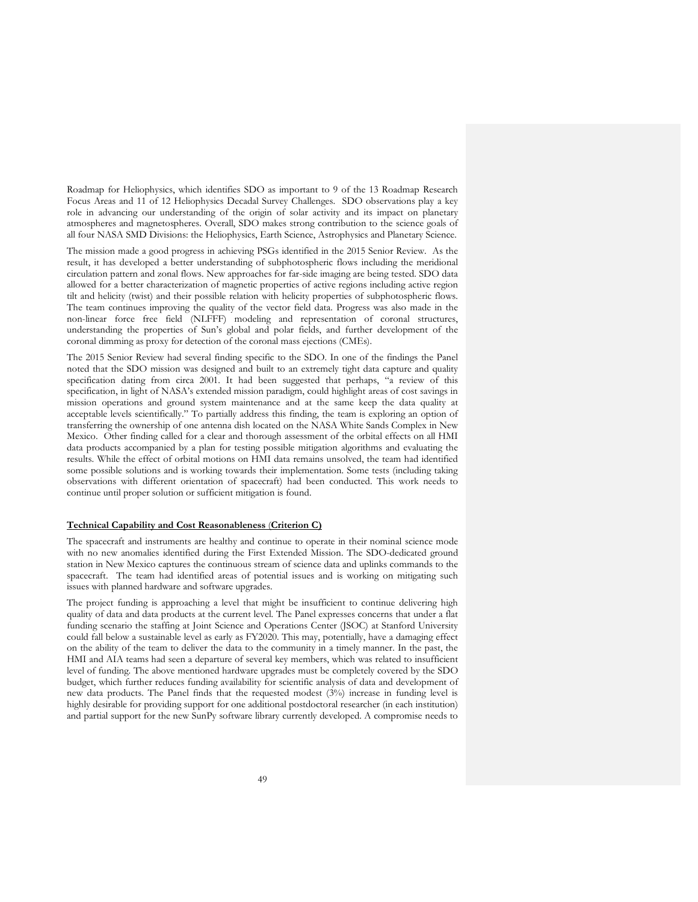Roadmap for Heliophysics, which identifies SDO as important to 9 of the 13 Roadmap Research Focus Areas and 11 of 12 Heliophysics Decadal Survey Challenges. SDO observations play a key role in advancing our understanding of the origin of solar activity and its impact on planetary atmospheres and magnetospheres. Overall, SDO makes strong contribution to the science goals of all four NASA SMD Divisions: the Heliophysics, Earth Science, Astrophysics and Planetary Science.

The mission made a good progress in achieving PSGs identified in the 2015 Senior Review. As the result, it has developed a better understanding of subphotospheric flows including the meridional circulation pattern and zonal flows. New approaches for far-side imaging are being tested. SDO data allowed for a better characterization of magnetic properties of active regions including active region tilt and helicity (twist) and their possible relation with helicity properties of subphotospheric flows. The team continues improving the quality of the vector field data. Progress was also made in the non-linear force free field (NLFFF) modeling and representation of coronal structures, understanding the properties of Sun's global and polar fields, and further development of the coronal dimming as proxy for detection of the coronal mass ejections (CMEs).

The 2015 Senior Review had several finding specific to the SDO. In one of the findings the Panel noted that the SDO mission was designed and built to an extremely tight data capture and quality specification dating from circa 2001. It had been suggested that perhaps, "a review of this specification, in light of NASA's extended mission paradigm, could highlight areas of cost savings in mission operations and ground system maintenance and at the same keep the data quality at acceptable levels scientifically." To partially address this finding, the team is exploring an option of transferring the ownership of one antenna dish located on the NASA White Sands Complex in New Mexico. Other finding called for a clear and thorough assessment of the orbital effects on all HMI data products accompanied by a plan for testing possible mitigation algorithms and evaluating the results. While the effect of orbital motions on HMI data remains unsolved, the team had identified some possible solutions and is working towards their implementation. Some tests (including taking observations with different orientation of spacecraft) had been conducted. This work needs to continue until proper solution or sufficient mitigation is found.

**Technical Capability and Cost Reasonableness (Criterion C)**

The spacecraft and instruments are healthy and continue to operate in their nominal science mode with no new anomalies identified during the First Extended Mission. The SDO-dedicated ground station in New Mexico captures the continuous stream of science data and uplinks commands to the spacecraft. The team had identified areas of potential issues and is working on mitigating such issues with planned hardware and software upgrades.

The project funding is approaching a level that might be insufficient to continue delivering high quality of data and data products at the current level. The Panel expresses concerns that under a flat funding scenario the staffing at Joint Science and Operations Center (JSOC) at Stanford University could fall below a sustainable level as early as FY2020. This may, potentially, have a damaging effect on the ability of the team to deliver the data to the community in a timely manner. In the past, the HMI and AIA teams had seen a departure of several key members, which was related to insufficient level of funding. The above mentioned hardware upgrades must be completely covered by the SDO budget, which further reduces funding availability for scientific analysis of data and development of new data products. The Panel finds that the requested modest (3%) increase in funding level is highly desirable for providing support for one additional postdoctoral researcher (in each institution) and partial support for the new SunPy software library currently developed. A compromise needs to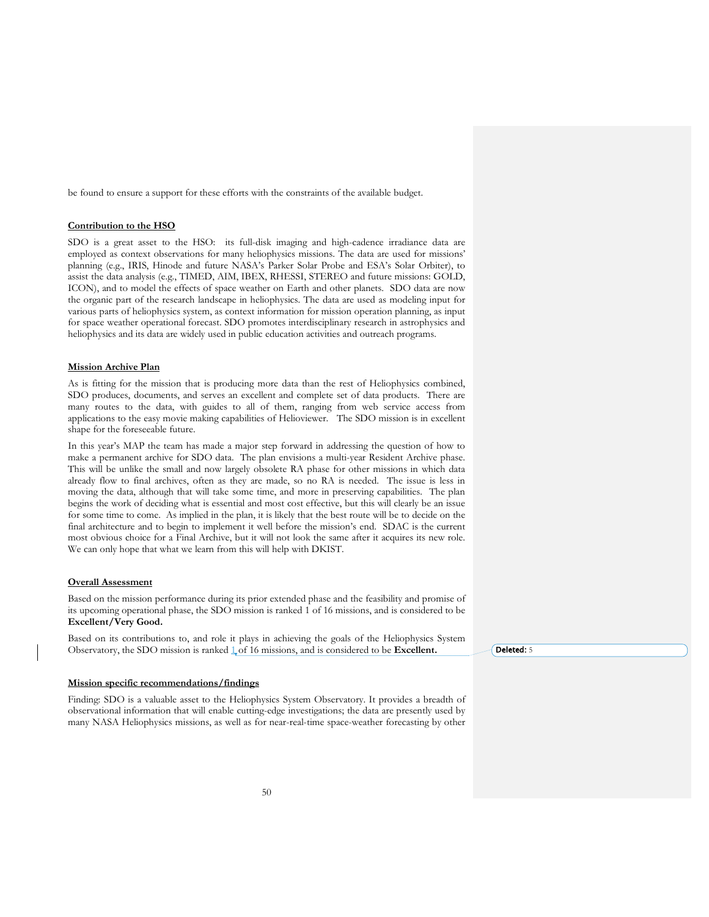be found to ensure a support for these efforts with the constraints of the available budget.

## Contribution to the HSO

SDO is a great asset to the HSO: its full-disk imaging and high-cadence irradiance data are employed as context observations for many heliophysics missions. The data are used for missions' planning (e.g., IRIS, Hinode and future NASA's Parker Solar Probe and ESA's Solar Orbiter), to assist the data analysis (e.g., TIMED, AIM, IBEX, RHESSI, STEREO and future missions: GOLD, ICON), and to model the effects of space weather on Earth and other planets. SDO data are now the organic part of the research landscape in heliophysics. The data are used as modeling input for various parts of heliophysics system, as context information for mission operation planning, as input for space weather operational forecast. SDO promotes interdisciplinary research in astrophysics and heliophysics and its data are widely used in public education activities and outreach programs.

## Mission Archive Plan

As is fitting for the mission that is producing more data than the rest of Heliophysics combined, SDO produces, documents, and serves an excellent and complete set of data products. There are many routes to the data, with guides to all of them, ranging from web service access from applications to the easy movie making capabilities of Helioviewer. The SDO mission is in excellent shape for the foreseeable future.

In this year's MAP the team has made a major step forward in addressing the question of how to make a permanent archive for SDO data. The plan envisions a multi-year Resident Archive phase. This will be unlike the small and now largely obsolete RA phase for other missions in which data already flow to final archives, often as they are made, so no RA is needed. The issue is less in moving the data, although that will take some time, and more in preserving capabilities. The plan begins the work of deciding what is essential and most cost effective, but this will clearly be an issue for some time to come. As implied in the plan, it is likely that the best route will be to decide on the final architecture and to begin to implement it well before the mission's end. SDAC is the current most obvious choice for a Final Archive, but it will not look the same after it acquires its new role. We can only hope that what we learn from this will help with DKIST.

## Overall Assessment

Based on the mission performance during its prior extended phase and the feasibility and promise of its upcoming operational phase, the SDO mission is ranked 1 of 16 missions, and is considered to be **Excellent/Very Good.**

Based on its contributions to, and role it plays in achieving the goals of the Heliophysics System Observatory, the SDO mission is ranked 1 of 16 missions, and is considered to be **Excellent.**

## Mission specific recommendations/findings

Finding: SDO is a valuable asset to the Heliophysics System Observatory. It provides a breadth of observational information that will enable cutting-edge investigations; the data are presently used by many NASA Heliophysics missions, as well as for near-real-time space-weather forecasting by other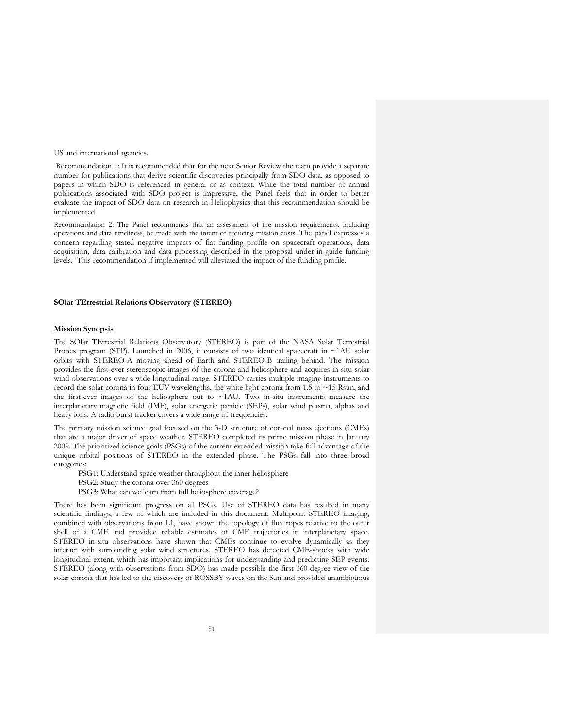US and international agencies.

Recommendation 1: It is recommended that for the next Senior Review the team provide a separate number for publications that derive scientific discoveries principally from SDO data, as opposed to papers in which SDO is referenced in general or as context. While the total number of annual publications associated with SDO project is impressive, the Panel feels that in order to better evaluate the impact of SDO data on research in Heliophysics that this recommendation should be implemented

Recommendation 2: The Panel recommends that an assessment of the mission requirements, including operations and data timeliness, be made with the intent of reducing mission costs. The panel expresses a concern regarding stated negative impacts of flat funding profile on spacecraft operations, data acquisition, data calibration and data processing described in the proposal under in-guide funding levels. This recommendation if implemented will alleviated the impact of the funding profile.

**SOlar TErrestrial Relations Observatory (STEREO)**

**Mission Synopsis**

The SOlar TErrestrial Relations Observatory (STEREO) is part of the NASA Solar Terrestrial Probes program (STP). Launched in 2006, it consists of two identical spacecraft in ~1AU solar orbits with STEREO-A moving ahead of Earth and STEREO-B trailing behind. The mission provides the first-ever stereoscopic images of the corona and heliosphere and acquires in-situ solar wind observations over a wide longitudinal range. STEREO carries multiple imaging instruments to record the solar corona in four EUV wavelengths, the white light corona from 1.5 to ~15 Rsun, and the first-ever images of the heliosphere out to ~1AU. Two in-situ instruments measure the interplanetary magnetic field (IMF), solar energetic particle (SEPs), solar wind plasma, alphas and heavy ions. A radio burst tracker covers a wide range of frequencies.

The primary mission science goal focused on the 3-D structure of coronal mass ejections (CMEs) that are a major driver of space weather. STEREO completed its prime mission phase in January 2009. The prioritized science goals (PSGs) of the current extended mission take full advantage of the unique orbital positions of STEREO in the extended phase. The PSGs fall into three broad categories:

PSG1: Understand space weather throughout the inner heliosphere

PSG2: Study the corona over 360 degrees

PSG3: What can we learn from full heliosphere coverage?

There has been significant progress on all PSGs. Use of STEREO data has resulted in many scientific findings, a few of which are included in this document. Multipoint STEREO imaging, combined with observations from L1, have shown the topology of flux ropes relative to the outer shell of a CME and provided reliable estimates of CME trajectories in interplanetary space. STEREO in-situ observations have shown that CMEs continue to evolve dynamically as they interact with surrounding solar wind structures. STEREO has detected CME-shocks with wide longitudinal extent, which has important implications for understanding and predicting SEP events. STEREO (along with observations from SDO) has made possible the first 360-degree view of the solar corona that has led to the discovery of ROSSBY waves on the Sun and provided unambiguous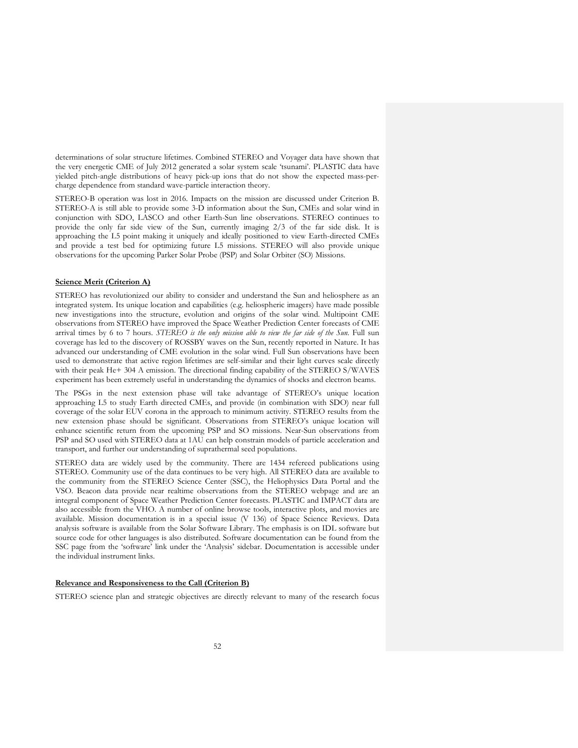determinations of solar structure lifetimes. Combined STEREO and Voyager data have shown that the very energetic CME of July 2012 generated a solar system scale 'tsunami'. PLASTIC data have yielded pitch-angle distributions of heavy pick-up ions that do not show the expected mass-per-charge dependence from standard wave-particle interaction theory.

STEREO-B operation was lost in 2016. Impacts on the mission are discussed under Criterion B. STEREO-A is still able to provide some 3-D information about the Sun, CMEs and solar wind in conjunction with SDO, LASCO and other Earth-Sun line observations. STEREO continues to provide the only far side view of the Sun, currently imaging 2/3 of the far side disk. It is approaching the L5 point making it uniquely and ideally positioned to view Earth-directed CMEs and provide a test bed for optimizing future L5 missions. STEREO will also provide unique observations for the upcoming Parker Solar Probe (PSP) and Solar Orbiter (SO) Missions.

**Science Merit (Criterion A)**

STEREO has revolutionized our ability to consider and understand the Sun and heliosphere as an integrated system. Its unique location and capabilities (e.g. heliospheric imagers) have made possible new investigations into the structure, evolution and origins of the solar wind. Multipoint CME observations from STEREO have improved the Space Weather Prediction Center forecasts of CME arrival times by 6 to 7 hours. *STEREO is the only mission able to view the far side of the Sun.* Full sun coverage has led to the discovery of ROSSBY waves on the Sun, recently reported in Nature. It has advanced our understanding of CME evolution in the solar wind. Full Sun observations have been used to demonstrate that active region lifetimes are self-similar and their light curves scale directly with their peak He+ 304 A emission. The directional finding capability of the STEREO S/WAVES experiment has been extremely useful in understanding the dynamics of shocks and electron beams.

The PSGs in the next extension phase will take advantage of STEREO's unique location approaching L5 to study Earth directed CMEs, and provide (in combination with SDO) near full coverage of the solar EUV corona in the approach to minimum activity. STEREO results from the new extension phase should be significant. Observations from STEREO's unique location will enhance scientific return from the upcoming PSP and SO missions. Near-Sun observations from PSP and SO used with STEREO data at 1AU can help constrain models of particle acceleration and transport, and further our understanding of suprathermal seed populations.

STEREO data are widely used by the community. There are 1434 refereed publications using STEREO. Community use of the data continues to be very high. All STEREO data are available to the community from the STEREO Science Center (SSC), the Heliophysics Data Portal and the VSO. Beacon data provide near realtime observations from the STEREO webpage and are an integral component of Space Weather Prediction Center forecasts. PLASTIC and IMPACT data are also accessible from the VHO. A number of online browse tools, interactive plots, and movies are available. Mission documentation is in a special issue (V 136) of Space Science Reviews. Data analysis software is available from the Solar Software Library. The emphasis is on IDL software but source code for other languages is also distributed. Software documentation can be found from the SSC page from the 'software' link under the 'Analysis' sidebar. Documentation is accessible under the individual instrument links.

**Relevance and Responsiveness to the Call (Criterion B)**

STEREO science plan and strategic objectives are directly relevant to many of the research focus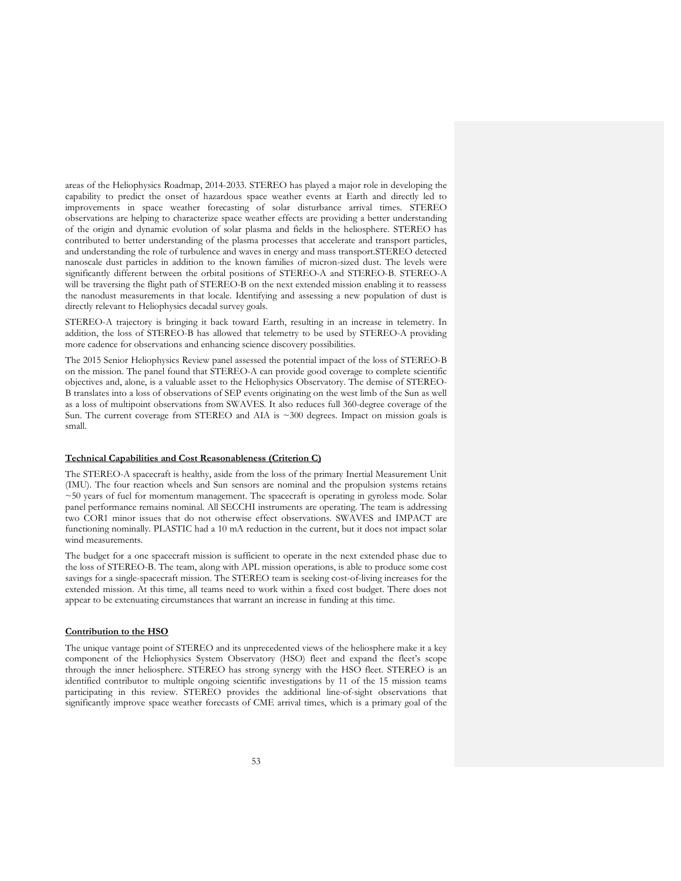areas of the Heliophysics Roadmap, 2014-2033. STEREO has played a major role in developing the capability to predict the onset of hazardous space weather events at Earth and directly led to improvements in space weather forecasting of solar disturbance arrival times. STEREO observations are helping to characterize space weather effects are providing a better understanding of the origin and dynamic evolution of solar plasma and fields in the heliosphere. STEREO has contributed to better understanding of the plasma processes that accelerate and transport particles, and understanding the role of turbulence and waves in energy and mass transport.STEREO detected nanoscale dust particles in addition to the known families of micron-sized dust. The levels were significantly different between the orbital positions of STEREO-A and STEREO-B. STEREO-A will be traversing the flight path of STEREO-B on the next extended mission enabling it to reassess the nanodust measurements in that locale. Identifying and assessing a new population of dust is directly relevant to Heliophysics decadal survey goals.

STEREO-A trajectory is bringing it back toward Earth, resulting in an increase in telemetry. In addition, the loss of STEREO-B has allowed that telemetry to be used by STEREO-A providing more cadence for observations and enhancing science discovery possibilities.

The 2015 Senior Heliophysics Review panel assessed the potential impact of the loss of STEREO-B on the mission. The panel found that STEREO-A can provide good coverage to complete scientific objectives and, alone, is a valuable asset to the Heliophysics Observatory. The demise of STEREO-B translates into a loss of observations of SEP events originating on the west limb of the Sun as well as a loss of multipoint observations from SWAVES. It also reduces full 360-degree coverage of the Sun. The current coverage from STEREO and AIA is ~300 degrees. Impact on mission goals is small.

**Technical Capabilities and Cost Reasonableness (Criterion C)**

The STEREO-A spacecraft is healthy, aside from the loss of the primary Inertial Measurement Unit (IMU). The four reaction wheels and Sun sensors are nominal and the propulsion systems retains ~50 years of fuel for momentum management. The spacecraft is operating in gyroless mode. Solar panel performance remains nominal. All SECCHI instruments are operating. The team is addressing two COR1 minor issues that do not otherwise effect observations. SWAVES and IMPACT are functioning nominally. PLASTIC had a 10 mA reduction in the current, but it does not impact solar wind measurements.

The budget for a one spacecraft mission is sufficient to operate in the next extended phase due to the loss of STEREO-B. The team, along with APL mission operations, is able to produce some cost savings for a single-spacecraft mission. The STEREO team is seeking cost-of-living increases for the extended mission. At this time, all teams need to work within a fixed cost budget. There does not appear to be extenuating circumstances that warrant an increase in funding at this time.

**Contribution to the HSO**

The unique vantage point of STEREO and its unprecedented views of the heliosphere make it a key component of the Heliophysics System Observatory (HSO) fleet and expand the fleet's scope through the inner heliosphere. STEREO has strong synergy with the HSO fleet. STEREO is an identified contributor to multiple ongoing scientific investigations by 11 of the 15 mission teams participating in this review. STEREO provides the additional line-of-sight observations that significantly improve space weather forecasts of CME arrival times, which is a primary goal of the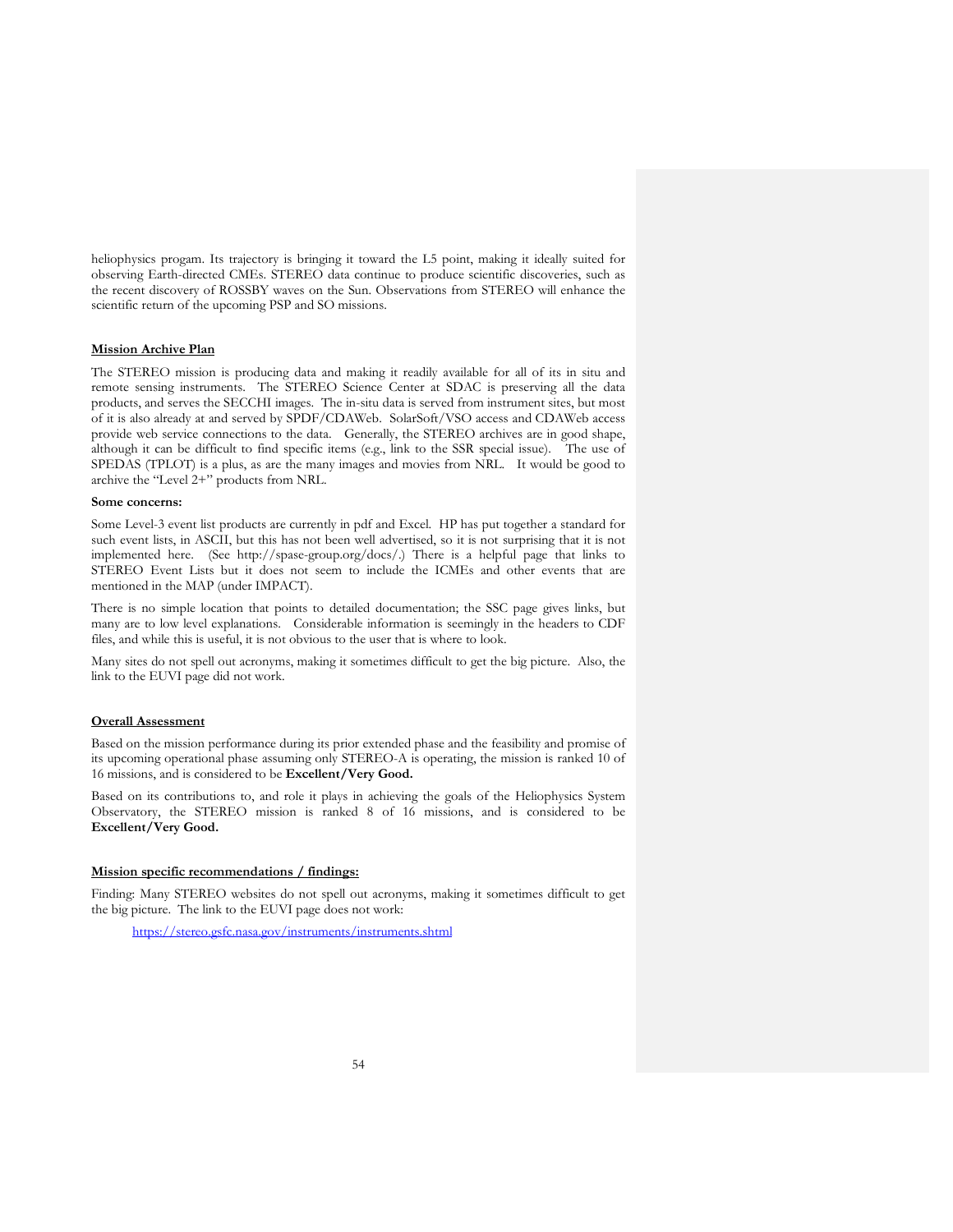heliophysics progam. Its trajectory is bringing it toward the L5 point, making it ideally suited for observing Earth-directed CMEs. STEREO data continue to produce scientific discoveries, such as the recent discovery of ROSSBY waves on the Sun. Observations from STEREO will enhance the scientific return of the upcoming PSP and SO missions.

## Mission Archive Plan

The STEREO mission is producing data and making it readily available for all of its in situ and remote sensing instruments. The STEREO Science Center at SDAC is preserving all the data products, and serves the SECCHI images. The in-situ data is served from instrument sites, but most of it is also already at and served by SPDF/CDAWeb. SolarSoft/VSO access and CDAWeb access provide web service connections to the data. Generally, the STEREO archives are in good shape, although it can be difficult to find specific items (e.g., link to the SSR special issue). The use of SPEDAS (TPLOT) is a plus, as are the many images and movies from NRL. It would be good to archive the "Level 2+" products from NRL.

**Some concerns:**

Some Level-3 event list products are currently in pdf and Excel. HP has put together a standard for such event lists, in ASCII, but this has not been well advertised, so it is not surprising that it is not implemented here. (See http://spase-group.org/docs/.) There is a helpful page that links to STEREO Event Lists but it does not seem to include the ICMEs and other events that are mentioned in the MAP (under IMPACT).

There is no simple location that points to detailed documentation; the SSC page gives links, but many are to low level explanations. Considerable information is seemingly in the headers to CDF files, and while this is useful, it is not obvious to the user that is where to look.

Many sites do not spell out acronyms, making it sometimes difficult to get the big picture. Also, the link to the EUVI page did not work.

## Overall Assessment

Based on the mission performance during its prior extended phase and the feasibility and promise of its upcoming operational phase assuming only STEREO-A is operating, the mission is ranked 10 of 16 missions, and is considered to be **Excellent/Very Good.**

Based on its contributions to, and role it plays in achieving the goals of the Heliophysics System Observatory, the STEREO mission is ranked 8 of 16 missions, and is considered to be **Excellent/Very Good.**

## Mission specific recommendations / findings:

Finding: Many STEREO websites do not spell out acronyms, making it sometimes difficult to get the big picture. The link to the EUVI page does not work:

https://stereo.gsfc.nasa.gov/instruments/instruments.shtml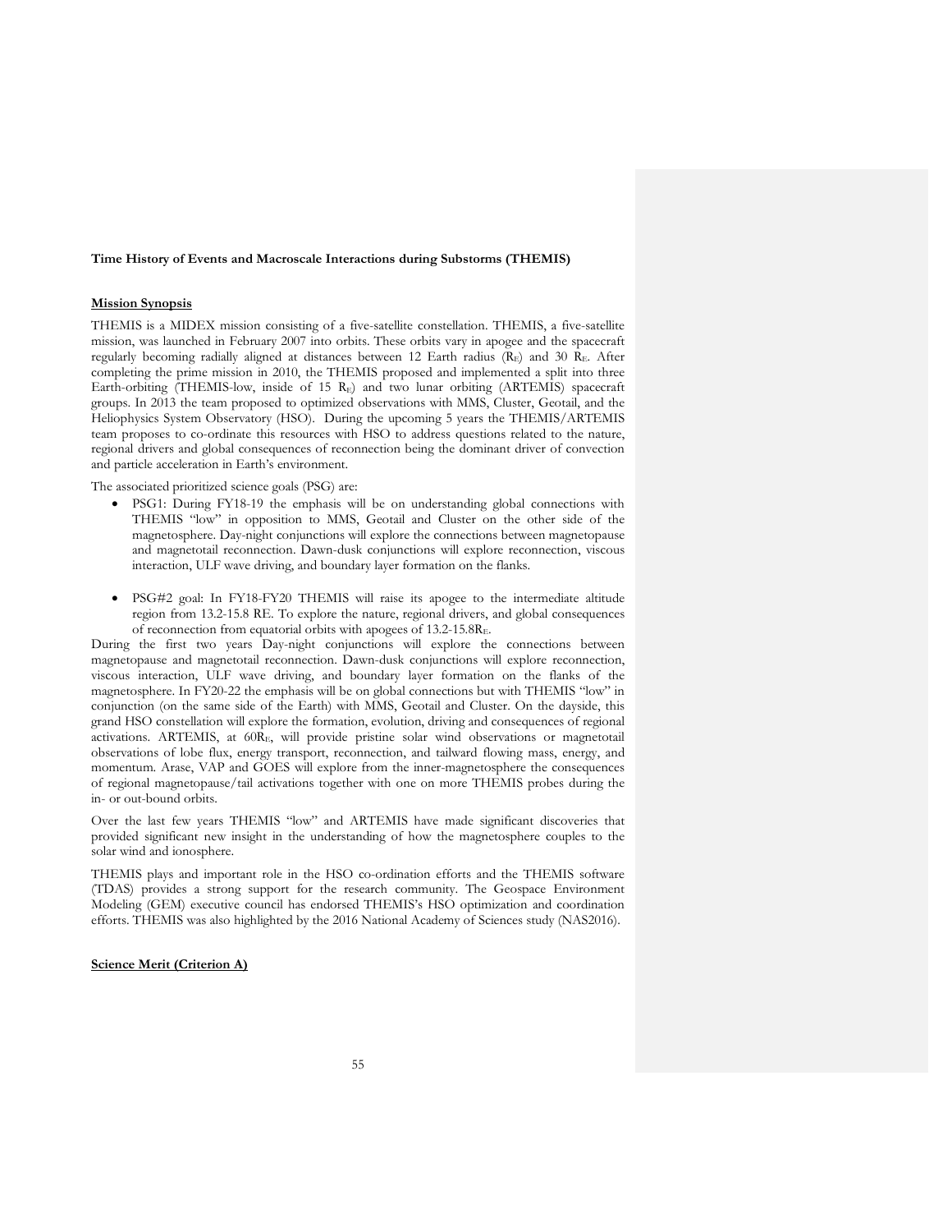**Time History of Events and Macroscale Interactions during Substorms (THEMIS)**

**Mission Synopsis**

THEMIS is a MIDEX mission consisting of a five-satellite constellation. THEMIS, a five-satellite mission, was launched in February 2007 into orbits. These orbits vary in apogee and the spacecraft regularly becoming radially aligned at distances between 12 Earth radius ($R_E$) and 30 $R_E$. After completing the prime mission in 2010, the THEMIS proposed and implemented a split into three Earth-orbiting (THEMIS-low, inside of 15 $R_E$) and two lunar orbiting (ARTEMIS) spacecraft groups. In 2013 the team proposed to optimized observations with MMS, Cluster, Geotail, and the Heliophysics System Observatory (HSO). During the upcoming 5 years the THEMIS/ARTEMIS team proposes to co-ordinate this resources with HSO to address questions related to the nature, regional drivers and global consequences of reconnection being the dominant driver of convection and particle acceleration in Earth's environment.

The associated prioritized science goals (PSG) are:

- PSG1: During FY18-19 the emphasis will be on understanding global connections with THEMIS "low" in opposition to MMS, Geotail and Cluster on the other side of the magnetosphere. Day-night conjunctions will explore the connections between magnetopause and magnetotail reconnection. Dawn-dusk conjunctions will explore reconnection, viscous interaction, ULF wave driving, and boundary layer formation on the flanks.

- PSG#2 goal: In FY18-FY20 THEMIS will raise its apogee to the intermediate altitude region from 13.2-15.8 RE. To explore the nature, regional drivers, and global consequences of reconnection from equatorial orbits with apogees of 13.2-15.8$R_E$.

During the first two years Day-night conjunctions will explore the connections between magnetopause and magnetotail reconnection. Dawn-dusk conjunctions will explore reconnection, viscous interaction, ULF wave driving, and boundary layer formation on the flanks of the magnetosphere. In FY20-22 the emphasis will be on global connections but with THEMIS "low" in conjunction (on the same side of the Earth) with MMS, Geotail and Cluster. On the dayside, this grand HSO constellation will explore the formation, evolution, driving and consequences of regional activations. ARTEMIS, at 60$R_E$, will provide pristine solar wind observations or magnetotail observations of lobe flux, energy transport, reconnection, and tailward flowing mass, energy, and momentum. Arase, VAP and GOES will explore from the inner-magnetosphere the consequences of regional magnetopause/tail activations together with one on more THEMIS probes during the in- or out-bound orbits.

Over the last few years THEMIS "low" and ARTEMIS have made significant discoveries that provided significant new insight in the understanding of how the magnetosphere couples to the solar wind and ionosphere.

THEMIS plays and important role in the HSO co-ordination efforts and the THEMIS software (TDAS) provides a strong support for the research community. The Geospace Environment Modeling (GEM) executive council has endorsed THEMIS's HSO optimization and coordination efforts. THEMIS was also highlighted by the 2016 National Academy of Sciences study (NAS2016).

**Science Merit (Criterion A)**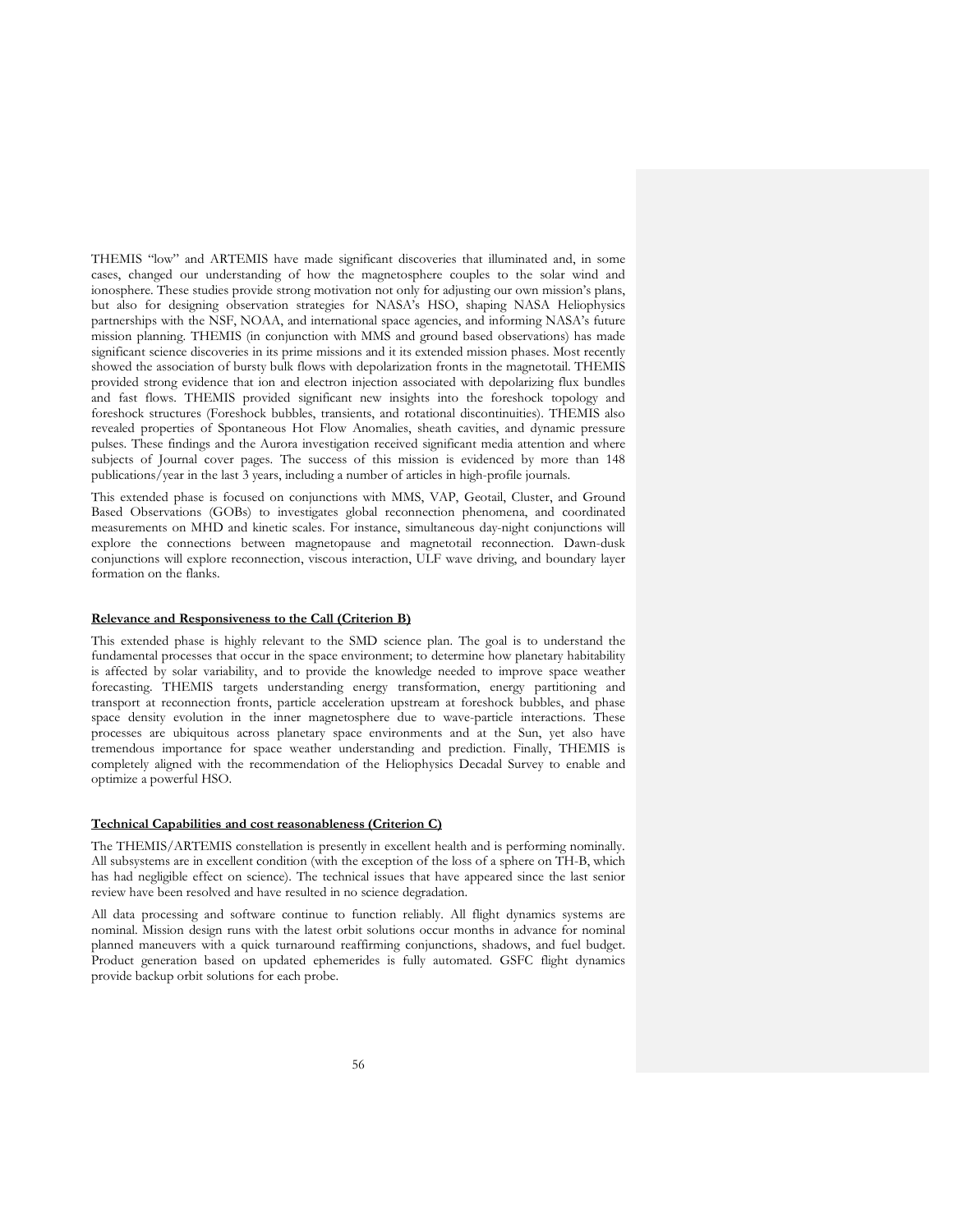THEMIS "low" and ARTEMIS have made significant discoveries that illuminated and, in some cases, changed our understanding of how the magnetosphere couples to the solar wind and ionosphere. These studies provide strong motivation not only for adjusting our own mission's plans, but also for designing observation strategies for NASA's HSO, shaping NASA Heliophysics partnerships with the NSF, NOAA, and international space agencies, and informing NASA's future mission planning. THEMIS (in conjunction with MMS and ground based observations) has made significant science discoveries in its prime missions and it its extended mission phases. Most recently showed the association of bursty bulk flows with depolarization fronts in the magnetotail. THEMIS provided strong evidence that ion and electron injection associated with depolarizing flux bundles and fast flows. THEMIS provided significant new insights into the foreshock topology and foreshock structures (Foreshock bubbles, transients, and rotational discontinuities). THEMIS also revealed properties of Spontaneous Hot Flow Anomalies, sheath cavities, and dynamic pressure pulses. These findings and the Aurora investigation received significant media attention and where subjects of Journal cover pages. The success of this mission is evidenced by more than 148 publications/year in the last 3 years, including a number of articles in high-profile journals.

This extended phase is focused on conjunctions with MMS, VAP, Geotail, Cluster, and Ground Based Observations (GOBs) to investigates global reconnection phenomena, and coordinated measurements on MHD and kinetic scales. For instance, simultaneous day-night conjunctions will explore the connections between magnetopause and magnetotail reconnection. Dawn-dusk conjunctions will explore reconnection, viscous interaction, ULF wave driving, and boundary layer formation on the flanks.

**Relevance and Responsiveness to the Call (Criterion B)**

This extended phase is highly relevant to the SMD science plan. The goal is to understand the fundamental processes that occur in the space environment; to determine how planetary habitability is affected by solar variability, and to provide the knowledge needed to improve space weather forecasting. THEMIS targets understanding energy transformation, energy partitioning and transport at reconnection fronts, particle acceleration upstream at foreshock bubbles, and phase space density evolution in the inner magnetosphere due to wave-particle interactions. These processes are ubiquitous across planetary space environments and at the Sun, yet also have tremendous importance for space weather understanding and prediction. Finally, THEMIS is completely aligned with the recommendation of the Heliophysics Decadal Survey to enable and optimize a powerful HSO.

**Technical Capabilities and cost reasonableness (Criterion C)**

The THEMIS/ARTEMIS constellation is presently in excellent health and is performing nominally. All subsystems are in excellent condition (with the exception of the loss of a sphere on TH-B, which has had negligible effect on science). The technical issues that have appeared since the last senior review have been resolved and have resulted in no science degradation.

All data processing and software continue to function reliably. All flight dynamics systems are nominal. Mission design runs with the latest orbit solutions occur months in advance for nominal planned maneuvers with a quick turnaround reaffirming conjunctions, shadows, and fuel budget. Product generation based on updated ephemerides is fully automated. GSFC flight dynamics provide backup orbit solutions for each probe.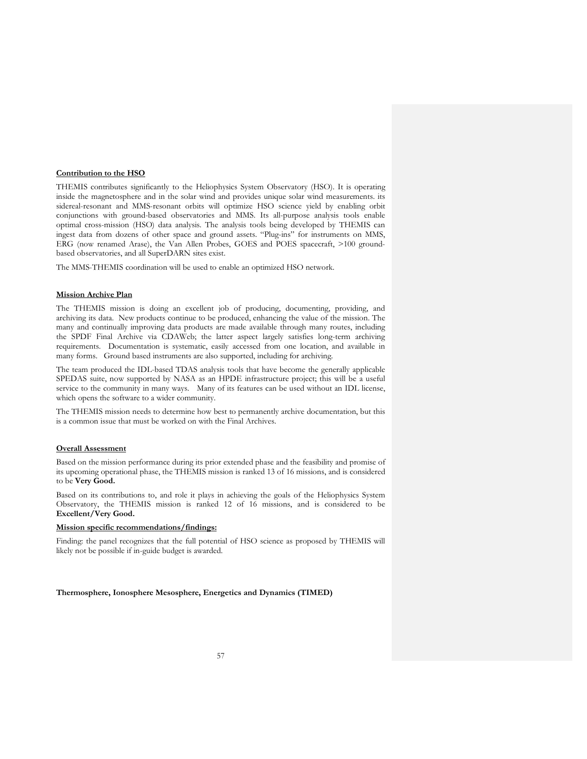**Contribution to the HSO**

THEMIS contributes significantly to the Heliophysics System Observatory (HSO). It is operating inside the magnetosphere and in the solar wind and provides unique solar wind measurements. its sidereal-resonant and MMS-resonant orbits will optimize HSO science yield by enabling orbit conjunctions with ground-based observatories and MMS. Its all-purpose analysis tools enable optimal cross-mission (HSO) data analysis. The analysis tools being developed by THEMIS can ingest data from dozens of other space and ground assets. "Plug-ins" for instruments on MMS, ERG (now renamed Arase), the Van Allen Probes, GOES and POES spacecraft, >100 ground-based observatories, and all SuperDARN sites exist.

The MMS-THEMIS coordination will be used to enable an optimized HSO network.

**Mission Archive Plan**

The THEMIS mission is doing an excellent job of producing, documenting, providing, and archiving its data. New products continue to be produced, enhancing the value of the mission. The many and continually improving data products are made available through many routes, including the SPDF Final Archive via CDAWeb; the latter aspect largely satisfies long-term archiving requirements. Documentation is systematic, easily accessed from one location, and available in many forms. Ground based instruments are also supported, including for archiving.

The team produced the IDL-based TDAS analysis tools that have become the generally applicable SPEDAS suite, now supported by NASA as an HPDE infrastructure project; this will be a useful service to the community in many ways. Many of its features can be used without an IDL license, which opens the software to a wider community.

The THEMIS mission needs to determine how best to permanently archive documentation, but this is a common issue that must be worked on with the Final Archives.

**Overall Assessment**

Based on the mission performance during its prior extended phase and the feasibility and promise of its upcoming operational phase, the THEMIS mission is ranked 13 of 16 missions, and is considered to be **Very Good.**

Based on its contributions to, and role it plays in achieving the goals of the Heliophysics System Observatory, the THEMIS mission is ranked 12 of 16 missions, and is considered to be **Excellent/Very Good.**

**Mission specific recommendations/findings:**

Finding: the panel recognizes that the full potential of HSO science as proposed by THEMIS will likely not be possible if in-guide budget is awarded.

**Thermosphere, Ionosphere Mesosphere, Energetics and Dynamics (TIMED)**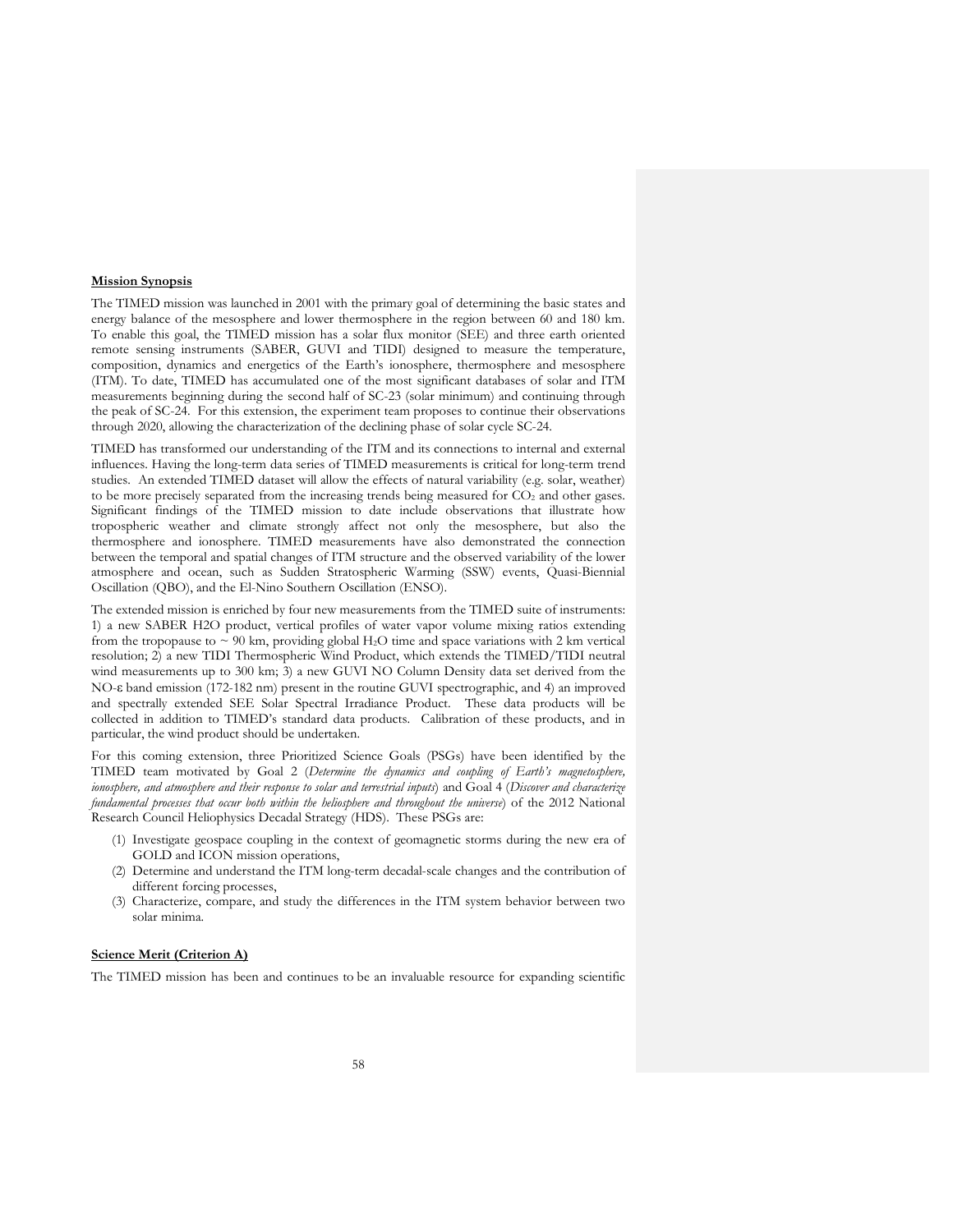**Mission Synopsis**

The TIMED mission was launched in 2001 with the primary goal of determining the basic states and energy balance of the mesosphere and lower thermosphere in the region between 60 and 180 km. To enable this goal, the TIMED mission has a solar flux monitor (SEE) and three earth oriented remote sensing instruments (SABER, GUVI and TIDI) designed to measure the temperature, composition, dynamics and energetics of the Earth's ionosphere, thermosphere and mesosphere (ITM). To date, TIMED has accumulated one of the most significant databases of solar and ITM measurements beginning during the second half of SC-23 (solar minimum) and continuing through the peak of SC-24. For this extension, the experiment team proposes to continue their observations through 2020, allowing the characterization of the declining phase of solar cycle SC-24.

TIMED has transformed our understanding of the ITM and its connections to internal and external influences. Having the long-term data series of TIMED measurements is critical for long-term trend studies. An extended TIMED dataset will allow the effects of natural variability (e.g. solar, weather) to be more precisely separated from the increasing trends being measured for $CO_2$ and other gases. Significant findings of the TIMED mission to date include observations that illustrate how tropospheric weather and climate strongly affect not only the mesosphere, but also the thermosphere and ionosphere. TIMED measurements have also demonstrated the connection between the temporal and spatial changes of ITM structure and the observed variability of the lower atmosphere and ocean, such as Sudden Stratospheric Warming (SSW) events, Quasi-Biennial Oscillation (QBO), and the El-Nino Southern Oscillation (ENSO).

The extended mission is enriched by four new measurements from the TIMED suite of instruments: 1) a new SABER H2O product, vertical profiles of water vapor volume mixing ratios extending from the tropopause to ~ 90 km, providing global $H_2O$ time and space variations with 2 km vertical resolution; 2) a new TIDI Thermospheric Wind Product, which extends the TIMED/TIDI neutral wind measurements up to 300 km; 3) a new GUVI NO Column Density data set derived from the NO-ε band emission (172-182 nm) present in the routine GUVI spectrographic, and 4) an improved and spectrally extended SEE Solar Spectral Irradiance Product. These data products will be collected in addition to TIMED's standard data products. Calibration of these products, and in particular, the wind product should be undertaken.

For this coming extension, three Prioritized Science Goals (PSGs) have been identified by the TIMED team motivated by Goal 2 (*Determine the dynamics and coupling of Earth's magnetosphere, ionosphere, and atmosphere and their response to solar and terrestrial inputs*) and Goal 4 (*Discover and characterize fundamental processes that occur both within the heliosphere and throughout the universe*) of the 2012 National Research Council Heliophysics Decadal Strategy (HDS). These PSGs are:

(1) Investigate geospace coupling in the context of geomagnetic storms during the new era of GOLD and ICON mission operations,
(2) Determine and understand the ITM long-term decadal-scale changes and the contribution of different forcing processes,
(3) Characterize, compare, and study the differences in the ITM system behavior between two solar minima.

**Science Merit (Criterion A)**

The TIMED mission has been and continues to be an invaluable resource for expanding scientific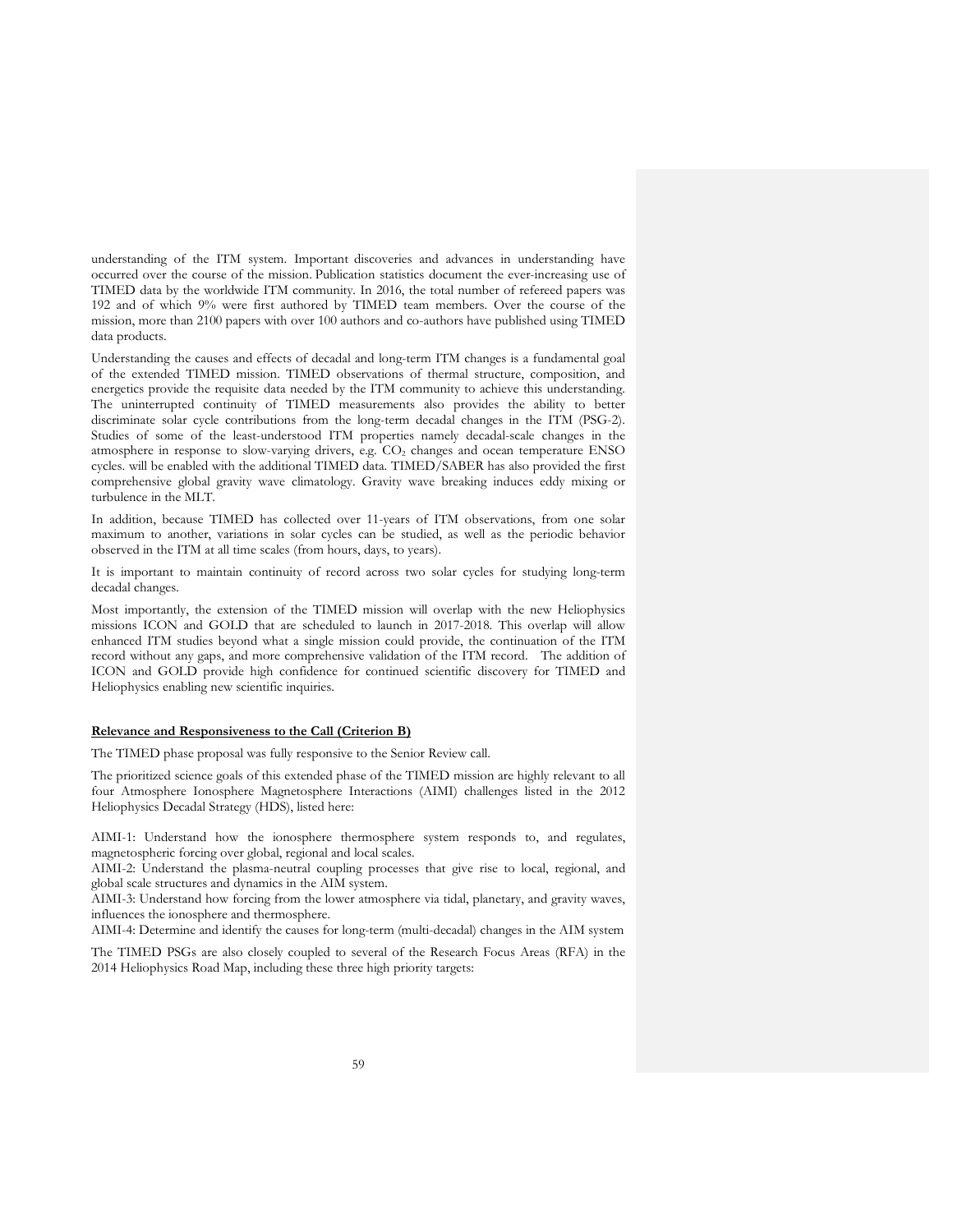understanding of the ITM system. Important discoveries and advances in understanding have occurred over the course of the mission. Publication statistics document the ever-increasing use of TIMED data by the worldwide ITM community. In 2016, the total number of refereed papers was 192 and of which 9% were first authored by TIMED team members. Over the course of the mission, more than 2100 papers with over 100 authors and co-authors have published using TIMED data products.

Understanding the causes and effects of decadal and long-term ITM changes is a fundamental goal of the extended TIMED mission. TIMED observations of thermal structure, composition, and energetics provide the requisite data needed by the ITM community to achieve this understanding. The uninterrupted continuity of TIMED measurements also provides the ability to better discriminate solar cycle contributions from the long-term decadal changes in the ITM (PSG-2). Studies of some of the least-understood ITM properties namely decadal-scale changes in the atmosphere in response to slow-varying drivers, e.g. $CO_2$ changes and ocean temperature ENSO cycles. will be enabled with the additional TIMED data. TIMED/SABER has also provided the first comprehensive global gravity wave climatology. Gravity wave breaking induces eddy mixing or turbulence in the MLT.

In addition, because TIMED has collected over 11-years of ITM observations, from one solar maximum to another, variations in solar cycles can be studied, as well as the periodic behavior observed in the ITM at all time scales (from hours, days, to years).

It is important to maintain continuity of record across two solar cycles for studying long-term decadal changes.

Most importantly, the extension of the TIMED mission will overlap with the new Heliophysics missions ICON and GOLD that are scheduled to launch in 2017-2018. This overlap will allow enhanced ITM studies beyond what a single mission could provide, the continuation of the ITM record without any gaps, and more comprehensive validation of the ITM record. The addition of ICON and GOLD provide high confidence for continued scientific discovery for TIMED and Heliophysics enabling new scientific inquiries.

**Relevance and Responsiveness to the Call (Criterion B)**

The TIMED phase proposal was fully responsive to the Senior Review call.

The prioritized science goals of this extended phase of the TIMED mission are highly relevant to all four Atmosphere Ionosphere Magnetosphere Interactions (AIMI) challenges listed in the 2012 Heliophysics Decadal Strategy (HDS), listed here:

AIMI-1: Understand how the ionosphere thermosphere system responds to, and regulates, magnetospheric forcing over global, regional and local scales.
AIMI-2: Understand the plasma-neutral coupling processes that give rise to local, regional, and global scale structures and dynamics in the AIM system.
AIMI-3: Understand how forcing from the lower atmosphere via tidal, planetary, and gravity waves, influences the ionosphere and thermosphere.
AIMI-4: Determine and identify the causes for long-term (multi-decadal) changes in the AIM system

The TIMED PSGs are also closely coupled to several of the Research Focus Areas (RFA) in the 2014 Heliophysics Road Map, including these three high priority targets: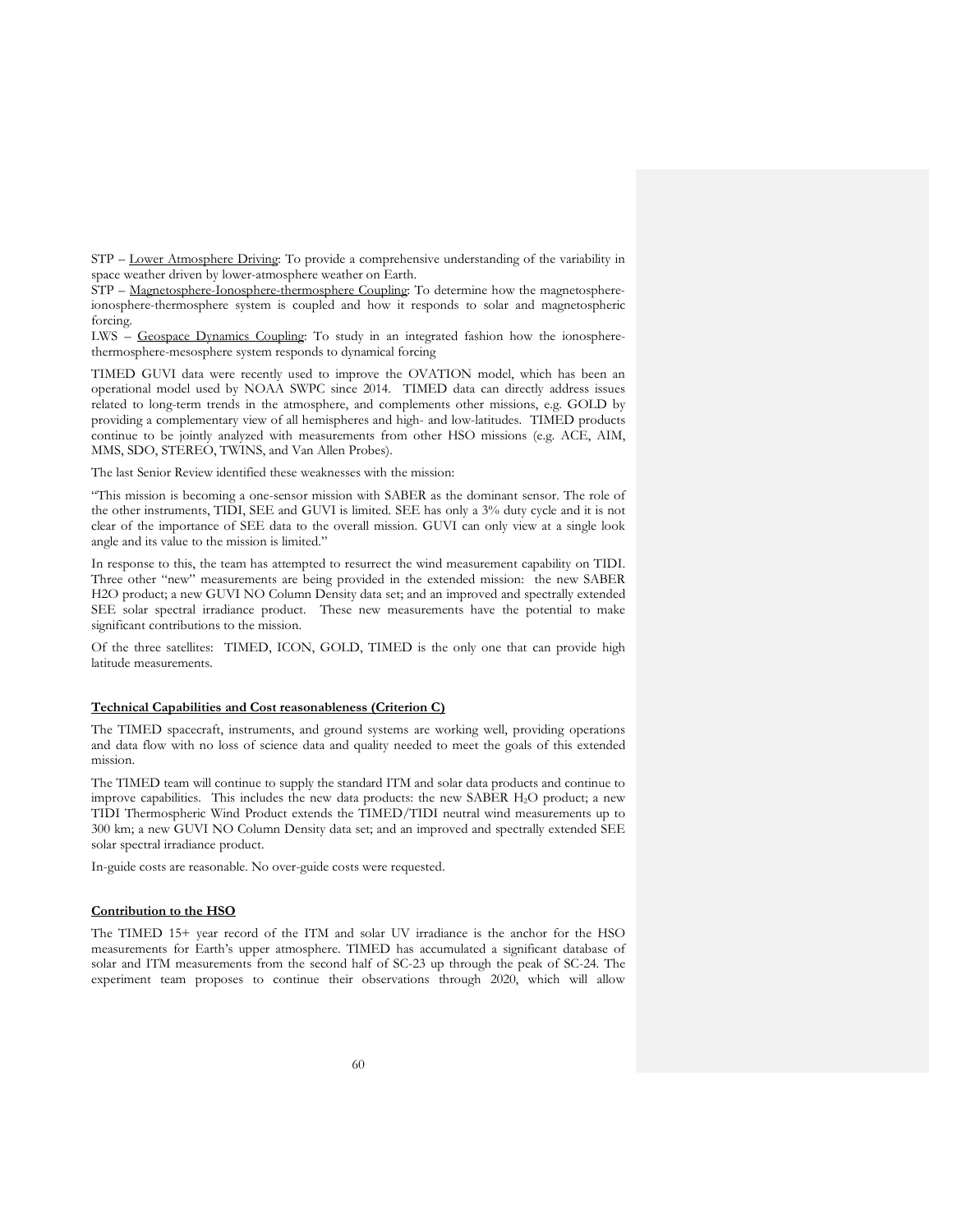STP – Lower Atmosphere Driving: To provide a comprehensive understanding of the variability in space weather driven by lower-atmosphere weather on Earth.
STP – Magnetosphere-Ionosphere-thermosphere Coupling: To determine how the magnetosphere-ionosphere-thermosphere system is coupled and how it responds to solar and magnetospheric forcing.
LWS – Geospace Dynamics Coupling: To study in an integrated fashion how the ionosphere-thermosphere-mesosphere system responds to dynamical forcing

TIMED GUVI data were recently used to improve the OVATION model, which has been an operational model used by NOAA SWPC since 2014. TIMED data can directly address issues related to long-term trends in the atmosphere, and complements other missions, e.g. GOLD by providing a complementary view of all hemispheres and high- and low-latitudes. TIMED products continue to be jointly analyzed with measurements from other HSO missions (e.g. ACE, AIM, MMS, SDO, STEREO, TWINS, and Van Allen Probes).

The last Senior Review identified these weaknesses with the mission:

"This mission is becoming a one-sensor mission with SABER as the dominant sensor. The role of the other instruments, TIDI, SEE and GUVI is limited. SEE has only a 3% duty cycle and it is not clear of the importance of SEE data to the overall mission. GUVI can only view at a single look angle and its value to the mission is limited."

In response to this, the team has attempted to resurrect the wind measurement capability on TIDI. Three other "new" measurements are being provided in the extended mission: the new SABER H2O product; a new GUVI NO Column Density data set; and an improved and spectrally extended SEE solar spectral irradiance product. These new measurements have the potential to make significant contributions to the mission.

Of the three satellites: TIMED, ICON, GOLD, TIMED is the only one that can provide high latitude measurements.

**Technical Capabilities and Cost reasonableness (Criterion C)**

The TIMED spacecraft, instruments, and ground systems are working well, providing operations and data flow with no loss of science data and quality needed to meet the goals of this extended mission.

The TIMED team will continue to supply the standard ITM and solar data products and continue to improve capabilities. This includes the new data products: the new SABER $H_2O$ product; a new TIDI Thermospheric Wind Product extends the TIMED/TIDI neutral wind measurements up to 300 km; a new GUVI NO Column Density data set; and an improved and spectrally extended SEE solar spectral irradiance product.

In-guide costs are reasonable. No over-guide costs were requested.

**Contribution to the HSO**

The TIMED 15+ year record of the ITM and solar UV irradiance is the anchor for the HSO measurements for Earth's upper atmosphere. TIMED has accumulated a significant database of solar and ITM measurements from the second half of SC-23 up through the peak of SC-24. The experiment team proposes to continue their observations through 2020, which will allow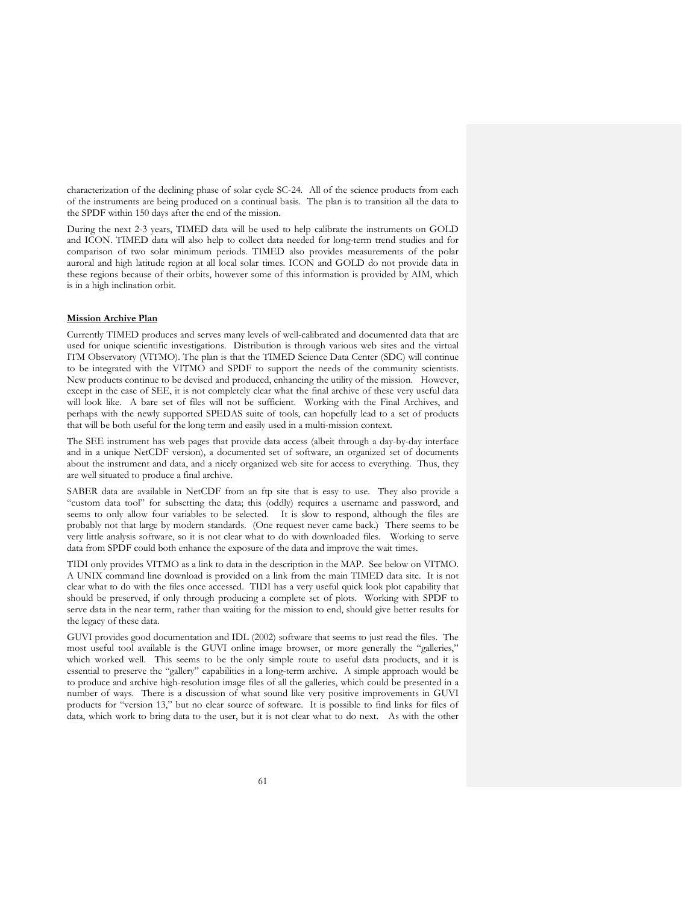characterization of the declining phase of solar cycle SC-24. All of the science products from each of the instruments are being produced on a continual basis. The plan is to transition all the data to the SPDF within 150 days after the end of the mission.

During the next 2-3 years, TIMED data will be used to help calibrate the instruments on GOLD and ICON. TIMED data will also help to collect data needed for long-term trend studies and for comparison of two solar minimum periods. TIMED also provides measurements of the polar auroral and high latitude region at all local solar times. ICON and GOLD do not provide data in these regions because of their orbits, however some of this information is provided by AIM, which is in a high inclination orbit.

**Mission Archive Plan**

Currently TIMED produces and serves many levels of well-calibrated and documented data that are used for unique scientific investigations. Distribution is through various web sites and the virtual ITM Observatory (VITMO). The plan is that the TIMED Science Data Center (SDC) will continue to be integrated with the VITMO and SPDF to support the needs of the community scientists. New products continue to be devised and produced, enhancing the utility of the mission. However, except in the case of SEE, it is not completely clear what the final archive of these very useful data will look like. A bare set of files will not be sufficient. Working with the Final Archives, and perhaps with the newly supported SPEDAS suite of tools, can hopefully lead to a set of products that will be both useful for the long term and easily used in a multi-mission context.

The SEE instrument has web pages that provide data access (albeit through a day-by-day interface and in a unique NetCDF version), a documented set of software, an organized set of documents about the instrument and data, and a nicely organized web site for access to everything. Thus, they are well situated to produce a final archive.

SABER data are available in NetCDF from an ftp site that is easy to use. They also provide a "custom data tool" for subsetting the data; this (oddly) requires a username and password, and seems to only allow four variables to be selected. It is slow to respond, although the files are probably not that large by modern standards. (One request never came back.) There seems to be very little analysis software, so it is not clear what to do with downloaded files. Working to serve data from SPDF could both enhance the exposure of the data and improve the wait times.

TIDI only provides VITMO as a link to data in the description in the MAP. See below on VITMO. A UNIX command line download is provided on a link from the main TIMED data site. It is not clear what to do with the files once accessed. TIDI has a very useful quick look plot capability that should be preserved, if only through producing a complete set of plots. Working with SPDF to serve data in the near term, rather than waiting for the mission to end, should give better results for the legacy of these data.

GUVI provides good documentation and IDL (2002) software that seems to just read the files. The most useful tool available is the GUVI online image browser, or more generally the "galleries," which worked well. This seems to be the only simple route to useful data products, and it is essential to preserve the "gallery" capabilities in a long-term archive. A simple approach would be to produce and archive high-resolution image files of all the galleries, which could be presented in a number of ways. There is a discussion of what sound like very positive improvements in GUVI products for "version 13," but no clear source of software. It is possible to find links for files of data, which work to bring data to the user, but it is not clear what to do next. As with the other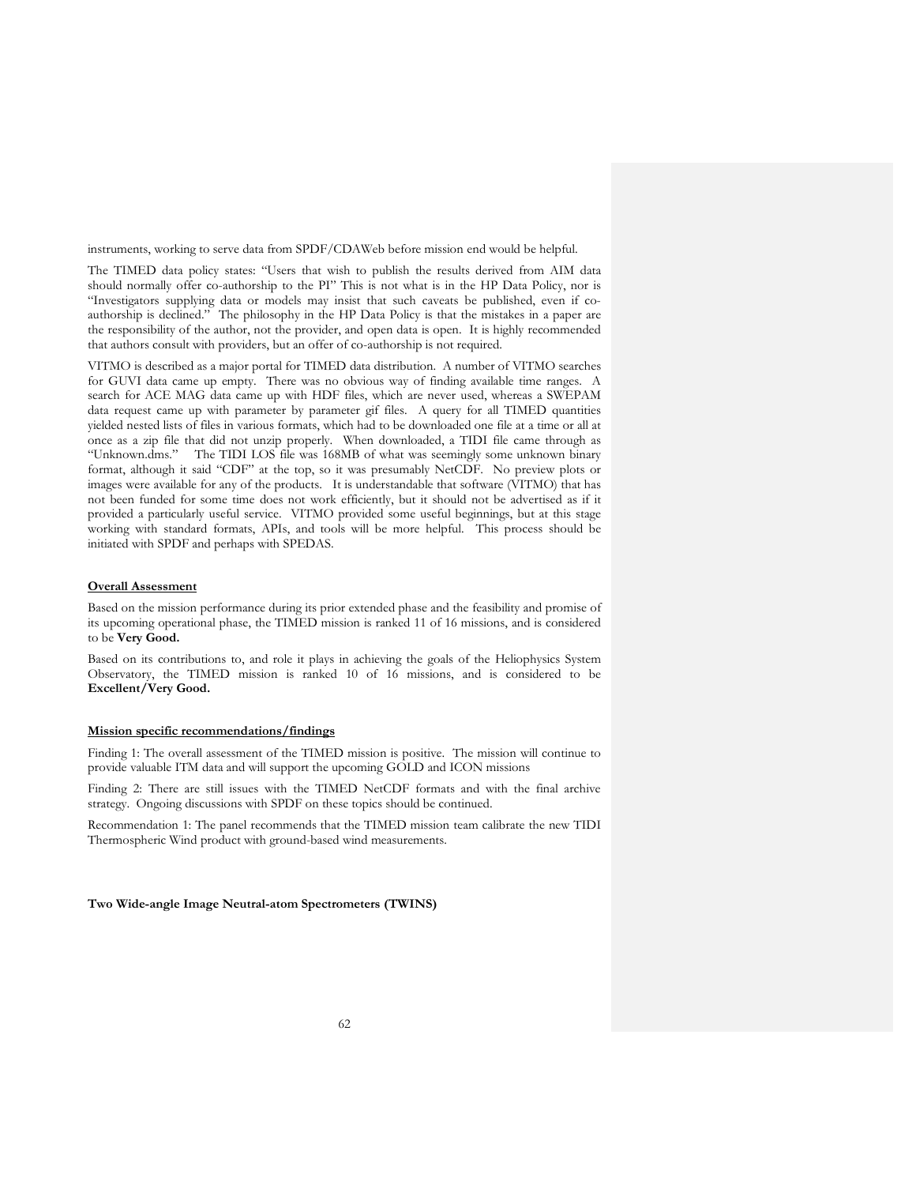instruments, working to serve data from SPDF/CDAWeb before mission end would be helpful.

The TIMED data policy states: "Users that wish to publish the results derived from AIM data should normally offer co-authorship to the PI" This is not what is in the HP Data Policy, nor is "Investigators supplying data or models may insist that such caveats be published, even if co-authorship is declined." The philosophy in the HP Data Policy is that the mistakes in a paper are the responsibility of the author, not the provider, and open data is open. It is highly recommended that authors consult with providers, but an offer of co-authorship is not required.

VITMO is described as a major portal for TIMED data distribution. A number of VITMO searches for GUVI data came up empty. There was no obvious way of finding available time ranges. A search for ACE MAG data came up with HDF files, which are never used, whereas a SWEPAM data request came up with parameter by parameter gif files. A query for all TIMED quantities yielded nested lists of files in various formats, which had to be downloaded one file at a time or all at once as a zip file that did not unzip properly. When downloaded, a TIDI file came through as "Unknown.dms." The TIDI LOS file was 168MB of what was seemingly some unknown binary format, although it said "CDF" at the top, so it was presumably NetCDF. No preview plots or images were available for any of the products. It is understandable that software (VITMO) that has not been funded for some time does not work efficiently, but it should not be advertised as if it provided a particularly useful service. VITMO provided some useful beginnings, but at this stage working with standard formats, APIs, and tools will be more helpful. This process should be initiated with SPDF and perhaps with SPEDAS.

**Overall Assessment**

Based on the mission performance during its prior extended phase and the feasibility and promise of its upcoming operational phase, the TIMED mission is ranked 11 of 16 missions, and is considered to be **Very Good.**

Based on its contributions to, and role it plays in achieving the goals of the Heliophysics System Observatory, the TIMED mission is ranked 10 of 16 missions, and is considered to be **Excellent/Very Good.**

**Mission specific recommendations/findings**

Finding 1: The overall assessment of the TIMED mission is positive. The mission will continue to provide valuable ITM data and will support the upcoming GOLD and ICON missions

Finding 2: There are still issues with the TIMED NetCDF formats and with the final archive strategy. Ongoing discussions with SPDF on these topics should be continued.

Recommendation 1: The panel recommends that the TIMED mission team calibrate the new TIDI Thermospheric Wind product with ground-based wind measurements.

**Two Wide-angle Image Neutral-atom Spectrometers (TWINS)**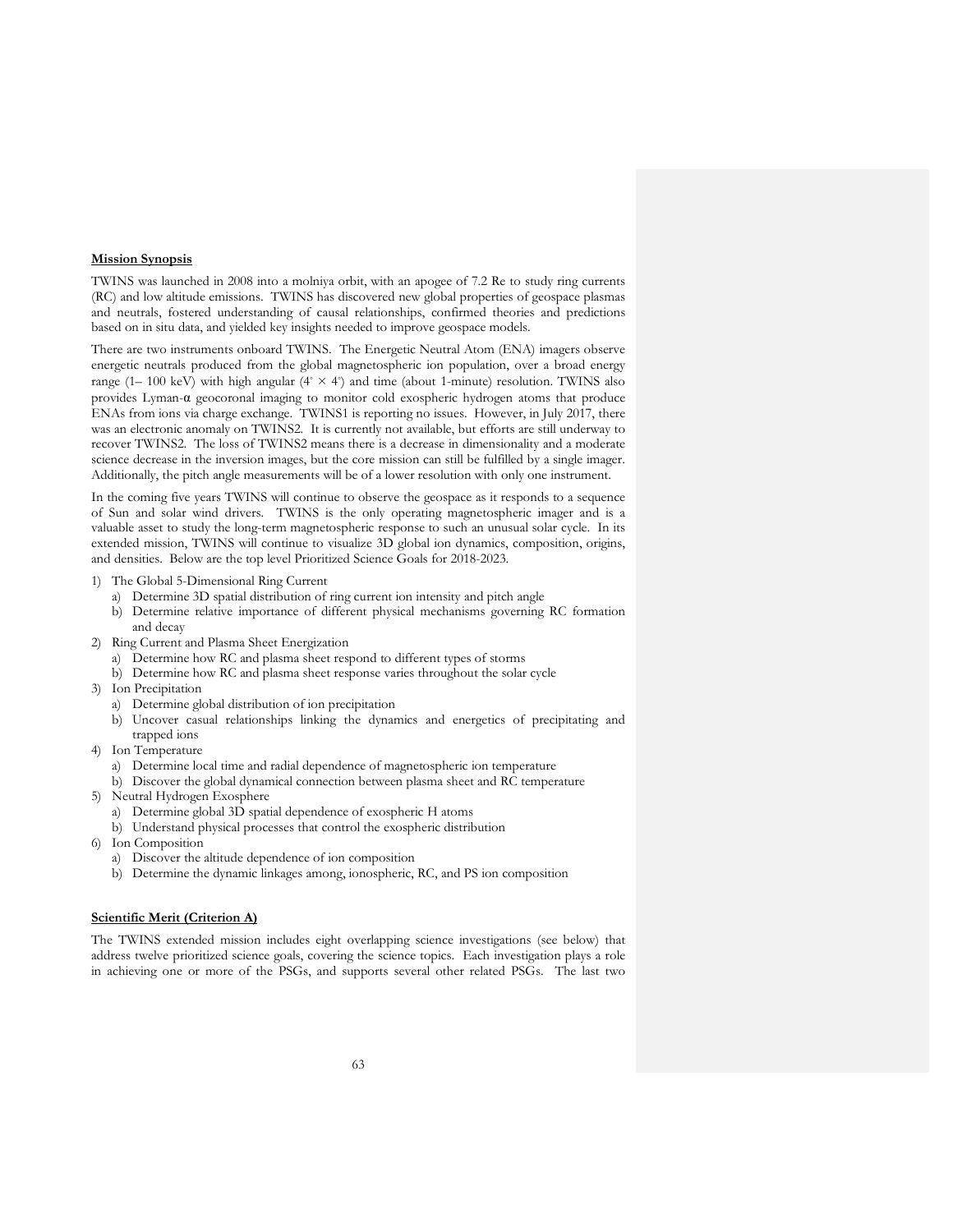**Mission Synopsis**

TWINS was launched in 2008 into a molniya orbit, with an apogee of 7.2 Re to study ring currents (RC) and low altitude emissions. TWINS has discovered new global properties of geospace plasmas and neutrals, fostered understanding of causal relationships, confirmed theories and predictions based on in situ data, and yielded key insights needed to improve geospace models.

There are two instruments onboard TWINS. The Energetic Neutral Atom (ENA) imagers observe energetic neutrals produced from the global magnetospheric ion population, over a broad energy range (1– 100 keV) with high angular ($4^{\circ} \times 4^{\circ}$) and time (about 1-minute) resolution. TWINS also provides Lyman-α geocoronal imaging to monitor cold exospheric hydrogen atoms that produce ENAs from ions via charge exchange. TWINS1 is reporting no issues. However, in July 2017, there was an electronic anomaly on TWINS2. It is currently not available, but efforts are still underway to recover TWINS2. The loss of TWINS2 means there is a decrease in dimensionality and a moderate science decrease in the inversion images, but the core mission can still be fulfilled by a single imager. Additionally, the pitch angle measurements will be of a lower resolution with only one instrument.

In the coming five years TWINS will continue to observe the geospace as it responds to a sequence of Sun and solar wind drivers. TWINS is the only operating magnetospheric imager and is a valuable asset to study the long-term magnetospheric response to such an unusual solar cycle. In its extended mission, TWINS will continue to visualize 3D global ion dynamics, composition, origins, and densities. Below are the top level Prioritized Science Goals for 2018-2023.

1) The Global 5-Dimensional Ring Current
   a) Determine 3D spatial distribution of ring current ion intensity and pitch angle
   b) Determine relative importance of different physical mechanisms governing RC formation and decay
2) Ring Current and Plasma Sheet Energization
   a) Determine how RC and plasma sheet respond to different types of storms
   b) Determine how RC and plasma sheet response varies throughout the solar cycle
3) Ion Precipitation
   a) Determine global distribution of ion precipitation
   b) Uncover casual relationships linking the dynamics and energetics of precipitating and trapped ions
4) Ion Temperature
   a) Determine local time and radial dependence of magnetospheric ion temperature
   b) Discover the global dynamical connection between plasma sheet and RC temperature
5) Neutral Hydrogen Exosphere
   a) Determine global 3D spatial dependence of exospheric H atoms
   b) Understand physical processes that control the exospheric distribution
6) Ion Composition
   a) Discover the altitude dependence of ion composition
   b) Determine the dynamic linkages among, ionospheric, RC, and PS ion composition

**Scientific Merit (Criterion A)**

The TWINS extended mission includes eight overlapping science investigations (see below) that address twelve prioritized science goals, covering the science topics. Each investigation plays a role in achieving one or more of the PSGs, and supports several other related PSGs. The last two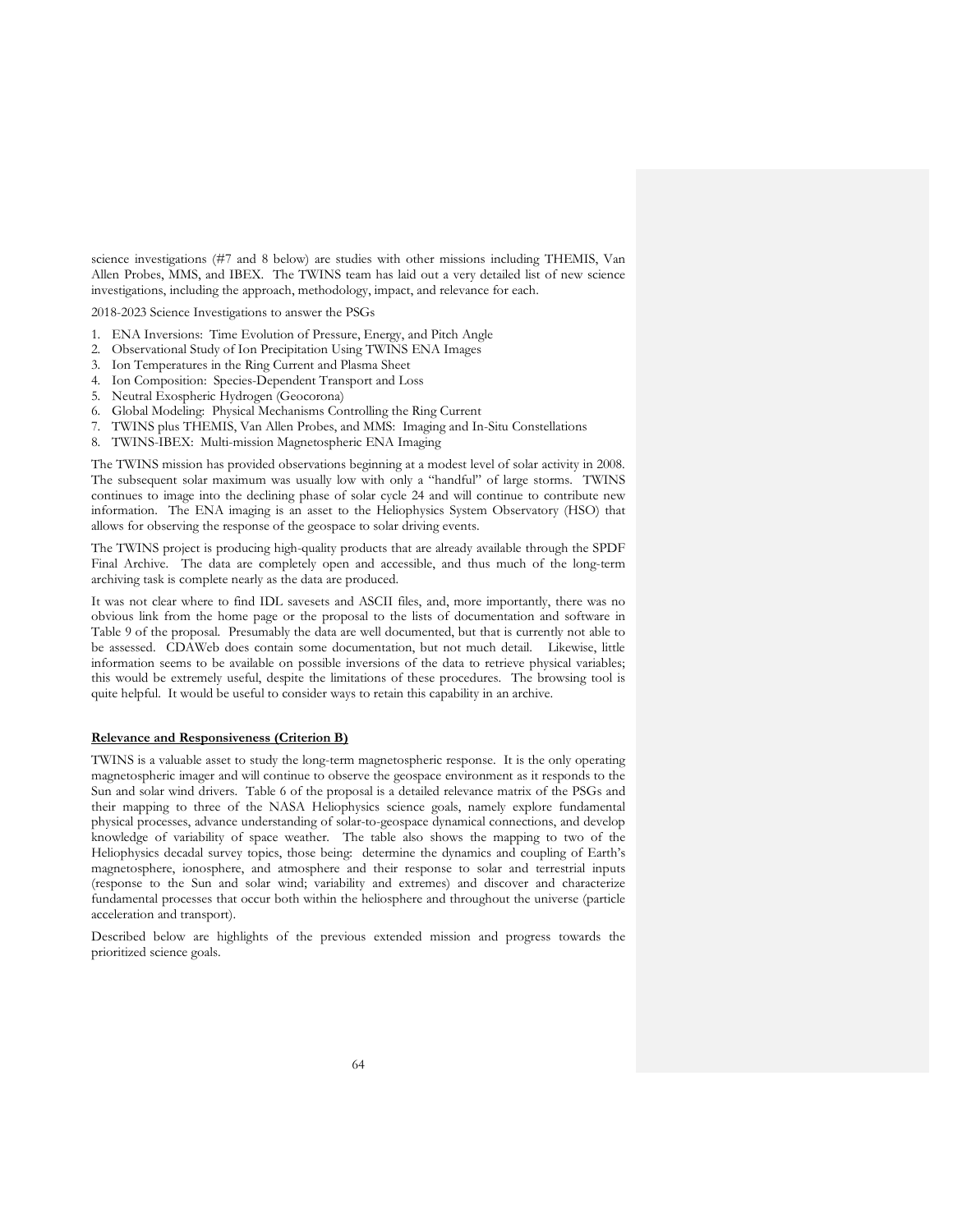science investigations (#7 and 8 below) are studies with other missions including THEMIS, Van Allen Probes, MMS, and IBEX. The TWINS team has laid out a very detailed list of new science investigations, including the approach, methodology, impact, and relevance for each.

2018-2023 Science Investigations to answer the PSGs

1. ENA Inversions: Time Evolution of Pressure, Energy, and Pitch Angle
2. Observational Study of Ion Precipitation Using TWINS ENA Images
3. Ion Temperatures in the Ring Current and Plasma Sheet
4. Ion Composition: Species-Dependent Transport and Loss
5. Neutral Exospheric Hydrogen (Geocorona)
6. Global Modeling: Physical Mechanisms Controlling the Ring Current
7. TWINS plus THEMIS, Van Allen Probes, and MMS: Imaging and In-Situ Constellations
8. TWINS-IBEX: Multi-mission Magnetospheric ENA Imaging

The TWINS mission has provided observations beginning at a modest level of solar activity in 2008. The subsequent solar maximum was usually low with only a "handful" of large storms. TWINS continues to image into the declining phase of solar cycle 24 and will continue to contribute new information. The ENA imaging is an asset to the Heliophysics System Observatory (HSO) that allows for observing the response of the geospace to solar driving events.

The TWINS project is producing high-quality products that are already available through the SPDF Final Archive. The data are completely open and accessible, and thus much of the long-term archiving task is complete nearly as the data are produced.

It was not clear where to find IDL savesets and ASCII files, and, more importantly, there was no obvious link from the home page or the proposal to the lists of documentation and software in Table 9 of the proposal. Presumably the data are well documented, but that is currently not able to be assessed. CDAWeb does contain some documentation, but not much detail. Likewise, little information seems to be available on possible inversions of the data to retrieve physical variables; this would be extremely useful, despite the limitations of these procedures. The browsing tool is quite helpful. It would be useful to consider ways to retain this capability in an archive.

**Relevance and Responsiveness (Criterion B)**

TWINS is a valuable asset to study the long-term magnetospheric response. It is the only operating magnetospheric imager and will continue to observe the geospace environment as it responds to the Sun and solar wind drivers. Table 6 of the proposal is a detailed relevance matrix of the PSGs and their mapping to three of the NASA Heliophysics science goals, namely explore fundamental physical processes, advance understanding of solar-to-geospace dynamical connections, and develop knowledge of variability of space weather. The table also shows the mapping to two of the Heliophysics decadal survey topics, those being: determine the dynamics and coupling of Earth's magnetosphere, ionosphere, and atmosphere and their response to solar and terrestrial inputs (response to the Sun and solar wind; variability and extremes) and discover and characterize fundamental processes that occur both within the heliosphere and throughout the universe (particle acceleration and transport).

Described below are highlights of the previous extended mission and progress towards the prioritized science goals.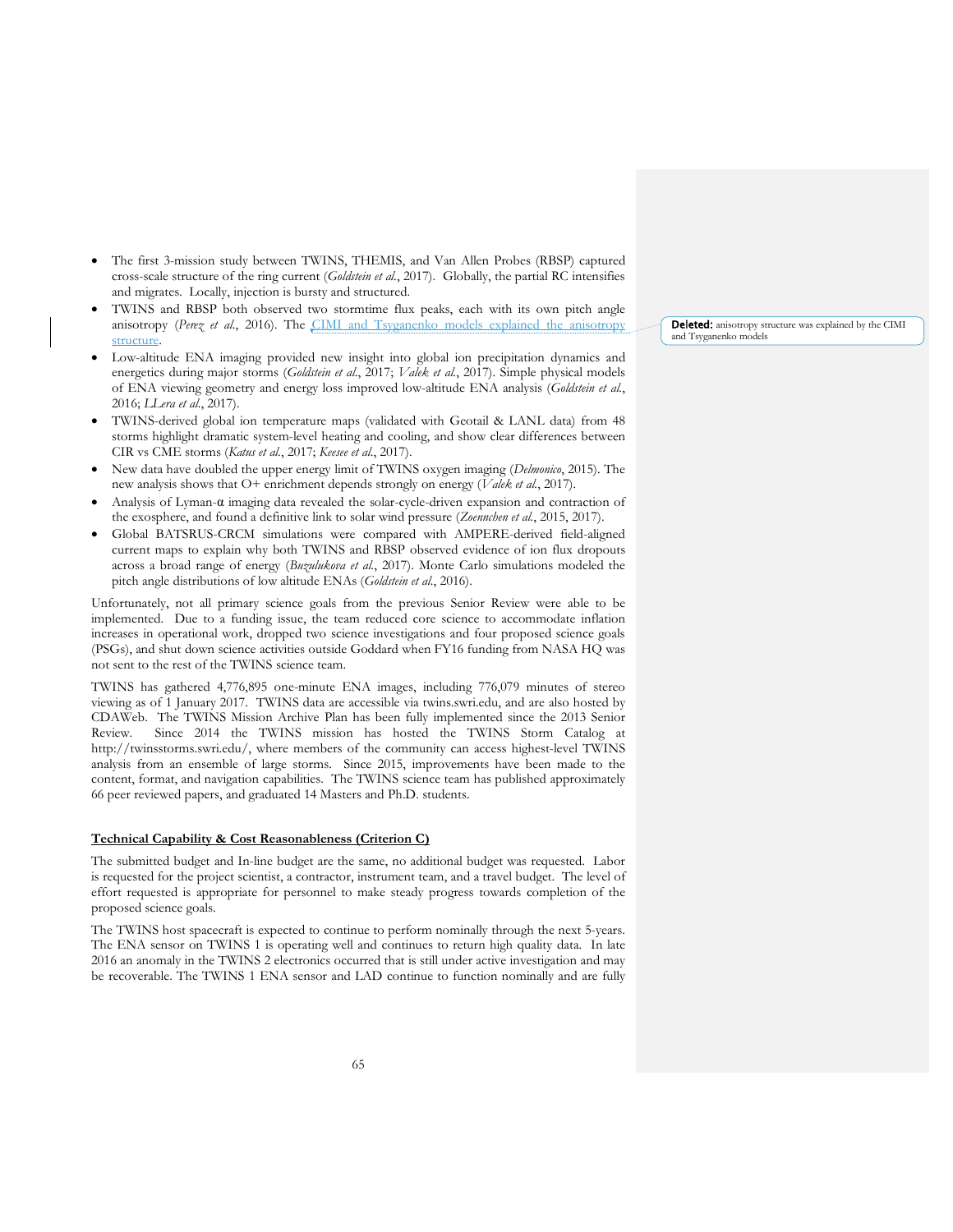- The first 3-mission study between TWINS, THEMIS, and Van Allen Probes (RBSP) captured cross-scale structure of the ring current (*Goldstein et al.*, 2017). Globally, the partial RC intensifies and migrates. Locally, injection is bursty and structured.
- TWINS and RBSP both observed two stormtime flux peaks, each with its own pitch angle anisotropy (*Perez et al.*, 2016). The CIMI and Tsyganenko models explained the anisotropy structure.
- Low-altitude ENA imaging provided new insight into global ion precipitation dynamics and energetics during major storms (*Goldstein et al.*, 2017; *Valek et al.*, 2017). Simple physical models of ENA viewing geometry and energy loss improved low-altitude ENA analysis (*Goldstein et al.*, 2016; *LLera et al.*, 2017).
- TWINS-derived global ion temperature maps (validated with Geotail & LANL data) from 48 storms highlight dramatic system-level heating and cooling, and show clear differences between CIR vs CME storms (*Katus et al.*, 2017; *Keesee et al.*, 2017).
- New data have doubled the upper energy limit of TWINS oxygen imaging (*Delmonico*, 2015). The new analysis shows that O+ enrichment depends strongly on energy (*Valek et al.*, 2017).
- Analysis of Lyman-α imaging data revealed the solar-cycle-driven expansion and contraction of the exosphere, and found a definitive link to solar wind pressure (*Zoennchen et al.*, 2015, 2017).
- Global BATSRUS-CRCM simulations were compared with AMPERE-derived field-aligned current maps to explain why both TWINS and RBSP observed evidence of ion flux dropouts across a broad range of energy (*Buzulukova et al.*, 2017). Monte Carlo simulations modeled the pitch angle distributions of low altitude ENAs (*Goldstein et al.*, 2016).

Unfortunately, not all primary science goals from the previous Senior Review were able to be implemented. Due to a funding issue, the team reduced core science to accommodate inflation increases in operational work, dropped two science investigations and four proposed science goals (PSGs), and shut down science activities outside Goddard when FY16 funding from NASA HQ was not sent to the rest of the TWINS science team.

TWINS has gathered 4,776,895 one-minute ENA images, including 776,079 minutes of stereo viewing as of 1 January 2017. TWINS data are accessible via twins.swri.edu, and are also hosted by CDAWeb. The TWINS Mission Archive Plan has been fully implemented since the 2013 Senior Review. Since 2014 the TWINS mission has hosted the TWINS Storm Catalog at http://twinsstorms.swri.edu/, where members of the community can access highest-level TWINS analysis from an ensemble of large storms. Since 2015, improvements have been made to the content, format, and navigation capabilities. The TWINS science team has published approximately 66 peer reviewed papers, and graduated 14 Masters and Ph.D. students.

## Technical Capability & Cost Reasonableness (Criterion C)

The submitted budget and In-line budget are the same, no additional budget was requested. Labor is requested for the project scientist, a contractor, instrument team, and a travel budget. The level of effort requested is appropriate for personnel to make steady progress towards completion of the proposed science goals.

The TWINS host spacecraft is expected to continue to perform nominally through the next 5-years. The ENA sensor on TWINS 1 is operating well and continues to return high quality data. In late 2016 an anomaly in the TWINS 2 electronics occurred that is still under active investigation and may be recoverable. The TWINS 1 ENA sensor and LAD continue to function nominally and are fully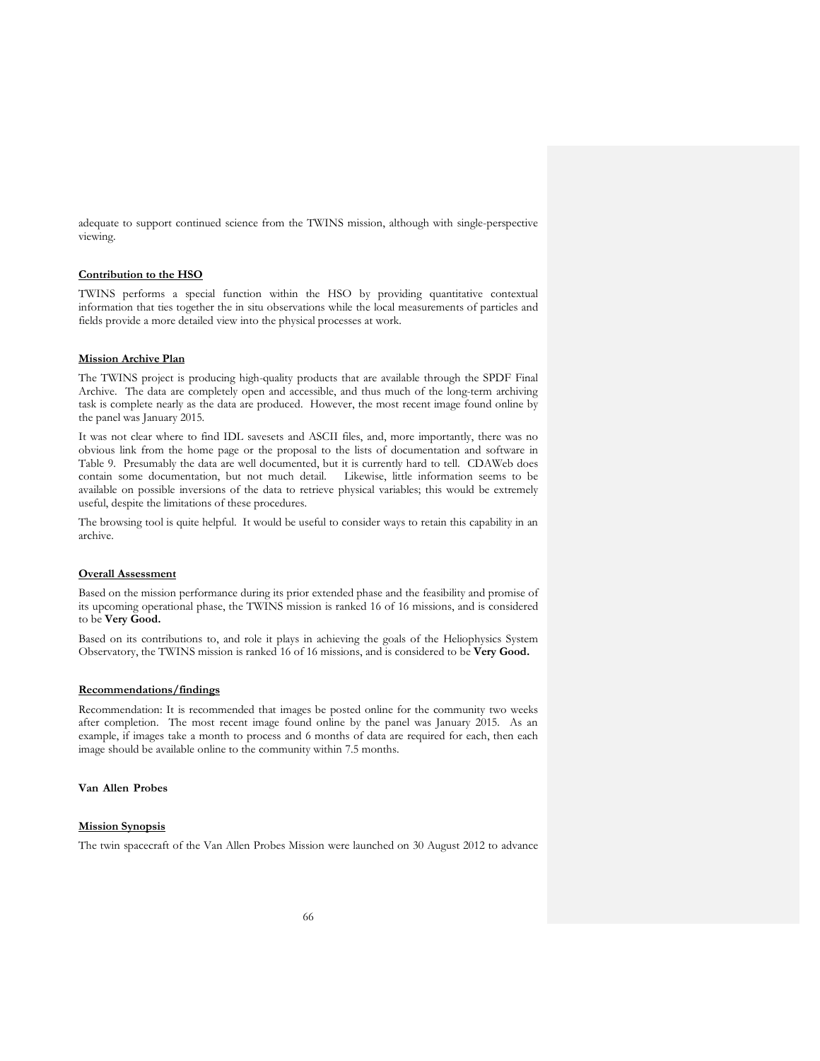adequate to support continued science from the TWINS mission, although with single-perspective viewing.

**Contribution to the HSO**

TWINS performs a special function within the HSO by providing quantitative contextual information that ties together the in situ observations while the local measurements of particles and fields provide a more detailed view into the physical processes at work.

**Mission Archive Plan**

The TWINS project is producing high-quality products that are available through the SPDF Final Archive. The data are completely open and accessible, and thus much of the long-term archiving task is complete nearly as the data are produced. However, the most recent image found online by the panel was January 2015.

It was not clear where to find IDL savesets and ASCII files, and, more importantly, there was no obvious link from the home page or the proposal to the lists of documentation and software in Table 9. Presumably the data are well documented, but it is currently hard to tell. CDAWeb does contain some documentation, but not much detail. Likewise, little information seems to be available on possible inversions of the data to retrieve physical variables; this would be extremely useful, despite the limitations of these procedures.

The browsing tool is quite helpful. It would be useful to consider ways to retain this capability in an archive.

**Overall Assessment**

Based on the mission performance during its prior extended phase and the feasibility and promise of its upcoming operational phase, the TWINS mission is ranked 16 of 16 missions, and is considered to be **Very Good.**

Based on its contributions to, and role it plays in achieving the goals of the Heliophysics System Observatory, the TWINS mission is ranked 16 of 16 missions, and is considered to be **Very Good.**

**Recommendations/findings**

Recommendation: It is recommended that images be posted online for the community two weeks after completion. The most recent image found online by the panel was January 2015. As an example, if images take a month to process and 6 months of data are required for each, then each image should be available online to the community within 7.5 months.

### Van Allen Probes

**Mission Synopsis**

The twin spacecraft of the Van Allen Probes Mission were launched on 30 August 2012 to advance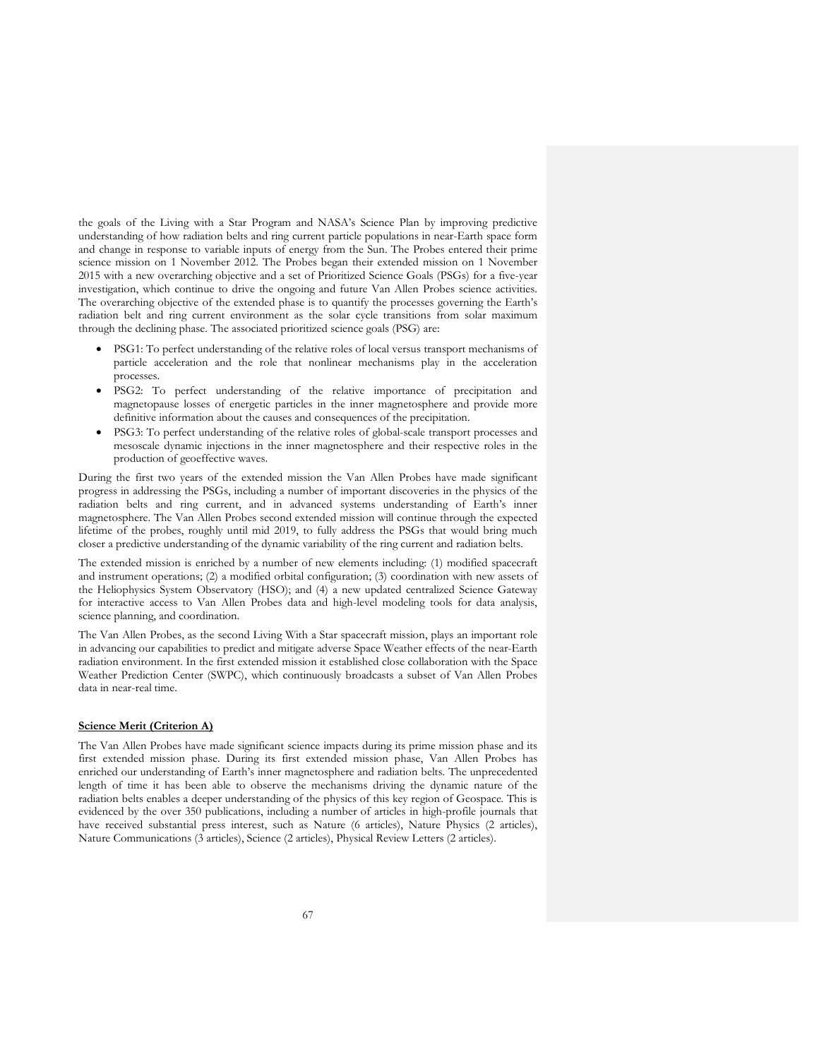the goals of the Living with a Star Program and NASA's Science Plan by improving predictive understanding of how radiation belts and ring current particle populations in near-Earth space form and change in response to variable inputs of energy from the Sun. The Probes entered their prime science mission on 1 November 2012. The Probes began their extended mission on 1 November 2015 with a new overarching objective and a set of Prioritized Science Goals (PSGs) for a five-year investigation, which continue to drive the ongoing and future Van Allen Probes science activities. The overarching objective of the extended phase is to quantify the processes governing the Earth's radiation belt and ring current environment as the solar cycle transitions from solar maximum through the declining phase. The associated prioritized science goals (PSG) are:

- PSG1: To perfect understanding of the relative roles of local versus transport mechanisms of particle acceleration and the role that nonlinear mechanisms play in the acceleration processes.
- PSG2: To perfect understanding of the relative importance of precipitation and magnetopause losses of energetic particles in the inner magnetosphere and provide more definitive information about the causes and consequences of the precipitation.
- PSG3: To perfect understanding of the relative roles of global-scale transport processes and mesoscale dynamic injections in the inner magnetosphere and their respective roles in the production of geoeffective waves.

During the first two years of the extended mission the Van Allen Probes have made significant progress in addressing the PSGs, including a number of important discoveries in the physics of the radiation belts and ring current, and in advanced systems understanding of Earth's inner magnetosphere. The Van Allen Probes second extended mission will continue through the expected lifetime of the probes, roughly until mid 2019, to fully address the PSGs that would bring much closer a predictive understanding of the dynamic variability of the ring current and radiation belts.

The extended mission is enriched by a number of new elements including: (1) modified spacecraft and instrument operations; (2) a modified orbital configuration; (3) coordination with new assets of the Heliophysics System Observatory (HSO); and (4) a new updated centralized Science Gateway for interactive access to Van Allen Probes data and high-level modeling tools for data analysis, science planning, and coordination.

The Van Allen Probes, as the second Living With a Star spacecraft mission, plays an important role in advancing our capabilities to predict and mitigate adverse Space Weather effects of the near-Earth radiation environment. In the first extended mission it established close collaboration with the Space Weather Prediction Center (SWPC), which continuously broadcasts a subset of Van Allen Probes data in near-real time.

**Science Merit (Criterion A)**

The Van Allen Probes have made significant science impacts during its prime mission phase and its first extended mission phase. During its first extended mission phase, Van Allen Probes has enriched our understanding of Earth's inner magnetosphere and radiation belts. The unprecedented length of time it has been able to observe the mechanisms driving the dynamic nature of the radiation belts enables a deeper understanding of the physics of this key region of Geospace. This is evidenced by the over 350 publications, including a number of articles in high-profile journals that have received substantial press interest, such as Nature (6 articles), Nature Physics (2 articles), Nature Communications (3 articles), Science (2 articles), Physical Review Letters (2 articles).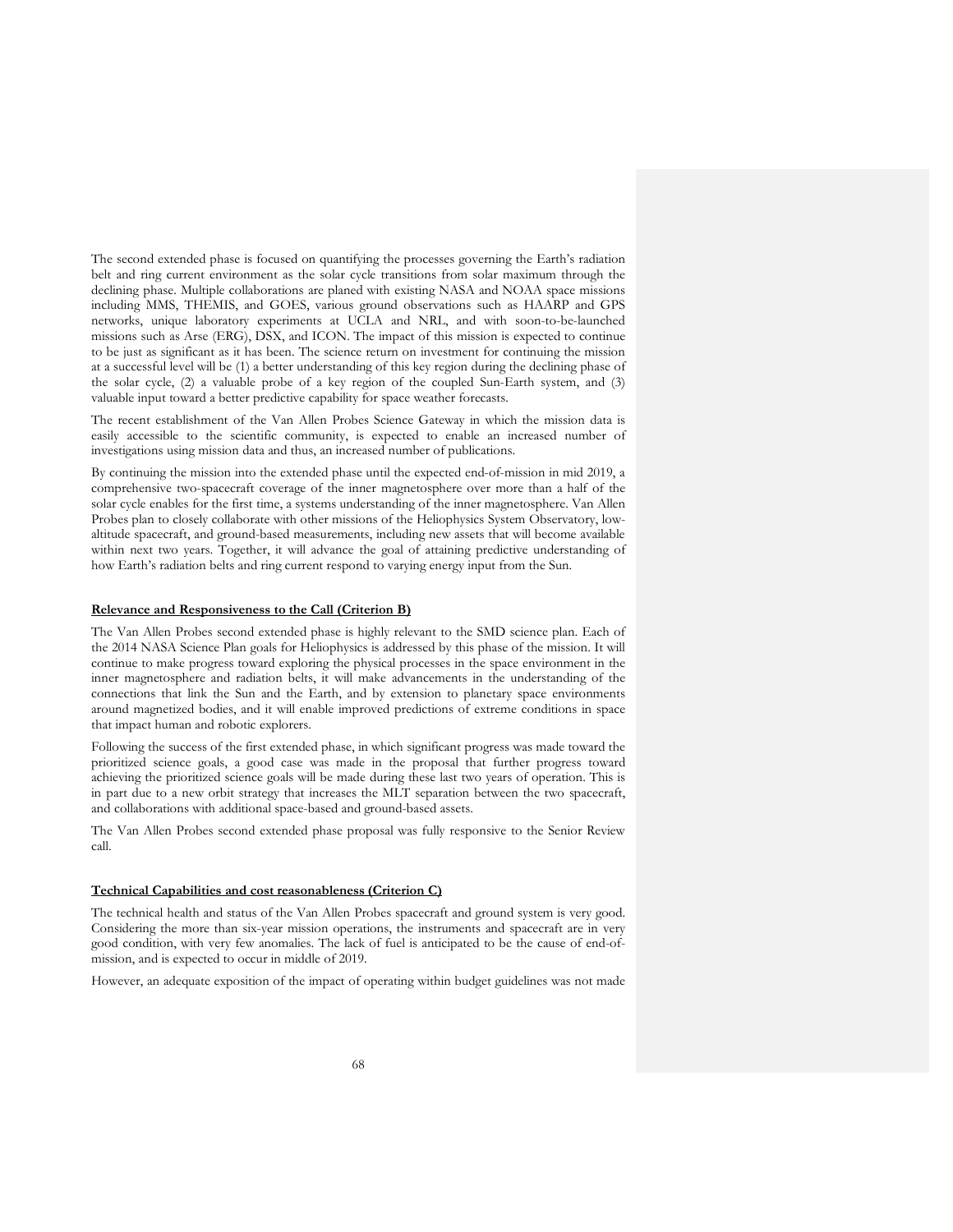The second extended phase is focused on quantifying the processes governing the Earth's radiation belt and ring current environment as the solar cycle transitions from solar maximum through the declining phase. Multiple collaborations are planed with existing NASA and NOAA space missions including MMS, THEMIS, and GOES, various ground observations such as HAARP and GPS networks, unique laboratory experiments at UCLA and NRL, and with soon-to-be-launched missions such as Arse (ERG), DSX, and ICON. The impact of this mission is expected to continue to be just as significant as it has been. The science return on investment for continuing the mission at a successful level will be (1) a better understanding of this key region during the declining phase of the solar cycle, (2) a valuable probe of a key region of the coupled Sun-Earth system, and (3) valuable input toward a better predictive capability for space weather forecasts.

The recent establishment of the Van Allen Probes Science Gateway in which the mission data is easily accessible to the scientific community, is expected to enable an increased number of investigations using mission data and thus, an increased number of publications.

By continuing the mission into the extended phase until the expected end-of-mission in mid 2019, a comprehensive two-spacecraft coverage of the inner magnetosphere over more than a half of the solar cycle enables for the first time, a systems understanding of the inner magnetosphere. Van Allen Probes plan to closely collaborate with other missions of the Heliophysics System Observatory, low-altitude spacecraft, and ground-based measurements, including new assets that will become available within next two years. Together, it will advance the goal of attaining predictive understanding of how Earth's radiation belts and ring current respond to varying energy input from the Sun.

**Relevance and Responsiveness to the Call (Criterion B)**

The Van Allen Probes second extended phase is highly relevant to the SMD science plan. Each of the 2014 NASA Science Plan goals for Heliophysics is addressed by this phase of the mission. It will continue to make progress toward exploring the physical processes in the space environment in the inner magnetosphere and radiation belts, it will make advancements in the understanding of the connections that link the Sun and the Earth, and by extension to planetary space environments around magnetized bodies, and it will enable improved predictions of extreme conditions in space that impact human and robotic explorers.

Following the success of the first extended phase, in which significant progress was made toward the prioritized science goals, a good case was made in the proposal that further progress toward achieving the prioritized science goals will be made during these last two years of operation. This is in part due to a new orbit strategy that increases the MLT separation between the two spacecraft, and collaborations with additional space-based and ground-based assets.

The Van Allen Probes second extended phase proposal was fully responsive to the Senior Review call.

**Technical Capabilities and cost reasonableness (Criterion C)**

The technical health and status of the Van Allen Probes spacecraft and ground system is very good. Considering the more than six-year mission operations, the instruments and spacecraft are in very good condition, with very few anomalies. The lack of fuel is anticipated to be the cause of end-of-mission, and is expected to occur in middle of 2019.

However, an adequate exposition of the impact of operating within budget guidelines was not made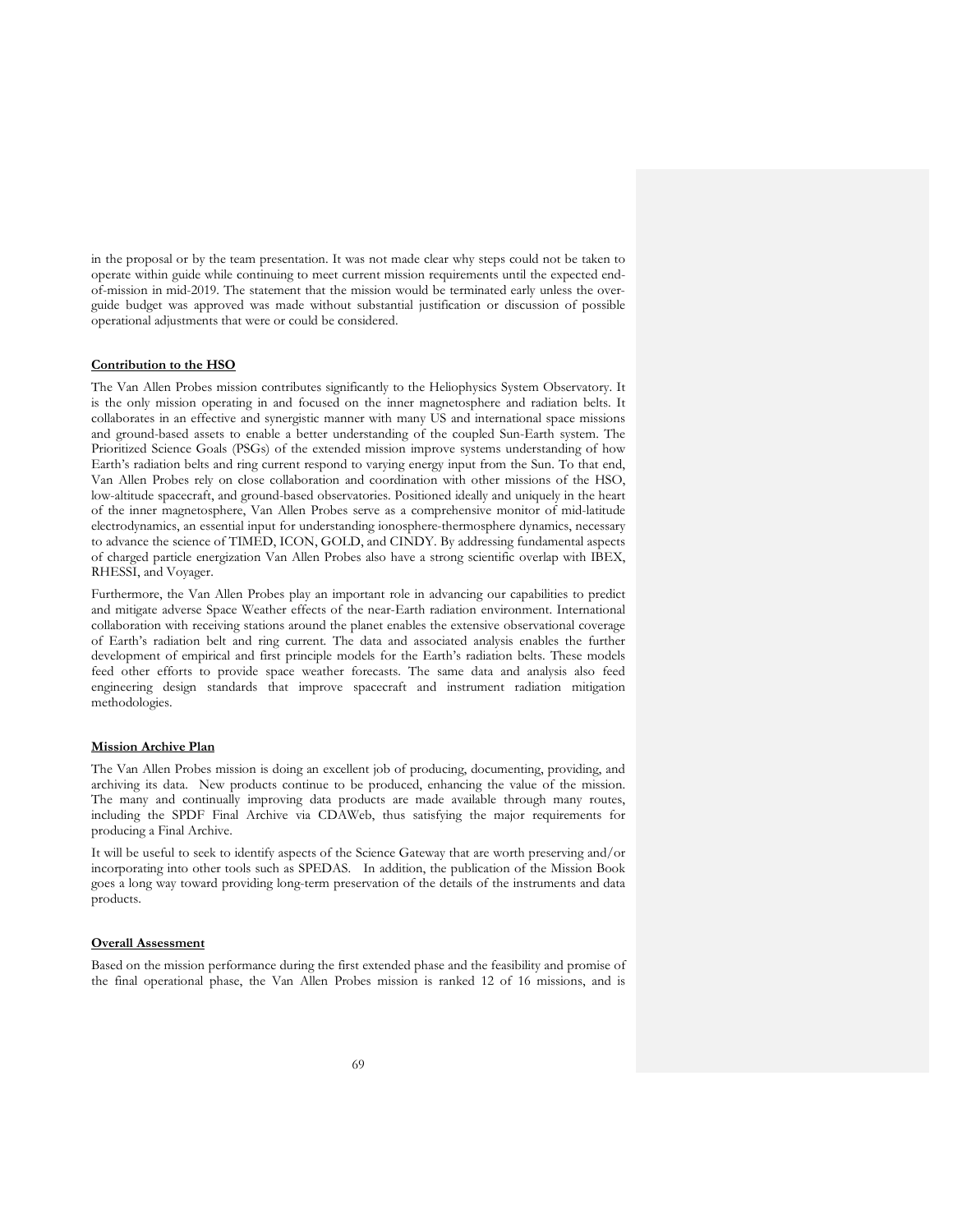in the proposal or by the team presentation. It was not made clear why steps could not be taken to operate within guide while continuing to meet current mission requirements until the expected end-of-mission in mid-2019. The statement that the mission would be terminated early unless the over-guide budget was approved was made without substantial justification or discussion of possible operational adjustments that were or could be considered.

**Contribution to the HSO**

The Van Allen Probes mission contributes significantly to the Heliophysics System Observatory. It is the only mission operating in and focused on the inner magnetosphere and radiation belts. It collaborates in an effective and synergistic manner with many US and international space missions and ground-based assets to enable a better understanding of the coupled Sun-Earth system. The Prioritized Science Goals (PSGs) of the extended mission improve systems understanding of how Earth's radiation belts and ring current respond to varying energy input from the Sun. To that end, Van Allen Probes rely on close collaboration and coordination with other missions of the HSO, low-altitude spacecraft, and ground-based observatories. Positioned ideally and uniquely in the heart of the inner magnetosphere, Van Allen Probes serve as a comprehensive monitor of mid-latitude electrodynamics, an essential input for understanding ionosphere-thermosphere dynamics, necessary to advance the science of TIMED, ICON, GOLD, and CINDY. By addressing fundamental aspects of charged particle energization Van Allen Probes also have a strong scientific overlap with IBEX, RHESSI, and Voyager.

Furthermore, the Van Allen Probes play an important role in advancing our capabilities to predict and mitigate adverse Space Weather effects of the near-Earth radiation environment. International collaboration with receiving stations around the planet enables the extensive observational coverage of Earth's radiation belt and ring current. The data and associated analysis enables the further development of empirical and first principle models for the Earth's radiation belts. These models feed other efforts to provide space weather forecasts. The same data and analysis also feed engineering design standards that improve spacecraft and instrument radiation mitigation methodologies.

**Mission Archive Plan**

The Van Allen Probes mission is doing an excellent job of producing, documenting, providing, and archiving its data. New products continue to be produced, enhancing the value of the mission. The many and continually improving data products are made available through many routes, including the SPDF Final Archive via CDAWeb, thus satisfying the major requirements for producing a Final Archive.

It will be useful to seek to identify aspects of the Science Gateway that are worth preserving and/or incorporating into other tools such as SPEDAS. In addition, the publication of the Mission Book goes a long way toward providing long-term preservation of the details of the instruments and data products.

**Overall Assessment**

Based on the mission performance during the first extended phase and the feasibility and promise of the final operational phase, the Van Allen Probes mission is ranked 12 of 16 missions, and is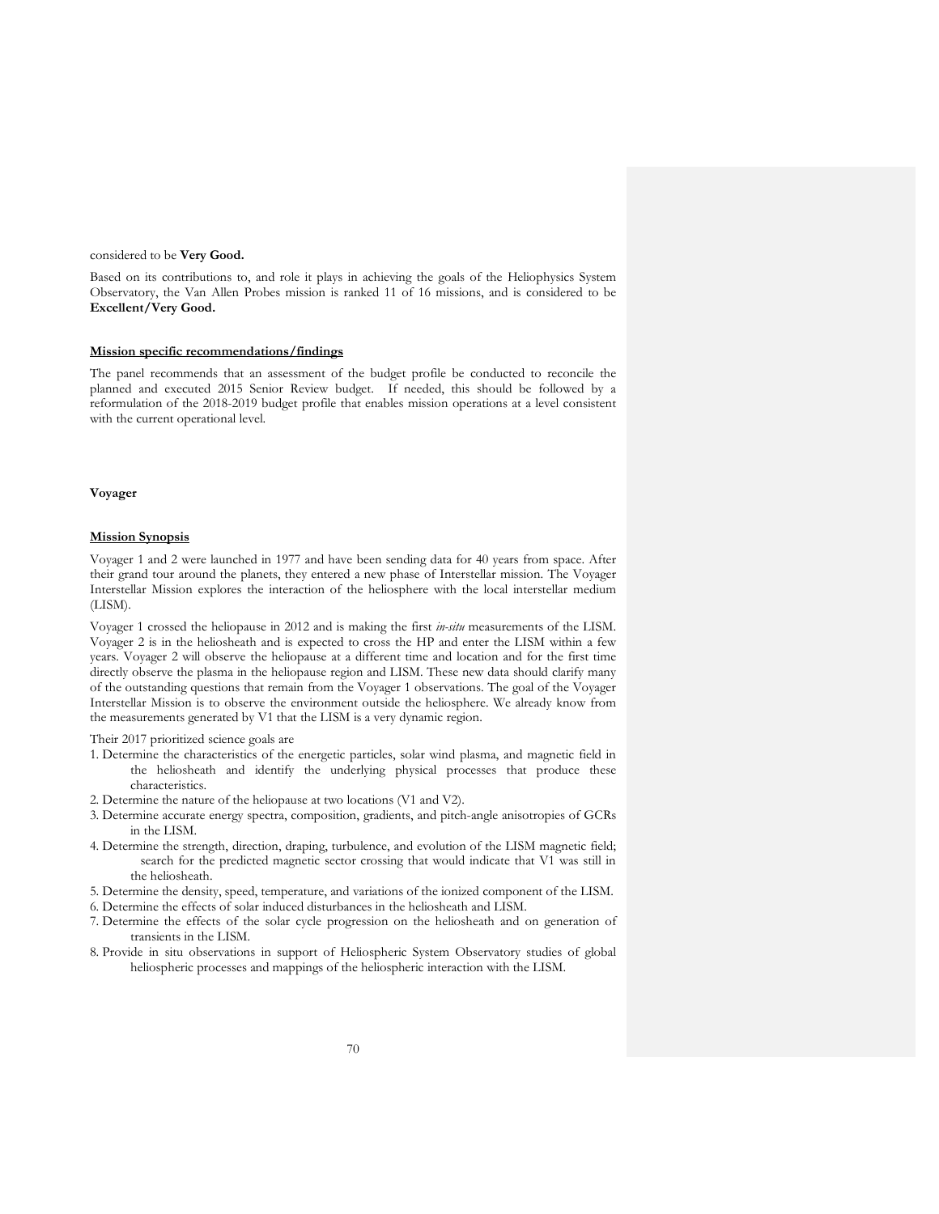considered to be **Very Good.**

Based on its contributions to, and role it plays in achieving the goals of the Heliophysics System Observatory, the Van Allen Probes mission is ranked 11 of 16 missions, and is considered to be **Excellent/Very Good.**

**Mission specific recommendations/findings**

The panel recommends that an assessment of the budget profile be conducted to reconcile the planned and executed 2015 Senior Review budget. If needed, this should be followed by a reformulation of the 2018-2019 budget profile that enables mission operations at a level consistent with the current operational level.

### Voyager

**Mission Synopsis**

Voyager 1 and 2 were launched in 1977 and have been sending data for 40 years from space. After their grand tour around the planets, they entered a new phase of Interstellar mission. The Voyager Interstellar Mission explores the interaction of the heliosphere with the local interstellar medium (LISM).

Voyager 1 crossed the heliopause in 2012 and is making the first *in-situ* measurements of the LISM. Voyager 2 is in the heliosheath and is expected to cross the HP and enter the LISM within a few years. Voyager 2 will observe the heliopause at a different time and location and for the first time directly observe the plasma in the heliopause region and LISM. These new data should clarify many of the outstanding questions that remain from the Voyager 1 observations. The goal of the Voyager Interstellar Mission is to observe the environment outside the heliosphere. We already know from the measurements generated by V1 that the LISM is a very dynamic region.

Their 2017 prioritized science goals are

1. Determine the characteristics of the energetic particles, solar wind plasma, and magnetic field in the heliosheath and identify the underlying physical processes that produce these characteristics.
2. Determine the nature of the heliopause at two locations (V1 and V2).
3. Determine accurate energy spectra, composition, gradients, and pitch-angle anisotropies of GCRs in the LISM.
4. Determine the strength, direction, draping, turbulence, and evolution of the LISM magnetic field; search for the predicted magnetic sector crossing that would indicate that V1 was still in the heliosheath.
5. Determine the density, speed, temperature, and variations of the ionized component of the LISM.
6. Determine the effects of solar induced disturbances in the heliosheath and LISM.
7. Determine the effects of the solar cycle progression on the heliosheath and on generation of transients in the LISM.
8. Provide in situ observations in support of Heliospheric System Observatory studies of global heliospheric processes and mappings of the heliospheric interaction with the LISM.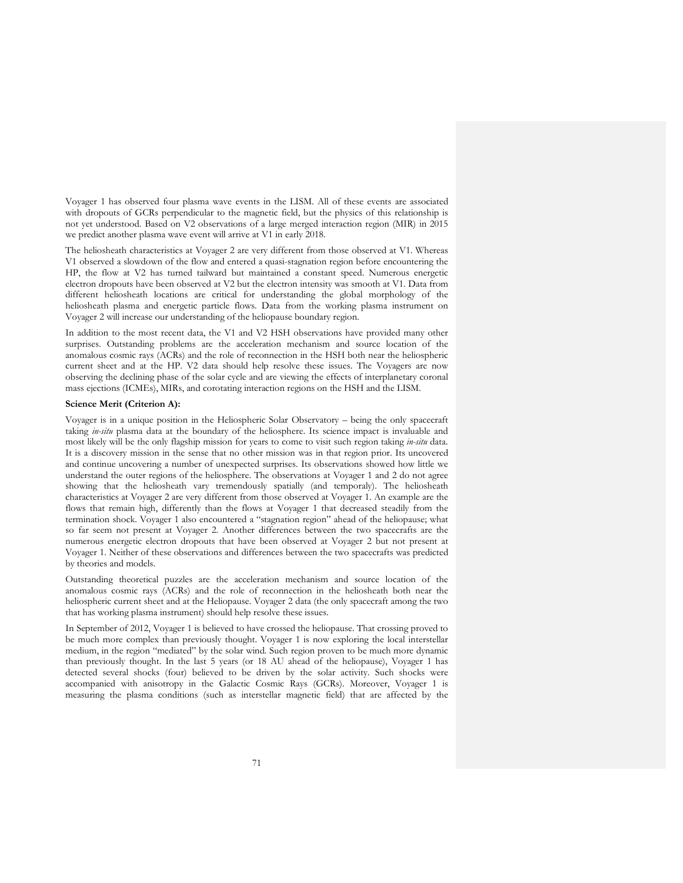Voyager 1 has observed four plasma wave events in the LISM. All of these events are associated with dropouts of GCRs perpendicular to the magnetic field, but the physics of this relationship is not yet understood. Based on V2 observations of a large merged interaction region (MIR) in 2015 we predict another plasma wave event will arrive at V1 in early 2018.

The heliosheath characteristics at Voyager 2 are very different from those observed at V1. Whereas V1 observed a slowdown of the flow and entered a quasi-stagnation region before encountering the HP, the flow at V2 has turned tailward but maintained a constant speed. Numerous energetic electron dropouts have been observed at V2 but the electron intensity was smooth at V1. Data from different heliosheath locations are critical for understanding the global morphology of the heliosheath plasma and energetic particle flows. Data from the working plasma instrument on Voyager 2 will increase our understanding of the heliopause boundary region.

In addition to the most recent data, the V1 and V2 HSH observations have provided many other surprises. Outstanding problems are the acceleration mechanism and source location of the anomalous cosmic rays (ACRs) and the role of reconnection in the HSH both near the heliospheric current sheet and at the HP. V2 data should help resolve these issues. The Voyagers are now observing the declining phase of the solar cycle and are viewing the effects of interplanetary coronal mass ejections (ICMEs), MIRs, and corotating interaction regions on the HSH and the LISM.

**Science Merit (Criterion A):**

Voyager is in a unique position in the Heliospheric Solar Observatory – being the only spacecraft taking *in-situ* plasma data at the boundary of the heliosphere. Its science impact is invaluable and most likely will be the only flagship mission for years to come to visit such region taking *in-situ* data. It is a discovery mission in the sense that no other mission was in that region prior. Its uncovered and continue uncovering a number of unexpected surprises. Its observations showed how little we understand the outer regions of the heliosphere. The observations at Voyager 1 and 2 do not agree showing that the heliosheath vary tremendously spatially (and temporaly). The heliosheath characteristics at Voyager 2 are very different from those observed at Voyager 1. An example are the flows that remain high, differently than the flows at Voyager 1 that decreased steadily from the termination shock. Voyager 1 also encountered a "stagnation region" ahead of the heliopause; what so far seem not present at Voyager 2. Another differences between the two spacecrafts are the numerous energetic electron dropouts that have been observed at Voyager 2 but not present at Voyager 1. Neither of these observations and differences between the two spacecrafts was predicted by theories and models.

Outstanding theoretical puzzles are the acceleration mechanism and source location of the anomalous cosmic rays (ACRs) and the role of reconnection in the heliosheath both near the heliospheric current sheet and at the Heliopause. Voyager 2 data (the only spacecraft among the two that has working plasma instrument) should help resolve these issues.

In September of 2012, Voyager 1 is believed to have crossed the heliopause. That crossing proved to be much more complex than previously thought. Voyager 1 is now exploring the local interstellar medium, in the region "mediated" by the solar wind. Such region proven to be much more dynamic than previously thought. In the last 5 years (or 18 AU ahead of the heliopause), Voyager 1 has detected several shocks (four) believed to be driven by the solar activity. Such shocks were accompanied with anisotropy in the Galactic Cosmic Rays (GCRs). Moreover, Voyager 1 is measuring the plasma conditions (such as interstellar magnetic field) that are affected by the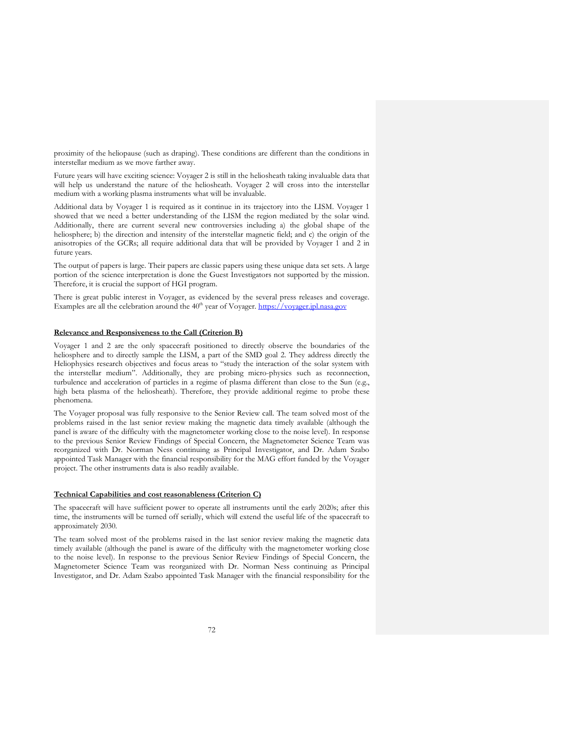proximity of the heliopause (such as draping). These conditions are different than the conditions in interstellar medium as we move farther away.

Future years will have exciting science: Voyager 2 is still in the heliosheath taking invaluable data that will help us understand the nature of the heliosheath. Voyager 2 will cross into the interstellar medium with a working plasma instruments what will be invaluable.

Additional data by Voyager 1 is required as it continue in its trajectory into the LISM. Voyager 1 showed that we need a better understanding of the LISM the region mediated by the solar wind. Additionally, there are current several new controversies including a) the global shape of the heliosphere; b) the direction and intensity of the interstellar magnetic field; and c) the origin of the anisotropies of the GCRs; all require additional data that will be provided by Voyager 1 and 2 in future years.

The output of papers is large. Their papers are classic papers using these unique data set sets. A large portion of the science interpretation is done the Guest Investigators not supported by the mission. Therefore, it is crucial the support of HGI program.

There is great public interest in Voyager, as evidenced by the several press releases and coverage. Examples are all the celebration around the 40th year of Voyager. [https://voyager.jpl.nasa.gov](https://voyager.jpl.nasa.gov)

**Relevance and Responsiveness to the Call (Criterion B)**

Voyager 1 and 2 are the only spacecraft positioned to directly observe the boundaries of the heliosphere and to directly sample the LISM, a part of the SMD goal 2. They address directly the Heliophysics research objectives and focus areas to "study the interaction of the solar system with the interstellar medium". Additionally, they are probing micro-physics such as reconnection, turbulence and acceleration of particles in a regime of plasma different than close to the Sun (e.g., high beta plasma of the heliosheath). Therefore, they provide additional regime to probe these phenomena.

The Voyager proposal was fully responsive to the Senior Review call. The team solved most of the problems raised in the last senior review making the magnetic data timely available (although the panel is aware of the difficulty with the magnetometer working close to the noise level). In response to the previous Senior Review Findings of Special Concern, the Magnetometer Science Team was reorganized with Dr. Norman Ness continuing as Principal Investigator, and Dr. Adam Szabo appointed Task Manager with the financial responsibility for the MAG effort funded by the Voyager project. The other instruments data is also readily available.

**Technical Capabilities and cost reasonableness (Criterion C)**

The spacecraft will have sufficient power to operate all instruments until the early 2020s; after this time, the instruments will be turned off serially, which will extend the useful life of the spacecraft to approximately 2030.

The team solved most of the problems raised in the last senior review making the magnetic data timely available (although the panel is aware of the difficulty with the magnetometer working close to the noise level). In response to the previous Senior Review Findings of Special Concern, the Magnetometer Science Team was reorganized with Dr. Norman Ness continuing as Principal Investigator, and Dr. Adam Szabo appointed Task Manager with the financial responsibility for the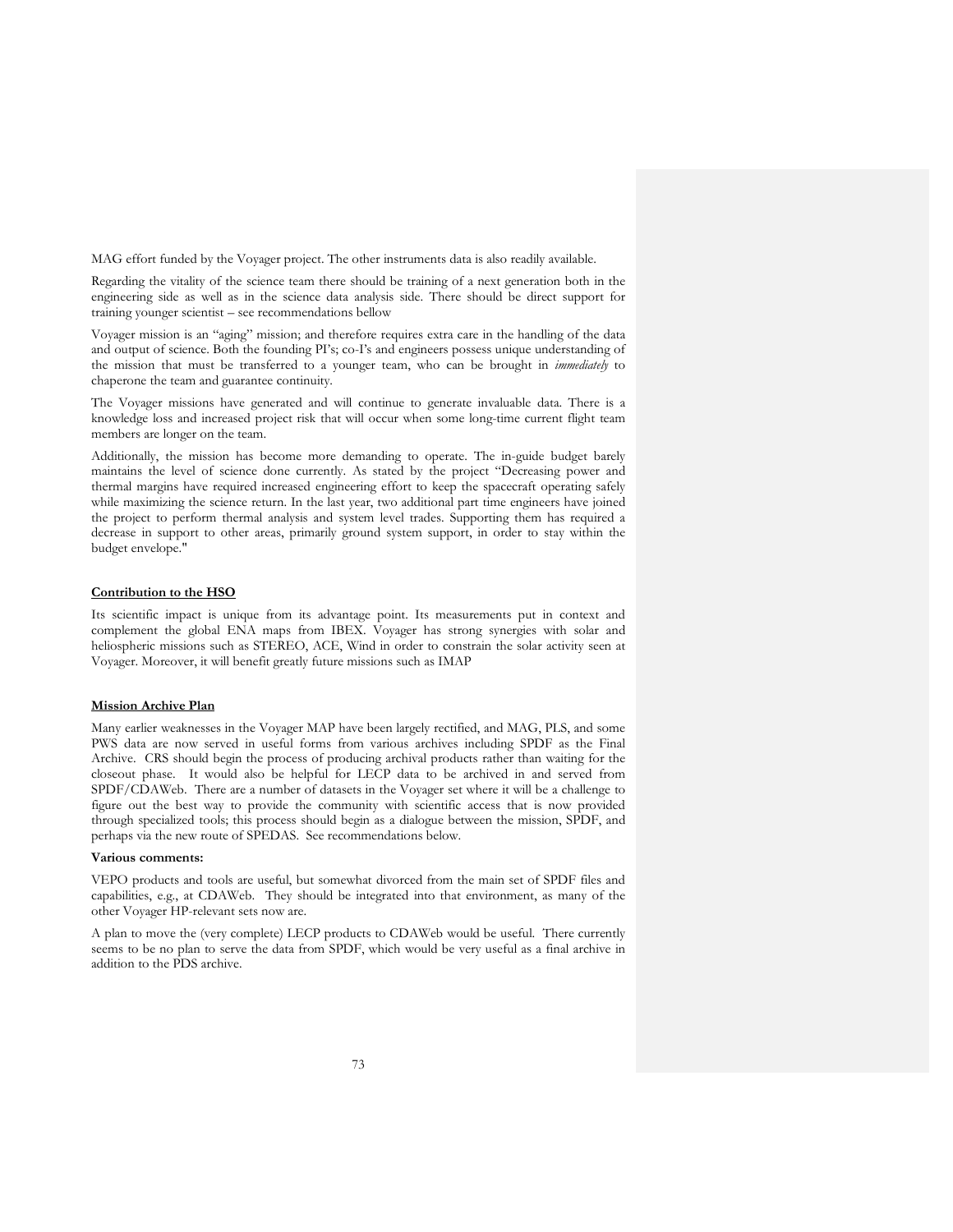MAG effort funded by the Voyager project. The other instruments data is also readily available.

Regarding the vitality of the science team there should be training of a next generation both in the engineering side as well as in the science data analysis side. There should be direct support for training younger scientist – see recommendations bellow

Voyager mission is an "aging" mission; and therefore requires extra care in the handling of the data and output of science. Both the founding PI's; co-I's and engineers possess unique understanding of the mission that must be transferred to a younger team, who can be brought in *immediately* to chaperone the team and guarantee continuity.

The Voyager missions have generated and will continue to generate invaluable data. There is a knowledge loss and increased project risk that will occur when some long-time current flight team members are longer on the team.

Additionally, the mission has become more demanding to operate. The in-guide budget barely maintains the level of science done currently. As stated by the project "Decreasing power and thermal margins have required increased engineering effort to keep the spacecraft operating safely while maximizing the science return. In the last year, two additional part time engineers have joined the project to perform thermal analysis and system level trades. Supporting them has required a decrease in support to other areas, primarily ground system support, in order to stay within the budget envelope."

**Contribution to the HSO**

Its scientific impact is unique from its advantage point. Its measurements put in context and complement the global ENA maps from IBEX. Voyager has strong synergies with solar and heliospheric missions such as STEREO, ACE, Wind in order to constrain the solar activity seen at Voyager. Moreover, it will benefit greatly future missions such as IMAP

**Mission Archive Plan**

Many earlier weaknesses in the Voyager MAP have been largely rectified, and MAG, PLS, and some PWS data are now served in useful forms from various archives including SPDF as the Final Archive. CRS should begin the process of producing archival products rather than waiting for the closeout phase. It would also be helpful for LECP data to be archived in and served from SPDF/CDAWeb. There are a number of datasets in the Voyager set where it will be a challenge to figure out the best way to provide the community with scientific access that is now provided through specialized tools; this process should begin as a dialogue between the mission, SPDF, and perhaps via the new route of SPEDAS. See recommendations below.

**Various comments:**

VEPO products and tools are useful, but somewhat divorced from the main set of SPDF files and capabilities, e.g., at CDAWeb. They should be integrated into that environment, as many of the other Voyager HP-relevant sets now are.

A plan to move the (very complete) LECP products to CDAWeb would be useful. There currently seems to be no plan to serve the data from SPDF, which would be very useful as a final archive in addition to the PDS archive.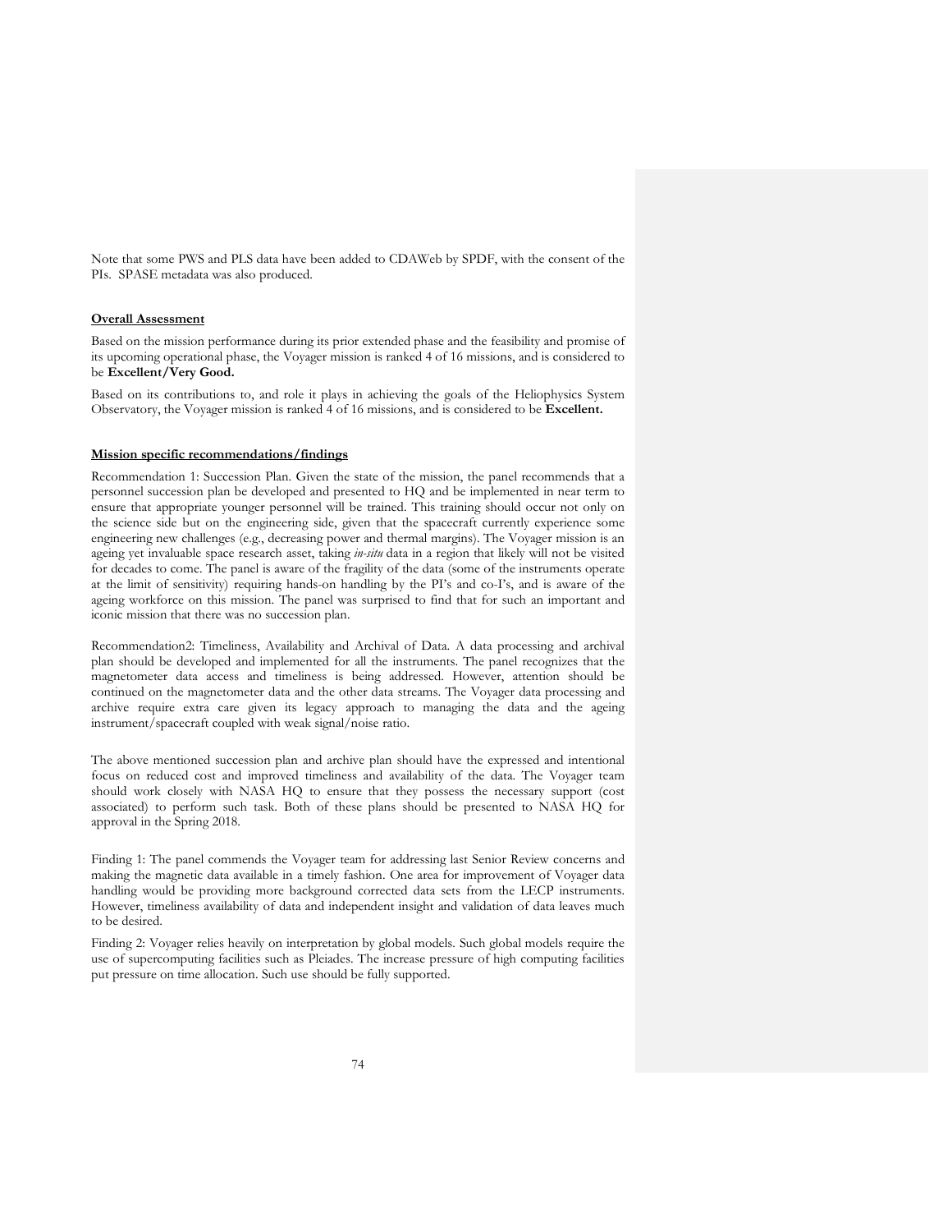Note that some PWS and PLS data have been added to CDAWeb by SPDF, with the consent of the PIs. SPASE metadata was also produced.

**Overall Assessment**

Based on the mission performance during its prior extended phase and the feasibility and promise of its upcoming operational phase, the Voyager mission is ranked 4 of 16 missions, and is considered to be **Excellent/Very Good.**

Based on its contributions to, and role it plays in achieving the goals of the Heliophysics System Observatory, the Voyager mission is ranked 4 of 16 missions, and is considered to be **Excellent.**

**Mission specific recommendations/findings**

Recommendation 1: Succession Plan. Given the state of the mission, the panel recommends that a personnel succession plan be developed and presented to HQ and be implemented in near term to ensure that appropriate younger personnel will be trained. This training should occur not only on the science side but on the engineering side, given that the spacecraft currently experience some engineering new challenges (e.g., decreasing power and thermal margins). The Voyager mission is an ageing yet invaluable space research asset, taking *in-situ* data in a region that likely will not be visited for decades to come. The panel is aware of the fragility of the data (some of the instruments operate at the limit of sensitivity) requiring hands-on handling by the PI's and co-I's, and is aware of the ageing workforce on this mission. The panel was surprised to find that for such an important and iconic mission that there was no succession plan.

Recommendation2: Timeliness, Availability and Archival of Data. A data processing and archival plan should be developed and implemented for all the instruments. The panel recognizes that the magnetometer data access and timeliness is being addressed. However, attention should be continued on the magnetometer data and the other data streams. The Voyager data processing and archive require extra care given its legacy approach to managing the data and the ageing instrument/spacecraft coupled with weak signal/noise ratio.

The above mentioned succession plan and archive plan should have the expressed and intentional focus on reduced cost and improved timeliness and availability of the data. The Voyager team should work closely with NASA HQ to ensure that they possess the necessary support (cost associated) to perform such task. Both of these plans should be presented to NASA HQ for approval in the Spring 2018.

Finding 1: The panel commends the Voyager team for addressing last Senior Review concerns and making the magnetic data available in a timely fashion. One area for improvement of Voyager data handling would be providing more background corrected data sets from the LECP instruments. However, timeliness availability of data and independent insight and validation of data leaves much to be desired.

Finding 2: Voyager relies heavily on interpretation by global models. Such global models require the use of supercomputing facilities such as Pleiades. The increase pressure of high computing facilities put pressure on time allocation. Such use should be fully supported.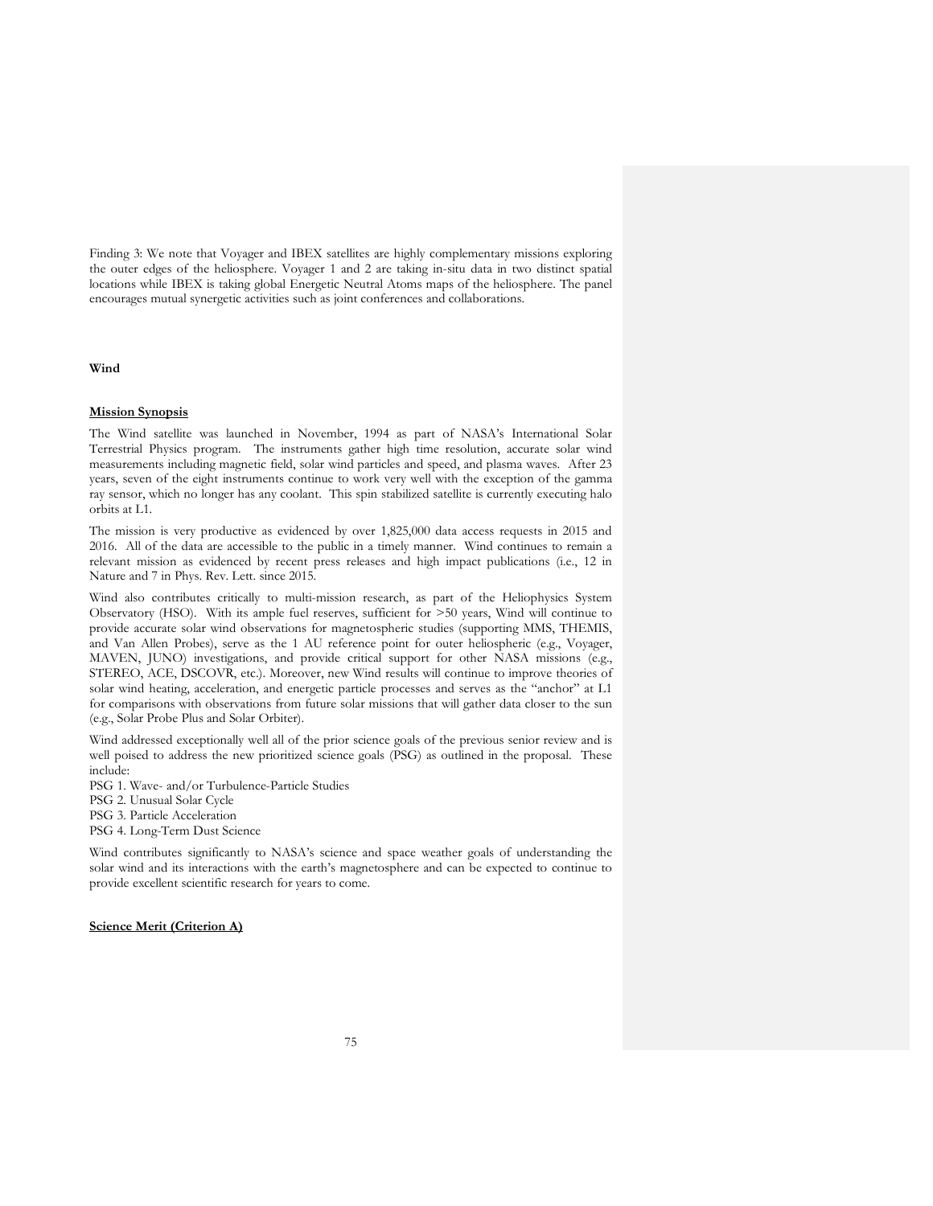Finding 3: We note that Voyager and IBEX satellites are highly complementary missions exploring the outer edges of the heliosphere. Voyager 1 and 2 are taking in-situ data in two distinct spatial locations while IBEX is taking global Energetic Neutral Atoms maps of the heliosphere. The panel encourages mutual synergetic activities such as joint conferences and collaborations.

## Wind

### Mission Synopsis

The Wind satellite was launched in November, 1994 as part of NASA's International Solar Terrestrial Physics program. The instruments gather high time resolution, accurate solar wind measurements including magnetic field, solar wind particles and speed, and plasma waves. After 23 years, seven of the eight instruments continue to work very well with the exception of the gamma ray sensor, which no longer has any coolant. This spin stabilized satellite is currently executing halo orbits at L1.

The mission is very productive as evidenced by over 1,825,000 data access requests in 2015 and 2016. All of the data are accessible to the public in a timely manner. Wind continues to remain a relevant mission as evidenced by recent press releases and high impact publications (i.e., 12 in Nature and 7 in Phys. Rev. Lett. since 2015.

Wind also contributes critically to multi-mission research, as part of the Heliophysics System Observatory (HSO). With its ample fuel reserves, sufficient for >50 years, Wind will continue to provide accurate solar wind observations for magnetospheric studies (supporting MMS, THEMIS, and Van Allen Probes), serve as the 1 AU reference point for outer heliospheric (e.g., Voyager, MAVEN, JUNO) investigations, and provide critical support for other NASA missions (e.g., STEREO, ACE, DSCOVR, etc.). Moreover, new Wind results will continue to improve theories of solar wind heating, acceleration, and energetic particle processes and serves as the "anchor" at L1 for comparisons with observations from future solar missions that will gather data closer to the sun (e.g., Solar Probe Plus and Solar Orbiter).

Wind addressed exceptionally well all of the prior science goals of the previous senior review and is well poised to address the new prioritized science goals (PSG) as outlined in the proposal. These include:

PSG 1. Wave- and/or Turbulence-Particle Studies
PSG 2. Unusual Solar Cycle
PSG 3. Particle Acceleration
PSG 4. Long-Term Dust Science

Wind contributes significantly to NASA's science and space weather goals of understanding the solar wind and its interactions with the earth's magnetosphere and can be expected to continue to provide excellent scientific research for years to come.

### Science Merit (Criterion A)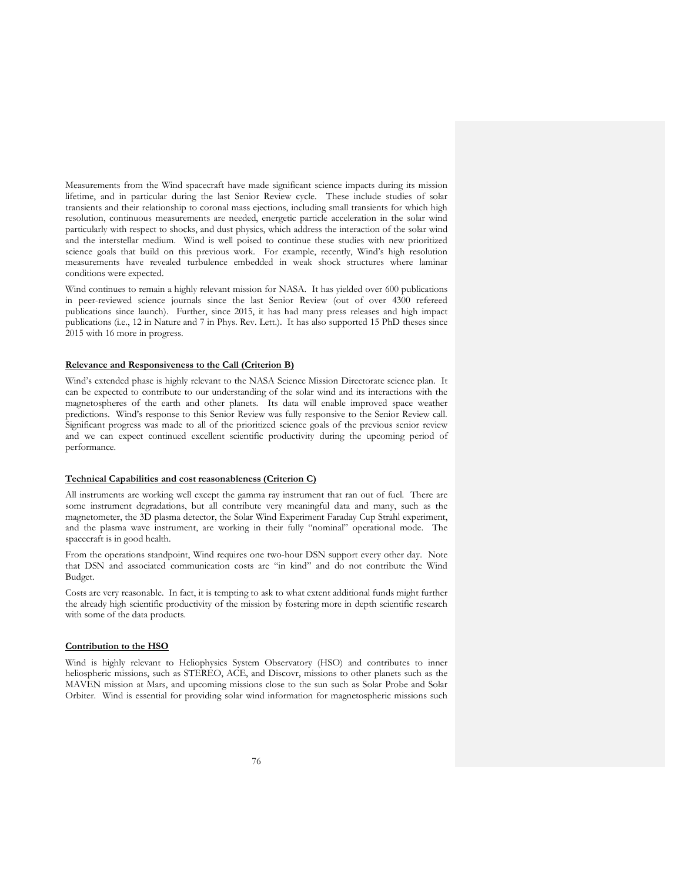Measurements from the Wind spacecraft have made significant science impacts during its mission lifetime, and in particular during the last Senior Review cycle. These include studies of solar transients and their relationship to coronal mass ejections, including small transients for which high resolution, continuous measurements are needed, energetic particle acceleration in the solar wind particularly with respect to shocks, and dust physics, which address the interaction of the solar wind and the interstellar medium. Wind is well poised to continue these studies with new prioritized science goals that build on this previous work. For example, recently, Wind's high resolution measurements have revealed turbulence embedded in weak shock structures where laminar conditions were expected.

Wind continues to remain a highly relevant mission for NASA. It has yielded over 600 publications in peer-reviewed science journals since the last Senior Review (out of over 4300 refereed publications since launch). Further, since 2015, it has had many press releases and high impact publications (i.e., 12 in Nature and 7 in Phys. Rev. Lett.). It has also supported 15 PhD theses since 2015 with 16 more in progress.

**Relevance and Responsiveness to the Call (Criterion B)**

Wind's extended phase is highly relevant to the NASA Science Mission Directorate science plan. It can be expected to contribute to our understanding of the solar wind and its interactions with the magnetospheres of the earth and other planets. Its data will enable improved space weather predictions. Wind's response to this Senior Review was fully responsive to the Senior Review call. Significant progress was made to all of the prioritized science goals of the previous senior review and we can expect continued excellent scientific productivity during the upcoming period of performance.

**Technical Capabilities and cost reasonableness (Criterion C)**

All instruments are working well except the gamma ray instrument that ran out of fuel. There are some instrument degradations, but all contribute very meaningful data and many, such as the magnetometer, the 3D plasma detector, the Solar Wind Experiment Faraday Cup Strahl experiment, and the plasma wave instrument, are working in their fully "nominal" operational mode. The spacecraft is in good health.

From the operations standpoint, Wind requires one two-hour DSN support every other day. Note that DSN and associated communication costs are "in kind" and do not contribute the Wind Budget.

Costs are very reasonable. In fact, it is tempting to ask to what extent additional funds might further the already high scientific productivity of the mission by fostering more in depth scientific research with some of the data products.

**Contribution to the HSO**

Wind is highly relevant to Heliophysics System Observatory (HSO) and contributes to inner heliospheric missions, such as STEREO, ACE, and Discovr, missions to other planets such as the MAVEN mission at Mars, and upcoming missions close to the sun such as Solar Probe and Solar Orbiter. Wind is essential for providing solar wind information for magnetospheric missions such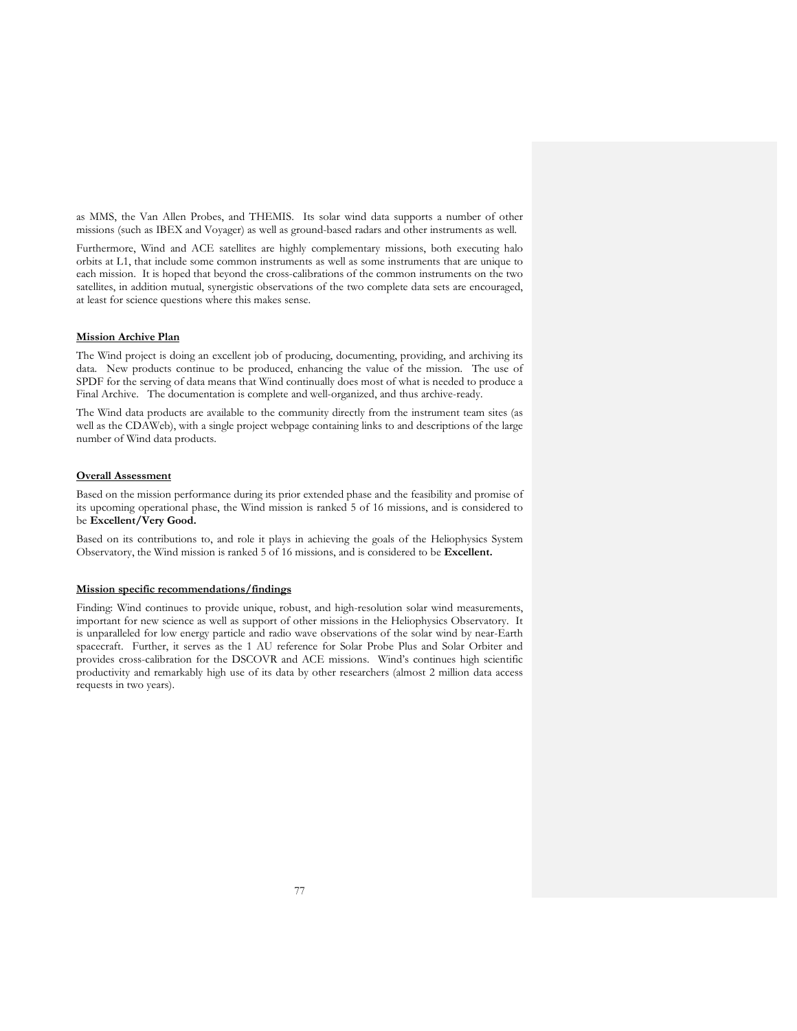as MMS, the Van Allen Probes, and THEMIS. Its solar wind data supports a number of other missions (such as IBEX and Voyager) as well as ground-based radars and other instruments as well.

Furthermore, Wind and ACE satellites are highly complementary missions, both executing halo orbits at L1, that include some common instruments as well as some instruments that are unique to each mission. It is hoped that beyond the cross-calibrations of the common instruments on the two satellites, in addition mutual, synergistic observations of the two complete data sets are encouraged, at least for science questions where this makes sense.

**Mission Archive Plan**

The Wind project is doing an excellent job of producing, documenting, providing, and archiving its data. New products continue to be produced, enhancing the value of the mission. The use of SPDF for the serving of data means that Wind continually does most of what is needed to produce a Final Archive. The documentation is complete and well-organized, and thus archive-ready.

The Wind data products are available to the community directly from the instrument team sites (as well as the CDAWeb), with a single project webpage containing links to and descriptions of the large number of Wind data products.

**Overall Assessment**

Based on the mission performance during its prior extended phase and the feasibility and promise of its upcoming operational phase, the Wind mission is ranked 5 of 16 missions, and is considered to be **Excellent/Very Good.**

Based on its contributions to, and role it plays in achieving the goals of the Heliophysics System Observatory, the Wind mission is ranked 5 of 16 missions, and is considered to be **Excellent.**

**Mission specific recommendations/findings**

Finding: Wind continues to provide unique, robust, and high-resolution solar wind measurements, important for new science as well as support of other missions in the Heliophysics Observatory. It is unparalleled for low energy particle and radio wave observations of the solar wind by near-Earth spacecraft. Further, it serves as the 1 AU reference for Solar Probe Plus and Solar Orbiter and provides cross-calibration for the DSCOVR and ACE missions. Wind's continues high scientific productivity and remarkably high use of its data by other researchers (almost 2 million data access requests in two years).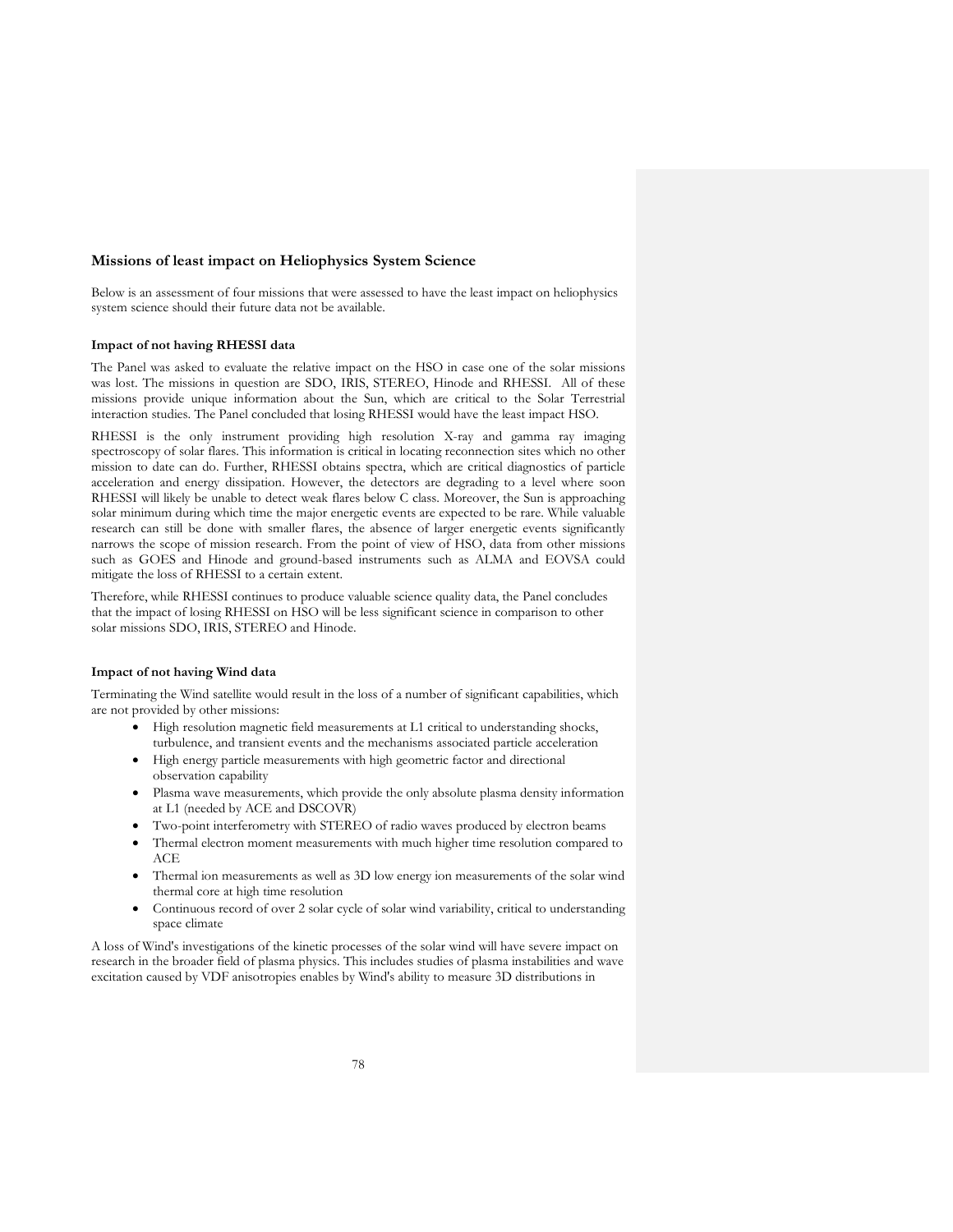## Missions of least impact on Heliophysics System Science

Below is an assessment of four missions that were assessed to have the least impact on heliophysics system science should their future data not be available.

### Impact of not having RHESSI data

The Panel was asked to evaluate the relative impact on the HSO in case one of the solar missions was lost. The missions in question are SDO, IRIS, STEREO, Hinode and RHESSI. All of these missions provide unique information about the Sun, which are critical to the Solar Terrestrial interaction studies. The Panel concluded that losing RHESSI would have the least impact HSO.

RHESSI is the only instrument providing high resolution X-ray and gamma ray imaging spectroscopy of solar flares. This information is critical in locating reconnection sites which no other mission to date can do. Further, RHESSI obtains spectra, which are critical diagnostics of particle acceleration and energy dissipation. However, the detectors are degrading to a level where soon RHESSI will likely be unable to detect weak flares below C class. Moreover, the Sun is approaching solar minimum during which time the major energetic events are expected to be rare. While valuable research can still be done with smaller flares, the absence of larger energetic events significantly narrows the scope of mission research. From the point of view of HSO, data from other missions such as GOES and Hinode and ground-based instruments such as ALMA and EOVSA could mitigate the loss of RHESSI to a certain extent.

Therefore, while RHESSI continues to produce valuable science quality data, the Panel concludes that the impact of losing RHESSI on HSO will be less significant science in comparison to other solar missions SDO, IRIS, STEREO and Hinode.

### Impact of not having Wind data

Terminating the Wind satellite would result in the loss of a number of significant capabilities, which are not provided by other missions:

- High resolution magnetic field measurements at L1 critical to understanding shocks, turbulence, and transient events and the mechanisms associated particle acceleration
- High energy particle measurements with high geometric factor and directional observation capability
- Plasma wave measurements, which provide the only absolute plasma density information at L1 (needed by ACE and DSCOVR)
- Two-point interferometry with STEREO of radio waves produced by electron beams
- Thermal electron moment measurements with much higher time resolution compared to ACE
- Thermal ion measurements as well as 3D low energy ion measurements of the solar wind thermal core at high time resolution
- Continuous record of over 2 solar cycle of solar wind variability, critical to understanding space climate

A loss of Wind's investigations of the kinetic processes of the solar wind will have severe impact on research in the broader field of plasma physics. This includes studies of plasma instabilities and wave excitation caused by VDF anisotropies enables by Wind's ability to measure 3D distributions in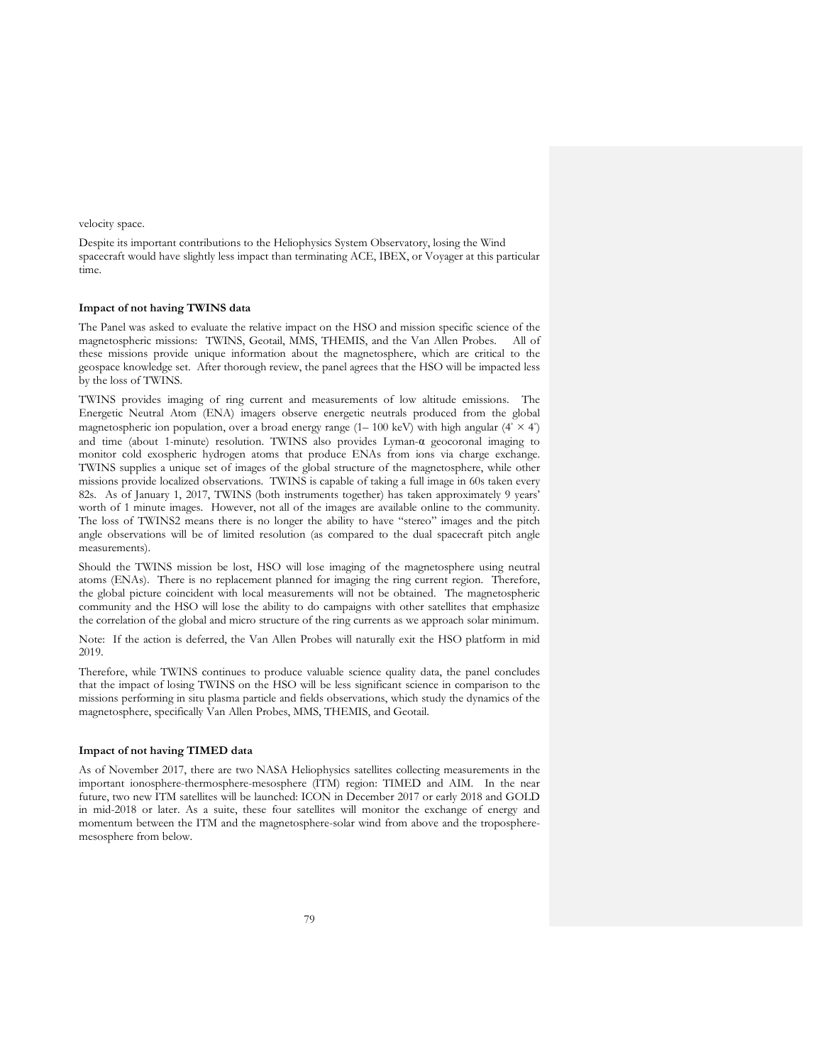velocity space.

Despite its important contributions to the Heliophysics System Observatory, losing the Wind spacecraft would have slightly less impact than terminating ACE, IBEX, or Voyager at this particular time.

**Impact of not having TWINS data**

The Panel was asked to evaluate the relative impact on the HSO and mission specific science of the magnetospheric missions: TWINS, Geotail, MMS, THEMIS, and the Van Allen Probes. All of these missions provide unique information about the magnetosphere, which are critical to the geospace knowledge set. After thorough review, the panel agrees that the HSO will be impacted less by the loss of TWINS.

TWINS provides imaging of ring current and measurements of low altitude emissions. The Energetic Neutral Atom (ENA) imagers observe energetic neutrals produced from the global magnetospheric ion population, over a broad energy range (1– 100 keV) with high angular ($4^{\circ} \times 4^{\circ}$) and time (about 1-minute) resolution. TWINS also provides Lyman-$\alpha$ geocoronal imaging to monitor cold exospheric hydrogen atoms that produce ENAs from ions via charge exchange. TWINS supplies a unique set of images of the global structure of the magnetosphere, while other missions provide localized observations. TWINS is capable of taking a full image in 60s taken every 82s. As of January 1, 2017, TWINS (both instruments together) has taken approximately 9 years' worth of 1 minute images. However, not all of the images are available online to the community. The loss of TWINS2 means there is no longer the ability to have "stereo" images and the pitch angle observations will be of limited resolution (as compared to the dual spacecraft pitch angle measurements).

Should the TWINS mission be lost, HSO will lose imaging of the magnetosphere using neutral atoms (ENAs). There is no replacement planned for imaging the ring current region. Therefore, the global picture coincident with local measurements will not be obtained. The magnetospheric community and the HSO will lose the ability to do campaigns with other satellites that emphasize the correlation of the global and micro structure of the ring currents as we approach solar minimum.

Note: If the action is deferred, the Van Allen Probes will naturally exit the HSO platform in mid 2019.

Therefore, while TWINS continues to produce valuable science quality data, the panel concludes that the impact of losing TWINS on the HSO will be less significant science in comparison to the missions performing in situ plasma particle and fields observations, which study the dynamics of the magnetosphere, specifically Van Allen Probes, MMS, THEMIS, and Geotail.

**Impact of not having TIMED data**

As of November 2017, there are two NASA Heliophysics satellites collecting measurements in the important ionosphere-thermosphere-mesosphere (ITM) region: TIMED and AIM. In the near future, two new ITM satellites will be launched: ICON in December 2017 or early 2018 and GOLD in mid-2018 or later. As a suite, these four satellites will monitor the exchange of energy and momentum between the ITM and the magnetosphere-solar wind from above and the troposphere-mesosphere from below.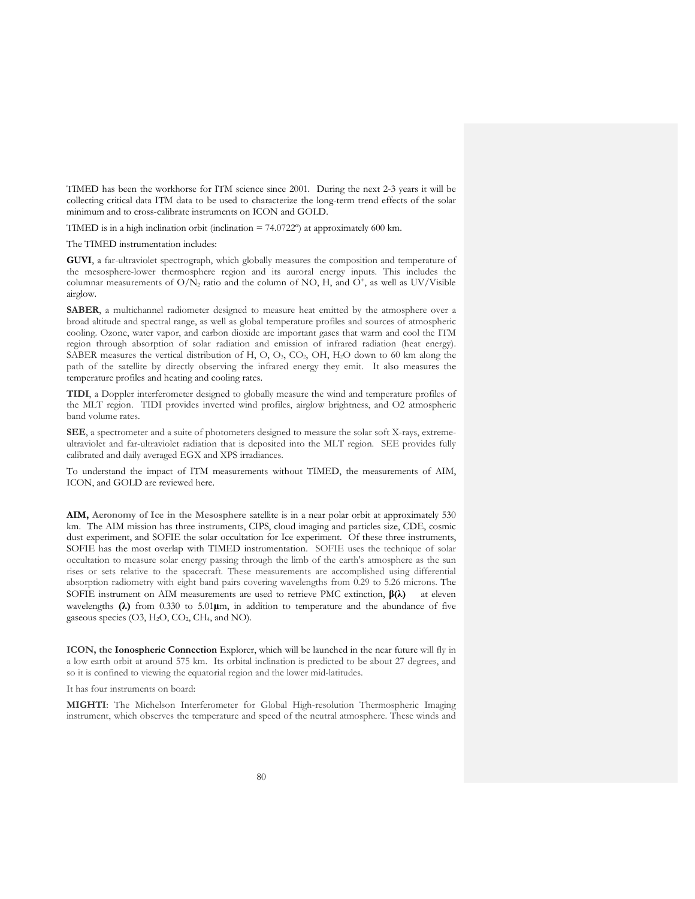TIMED has been the workhorse for ITM science since 2001. During the next 2-3 years it will be collecting critical data ITM data to be used to characterize the long-term trend effects of the solar minimum and to cross-calibrate instruments on ICON and GOLD.

TIMED is in a high inclination orbit (inclination = 74.0722º) at approximately 600 km.

The TIMED instrumentation includes:

**GUVI**, a far-ultraviolet spectrograph, which globally measures the composition and temperature of the mesosphere-lower thermosphere region and its auroral energy inputs. This includes the columnar measurements of $O/N_2$ ratio and the column of NO, H, and $O^+$, as well as UV/Visible airglow.

**SABER**, a multichannel radiometer designed to measure heat emitted by the atmosphere over a broad altitude and spectral range, as well as global temperature profiles and sources of atmospheric cooling. Ozone, water vapor, and carbon dioxide are important gases that warm and cool the ITM region through absorption of solar radiation and emission of infrared radiation (heat energy). SABER measures the vertical distribution of H, O, $O_3$, $CO_2$, OH, $H_2O$ down to 60 km along the path of the satellite by directly observing the infrared energy they emit. It also measures the temperature profiles and heating and cooling rates.

**TIDI**, a Doppler interferometer designed to globally measure the wind and temperature profiles of the MLT region. TIDI provides inverted wind profiles, airglow brightness, and O2 atmospheric band volume rates.

**SEE**, a spectrometer and a suite of photometers designed to measure the solar soft X-rays, extreme-ultraviolet and far-ultraviolet radiation that is deposited into the MLT region. SEE provides fully calibrated and daily averaged EGX and XPS irradiances.

To understand the impact of ITM measurements without TIMED, the measurements of AIM, ICON, and GOLD are reviewed here.

**AIM, Aeronomy of Ice in the Mesosphere** satellite is in a near polar orbit at approximately 530 km. The AIM mission has three instruments, CIPS, cloud imaging and particles size, CDE, cosmic dust experiment, and SOFIE the solar occultation for Ice experiment. Of these three instruments, SOFIE has the most overlap with TIMED instrumentation. SOFIE uses the technique of solar occultation to measure solar energy passing through the limb of the earth's atmosphere as the sun rises or sets relative to the spacecraft. These measurements are accomplished using differential absorption radiometry with eight band pairs covering wavelengths from 0.29 to 5.26 microns. The SOFIE instrument on AIM measurements are used to retrieve PMC extinction, **$\beta(\lambda)$** at eleven wavelengths **($\lambda$)** from 0.330 to 5.01**$\mu$**m, in addition to temperature and the abundance of five gaseous species (O3, $H_2O$, $CO_2$, $CH_4$, and NO).

**ICON, the Ionospheric Connection** Explorer, which will be launched in the near future will fly in a low earth orbit at around 575 km. Its orbital inclination is predicted to be about 27 degrees, and so it is confined to viewing the equatorial region and the lower mid-latitudes.

It has four instruments on board:

**MIGHTI**: The Michelson Interferometer for Global High-resolution Thermospheric Imaging instrument, which observes the temperature and speed of the neutral atmosphere. These winds and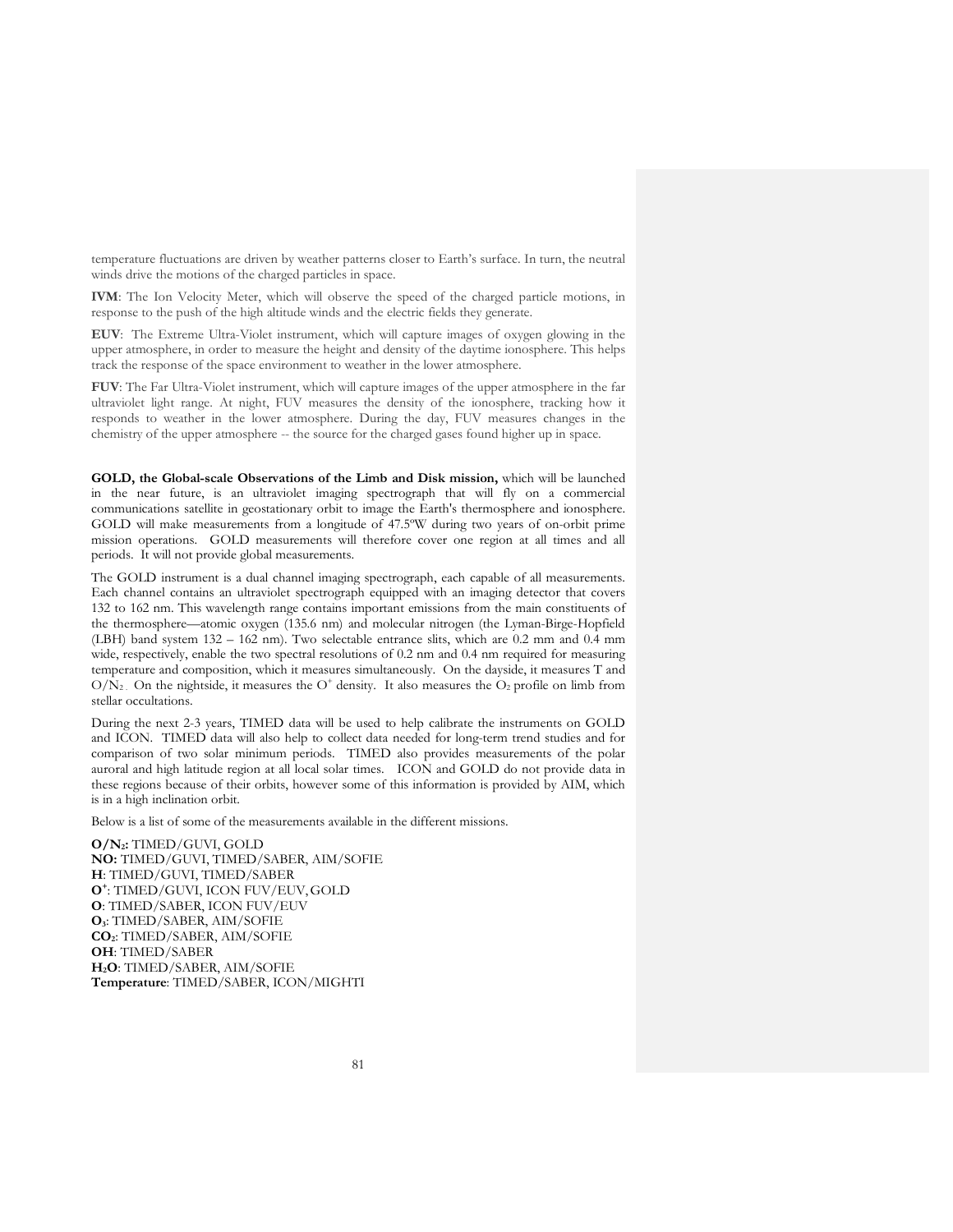temperature fluctuations are driven by weather patterns closer to Earth's surface. In turn, the neutral winds drive the motions of the charged particles in space.

**IVM**: The Ion Velocity Meter, which will observe the speed of the charged particle motions, in response to the push of the high altitude winds and the electric fields they generate.

**EUV**: The Extreme Ultra-Violet instrument, which will capture images of oxygen glowing in the upper atmosphere, in order to measure the height and density of the daytime ionosphere. This helps track the response of the space environment to weather in the lower atmosphere.

**FUV**: The Far Ultra-Violet instrument, which will capture images of the upper atmosphere in the far ultraviolet light range. At night, FUV measures the density of the ionosphere, tracking how it responds to weather in the lower atmosphere. During the day, FUV measures changes in the chemistry of the upper atmosphere -- the source for the charged gases found higher up in space.

**GOLD, the Global-scale Observations of the Limb and Disk mission,** which will be launched in the near future, is an ultraviolet imaging spectrograph that will fly on a commercial communications satellite in geostationary orbit to image the Earth's thermosphere and ionosphere. GOLD will make measurements from a longitude of 47.5ºW during two years of on-orbit prime mission operations. GOLD measurements will therefore cover one region at all times and all periods. It will not provide global measurements.

The GOLD instrument is a dual channel imaging spectrograph, each capable of all measurements. Each channel contains an ultraviolet spectrograph equipped with an imaging detector that covers 132 to 162 nm. This wavelength range contains important emissions from the main constituents of the thermosphere—atomic oxygen (135.6 nm) and molecular nitrogen (the Lyman-Birge-Hopfield (LBH) band system 132 – 162 nm). Two selectable entrance slits, which are 0.2 mm and 0.4 mm wide, respectively, enable the two spectral resolutions of 0.2 nm and 0.4 nm required for measuring temperature and composition, which it measures simultaneously. On the dayside, it measures T and $O/N_2$. On the nightside, it measures the $O^+$ density. It also measures the $O_2$ profile on limb from stellar occultations.

During the next 2-3 years, TIMED data will be used to help calibrate the instruments on GOLD and ICON. TIMED data will also help to collect data needed for long-term trend studies and for comparison of two solar minimum periods. TIMED also provides measurements of the polar auroral and high latitude region at all local solar times. ICON and GOLD do not provide data in these regions because of their orbits, however some of this information is provided by AIM, which is in a high inclination orbit.

Below is a list of some of the measurements available in the different missions.

**$O/N_2$:** TIMED/GUVI, GOLD
**NO:** TIMED/GUVI, TIMED/SABER, AIM/SOFIE
**H**: TIMED/GUVI, TIMED/SABER
**$O^+$**: TIMED/GUVI, ICON FUV/EUV, GOLD
**O**: TIMED/SABER, ICON FUV/EUV
**$O_3$**: TIMED/SABER, AIM/SOFIE
**$CO_2$**: TIMED/SABER, AIM/SOFIE
**OH**: TIMED/SABER
**$H_2O$**: TIMED/SABER, AIM/SOFIE
**Temperature**: TIMED/SABER, ICON/MIGHTI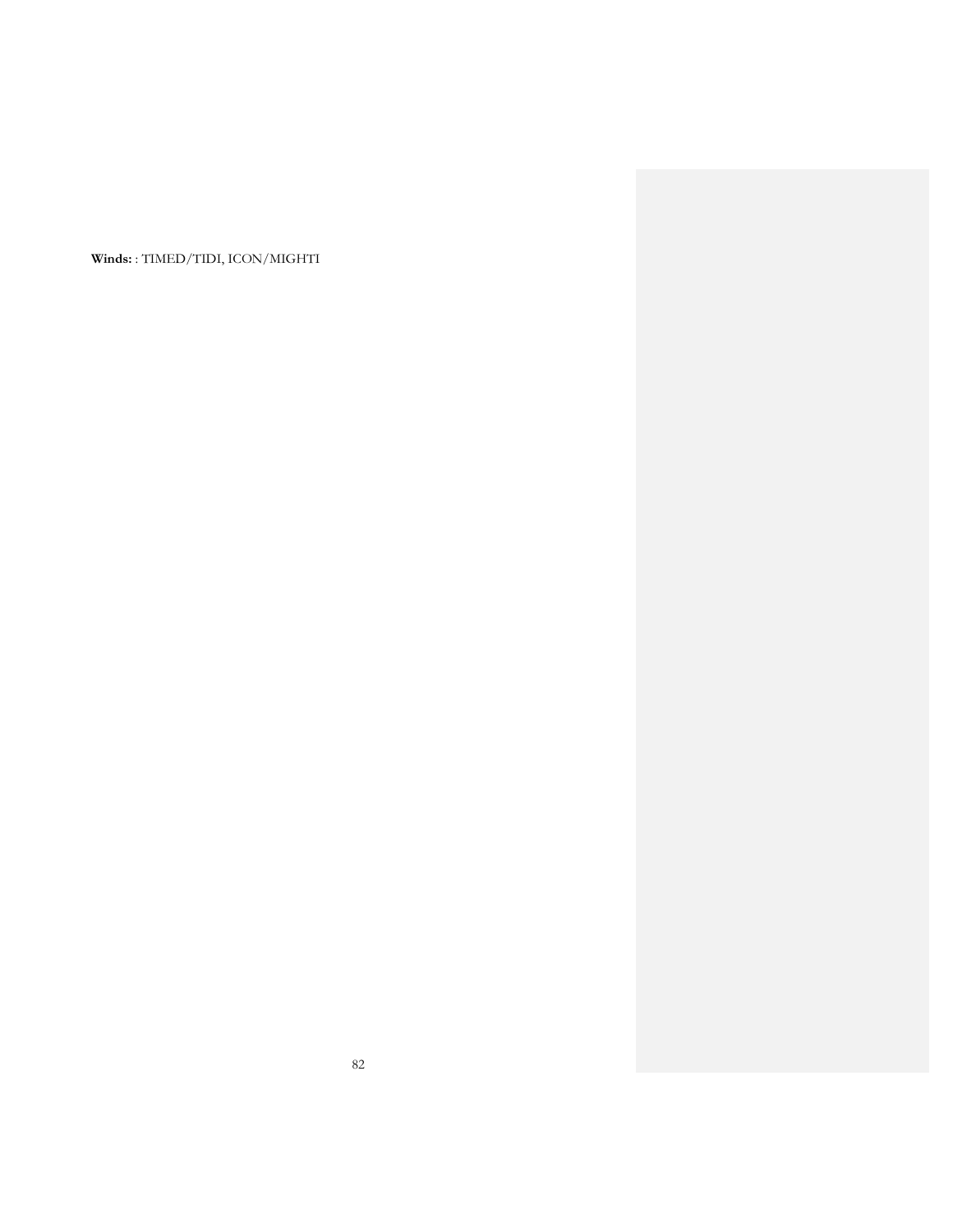**Winds:** : TIMED/TIDI, ICON/MIGHTI